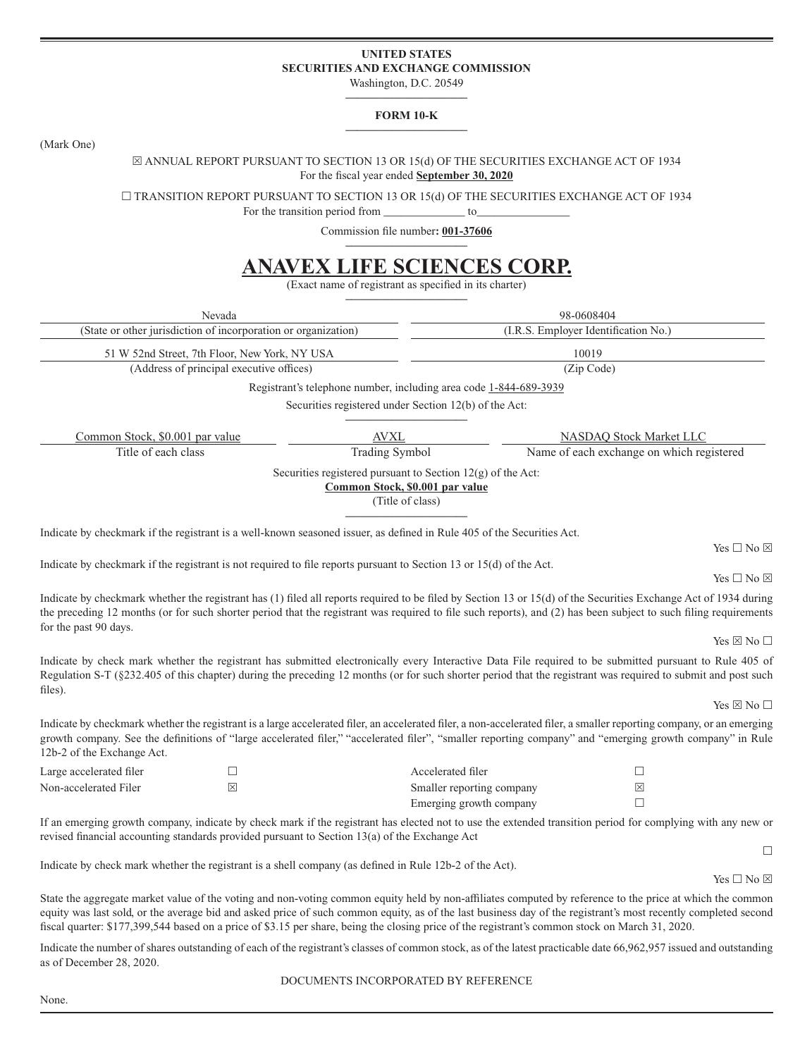**UNITED STATES**
**SECURITIES AND EXCHANGE COMMISSION**
Washington, D.C. 20549

**FORM 10-K**

(Mark One)

☒ ANNUAL REPORT PURSUANT TO SECTION 13 OR 15(d) OF THE SECURITIES EXCHANGE ACT OF 1934
For the fiscal year ended **September 30, 2020**

☐ TRANSITION REPORT PURSUANT TO SECTION 13 OR 15(d) OF THE SECURITIES EXCHANGE ACT OF 1934
For the transition period from ______________ to________________

Commission file number**: 001-37606**

# ANAVEX LIFE SCIENCES CORP.

(Exact name of registrant as specified in its charter)

| Nevada | 98-0608404 |
|---|---|
| (State or other jurisdiction of incorporation or organization) | (I.R.S. Employer Identification No.) |
| 51 W 52nd Street, 7th Floor, New York, NY USA | 10019 |
| (Address of principal executive offices) | (Zip Code) |

Registrant's telephone number, including area code 1-844-689-3939

Securities registered under Section 12(b) of the Act:

| Common Stock, $0.001 par value | AVXL | NASDAQ Stock Market LLC |
|---|---|---|
| Title of each class | Trading Symbol | Name of each exchange on which registered |

Securities registered pursuant to Section 12(g) of the Act:
**Common Stock, $0.001 par value**
(Title of class)

Indicate by checkmark if the registrant is a well-known seasoned issuer, as defined in Rule 405 of the Securities Act.

Yes ☐ No ☒

Indicate by checkmark if the registrant is not required to file reports pursuant to Section 13 or 15(d) of the Act.

Yes ☐ No ☒

Indicate by checkmark whether the registrant has (1) filed all reports required to be filed by Section 13 or 15(d) of the Securities Exchange Act of 1934 during the preceding 12 months (or for such shorter period that the registrant was required to file such reports), and (2) has been subject to such filing requirements for the past 90 days.

Yes ☒ No ☐

Indicate by check mark whether the registrant has submitted electronically every Interactive Data File required to be submitted pursuant to Rule 405 of Regulation S-T (§232.405 of this chapter) during the preceding 12 months (or for such shorter period that the registrant was required to submit and post such files).

Yes ☒ No ☐

Indicate by checkmark whether the registrant is a large accelerated filer, an accelerated filer, a non-accelerated filer, a smaller reporting company, or an emerging growth company. See the definitions of "large accelerated filer," "accelerated filer", "smaller reporting company" and "emerging growth company" in Rule 12b-2 of the Exchange Act.

| Large accelerated filer | ☐ | Accelerated filer | ☐ |
|---|---|---|---|
| Non-accelerated Filer | ☒ | Smaller reporting company | ☒ |
| | | Emerging growth company | ☐ |

If an emerging growth company, indicate by check mark if the registrant has elected not to use the extended transition period for complying with any new or revised financial accounting standards provided pursuant to Section 13(a) of the Exchange Act

☐

Indicate by check mark whether the registrant is a shell company (as defined in Rule 12b-2 of the Act).

Yes ☐ No ☒

State the aggregate market value of the voting and non-voting common equity held by non-affiliates computed by reference to the price at which the common equity was last sold, or the average bid and asked price of such common equity, as of the last business day of the registrant's most recently completed second fiscal quarter: $177,399,544 based on a price of $3.15 per share, being the closing price of the registrant's common stock on March 31, 2020.

Indicate the number of shares outstanding of each of the registrant's classes of common stock, as of the latest practicable date 66,962,957 issued and outstanding as of December 28, 2020.

DOCUMENTS INCORPORATED BY REFERENCE

None.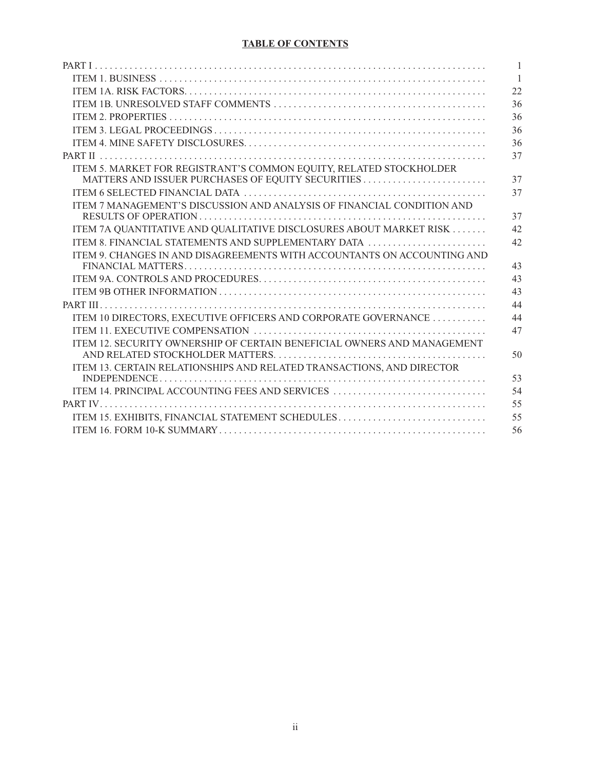**TABLE OF CONTENTS**

| | |
|---|---|
| PART I | 1 |
| ITEM 1. BUSINESS | 1 |
| ITEM 1A. RISK FACTORS. | 22 |
| ITEM 1B. UNRESOLVED STAFF COMMENTS | 36 |
| ITEM 2. PROPERTIES | 36 |
| ITEM 3. LEGAL PROCEEDINGS | 36 |
| ITEM 4. MINE SAFETY DISCLOSURES. | 36 |
| PART II | 37 |
| ITEM 5. MARKET FOR REGISTRANT'S COMMON EQUITY, RELATED STOCKHOLDER MATTERS AND ISSUER PURCHASES OF EQUITY SECURITIES | 37 |
| ITEM 6 SELECTED FINANCIAL DATA | 37 |
| ITEM 7 MANAGEMENT'S DISCUSSION AND ANALYSIS OF FINANCIAL CONDITION AND RESULTS OF OPERATION | 37 |
| ITEM 7A QUANTITATIVE AND QUALITATIVE DISCLOSURES ABOUT MARKET RISK | 42 |
| ITEM 8. FINANCIAL STATEMENTS AND SUPPLEMENTARY DATA | 42 |
| ITEM 9. CHANGES IN AND DISAGREEMENTS WITH ACCOUNTANTS ON ACCOUNTING AND FINANCIAL MATTERS. | 43 |
| ITEM 9A. CONTROLS AND PROCEDURES. | 43 |
| ITEM 9B OTHER INFORMATION | 43 |
| PART III. | 44 |
| ITEM 10 DIRECTORS, EXECUTIVE OFFICERS AND CORPORATE GOVERNANCE | 44 |
| ITEM 11. EXECUTIVE COMPENSATION | 47 |
| ITEM 12. SECURITY OWNERSHIP OF CERTAIN BENEFICIAL OWNERS AND MANAGEMENT AND RELATED STOCKHOLDER MATTERS. | 50 |
| ITEM 13. CERTAIN RELATIONSHIPS AND RELATED TRANSACTIONS, AND DIRECTOR INDEPENDENCE. | 53 |
| ITEM 14. PRINCIPAL ACCOUNTING FEES AND SERVICES | 54 |
| PART IV. | 55 |
| ITEM 15. EXHIBITS, FINANCIAL STATEMENT SCHEDULES. | 55 |
| ITEM 16. FORM 10-K SUMMARY. | 56 |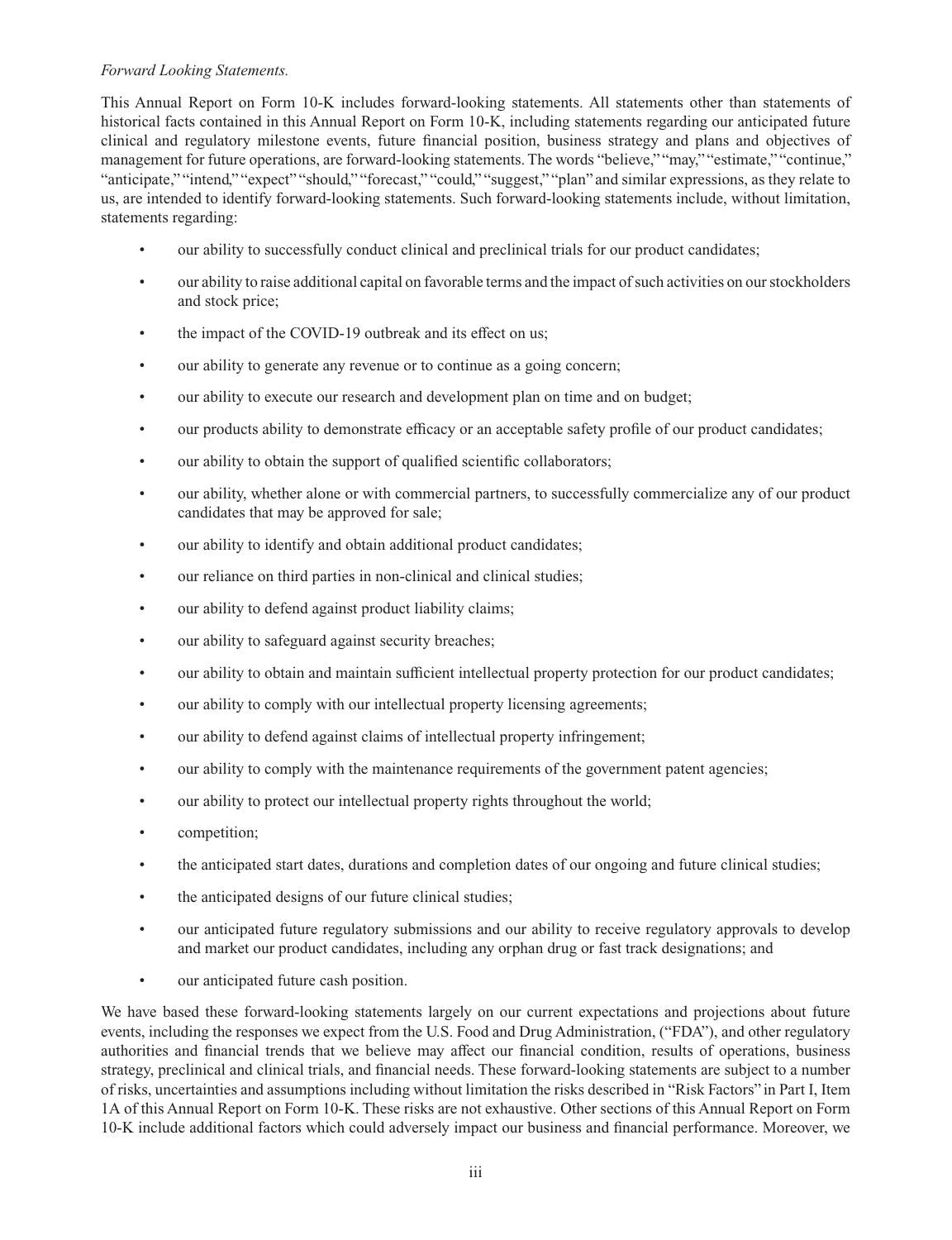*Forward Looking Statements.*

This Annual Report on Form 10-K includes forward-looking statements. All statements other than statements of historical facts contained in this Annual Report on Form 10-K, including statements regarding our anticipated future clinical and regulatory milestone events, future financial position, business strategy and plans and objectives of management for future operations, are forward-looking statements. The words "believe," "may," "estimate," "continue," "anticipate," "intend," "expect" "should," "forecast," "could," "suggest," "plan" and similar expressions, as they relate to us, are intended to identify forward-looking statements. Such forward-looking statements include, without limitation, statements regarding:

- our ability to successfully conduct clinical and preclinical trials for our product candidates;
- our ability to raise additional capital on favorable terms and the impact of such activities on our stockholders and stock price;
- the impact of the COVID-19 outbreak and its effect on us;
- our ability to generate any revenue or to continue as a going concern;
- our ability to execute our research and development plan on time and on budget;
- our products ability to demonstrate efficacy or an acceptable safety profile of our product candidates;
- our ability to obtain the support of qualified scientific collaborators;
- our ability, whether alone or with commercial partners, to successfully commercialize any of our product candidates that may be approved for sale;
- our ability to identify and obtain additional product candidates;
- our reliance on third parties in non-clinical and clinical studies;
- our ability to defend against product liability claims;
- our ability to safeguard against security breaches;
- our ability to obtain and maintain sufficient intellectual property protection for our product candidates;
- our ability to comply with our intellectual property licensing agreements;
- our ability to defend against claims of intellectual property infringement;
- our ability to comply with the maintenance requirements of the government patent agencies;
- our ability to protect our intellectual property rights throughout the world;
- competition;
- the anticipated start dates, durations and completion dates of our ongoing and future clinical studies;
- the anticipated designs of our future clinical studies;
- our anticipated future regulatory submissions and our ability to receive regulatory approvals to develop and market our product candidates, including any orphan drug or fast track designations; and
- our anticipated future cash position.

We have based these forward-looking statements largely on our current expectations and projections about future events, including the responses we expect from the U.S. Food and Drug Administration, ("FDA"), and other regulatory authorities and financial trends that we believe may affect our financial condition, results of operations, business strategy, preclinical and clinical trials, and financial needs. These forward-looking statements are subject to a number of risks, uncertainties and assumptions including without limitation the risks described in "Risk Factors" in Part I, Item 1A of this Annual Report on Form 10-K. These risks are not exhaustive. Other sections of this Annual Report on Form 10-K include additional factors which could adversely impact our business and financial performance. Moreover, we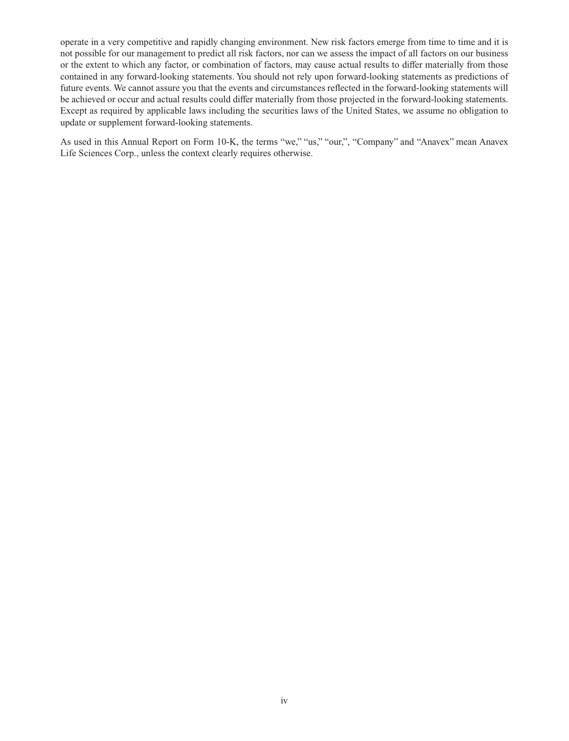operate in a very competitive and rapidly changing environment. New risk factors emerge from time to time and it is not possible for our management to predict all risk factors, nor can we assess the impact of all factors on our business or the extent to which any factor, or combination of factors, may cause actual results to differ materially from those contained in any forward-looking statements. You should not rely upon forward-looking statements as predictions of future events. We cannot assure you that the events and circumstances reflected in the forward-looking statements will be achieved or occur and actual results could differ materially from those projected in the forward-looking statements. Except as required by applicable laws including the securities laws of the United States, we assume no obligation to update or supplement forward-looking statements.

As used in this Annual Report on Form 10-K, the terms "we," "us," "our,", "Company" and "Anavex" mean Anavex Life Sciences Corp., unless the context clearly requires otherwise.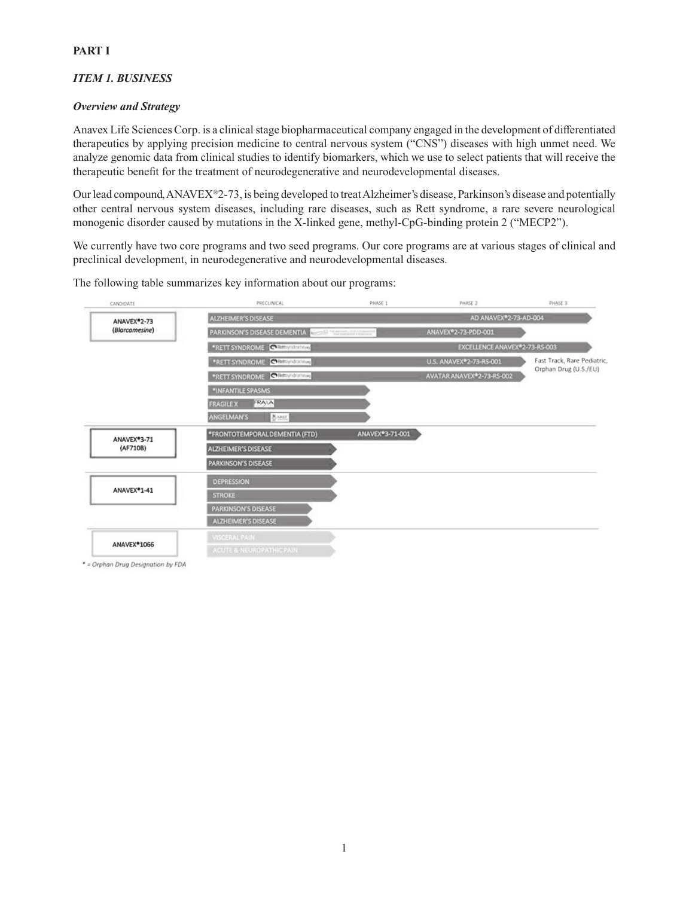**PART I**

***ITEM 1. BUSINESS***

***Overview and Strategy***

Anavex Life Sciences Corp. is a clinical stage biopharmaceutical company engaged in the development of differentiated therapeutics by applying precision medicine to central nervous system ("CNS") diseases with high unmet need. We analyze genomic data from clinical studies to identify biomarkers, which we use to select patients that will receive the therapeutic benefit for the treatment of neurodegenerative and neurodevelopmental diseases.

Our lead compound, ANAVEX®2-73, is being developed to treat Alzheimer's disease, Parkinson's disease and potentially other central nervous system diseases, including rare diseases, such as Rett syndrome, a rare severe neurological monogenic disorder caused by mutations in the X-linked gene, methyl-CpG-binding protein 2 ("MECP2").

We currently have two core programs and two seed programs. Our core programs are at various stages of clinical and preclinical development, in neurodegenerative and neurodevelopmental diseases.

The following table summarizes key information about our programs:

| CANDIDATE | INDICATION | TRIAL |
|---|---|---|
| ANAVEX®2-73 (*Blarcamesine*) | ALZHEIMER'S DISEASE | AD ANAVEX®2-73-AD-004 |
| | PARKINSON'S DISEASE DEMENTIA | ANAVEX®2-73-PDD-001 |
| | *RETT SYNDROME | EXCELLENCE ANAVEX®2-73-RS-003 |
| | *RETT SYNDROME | U.S. ANAVEX®2-73-RS-001 |
| | *RETT SYNDROME | AVATAR ANAVEX®2-73-RS-002 |
| | *INFANTILE SPASMS | |
| | FRAGILE X | |
| | ANGELMAN'S | |
| ANAVEX®3-71 (AF710B) | *FRONTOTEMPORAL DEMENTIA (FTD) | ANAVEX®3-71-001 |
| | ALZHEIMER'S DISEASE | |
| | PARKINSON'S DISEASE | |
| ANAVEX®1-41 | DEPRESSION | |
| | STROKE | |
| | PARKINSON'S DISEASE | |
| | ALZHEIMER'S DISEASE | |
| ANAVEX®1066 | VISCERAL PAIN | |
| | ACUTE & NEUROPATHIC PAIN | |

Rett Syndrome: Fast Track, Rare Pediatric, Orphan Drug (U.S./EU)

* = Orphan Drug Designation by FDA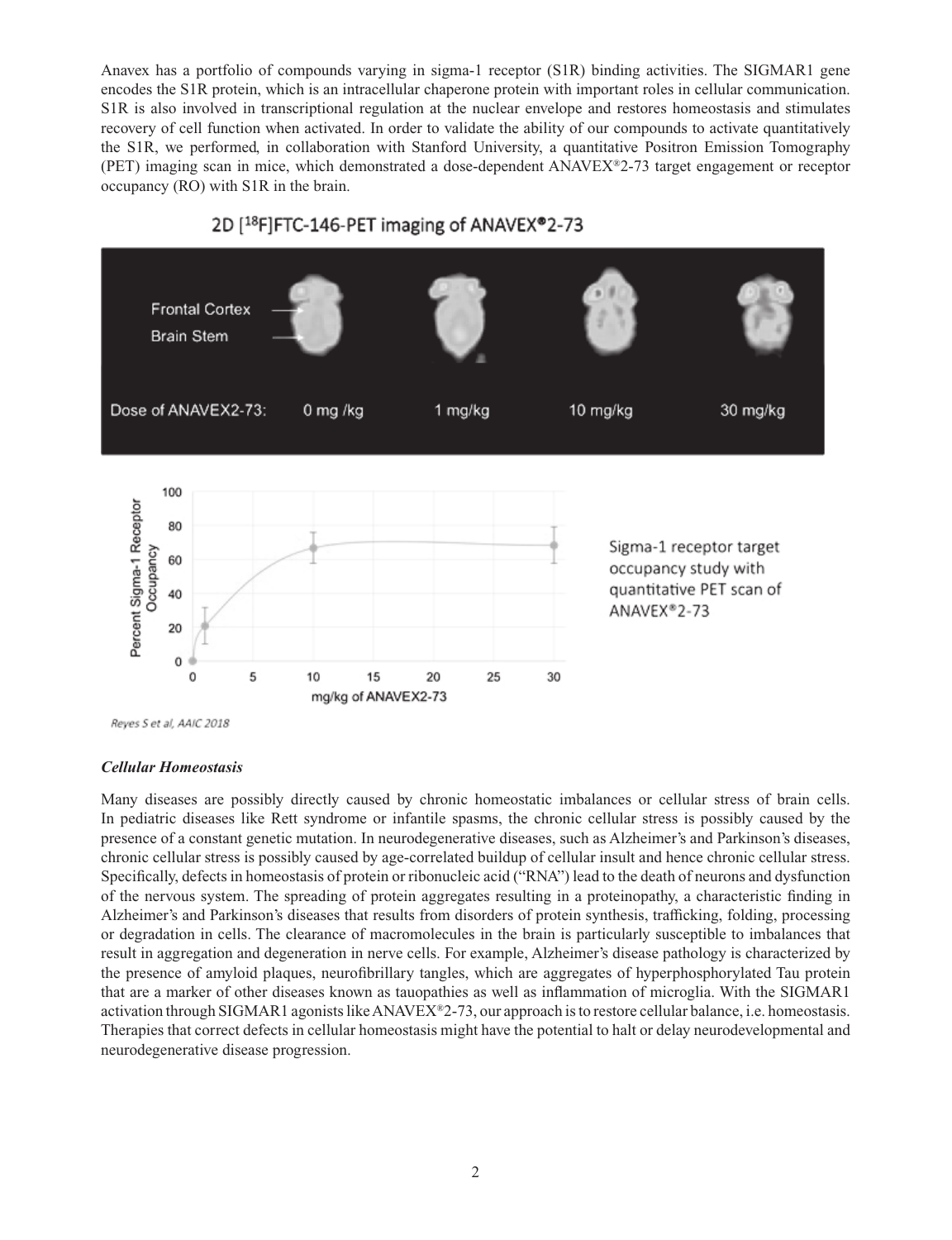Anavex has a portfolio of compounds varying in sigma-1 receptor (S1R) binding activities. The SIGMAR1 gene encodes the S1R protein, which is an intracellular chaperone protein with important roles in cellular communication. S1R is also involved in transcriptional regulation at the nuclear envelope and restores homeostasis and stimulates recovery of cell function when activated. In order to validate the ability of our compounds to activate quantitatively the S1R, we performed, in collaboration with Stanford University, a quantitative Positron Emission Tomography (PET) imaging scan in mice, which demonstrated a dose-dependent ANAVEX®2-73 target engagement or receptor occupancy (RO) with S1R in the brain.

2D [$^{18}$F]FTC-146-PET imaging of ANAVEX®2-73

Frontal Cortex

Brain Stem

Dose of ANAVEX2-73: 0 mg /kg 1 mg/kg 10 mg/kg 30 mg/kg

Sigma-1 receptor target occupancy study with quantitative PET scan of ANAVEX®2-73

Reyes S et al, AAIC 2018

### *Cellular Homeostasis*

Many diseases are possibly directly caused by chronic homeostatic imbalances or cellular stress of brain cells. In pediatric diseases like Rett syndrome or infantile spasms, the chronic cellular stress is possibly caused by the presence of a constant genetic mutation. In neurodegenerative diseases, such as Alzheimer's and Parkinson's diseases, chronic cellular stress is possibly caused by age-correlated buildup of cellular insult and hence chronic cellular stress. Specifically, defects in homeostasis of protein or ribonucleic acid ("RNA") lead to the death of neurons and dysfunction of the nervous system. The spreading of protein aggregates resulting in a proteinopathy, a characteristic finding in Alzheimer's and Parkinson's diseases that results from disorders of protein synthesis, trafficking, folding, processing or degradation in cells. The clearance of macromolecules in the brain is particularly susceptible to imbalances that result in aggregation and degeneration in nerve cells. For example, Alzheimer's disease pathology is characterized by the presence of amyloid plaques, neurofibrillary tangles, which are aggregates of hyperphosphorylated Tau protein that are a marker of other diseases known as tauopathies as well as inflammation of microglia. With the SIGMAR1 activation through SIGMAR1 agonists like ANAVEX®2-73, our approach is to restore cellular balance, i.e. homeostasis. Therapies that correct defects in cellular homeostasis might have the potential to halt or delay neurodevelopmental and neurodegenerative disease progression.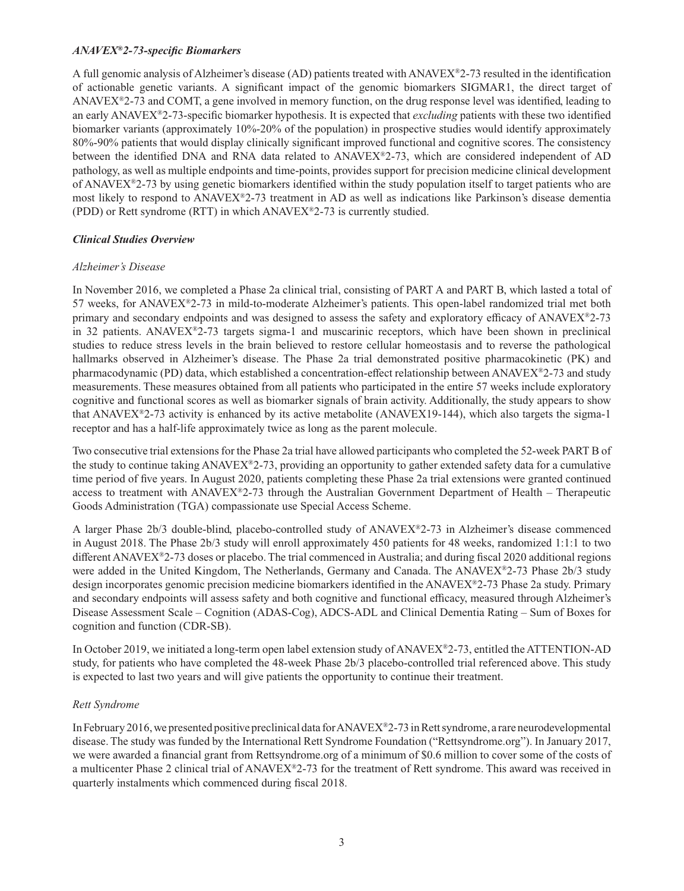### *ANAVEX®2-73-specific Biomarkers*

A full genomic analysis of Alzheimer's disease (AD) patients treated with ANAVEX®2-73 resulted in the identification of actionable genetic variants. A significant impact of the genomic biomarkers SIGMAR1, the direct target of ANAVEX®2-73 and COMT, a gene involved in memory function, on the drug response level was identified, leading to an early ANAVEX®2-73-specific biomarker hypothesis. It is expected that *excluding* patients with these two identified biomarker variants (approximately 10%-20% of the population) in prospective studies would identify approximately 80%-90% patients that would display clinically significant improved functional and cognitive scores. The consistency between the identified DNA and RNA data related to ANAVEX®2-73, which are considered independent of AD pathology, as well as multiple endpoints and time-points, provides support for precision medicine clinical development of ANAVEX®2-73 by using genetic biomarkers identified within the study population itself to target patients who are most likely to respond to ANAVEX®2-73 treatment in AD as well as indications like Parkinson's disease dementia (PDD) or Rett syndrome (RTT) in which ANAVEX®2-73 is currently studied.

### *Clinical Studies Overview*

#### *Alzheimer's Disease*

In November 2016, we completed a Phase 2a clinical trial, consisting of PART A and PART B, which lasted a total of 57 weeks, for ANAVEX®2-73 in mild-to-moderate Alzheimer's patients. This open-label randomized trial met both primary and secondary endpoints and was designed to assess the safety and exploratory efficacy of ANAVEX®2-73 in 32 patients. ANAVEX®2-73 targets sigma-1 and muscarinic receptors, which have been shown in preclinical studies to reduce stress levels in the brain believed to restore cellular homeostasis and to reverse the pathological hallmarks observed in Alzheimer's disease. The Phase 2a trial demonstrated positive pharmacokinetic (PK) and pharmacodynamic (PD) data, which established a concentration-effect relationship between ANAVEX®2-73 and study measurements. These measures obtained from all patients who participated in the entire 57 weeks include exploratory cognitive and functional scores as well as biomarker signals of brain activity. Additionally, the study appears to show that ANAVEX®2-73 activity is enhanced by its active metabolite (ANAVEX19-144), which also targets the sigma-1 receptor and has a half-life approximately twice as long as the parent molecule.

Two consecutive trial extensions for the Phase 2a trial have allowed participants who completed the 52-week PART B of the study to continue taking ANAVEX®2-73, providing an opportunity to gather extended safety data for a cumulative time period of five years. In August 2020, patients completing these Phase 2a trial extensions were granted continued access to treatment with ANAVEX®2-73 through the Australian Government Department of Health – Therapeutic Goods Administration (TGA) compassionate use Special Access Scheme.

A larger Phase 2b/3 double-blind, placebo-controlled study of ANAVEX®2-73 in Alzheimer's disease commenced in August 2018. The Phase 2b/3 study will enroll approximately 450 patients for 48 weeks, randomized 1:1:1 to two different ANAVEX®2-73 doses or placebo. The trial commenced in Australia; and during fiscal 2020 additional regions were added in the United Kingdom, The Netherlands, Germany and Canada. The ANAVEX®2-73 Phase 2b/3 study design incorporates genomic precision medicine biomarkers identified in the ANAVEX®2-73 Phase 2a study. Primary and secondary endpoints will assess safety and both cognitive and functional efficacy, measured through Alzheimer's Disease Assessment Scale – Cognition (ADAS-Cog), ADCS-ADL and Clinical Dementia Rating – Sum of Boxes for cognition and function (CDR-SB).

In October 2019, we initiated a long-term open label extension study of ANAVEX®2-73, entitled the ATTENTION-AD study, for patients who have completed the 48-week Phase 2b/3 placebo-controlled trial referenced above. This study is expected to last two years and will give patients the opportunity to continue their treatment.

#### *Rett Syndrome*

In February 2016, we presented positive preclinical data for ANAVEX®2-73 in Rett syndrome, a rare neurodevelopmental disease. The study was funded by the International Rett Syndrome Foundation ("Rettsyndrome.org"). In January 2017, we were awarded a financial grant from Rettsyndrome.org of a minimum of $0.6 million to cover some of the costs of a multicenter Phase 2 clinical trial of ANAVEX®2-73 for the treatment of Rett syndrome. This award was received in quarterly instalments which commenced during fiscal 2018.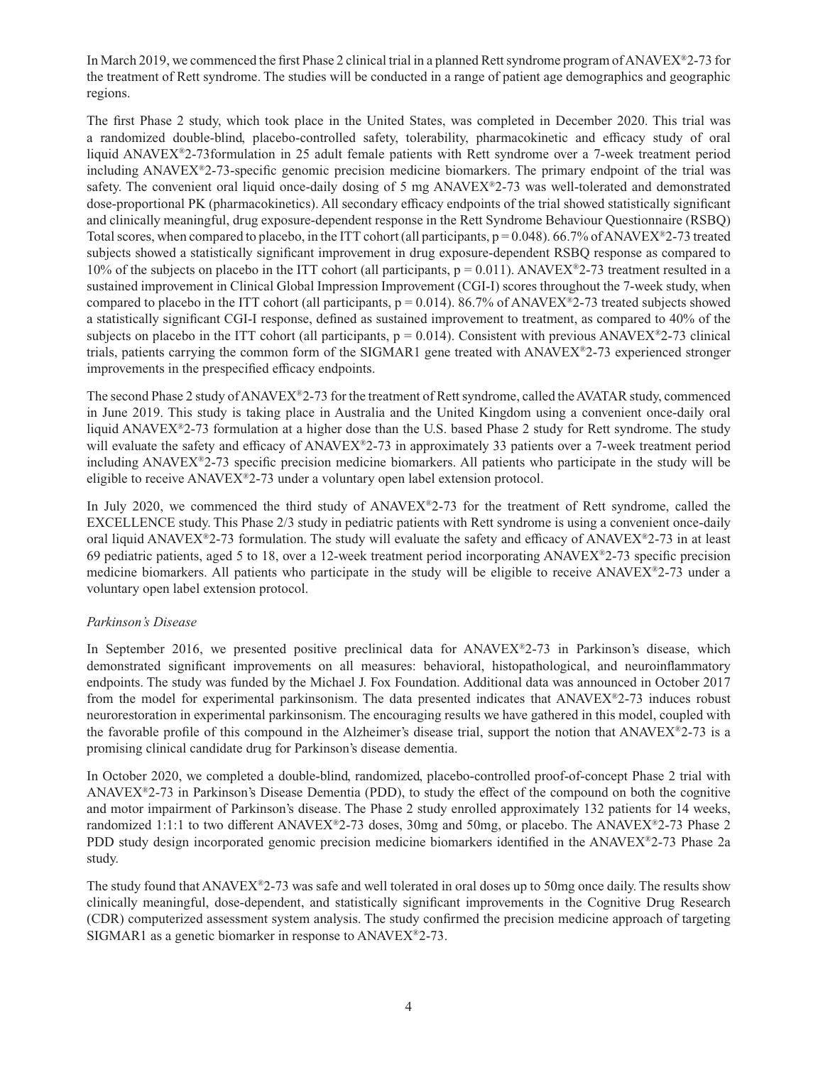In March 2019, we commenced the first Phase 2 clinical trial in a planned Rett syndrome program of ANAVEX®2-73 for the treatment of Rett syndrome. The studies will be conducted in a range of patient age demographics and geographic regions.

The first Phase 2 study, which took place in the United States, was completed in December 2020. This trial was a randomized double-blind, placebo-controlled safety, tolerability, pharmacokinetic and efficacy study of oral liquid ANAVEX®2-73formulation in 25 adult female patients with Rett syndrome over a 7-week treatment period including ANAVEX®2-73-specific genomic precision medicine biomarkers. The primary endpoint of the trial was safety. The convenient oral liquid once-daily dosing of 5 mg ANAVEX®2-73 was well-tolerated and demonstrated dose-proportional PK (pharmacokinetics). All secondary efficacy endpoints of the trial showed statistically significant and clinically meaningful, drug exposure-dependent response in the Rett Syndrome Behaviour Questionnaire (RSBQ) Total scores, when compared to placebo, in the ITT cohort (all participants, $p = 0.048$). 66.7% of ANAVEX®2-73 treated subjects showed a statistically significant improvement in drug exposure-dependent RSBQ response as compared to 10% of the subjects on placebo in the ITT cohort (all participants, $p = 0.011$). ANAVEX®2-73 treatment resulted in a sustained improvement in Clinical Global Impression Improvement (CGI-I) scores throughout the 7-week study, when compared to placebo in the ITT cohort (all participants, $p = 0.014$). 86.7% of ANAVEX®2-73 treated subjects showed a statistically significant CGI-I response, defined as sustained improvement to treatment, as compared to 40% of the subjects on placebo in the ITT cohort (all participants, $p = 0.014$). Consistent with previous ANAVEX®2-73 clinical trials, patients carrying the common form of the SIGMAR1 gene treated with ANAVEX®2-73 experienced stronger improvements in the prespecified efficacy endpoints.

The second Phase 2 study of ANAVEX®2-73 for the treatment of Rett syndrome, called the AVATAR study, commenced in June 2019. This study is taking place in Australia and the United Kingdom using a convenient once-daily oral liquid ANAVEX®2-73 formulation at a higher dose than the U.S. based Phase 2 study for Rett syndrome. The study will evaluate the safety and efficacy of ANAVEX®2-73 in approximately 33 patients over a 7-week treatment period including ANAVEX®2-73 specific precision medicine biomarkers. All patients who participate in the study will be eligible to receive ANAVEX®2-73 under a voluntary open label extension protocol.

In July 2020, we commenced the third study of ANAVEX®2-73 for the treatment of Rett syndrome, called the EXCELLENCE study. This Phase 2/3 study in pediatric patients with Rett syndrome is using a convenient once-daily oral liquid ANAVEX®2-73 formulation. The study will evaluate the safety and efficacy of ANAVEX®2-73 in at least 69 pediatric patients, aged 5 to 18, over a 12-week treatment period incorporating ANAVEX®2-73 specific precision medicine biomarkers. All patients who participate in the study will be eligible to receive ANAVEX®2-73 under a voluntary open label extension protocol.

*Parkinson's Disease*

In September 2016, we presented positive preclinical data for ANAVEX®2-73 in Parkinson's disease, which demonstrated significant improvements on all measures: behavioral, histopathological, and neuroinflammatory endpoints. The study was funded by the Michael J. Fox Foundation. Additional data was announced in October 2017 from the model for experimental parkinsonism. The data presented indicates that ANAVEX®2-73 induces robust neurorestoration in experimental parkinsonism. The encouraging results we have gathered in this model, coupled with the favorable profile of this compound in the Alzheimer's disease trial, support the notion that ANAVEX®2-73 is a promising clinical candidate drug for Parkinson's disease dementia.

In October 2020, we completed a double-blind, randomized, placebo-controlled proof-of-concept Phase 2 trial with ANAVEX®2-73 in Parkinson's Disease Dementia (PDD), to study the effect of the compound on both the cognitive and motor impairment of Parkinson's disease. The Phase 2 study enrolled approximately 132 patients for 14 weeks, randomized 1:1:1 to two different ANAVEX®2-73 doses, 30mg and 50mg, or placebo. The ANAVEX®2-73 Phase 2 PDD study design incorporated genomic precision medicine biomarkers identified in the ANAVEX®2-73 Phase 2a study.

The study found that ANAVEX®2-73 was safe and well tolerated in oral doses up to 50mg once daily. The results show clinically meaningful, dose-dependent, and statistically significant improvements in the Cognitive Drug Research (CDR) computerized assessment system analysis. The study confirmed the precision medicine approach of targeting SIGMAR1 as a genetic biomarker in response to ANAVEX®2-73.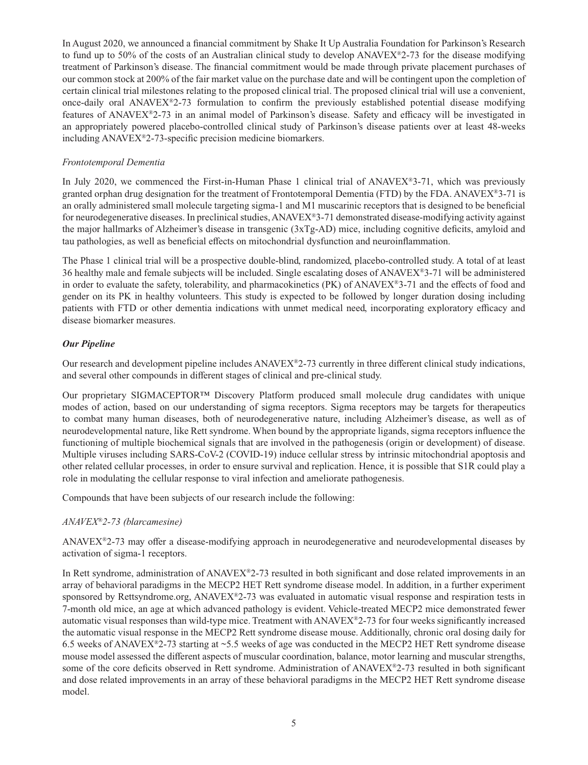In August 2020, we announced a financial commitment by Shake It Up Australia Foundation for Parkinson's Research to fund up to 50% of the costs of an Australian clinical study to develop ANAVEX®2-73 for the disease modifying treatment of Parkinson's disease. The financial commitment would be made through private placement purchases of our common stock at 200% of the fair market value on the purchase date and will be contingent upon the completion of certain clinical trial milestones relating to the proposed clinical trial. The proposed clinical trial will use a convenient, once-daily oral ANAVEX®2-73 formulation to confirm the previously established potential disease modifying features of ANAVEX®2-73 in an animal model of Parkinson's disease. Safety and efficacy will be investigated in an appropriately powered placebo-controlled clinical study of Parkinson's disease patients over at least 48-weeks including ANAVEX®2-73-specific precision medicine biomarkers.

*Frontotemporal Dementia*

In July 2020, we commenced the First-in-Human Phase 1 clinical trial of ANAVEX®3-71, which was previously granted orphan drug designation for the treatment of Frontotemporal Dementia (FTD) by the FDA. ANAVEX®3-71 is an orally administered small molecule targeting sigma-1 and M1 muscarinic receptors that is designed to be beneficial for neurodegenerative diseases. In preclinical studies, ANAVEX®3-71 demonstrated disease-modifying activity against the major hallmarks of Alzheimer's disease in transgenic (3xTg-AD) mice, including cognitive deficits, amyloid and tau pathologies, as well as beneficial effects on mitochondrial dysfunction and neuroinflammation.

The Phase 1 clinical trial will be a prospective double-blind, randomized, placebo-controlled study. A total of at least 36 healthy male and female subjects will be included. Single escalating doses of ANAVEX®3-71 will be administered in order to evaluate the safety, tolerability, and pharmacokinetics (PK) of ANAVEX®3-71 and the effects of food and gender on its PK in healthy volunteers. This study is expected to be followed by longer duration dosing including patients with FTD or other dementia indications with unmet medical need, incorporating exploratory efficacy and disease biomarker measures.

***Our Pipeline***

Our research and development pipeline includes ANAVEX®2-73 currently in three different clinical study indications, and several other compounds in different stages of clinical and pre-clinical study.

Our proprietary SIGMACEPTOR™ Discovery Platform produced small molecule drug candidates with unique modes of action, based on our understanding of sigma receptors. Sigma receptors may be targets for therapeutics to combat many human diseases, both of neurodegenerative nature, including Alzheimer's disease, as well as of neurodevelopmental nature, like Rett syndrome. When bound by the appropriate ligands, sigma receptors influence the functioning of multiple biochemical signals that are involved in the pathogenesis (origin or development) of disease. Multiple viruses including SARS-CoV-2 (COVID-19) induce cellular stress by intrinsic mitochondrial apoptosis and other related cellular processes, in order to ensure survival and replication. Hence, it is possible that S1R could play a role in modulating the cellular response to viral infection and ameliorate pathogenesis.

Compounds that have been subjects of our research include the following:

*ANAVEX®2-73 (blarcamesine)*

ANAVEX®2-73 may offer a disease-modifying approach in neurodegenerative and neurodevelopmental diseases by activation of sigma-1 receptors.

In Rett syndrome, administration of ANAVEX®2-73 resulted in both significant and dose related improvements in an array of behavioral paradigms in the MECP2 HET Rett syndrome disease model. In addition, in a further experiment sponsored by Rettsyndrome.org, ANAVEX®2-73 was evaluated in automatic visual response and respiration tests in 7-month old mice, an age at which advanced pathology is evident. Vehicle-treated MECP2 mice demonstrated fewer automatic visual responses than wild-type mice. Treatment with ANAVEX®2-73 for four weeks significantly increased the automatic visual response in the MECP2 Rett syndrome disease mouse. Additionally, chronic oral dosing daily for 6.5 weeks of ANAVEX®2-73 starting at ~5.5 weeks of age was conducted in the MECP2 HET Rett syndrome disease mouse model assessed the different aspects of muscular coordination, balance, motor learning and muscular strengths, some of the core deficits observed in Rett syndrome. Administration of ANAVEX®2-73 resulted in both significant and dose related improvements in an array of these behavioral paradigms in the MECP2 HET Rett syndrome disease model.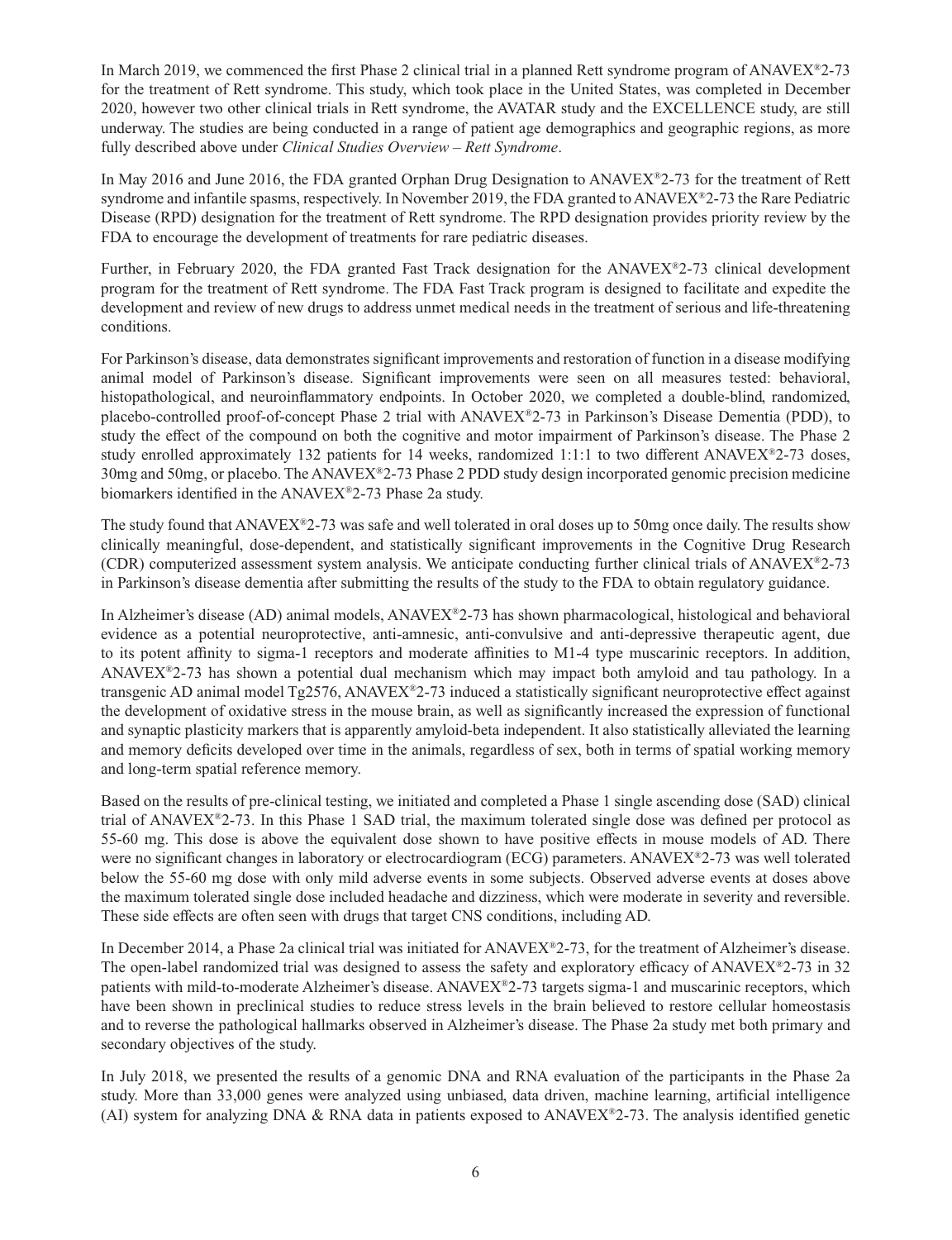In March 2019, we commenced the first Phase 2 clinical trial in a planned Rett syndrome program of ANAVEX®2-73 for the treatment of Rett syndrome. This study, which took place in the United States, was completed in December 2020, however two other clinical trials in Rett syndrome, the AVATAR study and the EXCELLENCE study, are still underway. The studies are being conducted in a range of patient age demographics and geographic regions, as more fully described above under *Clinical Studies Overview – Rett Syndrome*.

In May 2016 and June 2016, the FDA granted Orphan Drug Designation to ANAVEX®2-73 for the treatment of Rett syndrome and infantile spasms, respectively. In November 2019, the FDA granted to ANAVEX®2-73 the Rare Pediatric Disease (RPD) designation for the treatment of Rett syndrome. The RPD designation provides priority review by the FDA to encourage the development of treatments for rare pediatric diseases.

Further, in February 2020, the FDA granted Fast Track designation for the ANAVEX®2-73 clinical development program for the treatment of Rett syndrome. The FDA Fast Track program is designed to facilitate and expedite the development and review of new drugs to address unmet medical needs in the treatment of serious and life-threatening conditions.

For Parkinson's disease, data demonstrates significant improvements and restoration of function in a disease modifying animal model of Parkinson's disease. Significant improvements were seen on all measures tested: behavioral, histopathological, and neuroinflammatory endpoints. In October 2020, we completed a double-blind, randomized, placebo-controlled proof-of-concept Phase 2 trial with ANAVEX®2-73 in Parkinson's Disease Dementia (PDD), to study the effect of the compound on both the cognitive and motor impairment of Parkinson's disease. The Phase 2 study enrolled approximately 132 patients for 14 weeks, randomized 1:1:1 to two different ANAVEX®2-73 doses, 30mg and 50mg, or placebo. The ANAVEX®2-73 Phase 2 PDD study design incorporated genomic precision medicine biomarkers identified in the ANAVEX®2-73 Phase 2a study.

The study found that ANAVEX®2-73 was safe and well tolerated in oral doses up to 50mg once daily. The results show clinically meaningful, dose-dependent, and statistically significant improvements in the Cognitive Drug Research (CDR) computerized assessment system analysis. We anticipate conducting further clinical trials of ANAVEX®2-73 in Parkinson's disease dementia after submitting the results of the study to the FDA to obtain regulatory guidance.

In Alzheimer's disease (AD) animal models, ANAVEX®2-73 has shown pharmacological, histological and behavioral evidence as a potential neuroprotective, anti-amnesic, anti-convulsive and anti-depressive therapeutic agent, due to its potent affinity to sigma-1 receptors and moderate affinities to M1-4 type muscarinic receptors. In addition, ANAVEX®2-73 has shown a potential dual mechanism which may impact both amyloid and tau pathology. In a transgenic AD animal model Tg2576, ANAVEX®2-73 induced a statistically significant neuroprotective effect against the development of oxidative stress in the mouse brain, as well as significantly increased the expression of functional and synaptic plasticity markers that is apparently amyloid-beta independent. It also statistically alleviated the learning and memory deficits developed over time in the animals, regardless of sex, both in terms of spatial working memory and long-term spatial reference memory.

Based on the results of pre-clinical testing, we initiated and completed a Phase 1 single ascending dose (SAD) clinical trial of ANAVEX®2-73. In this Phase 1 SAD trial, the maximum tolerated single dose was defined per protocol as 55-60 mg. This dose is above the equivalent dose shown to have positive effects in mouse models of AD. There were no significant changes in laboratory or electrocardiogram (ECG) parameters. ANAVEX®2-73 was well tolerated below the 55-60 mg dose with only mild adverse events in some subjects. Observed adverse events at doses above the maximum tolerated single dose included headache and dizziness, which were moderate in severity and reversible. These side effects are often seen with drugs that target CNS conditions, including AD.

In December 2014, a Phase 2a clinical trial was initiated for ANAVEX®2-73, for the treatment of Alzheimer's disease. The open-label randomized trial was designed to assess the safety and exploratory efficacy of ANAVEX®2-73 in 32 patients with mild-to-moderate Alzheimer's disease. ANAVEX®2-73 targets sigma-1 and muscarinic receptors, which have been shown in preclinical studies to reduce stress levels in the brain believed to restore cellular homeostasis and to reverse the pathological hallmarks observed in Alzheimer's disease. The Phase 2a study met both primary and secondary objectives of the study.

In July 2018, we presented the results of a genomic DNA and RNA evaluation of the participants in the Phase 2a study. More than 33,000 genes were analyzed using unbiased, data driven, machine learning, artificial intelligence (AI) system for analyzing DNA & RNA data in patients exposed to ANAVEX®2-73. The analysis identified genetic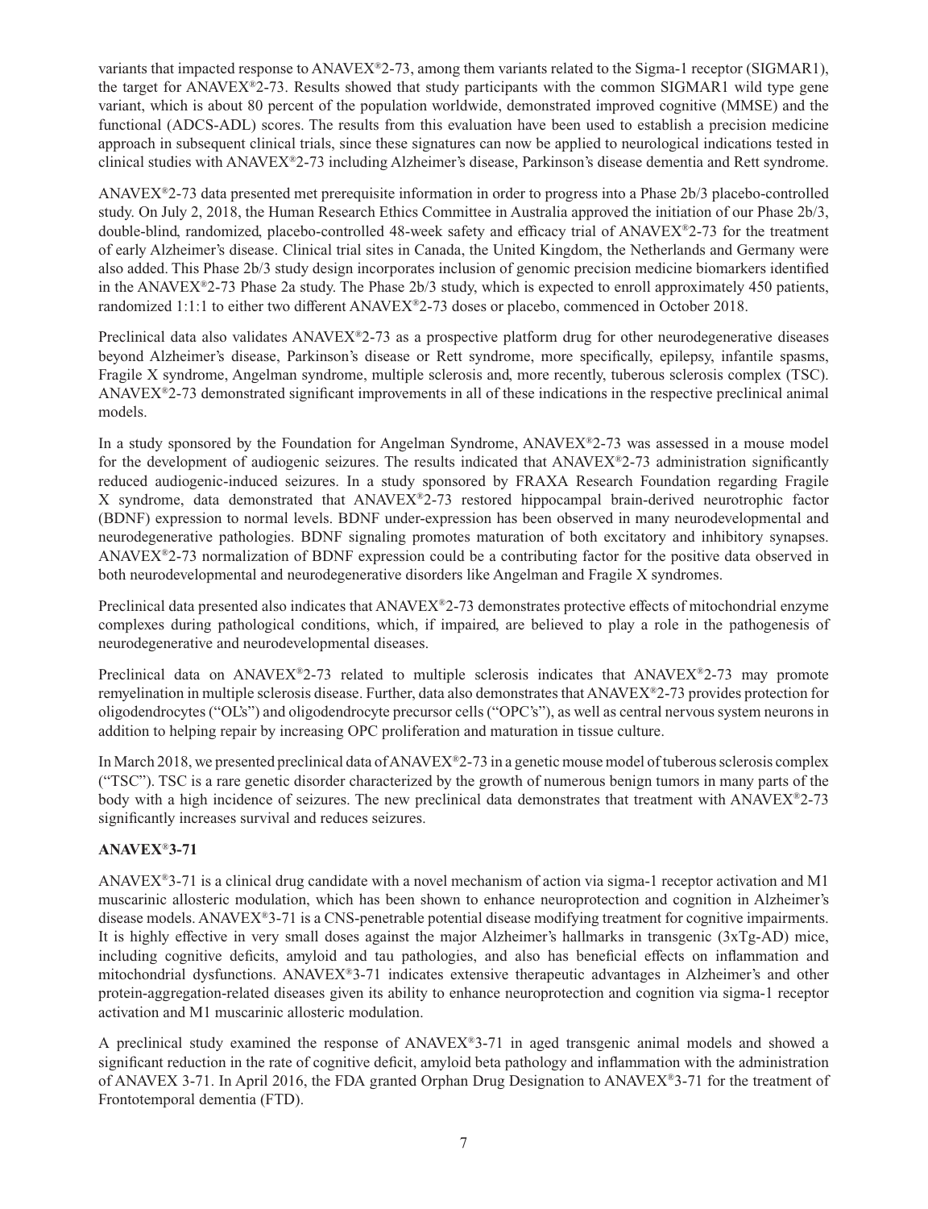variants that impacted response to ANAVEX®2-73, among them variants related to the Sigma-1 receptor (SIGMAR1), the target for ANAVEX®2-73. Results showed that study participants with the common SIGMAR1 wild type gene variant, which is about 80 percent of the population worldwide, demonstrated improved cognitive (MMSE) and the functional (ADCS-ADL) scores. The results from this evaluation have been used to establish a precision medicine approach in subsequent clinical trials, since these signatures can now be applied to neurological indications tested in clinical studies with ANAVEX®2-73 including Alzheimer's disease, Parkinson's disease dementia and Rett syndrome.

ANAVEX®2-73 data presented met prerequisite information in order to progress into a Phase 2b/3 placebo-controlled study. On July 2, 2018, the Human Research Ethics Committee in Australia approved the initiation of our Phase 2b/3, double-blind, randomized, placebo-controlled 48-week safety and efficacy trial of ANAVEX®2-73 for the treatment of early Alzheimer's disease. Clinical trial sites in Canada, the United Kingdom, the Netherlands and Germany were also added. This Phase 2b/3 study design incorporates inclusion of genomic precision medicine biomarkers identified in the ANAVEX®2-73 Phase 2a study. The Phase 2b/3 study, which is expected to enroll approximately 450 patients, randomized 1:1:1 to either two different ANAVEX®2-73 doses or placebo, commenced in October 2018.

Preclinical data also validates ANAVEX®2-73 as a prospective platform drug for other neurodegenerative diseases beyond Alzheimer's disease, Parkinson's disease or Rett syndrome, more specifically, epilepsy, infantile spasms, Fragile X syndrome, Angelman syndrome, multiple sclerosis and, more recently, tuberous sclerosis complex (TSC). ANAVEX®2-73 demonstrated significant improvements in all of these indications in the respective preclinical animal models.

In a study sponsored by the Foundation for Angelman Syndrome, ANAVEX®2-73 was assessed in a mouse model for the development of audiogenic seizures. The results indicated that ANAVEX®2-73 administration significantly reduced audiogenic-induced seizures. In a study sponsored by FRAXA Research Foundation regarding Fragile X syndrome, data demonstrated that ANAVEX®2-73 restored hippocampal brain-derived neurotrophic factor (BDNF) expression to normal levels. BDNF under-expression has been observed in many neurodevelopmental and neurodegenerative pathologies. BDNF signaling promotes maturation of both excitatory and inhibitory synapses. ANAVEX®2-73 normalization of BDNF expression could be a contributing factor for the positive data observed in both neurodevelopmental and neurodegenerative disorders like Angelman and Fragile X syndromes.

Preclinical data presented also indicates that ANAVEX®2-73 demonstrates protective effects of mitochondrial enzyme complexes during pathological conditions, which, if impaired, are believed to play a role in the pathogenesis of neurodegenerative and neurodevelopmental diseases.

Preclinical data on ANAVEX®2-73 related to multiple sclerosis indicates that ANAVEX®2-73 may promote remyelination in multiple sclerosis disease. Further, data also demonstrates that ANAVEX®2-73 provides protection for oligodendrocytes ("OL's") and oligodendrocyte precursor cells ("OPC's"), as well as central nervous system neurons in addition to helping repair by increasing OPC proliferation and maturation in tissue culture.

In March 2018, we presented preclinical data of ANAVEX®2-73 in a genetic mouse model of tuberous sclerosis complex ("TSC"). TSC is a rare genetic disorder characterized by the growth of numerous benign tumors in many parts of the body with a high incidence of seizures. The new preclinical data demonstrates that treatment with ANAVEX®2-73 significantly increases survival and reduces seizures.

**ANAVEX®3-71**

ANAVEX®3-71 is a clinical drug candidate with a novel mechanism of action via sigma-1 receptor activation and M1 muscarinic allosteric modulation, which has been shown to enhance neuroprotection and cognition in Alzheimer's disease models. ANAVEX®3-71 is a CNS-penetrable potential disease modifying treatment for cognitive impairments. It is highly effective in very small doses against the major Alzheimer's hallmarks in transgenic (3xTg-AD) mice, including cognitive deficits, amyloid and tau pathologies, and also has beneficial effects on inflammation and mitochondrial dysfunctions. ANAVEX®3-71 indicates extensive therapeutic advantages in Alzheimer's and other protein-aggregation-related diseases given its ability to enhance neuroprotection and cognition via sigma-1 receptor activation and M1 muscarinic allosteric modulation.

A preclinical study examined the response of ANAVEX®3-71 in aged transgenic animal models and showed a significant reduction in the rate of cognitive deficit, amyloid beta pathology and inflammation with the administration of ANAVEX 3-71. In April 2016, the FDA granted Orphan Drug Designation to ANAVEX®3-71 for the treatment of Frontotemporal dementia (FTD).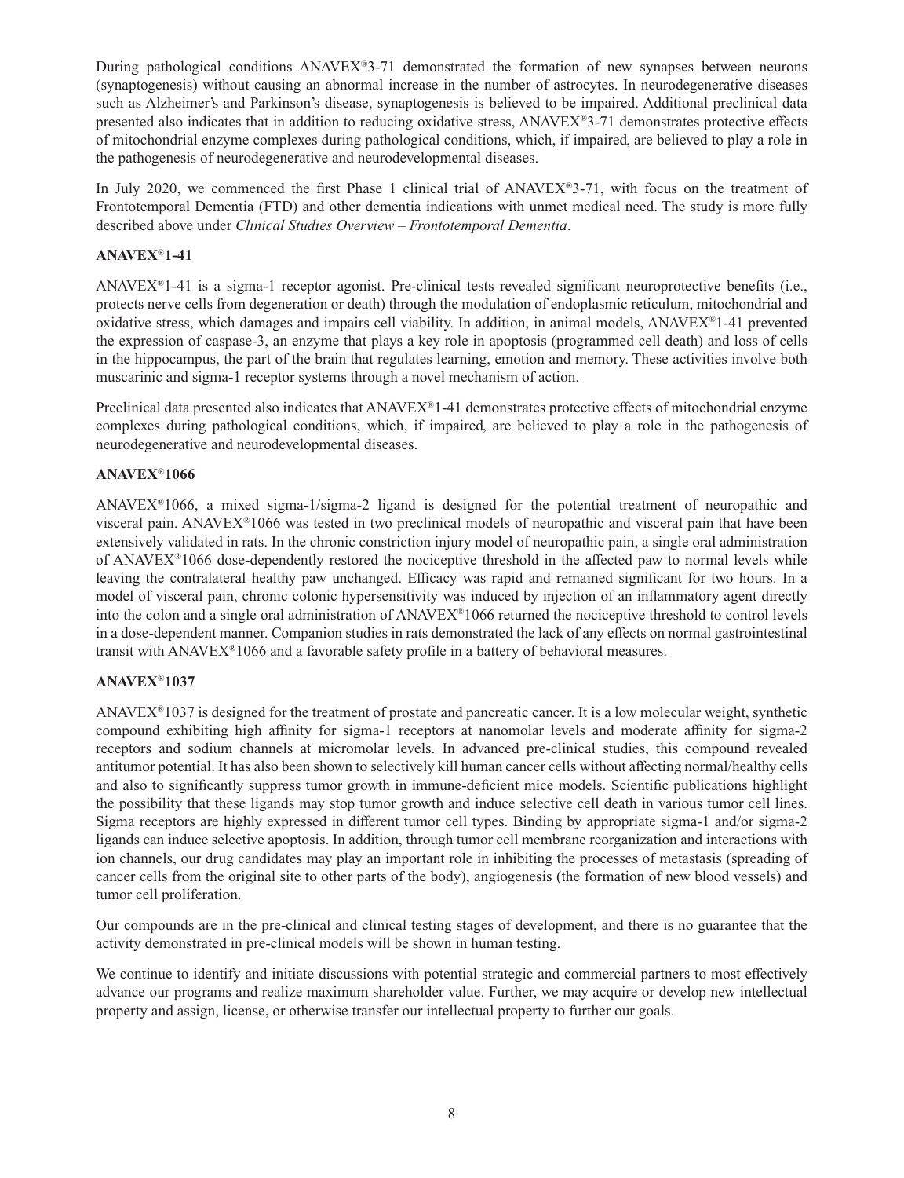During pathological conditions ANAVEX®3-71 demonstrated the formation of new synapses between neurons (synaptogenesis) without causing an abnormal increase in the number of astrocytes. In neurodegenerative diseases such as Alzheimer's and Parkinson's disease, synaptogenesis is believed to be impaired. Additional preclinical data presented also indicates that in addition to reducing oxidative stress, ANAVEX®3-71 demonstrates protective effects of mitochondrial enzyme complexes during pathological conditions, which, if impaired, are believed to play a role in the pathogenesis of neurodegenerative and neurodevelopmental diseases.

In July 2020, we commenced the first Phase 1 clinical trial of ANAVEX®3-71, with focus on the treatment of Frontotemporal Dementia (FTD) and other dementia indications with unmet medical need. The study is more fully described above under *Clinical Studies Overview – Frontotemporal Dementia*.

### ANAVEX®1-41

ANAVEX®1-41 is a sigma-1 receptor agonist. Pre-clinical tests revealed significant neuroprotective benefits (i.e., protects nerve cells from degeneration or death) through the modulation of endoplasmic reticulum, mitochondrial and oxidative stress, which damages and impairs cell viability. In addition, in animal models, ANAVEX®1-41 prevented the expression of caspase-3, an enzyme that plays a key role in apoptosis (programmed cell death) and loss of cells in the hippocampus, the part of the brain that regulates learning, emotion and memory. These activities involve both muscarinic and sigma-1 receptor systems through a novel mechanism of action.

Preclinical data presented also indicates that ANAVEX®1-41 demonstrates protective effects of mitochondrial enzyme complexes during pathological conditions, which, if impaired, are believed to play a role in the pathogenesis of neurodegenerative and neurodevelopmental diseases.

### ANAVEX®1066

ANAVEX®1066, a mixed sigma-1/sigma-2 ligand is designed for the potential treatment of neuropathic and visceral pain. ANAVEX®1066 was tested in two preclinical models of neuropathic and visceral pain that have been extensively validated in rats. In the chronic constriction injury model of neuropathic pain, a single oral administration of ANAVEX®1066 dose-dependently restored the nociceptive threshold in the affected paw to normal levels while leaving the contralateral healthy paw unchanged. Efficacy was rapid and remained significant for two hours. In a model of visceral pain, chronic colonic hypersensitivity was induced by injection of an inflammatory agent directly into the colon and a single oral administration of ANAVEX®1066 returned the nociceptive threshold to control levels in a dose-dependent manner. Companion studies in rats demonstrated the lack of any effects on normal gastrointestinal transit with ANAVEX®1066 and a favorable safety profile in a battery of behavioral measures.

### ANAVEX®1037

ANAVEX®1037 is designed for the treatment of prostate and pancreatic cancer. It is a low molecular weight, synthetic compound exhibiting high affinity for sigma-1 receptors at nanomolar levels and moderate affinity for sigma-2 receptors and sodium channels at micromolar levels. In advanced pre-clinical studies, this compound revealed antitumor potential. It has also been shown to selectively kill human cancer cells without affecting normal/healthy cells and also to significantly suppress tumor growth in immune-deficient mice models. Scientific publications highlight the possibility that these ligands may stop tumor growth and induce selective cell death in various tumor cell lines. Sigma receptors are highly expressed in different tumor cell types. Binding by appropriate sigma-1 and/or sigma-2 ligands can induce selective apoptosis. In addition, through tumor cell membrane reorganization and interactions with ion channels, our drug candidates may play an important role in inhibiting the processes of metastasis (spreading of cancer cells from the original site to other parts of the body), angiogenesis (the formation of new blood vessels) and tumor cell proliferation.

Our compounds are in the pre-clinical and clinical testing stages of development, and there is no guarantee that the activity demonstrated in pre-clinical models will be shown in human testing.

We continue to identify and initiate discussions with potential strategic and commercial partners to most effectively advance our programs and realize maximum shareholder value. Further, we may acquire or develop new intellectual property and assign, license, or otherwise transfer our intellectual property to further our goals.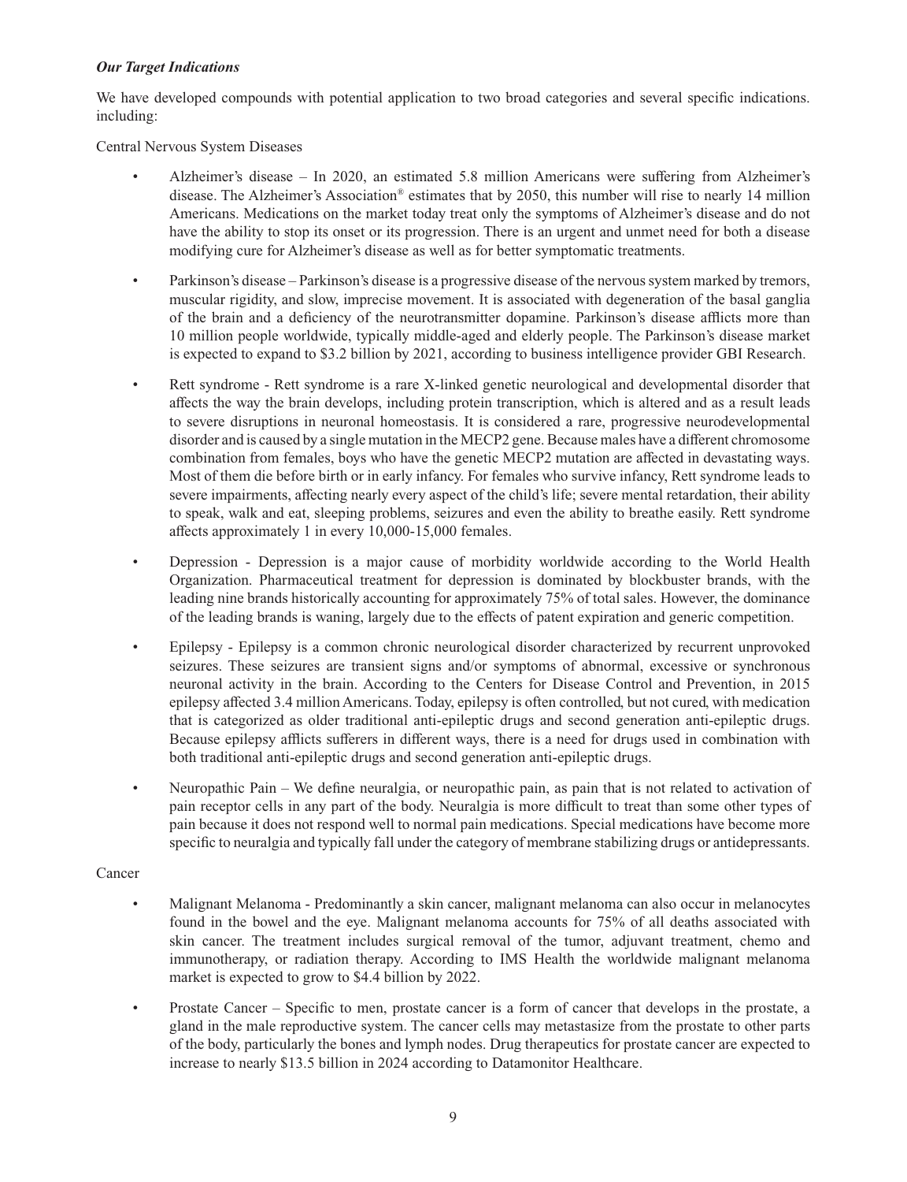***Our Target Indications***

We have developed compounds with potential application to two broad categories and several specific indications. including:

Central Nervous System Diseases

- Alzheimer's disease – In 2020, an estimated 5.8 million Americans were suffering from Alzheimer's disease. The Alzheimer's Association® estimates that by 2050, this number will rise to nearly 14 million Americans. Medications on the market today treat only the symptoms of Alzheimer's disease and do not have the ability to stop its onset or its progression. There is an urgent and unmet need for both a disease modifying cure for Alzheimer's disease as well as for better symptomatic treatments.

- Parkinson's disease – Parkinson's disease is a progressive disease of the nervous system marked by tremors, muscular rigidity, and slow, imprecise movement. It is associated with degeneration of the basal ganglia of the brain and a deficiency of the neurotransmitter dopamine. Parkinson's disease afflicts more than 10 million people worldwide, typically middle-aged and elderly people. The Parkinson's disease market is expected to expand to $3.2 billion by 2021, according to business intelligence provider GBI Research.

- Rett syndrome - Rett syndrome is a rare X-linked genetic neurological and developmental disorder that affects the way the brain develops, including protein transcription, which is altered and as a result leads to severe disruptions in neuronal homeostasis. It is considered a rare, progressive neurodevelopmental disorder and is caused by a single mutation in the MECP2 gene. Because males have a different chromosome combination from females, boys who have the genetic MECP2 mutation are affected in devastating ways. Most of them die before birth or in early infancy. For females who survive infancy, Rett syndrome leads to severe impairments, affecting nearly every aspect of the child's life; severe mental retardation, their ability to speak, walk and eat, sleeping problems, seizures and even the ability to breathe easily. Rett syndrome affects approximately 1 in every 10,000-15,000 females.

- Depression - Depression is a major cause of morbidity worldwide according to the World Health Organization. Pharmaceutical treatment for depression is dominated by blockbuster brands, with the leading nine brands historically accounting for approximately 75% of total sales. However, the dominance of the leading brands is waning, largely due to the effects of patent expiration and generic competition.

- Epilepsy - Epilepsy is a common chronic neurological disorder characterized by recurrent unprovoked seizures. These seizures are transient signs and/or symptoms of abnormal, excessive or synchronous neuronal activity in the brain. According to the Centers for Disease Control and Prevention, in 2015 epilepsy affected 3.4 million Americans. Today, epilepsy is often controlled, but not cured, with medication that is categorized as older traditional anti-epileptic drugs and second generation anti-epileptic drugs. Because epilepsy afflicts sufferers in different ways, there is a need for drugs used in combination with both traditional anti-epileptic drugs and second generation anti-epileptic drugs.

- Neuropathic Pain – We define neuralgia, or neuropathic pain, as pain that is not related to activation of pain receptor cells in any part of the body. Neuralgia is more difficult to treat than some other types of pain because it does not respond well to normal pain medications. Special medications have become more specific to neuralgia and typically fall under the category of membrane stabilizing drugs or antidepressants.

Cancer

- Malignant Melanoma - Predominantly a skin cancer, malignant melanoma can also occur in melanocytes found in the bowel and the eye. Malignant melanoma accounts for 75% of all deaths associated with skin cancer. The treatment includes surgical removal of the tumor, adjuvant treatment, chemo and immunotherapy, or radiation therapy. According to IMS Health the worldwide malignant melanoma market is expected to grow to $4.4 billion by 2022.

- Prostate Cancer – Specific to men, prostate cancer is a form of cancer that develops in the prostate, a gland in the male reproductive system. The cancer cells may metastasize from the prostate to other parts of the body, particularly the bones and lymph nodes. Drug therapeutics for prostate cancer are expected to increase to nearly $13.5 billion in 2024 according to Datamonitor Healthcare.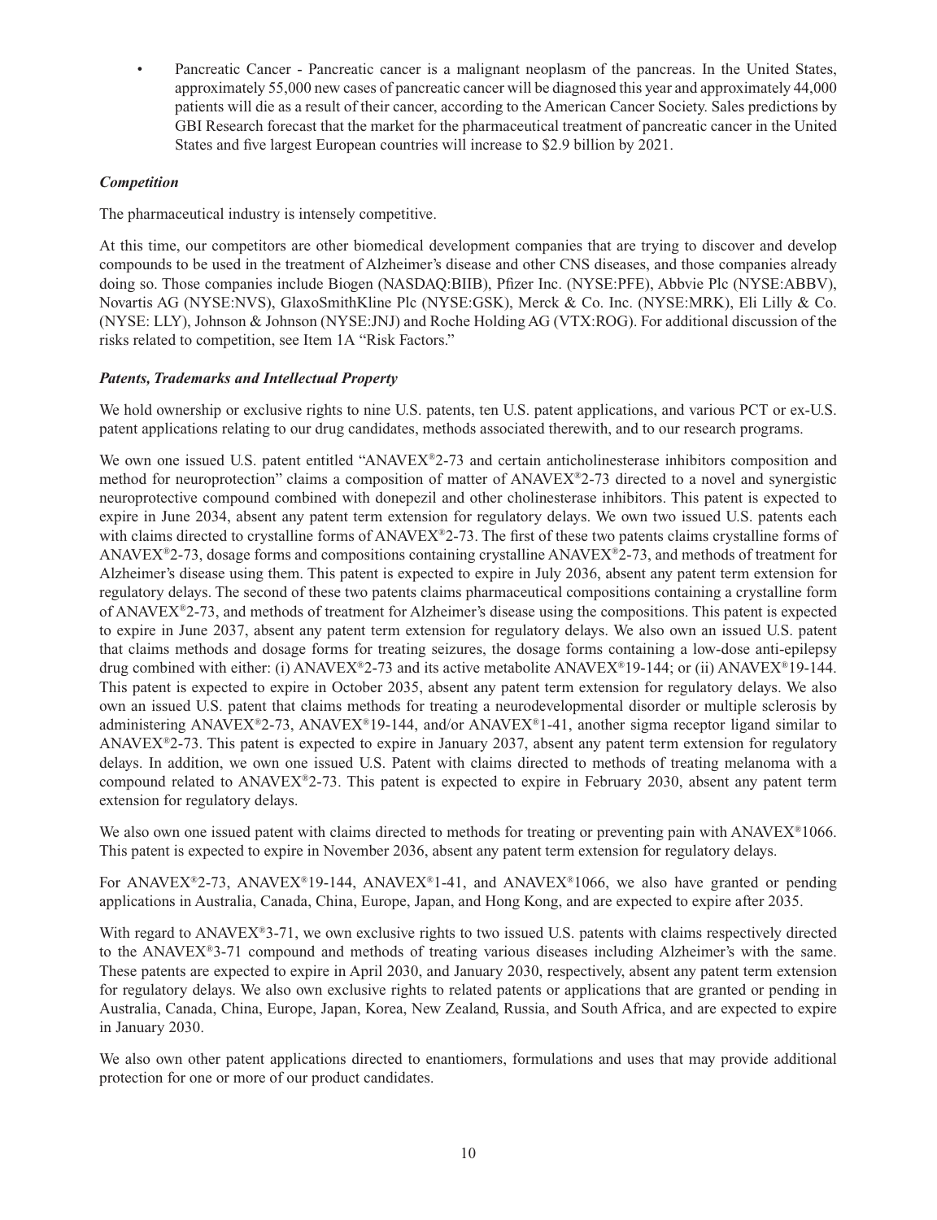- Pancreatic Cancer - Pancreatic cancer is a malignant neoplasm of the pancreas. In the United States, approximately 55,000 new cases of pancreatic cancer will be diagnosed this year and approximately 44,000 patients will die as a result of their cancer, according to the American Cancer Society. Sales predictions by GBI Research forecast that the market for the pharmaceutical treatment of pancreatic cancer in the United States and five largest European countries will increase to $2.9 billion by 2021.

***Competition***

The pharmaceutical industry is intensely competitive.

At this time, our competitors are other biomedical development companies that are trying to discover and develop compounds to be used in the treatment of Alzheimer's disease and other CNS diseases, and those companies already doing so. Those companies include Biogen (NASDAQ:BIIB), Pfizer Inc. (NYSE:PFE), Abbvie Plc (NYSE:ABBV), Novartis AG (NYSE:NVS), GlaxoSmithKline Plc (NYSE:GSK), Merck & Co. Inc. (NYSE:MRK), Eli Lilly & Co. (NYSE: LLY), Johnson & Johnson (NYSE:JNJ) and Roche Holding AG (VTX:ROG). For additional discussion of the risks related to competition, see Item 1A "Risk Factors."

***Patents, Trademarks and Intellectual Property***

We hold ownership or exclusive rights to nine U.S. patents, ten U.S. patent applications, and various PCT or ex-U.S. patent applications relating to our drug candidates, methods associated therewith, and to our research programs.

We own one issued U.S. patent entitled "ANAVEX®2-73 and certain anticholinesterase inhibitors composition and method for neuroprotection" claims a composition of matter of ANAVEX®2-73 directed to a novel and synergistic neuroprotective compound combined with donepezil and other cholinesterase inhibitors. This patent is expected to expire in June 2034, absent any patent term extension for regulatory delays. We own two issued U.S. patents each with claims directed to crystalline forms of ANAVEX®2-73. The first of these two patents claims crystalline forms of ANAVEX®2-73, dosage forms and compositions containing crystalline ANAVEX®2-73, and methods of treatment for Alzheimer's disease using them. This patent is expected to expire in July 2036, absent any patent term extension for regulatory delays. The second of these two patents claims pharmaceutical compositions containing a crystalline form of ANAVEX®2-73, and methods of treatment for Alzheimer's disease using the compositions. This patent is expected to expire in June 2037, absent any patent term extension for regulatory delays. We also own an issued U.S. patent that claims methods and dosage forms for treating seizures, the dosage forms containing a low-dose anti-epilepsy drug combined with either: (i) ANAVEX®2-73 and its active metabolite ANAVEX®19-144; or (ii) ANAVEX®19-144. This patent is expected to expire in October 2035, absent any patent term extension for regulatory delays. We also own an issued U.S. patent that claims methods for treating a neurodevelopmental disorder or multiple sclerosis by administering ANAVEX®2-73, ANAVEX®19-144, and/or ANAVEX®1-41, another sigma receptor ligand similar to ANAVEX®2-73. This patent is expected to expire in January 2037, absent any patent term extension for regulatory delays. In addition, we own one issued U.S. Patent with claims directed to methods of treating melanoma with a compound related to ANAVEX®2-73. This patent is expected to expire in February 2030, absent any patent term extension for regulatory delays.

We also own one issued patent with claims directed to methods for treating or preventing pain with ANAVEX®1066. This patent is expected to expire in November 2036, absent any patent term extension for regulatory delays.

For ANAVEX®2-73, ANAVEX®19-144, ANAVEX®1-41, and ANAVEX®1066, we also have granted or pending applications in Australia, Canada, China, Europe, Japan, and Hong Kong, and are expected to expire after 2035.

With regard to ANAVEX®3-71, we own exclusive rights to two issued U.S. patents with claims respectively directed to the ANAVEX®3-71 compound and methods of treating various diseases including Alzheimer's with the same. These patents are expected to expire in April 2030, and January 2030, respectively, absent any patent term extension for regulatory delays. We also own exclusive rights to related patents or applications that are granted or pending in Australia, Canada, China, Europe, Japan, Korea, New Zealand, Russia, and South Africa, and are expected to expire in January 2030.

We also own other patent applications directed to enantiomers, formulations and uses that may provide additional protection for one or more of our product candidates.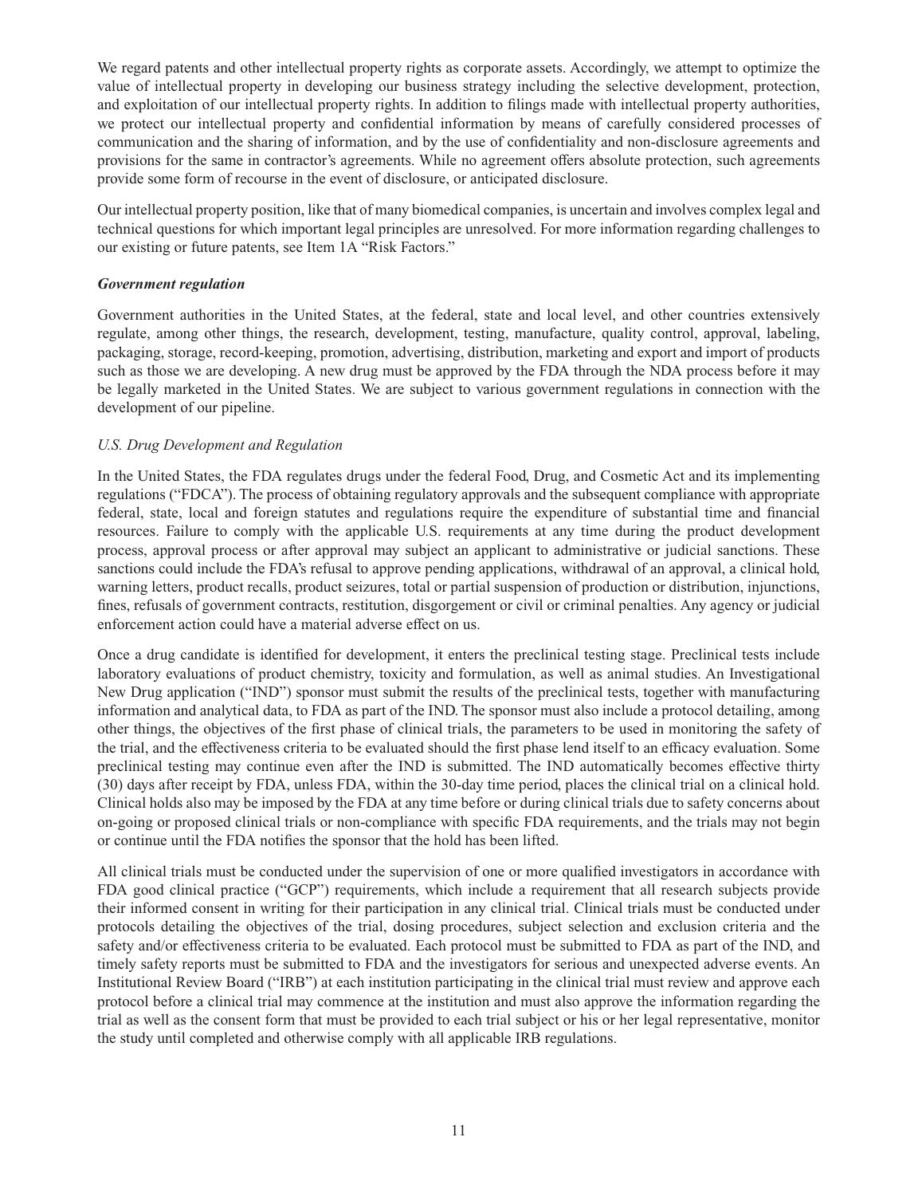We regard patents and other intellectual property rights as corporate assets. Accordingly, we attempt to optimize the value of intellectual property in developing our business strategy including the selective development, protection, and exploitation of our intellectual property rights. In addition to filings made with intellectual property authorities, we protect our intellectual property and confidential information by means of carefully considered processes of communication and the sharing of information, and by the use of confidentiality and non-disclosure agreements and provisions for the same in contractor's agreements. While no agreement offers absolute protection, such agreements provide some form of recourse in the event of disclosure, or anticipated disclosure.

Our intellectual property position, like that of many biomedical companies, is uncertain and involves complex legal and technical questions for which important legal principles are unresolved. For more information regarding challenges to our existing or future patents, see Item 1A "Risk Factors."

***Government regulation***

Government authorities in the United States, at the federal, state and local level, and other countries extensively regulate, among other things, the research, development, testing, manufacture, quality control, approval, labeling, packaging, storage, record-keeping, promotion, advertising, distribution, marketing and export and import of products such as those we are developing. A new drug must be approved by the FDA through the NDA process before it may be legally marketed in the United States. We are subject to various government regulations in connection with the development of our pipeline.

*U.S. Drug Development and Regulation*

In the United States, the FDA regulates drugs under the federal Food, Drug, and Cosmetic Act and its implementing regulations ("FDCA"). The process of obtaining regulatory approvals and the subsequent compliance with appropriate federal, state, local and foreign statutes and regulations require the expenditure of substantial time and financial resources. Failure to comply with the applicable U.S. requirements at any time during the product development process, approval process or after approval may subject an applicant to administrative or judicial sanctions. These sanctions could include the FDA's refusal to approve pending applications, withdrawal of an approval, a clinical hold, warning letters, product recalls, product seizures, total or partial suspension of production or distribution, injunctions, fines, refusals of government contracts, restitution, disgorgement or civil or criminal penalties. Any agency or judicial enforcement action could have a material adverse effect on us.

Once a drug candidate is identified for development, it enters the preclinical testing stage. Preclinical tests include laboratory evaluations of product chemistry, toxicity and formulation, as well as animal studies. An Investigational New Drug application ("IND") sponsor must submit the results of the preclinical tests, together with manufacturing information and analytical data, to FDA as part of the IND. The sponsor must also include a protocol detailing, among other things, the objectives of the first phase of clinical trials, the parameters to be used in monitoring the safety of the trial, and the effectiveness criteria to be evaluated should the first phase lend itself to an efficacy evaluation. Some preclinical testing may continue even after the IND is submitted. The IND automatically becomes effective thirty (30) days after receipt by FDA, unless FDA, within the 30-day time period, places the clinical trial on a clinical hold. Clinical holds also may be imposed by the FDA at any time before or during clinical trials due to safety concerns about on-going or proposed clinical trials or non-compliance with specific FDA requirements, and the trials may not begin or continue until the FDA notifies the sponsor that the hold has been lifted.

All clinical trials must be conducted under the supervision of one or more qualified investigators in accordance with FDA good clinical practice ("GCP") requirements, which include a requirement that all research subjects provide their informed consent in writing for their participation in any clinical trial. Clinical trials must be conducted under protocols detailing the objectives of the trial, dosing procedures, subject selection and exclusion criteria and the safety and/or effectiveness criteria to be evaluated. Each protocol must be submitted to FDA as part of the IND, and timely safety reports must be submitted to FDA and the investigators for serious and unexpected adverse events. An Institutional Review Board ("IRB") at each institution participating in the clinical trial must review and approve each protocol before a clinical trial may commence at the institution and must also approve the information regarding the trial as well as the consent form that must be provided to each trial subject or his or her legal representative, monitor the study until completed and otherwise comply with all applicable IRB regulations.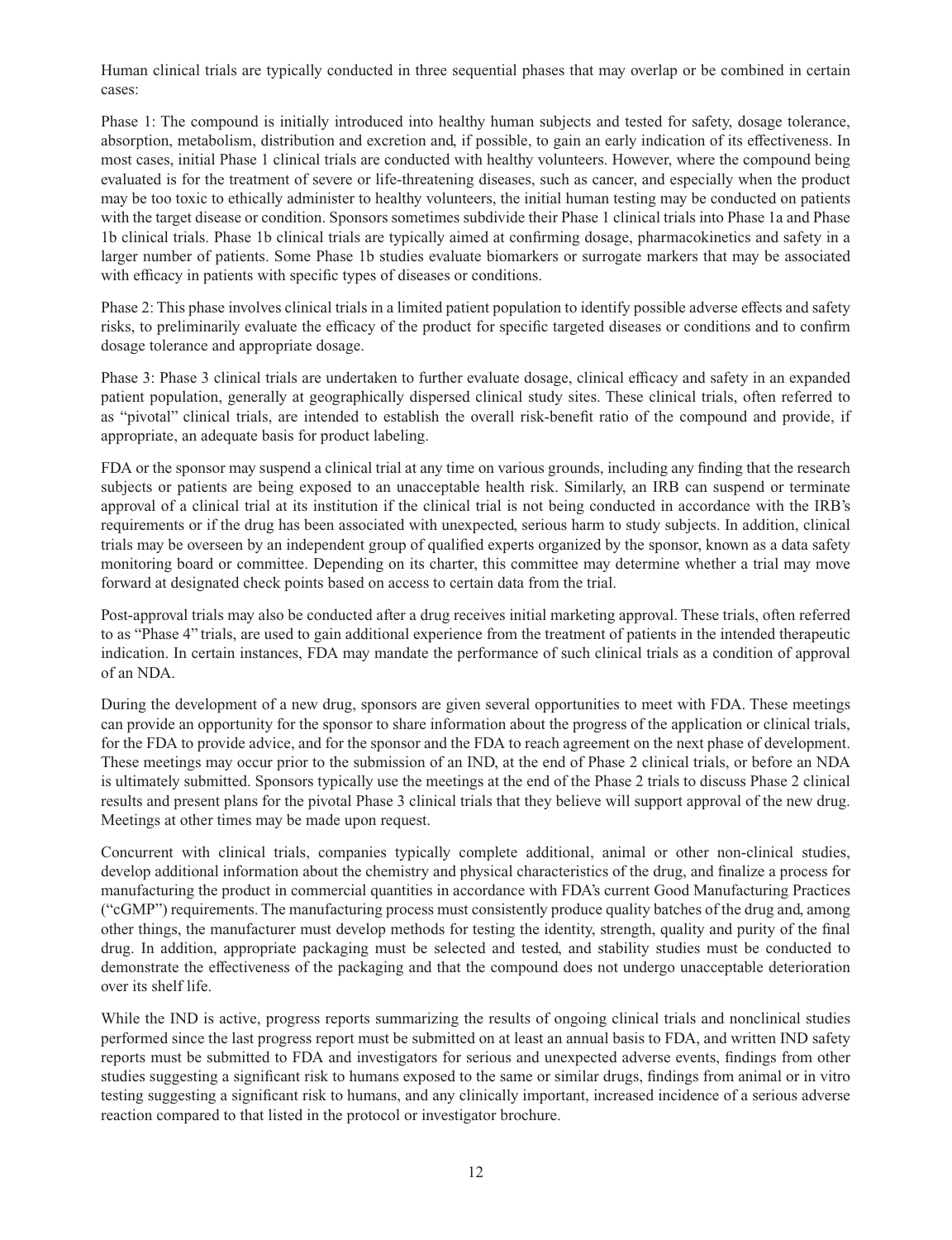Human clinical trials are typically conducted in three sequential phases that may overlap or be combined in certain cases:

Phase 1: The compound is initially introduced into healthy human subjects and tested for safety, dosage tolerance, absorption, metabolism, distribution and excretion and, if possible, to gain an early indication of its effectiveness. In most cases, initial Phase 1 clinical trials are conducted with healthy volunteers. However, where the compound being evaluated is for the treatment of severe or life-threatening diseases, such as cancer, and especially when the product may be too toxic to ethically administer to healthy volunteers, the initial human testing may be conducted on patients with the target disease or condition. Sponsors sometimes subdivide their Phase 1 clinical trials into Phase 1a and Phase 1b clinical trials. Phase 1b clinical trials are typically aimed at confirming dosage, pharmacokinetics and safety in a larger number of patients. Some Phase 1b studies evaluate biomarkers or surrogate markers that may be associated with efficacy in patients with specific types of diseases or conditions.

Phase 2: This phase involves clinical trials in a limited patient population to identify possible adverse effects and safety risks, to preliminarily evaluate the efficacy of the product for specific targeted diseases or conditions and to confirm dosage tolerance and appropriate dosage.

Phase 3: Phase 3 clinical trials are undertaken to further evaluate dosage, clinical efficacy and safety in an expanded patient population, generally at geographically dispersed clinical study sites. These clinical trials, often referred to as "pivotal" clinical trials, are intended to establish the overall risk-benefit ratio of the compound and provide, if appropriate, an adequate basis for product labeling.

FDA or the sponsor may suspend a clinical trial at any time on various grounds, including any finding that the research subjects or patients are being exposed to an unacceptable health risk. Similarly, an IRB can suspend or terminate approval of a clinical trial at its institution if the clinical trial is not being conducted in accordance with the IRB's requirements or if the drug has been associated with unexpected, serious harm to study subjects. In addition, clinical trials may be overseen by an independent group of qualified experts organized by the sponsor, known as a data safety monitoring board or committee. Depending on its charter, this committee may determine whether a trial may move forward at designated check points based on access to certain data from the trial.

Post-approval trials may also be conducted after a drug receives initial marketing approval. These trials, often referred to as "Phase 4" trials, are used to gain additional experience from the treatment of patients in the intended therapeutic indication. In certain instances, FDA may mandate the performance of such clinical trials as a condition of approval of an NDA.

During the development of a new drug, sponsors are given several opportunities to meet with FDA. These meetings can provide an opportunity for the sponsor to share information about the progress of the application or clinical trials, for the FDA to provide advice, and for the sponsor and the FDA to reach agreement on the next phase of development. These meetings may occur prior to the submission of an IND, at the end of Phase 2 clinical trials, or before an NDA is ultimately submitted. Sponsors typically use the meetings at the end of the Phase 2 trials to discuss Phase 2 clinical results and present plans for the pivotal Phase 3 clinical trials that they believe will support approval of the new drug. Meetings at other times may be made upon request.

Concurrent with clinical trials, companies typically complete additional, animal or other non-clinical studies, develop additional information about the chemistry and physical characteristics of the drug, and finalize a process for manufacturing the product in commercial quantities in accordance with FDA's current Good Manufacturing Practices ("cGMP") requirements. The manufacturing process must consistently produce quality batches of the drug and, among other things, the manufacturer must develop methods for testing the identity, strength, quality and purity of the final drug. In addition, appropriate packaging must be selected and tested, and stability studies must be conducted to demonstrate the effectiveness of the packaging and that the compound does not undergo unacceptable deterioration over its shelf life.

While the IND is active, progress reports summarizing the results of ongoing clinical trials and nonclinical studies performed since the last progress report must be submitted on at least an annual basis to FDA, and written IND safety reports must be submitted to FDA and investigators for serious and unexpected adverse events, findings from other studies suggesting a significant risk to humans exposed to the same or similar drugs, findings from animal or in vitro testing suggesting a significant risk to humans, and any clinically important, increased incidence of a serious adverse reaction compared to that listed in the protocol or investigator brochure.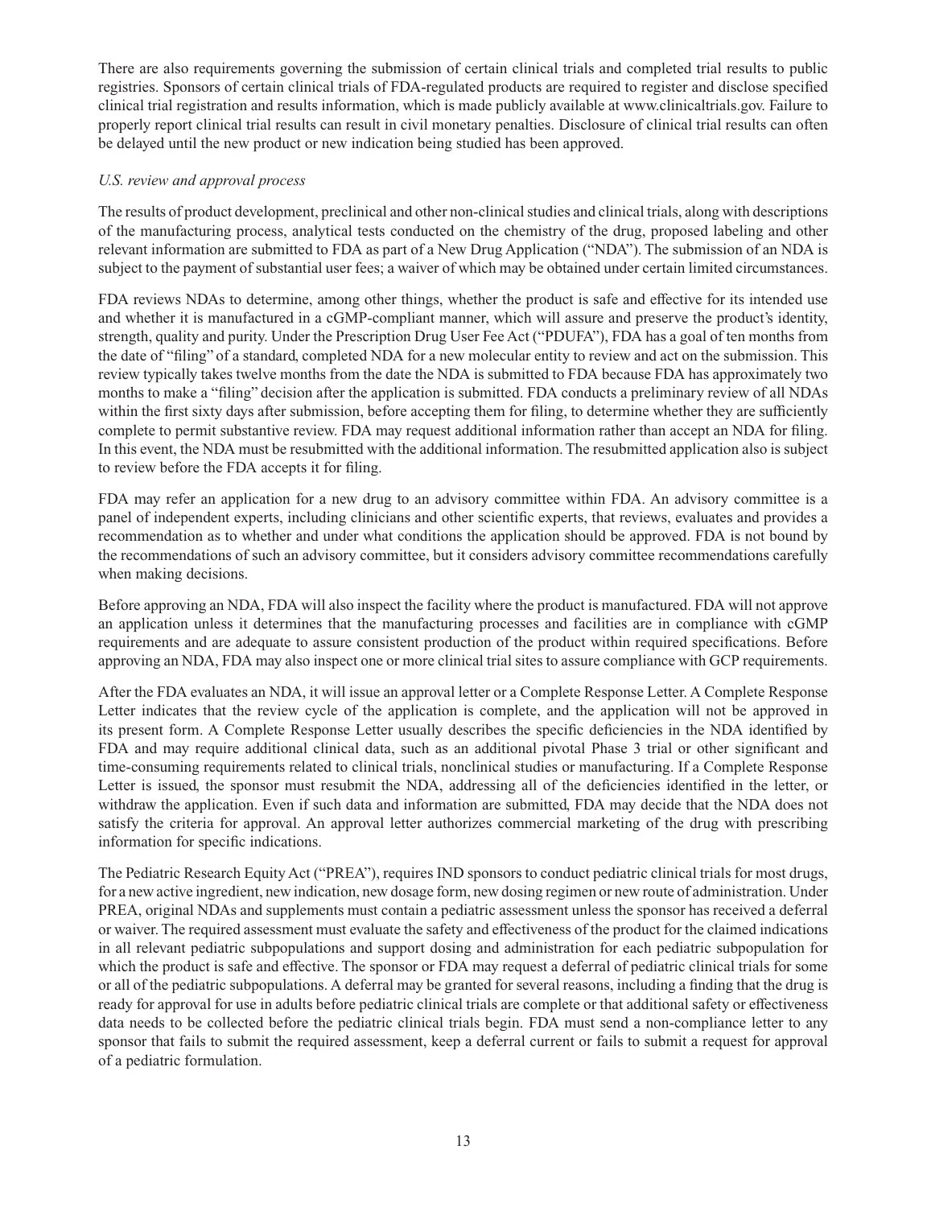There are also requirements governing the submission of certain clinical trials and completed trial results to public registries. Sponsors of certain clinical trials of FDA-regulated products are required to register and disclose specified clinical trial registration and results information, which is made publicly available at www.clinicaltrials.gov. Failure to properly report clinical trial results can result in civil monetary penalties. Disclosure of clinical trial results can often be delayed until the new product or new indication being studied has been approved.

*U.S. review and approval process*

The results of product development, preclinical and other non-clinical studies and clinical trials, along with descriptions of the manufacturing process, analytical tests conducted on the chemistry of the drug, proposed labeling and other relevant information are submitted to FDA as part of a New Drug Application ("NDA"). The submission of an NDA is subject to the payment of substantial user fees; a waiver of which may be obtained under certain limited circumstances.

FDA reviews NDAs to determine, among other things, whether the product is safe and effective for its intended use and whether it is manufactured in a cGMP-compliant manner, which will assure and preserve the product's identity, strength, quality and purity. Under the Prescription Drug User Fee Act ("PDUFA"), FDA has a goal of ten months from the date of "filing" of a standard, completed NDA for a new molecular entity to review and act on the submission. This review typically takes twelve months from the date the NDA is submitted to FDA because FDA has approximately two months to make a "filing" decision after the application is submitted. FDA conducts a preliminary review of all NDAs within the first sixty days after submission, before accepting them for filing, to determine whether they are sufficiently complete to permit substantive review. FDA may request additional information rather than accept an NDA for filing. In this event, the NDA must be resubmitted with the additional information. The resubmitted application also is subject to review before the FDA accepts it for filing.

FDA may refer an application for a new drug to an advisory committee within FDA. An advisory committee is a panel of independent experts, including clinicians and other scientific experts, that reviews, evaluates and provides a recommendation as to whether and under what conditions the application should be approved. FDA is not bound by the recommendations of such an advisory committee, but it considers advisory committee recommendations carefully when making decisions.

Before approving an NDA, FDA will also inspect the facility where the product is manufactured. FDA will not approve an application unless it determines that the manufacturing processes and facilities are in compliance with cGMP requirements and are adequate to assure consistent production of the product within required specifications. Before approving an NDA, FDA may also inspect one or more clinical trial sites to assure compliance with GCP requirements.

After the FDA evaluates an NDA, it will issue an approval letter or a Complete Response Letter. A Complete Response Letter indicates that the review cycle of the application is complete, and the application will not be approved in its present form. A Complete Response Letter usually describes the specific deficiencies in the NDA identified by FDA and may require additional clinical data, such as an additional pivotal Phase 3 trial or other significant and time-consuming requirements related to clinical trials, nonclinical studies or manufacturing. If a Complete Response Letter is issued, the sponsor must resubmit the NDA, addressing all of the deficiencies identified in the letter, or withdraw the application. Even if such data and information are submitted, FDA may decide that the NDA does not satisfy the criteria for approval. An approval letter authorizes commercial marketing of the drug with prescribing information for specific indications.

The Pediatric Research Equity Act ("PREA"), requires IND sponsors to conduct pediatric clinical trials for most drugs, for a new active ingredient, new indication, new dosage form, new dosing regimen or new route of administration. Under PREA, original NDAs and supplements must contain a pediatric assessment unless the sponsor has received a deferral or waiver. The required assessment must evaluate the safety and effectiveness of the product for the claimed indications in all relevant pediatric subpopulations and support dosing and administration for each pediatric subpopulation for which the product is safe and effective. The sponsor or FDA may request a deferral of pediatric clinical trials for some or all of the pediatric subpopulations. A deferral may be granted for several reasons, including a finding that the drug is ready for approval for use in adults before pediatric clinical trials are complete or that additional safety or effectiveness data needs to be collected before the pediatric clinical trials begin. FDA must send a non-compliance letter to any sponsor that fails to submit the required assessment, keep a deferral current or fails to submit a request for approval of a pediatric formulation.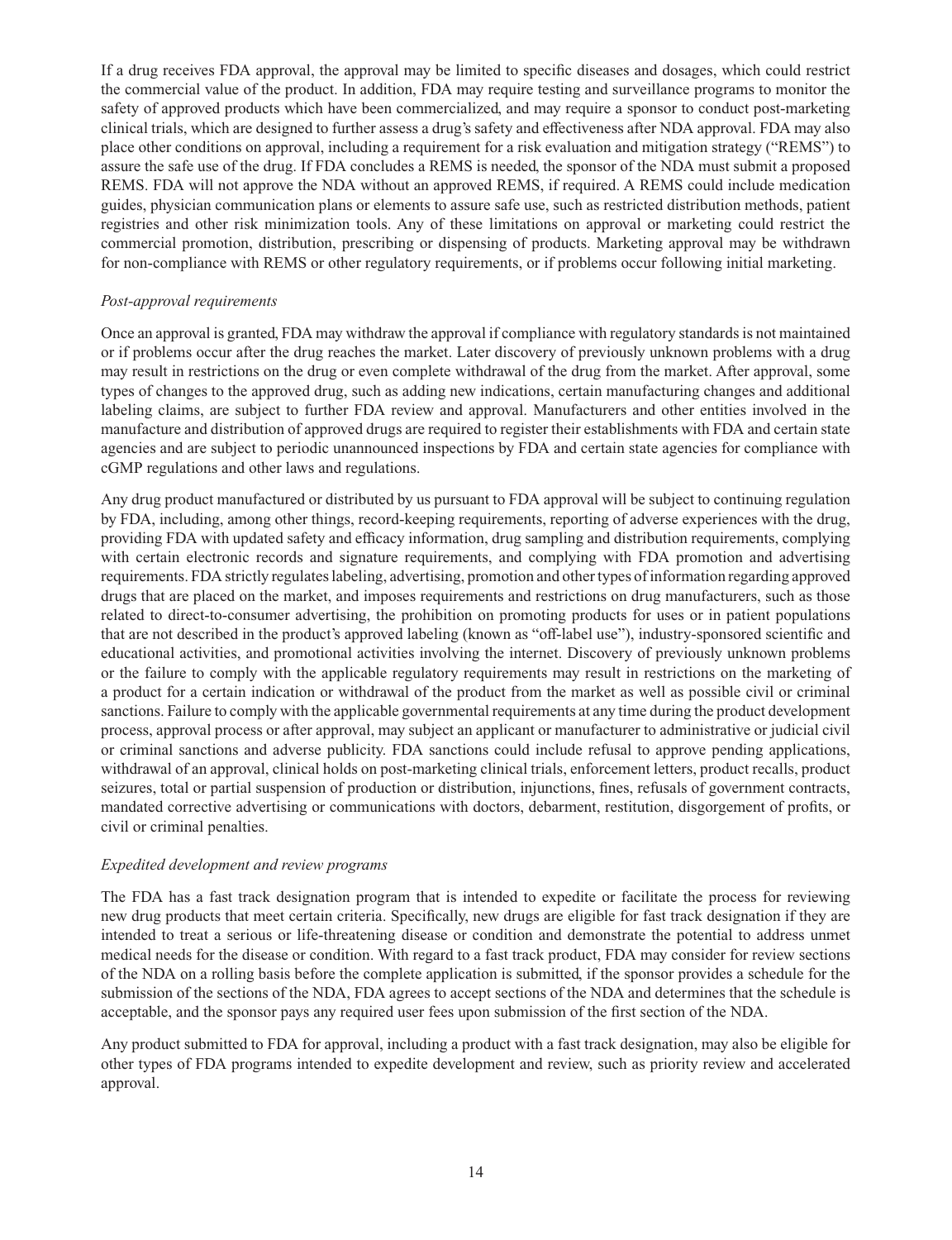If a drug receives FDA approval, the approval may be limited to specific diseases and dosages, which could restrict the commercial value of the product. In addition, FDA may require testing and surveillance programs to monitor the safety of approved products which have been commercialized, and may require a sponsor to conduct post-marketing clinical trials, which are designed to further assess a drug's safety and effectiveness after NDA approval. FDA may also place other conditions on approval, including a requirement for a risk evaluation and mitigation strategy ("REMS") to assure the safe use of the drug. If FDA concludes a REMS is needed, the sponsor of the NDA must submit a proposed REMS. FDA will not approve the NDA without an approved REMS, if required. A REMS could include medication guides, physician communication plans or elements to assure safe use, such as restricted distribution methods, patient registries and other risk minimization tools. Any of these limitations on approval or marketing could restrict the commercial promotion, distribution, prescribing or dispensing of products. Marketing approval may be withdrawn for non-compliance with REMS or other regulatory requirements, or if problems occur following initial marketing.

*Post-approval requirements*

Once an approval is granted, FDA may withdraw the approval if compliance with regulatory standards is not maintained or if problems occur after the drug reaches the market. Later discovery of previously unknown problems with a drug may result in restrictions on the drug or even complete withdrawal of the drug from the market. After approval, some types of changes to the approved drug, such as adding new indications, certain manufacturing changes and additional labeling claims, are subject to further FDA review and approval. Manufacturers and other entities involved in the manufacture and distribution of approved drugs are required to register their establishments with FDA and certain state agencies and are subject to periodic unannounced inspections by FDA and certain state agencies for compliance with cGMP regulations and other laws and regulations.

Any drug product manufactured or distributed by us pursuant to FDA approval will be subject to continuing regulation by FDA, including, among other things, record-keeping requirements, reporting of adverse experiences with the drug, providing FDA with updated safety and efficacy information, drug sampling and distribution requirements, complying with certain electronic records and signature requirements, and complying with FDA promotion and advertising requirements. FDA strictly regulates labeling, advertising, promotion and other types of information regarding approved drugs that are placed on the market, and imposes requirements and restrictions on drug manufacturers, such as those related to direct-to-consumer advertising, the prohibition on promoting products for uses or in patient populations that are not described in the product's approved labeling (known as "off-label use"), industry-sponsored scientific and educational activities, and promotional activities involving the internet. Discovery of previously unknown problems or the failure to comply with the applicable regulatory requirements may result in restrictions on the marketing of a product for a certain indication or withdrawal of the product from the market as well as possible civil or criminal sanctions. Failure to comply with the applicable governmental requirements at any time during the product development process, approval process or after approval, may subject an applicant or manufacturer to administrative or judicial civil or criminal sanctions and adverse publicity. FDA sanctions could include refusal to approve pending applications, withdrawal of an approval, clinical holds on post-marketing clinical trials, enforcement letters, product recalls, product seizures, total or partial suspension of production or distribution, injunctions, fines, refusals of government contracts, mandated corrective advertising or communications with doctors, debarment, restitution, disgorgement of profits, or civil or criminal penalties.

*Expedited development and review programs*

The FDA has a fast track designation program that is intended to expedite or facilitate the process for reviewing new drug products that meet certain criteria. Specifically, new drugs are eligible for fast track designation if they are intended to treat a serious or life-threatening disease or condition and demonstrate the potential to address unmet medical needs for the disease or condition. With regard to a fast track product, FDA may consider for review sections of the NDA on a rolling basis before the complete application is submitted, if the sponsor provides a schedule for the submission of the sections of the NDA, FDA agrees to accept sections of the NDA and determines that the schedule is acceptable, and the sponsor pays any required user fees upon submission of the first section of the NDA.

Any product submitted to FDA for approval, including a product with a fast track designation, may also be eligible for other types of FDA programs intended to expedite development and review, such as priority review and accelerated approval.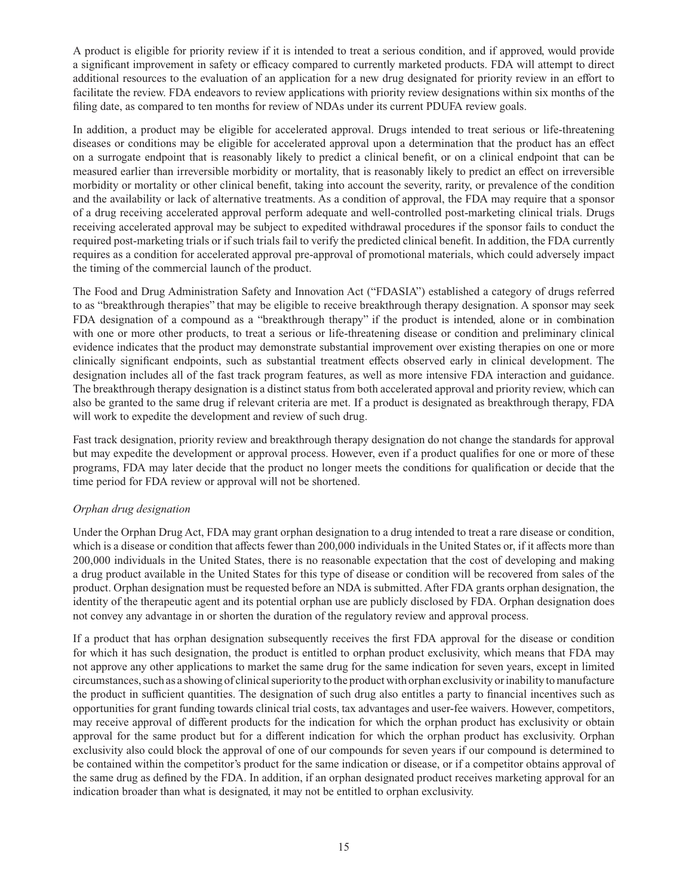A product is eligible for priority review if it is intended to treat a serious condition, and if approved, would provide a significant improvement in safety or efficacy compared to currently marketed products. FDA will attempt to direct additional resources to the evaluation of an application for a new drug designated for priority review in an effort to facilitate the review. FDA endeavors to review applications with priority review designations within six months of the filing date, as compared to ten months for review of NDAs under its current PDUFA review goals.

In addition, a product may be eligible for accelerated approval. Drugs intended to treat serious or life-threatening diseases or conditions may be eligible for accelerated approval upon a determination that the product has an effect on a surrogate endpoint that is reasonably likely to predict a clinical benefit, or on a clinical endpoint that can be measured earlier than irreversible morbidity or mortality, that is reasonably likely to predict an effect on irreversible morbidity or mortality or other clinical benefit, taking into account the severity, rarity, or prevalence of the condition and the availability or lack of alternative treatments. As a condition of approval, the FDA may require that a sponsor of a drug receiving accelerated approval perform adequate and well-controlled post-marketing clinical trials. Drugs receiving accelerated approval may be subject to expedited withdrawal procedures if the sponsor fails to conduct the required post-marketing trials or if such trials fail to verify the predicted clinical benefit. In addition, the FDA currently requires as a condition for accelerated approval pre-approval of promotional materials, which could adversely impact the timing of the commercial launch of the product.

The Food and Drug Administration Safety and Innovation Act ("FDASIA") established a category of drugs referred to as "breakthrough therapies" that may be eligible to receive breakthrough therapy designation. A sponsor may seek FDA designation of a compound as a "breakthrough therapy" if the product is intended, alone or in combination with one or more other products, to treat a serious or life-threatening disease or condition and preliminary clinical evidence indicates that the product may demonstrate substantial improvement over existing therapies on one or more clinically significant endpoints, such as substantial treatment effects observed early in clinical development. The designation includes all of the fast track program features, as well as more intensive FDA interaction and guidance. The breakthrough therapy designation is a distinct status from both accelerated approval and priority review, which can also be granted to the same drug if relevant criteria are met. If a product is designated as breakthrough therapy, FDA will work to expedite the development and review of such drug.

Fast track designation, priority review and breakthrough therapy designation do not change the standards for approval but may expedite the development or approval process. However, even if a product qualifies for one or more of these programs, FDA may later decide that the product no longer meets the conditions for qualification or decide that the time period for FDA review or approval will not be shortened.

*Orphan drug designation*

Under the Orphan Drug Act, FDA may grant orphan designation to a drug intended to treat a rare disease or condition, which is a disease or condition that affects fewer than 200,000 individuals in the United States or, if it affects more than 200,000 individuals in the United States, there is no reasonable expectation that the cost of developing and making a drug product available in the United States for this type of disease or condition will be recovered from sales of the product. Orphan designation must be requested before an NDA is submitted. After FDA grants orphan designation, the identity of the therapeutic agent and its potential orphan use are publicly disclosed by FDA. Orphan designation does not convey any advantage in or shorten the duration of the regulatory review and approval process.

If a product that has orphan designation subsequently receives the first FDA approval for the disease or condition for which it has such designation, the product is entitled to orphan product exclusivity, which means that FDA may not approve any other applications to market the same drug for the same indication for seven years, except in limited circumstances, such as a showing of clinical superiority to the product with orphan exclusivity or inability to manufacture the product in sufficient quantities. The designation of such drug also entitles a party to financial incentives such as opportunities for grant funding towards clinical trial costs, tax advantages and user-fee waivers. However, competitors, may receive approval of different products for the indication for which the orphan product has exclusivity or obtain approval for the same product but for a different indication for which the orphan product has exclusivity. Orphan exclusivity also could block the approval of one of our compounds for seven years if our compound is determined to be contained within the competitor's product for the same indication or disease, or if a competitor obtains approval of the same drug as defined by the FDA. In addition, if an orphan designated product receives marketing approval for an indication broader than what is designated, it may not be entitled to orphan exclusivity.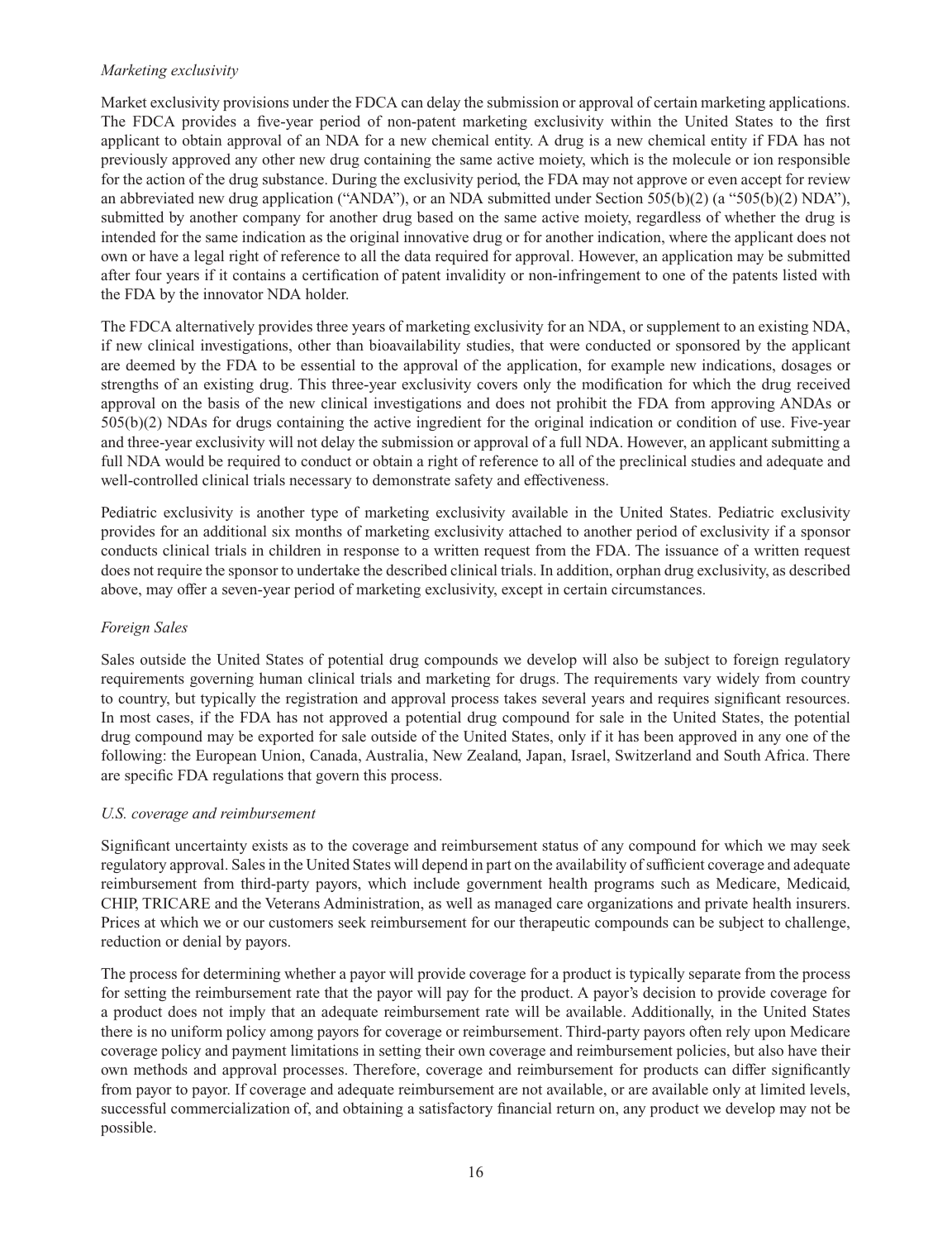*Marketing exclusivity*

Market exclusivity provisions under the FDCA can delay the submission or approval of certain marketing applications. The FDCA provides a five-year period of non-patent marketing exclusivity within the United States to the first applicant to obtain approval of an NDA for a new chemical entity. A drug is a new chemical entity if FDA has not previously approved any other new drug containing the same active moiety, which is the molecule or ion responsible for the action of the drug substance. During the exclusivity period, the FDA may not approve or even accept for review an abbreviated new drug application ("ANDA"), or an NDA submitted under Section 505(b)(2) (a "505(b)(2) NDA"), submitted by another company for another drug based on the same active moiety, regardless of whether the drug is intended for the same indication as the original innovative drug or for another indication, where the applicant does not own or have a legal right of reference to all the data required for approval. However, an application may be submitted after four years if it contains a certification of patent invalidity or non-infringement to one of the patents listed with the FDA by the innovator NDA holder.

The FDCA alternatively provides three years of marketing exclusivity for an NDA, or supplement to an existing NDA, if new clinical investigations, other than bioavailability studies, that were conducted or sponsored by the applicant are deemed by the FDA to be essential to the approval of the application, for example new indications, dosages or strengths of an existing drug. This three-year exclusivity covers only the modification for which the drug received approval on the basis of the new clinical investigations and does not prohibit the FDA from approving ANDAs or 505(b)(2) NDAs for drugs containing the active ingredient for the original indication or condition of use. Five-year and three-year exclusivity will not delay the submission or approval of a full NDA. However, an applicant submitting a full NDA would be required to conduct or obtain a right of reference to all of the preclinical studies and adequate and well-controlled clinical trials necessary to demonstrate safety and effectiveness.

Pediatric exclusivity is another type of marketing exclusivity available in the United States. Pediatric exclusivity provides for an additional six months of marketing exclusivity attached to another period of exclusivity if a sponsor conducts clinical trials in children in response to a written request from the FDA. The issuance of a written request does not require the sponsor to undertake the described clinical trials. In addition, orphan drug exclusivity, as described above, may offer a seven-year period of marketing exclusivity, except in certain circumstances.

*Foreign Sales*

Sales outside the United States of potential drug compounds we develop will also be subject to foreign regulatory requirements governing human clinical trials and marketing for drugs. The requirements vary widely from country to country, but typically the registration and approval process takes several years and requires significant resources. In most cases, if the FDA has not approved a potential drug compound for sale in the United States, the potential drug compound may be exported for sale outside of the United States, only if it has been approved in any one of the following: the European Union, Canada, Australia, New Zealand, Japan, Israel, Switzerland and South Africa. There are specific FDA regulations that govern this process.

*U.S. coverage and reimbursement*

Significant uncertainty exists as to the coverage and reimbursement status of any compound for which we may seek regulatory approval. Sales in the United States will depend in part on the availability of sufficient coverage and adequate reimbursement from third-party payors, which include government health programs such as Medicare, Medicaid, CHIP, TRICARE and the Veterans Administration, as well as managed care organizations and private health insurers. Prices at which we or our customers seek reimbursement for our therapeutic compounds can be subject to challenge, reduction or denial by payors.

The process for determining whether a payor will provide coverage for a product is typically separate from the process for setting the reimbursement rate that the payor will pay for the product. A payor's decision to provide coverage for a product does not imply that an adequate reimbursement rate will be available. Additionally, in the United States there is no uniform policy among payors for coverage or reimbursement. Third-party payors often rely upon Medicare coverage policy and payment limitations in setting their own coverage and reimbursement policies, but also have their own methods and approval processes. Therefore, coverage and reimbursement for products can differ significantly from payor to payor. If coverage and adequate reimbursement are not available, or are available only at limited levels, successful commercialization of, and obtaining a satisfactory financial return on, any product we develop may not be possible.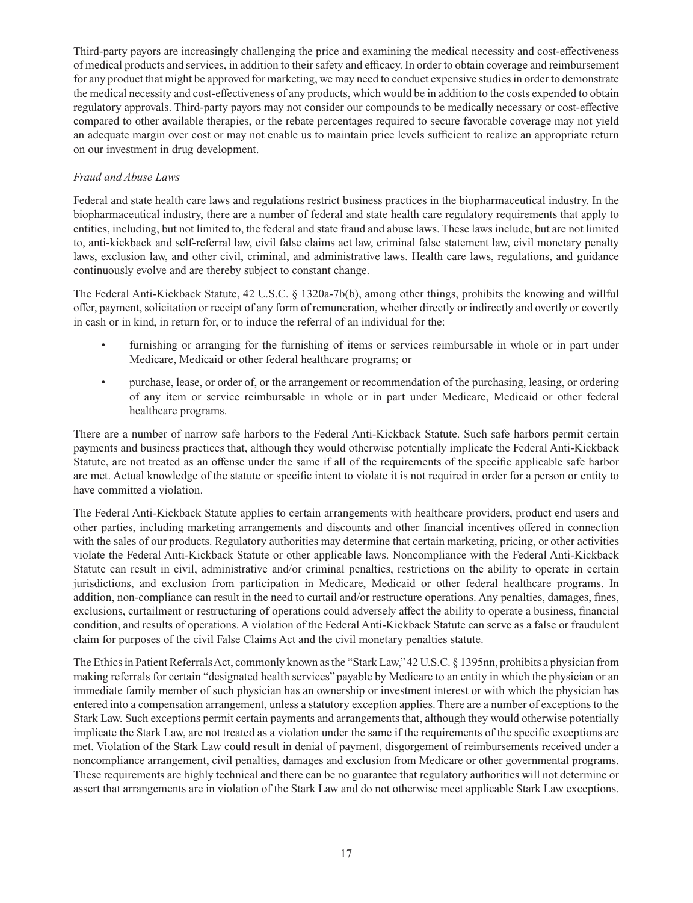Third-party payors are increasingly challenging the price and examining the medical necessity and cost-effectiveness of medical products and services, in addition to their safety and efficacy. In order to obtain coverage and reimbursement for any product that might be approved for marketing, we may need to conduct expensive studies in order to demonstrate the medical necessity and cost-effectiveness of any products, which would be in addition to the costs expended to obtain regulatory approvals. Third-party payors may not consider our compounds to be medically necessary or cost-effective compared to other available therapies, or the rebate percentages required to secure favorable coverage may not yield an adequate margin over cost or may not enable us to maintain price levels sufficient to realize an appropriate return on our investment in drug development.

*Fraud and Abuse Laws*

Federal and state health care laws and regulations restrict business practices in the biopharmaceutical industry. In the biopharmaceutical industry, there are a number of federal and state health care regulatory requirements that apply to entities, including, but not limited to, the federal and state fraud and abuse laws. These laws include, but are not limited to, anti-kickback and self-referral law, civil false claims act law, criminal false statement law, civil monetary penalty laws, exclusion law, and other civil, criminal, and administrative laws. Health care laws, regulations, and guidance continuously evolve and are thereby subject to constant change.

The Federal Anti-Kickback Statute, 42 U.S.C. § 1320a-7b(b), among other things, prohibits the knowing and willful offer, payment, solicitation or receipt of any form of remuneration, whether directly or indirectly and overtly or covertly in cash or in kind, in return for, or to induce the referral of an individual for the:

- furnishing or arranging for the furnishing of items or services reimbursable in whole or in part under Medicare, Medicaid or other federal healthcare programs; or
- purchase, lease, or order of, or the arrangement or recommendation of the purchasing, leasing, or ordering of any item or service reimbursable in whole or in part under Medicare, Medicaid or other federal healthcare programs.

There are a number of narrow safe harbors to the Federal Anti-Kickback Statute. Such safe harbors permit certain payments and business practices that, although they would otherwise potentially implicate the Federal Anti-Kickback Statute, are not treated as an offense under the same if all of the requirements of the specific applicable safe harbor are met. Actual knowledge of the statute or specific intent to violate it is not required in order for a person or entity to have committed a violation.

The Federal Anti-Kickback Statute applies to certain arrangements with healthcare providers, product end users and other parties, including marketing arrangements and discounts and other financial incentives offered in connection with the sales of our products. Regulatory authorities may determine that certain marketing, pricing, or other activities violate the Federal Anti-Kickback Statute or other applicable laws. Noncompliance with the Federal Anti-Kickback Statute can result in civil, administrative and/or criminal penalties, restrictions on the ability to operate in certain jurisdictions, and exclusion from participation in Medicare, Medicaid or other federal healthcare programs. In addition, non-compliance can result in the need to curtail and/or restructure operations. Any penalties, damages, fines, exclusions, curtailment or restructuring of operations could adversely affect the ability to operate a business, financial condition, and results of operations. A violation of the Federal Anti-Kickback Statute can serve as a false or fraudulent claim for purposes of the civil False Claims Act and the civil monetary penalties statute.

The Ethics in Patient Referrals Act, commonly known as the "Stark Law," 42 U.S.C. § 1395nn, prohibits a physician from making referrals for certain "designated health services" payable by Medicare to an entity in which the physician or an immediate family member of such physician has an ownership or investment interest or with which the physician has entered into a compensation arrangement, unless a statutory exception applies. There are a number of exceptions to the Stark Law. Such exceptions permit certain payments and arrangements that, although they would otherwise potentially implicate the Stark Law, are not treated as a violation under the same if the requirements of the specific exceptions are met. Violation of the Stark Law could result in denial of payment, disgorgement of reimbursements received under a noncompliance arrangement, civil penalties, damages and exclusion from Medicare or other governmental programs. These requirements are highly technical and there can be no guarantee that regulatory authorities will not determine or assert that arrangements are in violation of the Stark Law and do not otherwise meet applicable Stark Law exceptions.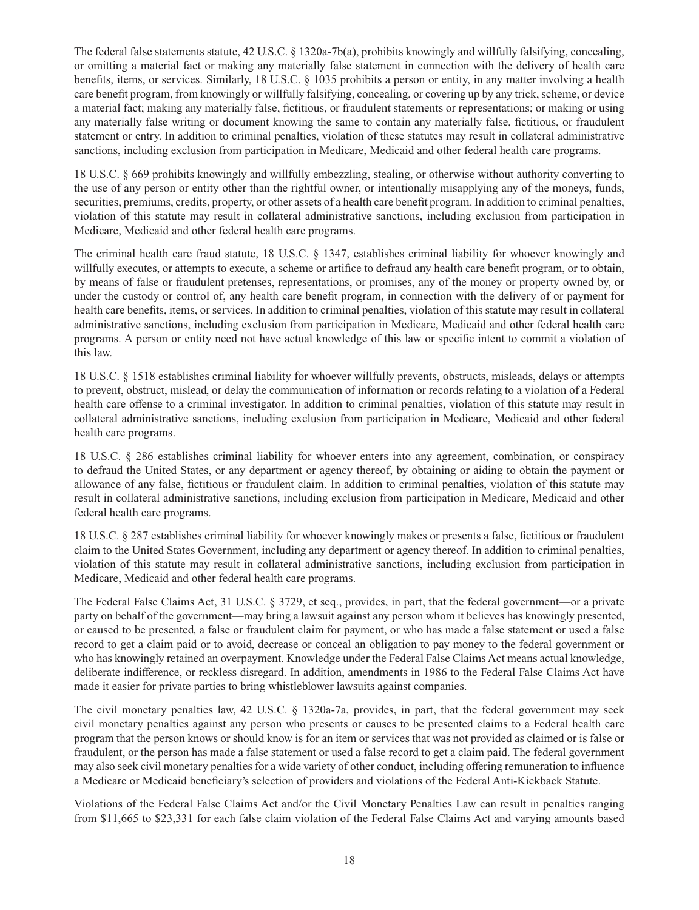The federal false statements statute, 42 U.S.C. § 1320a-7b(a), prohibits knowingly and willfully falsifying, concealing, or omitting a material fact or making any materially false statement in connection with the delivery of health care benefits, items, or services. Similarly, 18 U.S.C. § 1035 prohibits a person or entity, in any matter involving a health care benefit program, from knowingly or willfully falsifying, concealing, or covering up by any trick, scheme, or device a material fact; making any materially false, fictitious, or fraudulent statements or representations; or making or using any materially false writing or document knowing the same to contain any materially false, fictitious, or fraudulent statement or entry. In addition to criminal penalties, violation of these statutes may result in collateral administrative sanctions, including exclusion from participation in Medicare, Medicaid and other federal health care programs.

18 U.S.C. § 669 prohibits knowingly and willfully embezzling, stealing, or otherwise without authority converting to the use of any person or entity other than the rightful owner, or intentionally misapplying any of the moneys, funds, securities, premiums, credits, property, or other assets of a health care benefit program. In addition to criminal penalties, violation of this statute may result in collateral administrative sanctions, including exclusion from participation in Medicare, Medicaid and other federal health care programs.

The criminal health care fraud statute, 18 U.S.C. § 1347, establishes criminal liability for whoever knowingly and willfully executes, or attempts to execute, a scheme or artifice to defraud any health care benefit program, or to obtain, by means of false or fraudulent pretenses, representations, or promises, any of the money or property owned by, or under the custody or control of, any health care benefit program, in connection with the delivery of or payment for health care benefits, items, or services. In addition to criminal penalties, violation of this statute may result in collateral administrative sanctions, including exclusion from participation in Medicare, Medicaid and other federal health care programs. A person or entity need not have actual knowledge of this law or specific intent to commit a violation of this law.

18 U.S.C. § 1518 establishes criminal liability for whoever willfully prevents, obstructs, misleads, delays or attempts to prevent, obstruct, mislead, or delay the communication of information or records relating to a violation of a Federal health care offense to a criminal investigator. In addition to criminal penalties, violation of this statute may result in collateral administrative sanctions, including exclusion from participation in Medicare, Medicaid and other federal health care programs.

18 U.S.C. § 286 establishes criminal liability for whoever enters into any agreement, combination, or conspiracy to defraud the United States, or any department or agency thereof, by obtaining or aiding to obtain the payment or allowance of any false, fictitious or fraudulent claim. In addition to criminal penalties, violation of this statute may result in collateral administrative sanctions, including exclusion from participation in Medicare, Medicaid and other federal health care programs.

18 U.S.C. § 287 establishes criminal liability for whoever knowingly makes or presents a false, fictitious or fraudulent claim to the United States Government, including any department or agency thereof. In addition to criminal penalties, violation of this statute may result in collateral administrative sanctions, including exclusion from participation in Medicare, Medicaid and other federal health care programs.

The Federal False Claims Act, 31 U.S.C. § 3729, et seq., provides, in part, that the federal government—or a private party on behalf of the government—may bring a lawsuit against any person whom it believes has knowingly presented, or caused to be presented, a false or fraudulent claim for payment, or who has made a false statement or used a false record to get a claim paid or to avoid, decrease or conceal an obligation to pay money to the federal government or who has knowingly retained an overpayment. Knowledge under the Federal False Claims Act means actual knowledge, deliberate indifference, or reckless disregard. In addition, amendments in 1986 to the Federal False Claims Act have made it easier for private parties to bring whistleblower lawsuits against companies.

The civil monetary penalties law, 42 U.S.C. § 1320a-7a, provides, in part, that the federal government may seek civil monetary penalties against any person who presents or causes to be presented claims to a Federal health care program that the person knows or should know is for an item or services that was not provided as claimed or is false or fraudulent, or the person has made a false statement or used a false record to get a claim paid. The federal government may also seek civil monetary penalties for a wide variety of other conduct, including offering remuneration to influence a Medicare or Medicaid beneficiary's selection of providers and violations of the Federal Anti-Kickback Statute.

Violations of the Federal False Claims Act and/or the Civil Monetary Penalties Law can result in penalties ranging from $11,665 to $23,331 for each false claim violation of the Federal False Claims Act and varying amounts based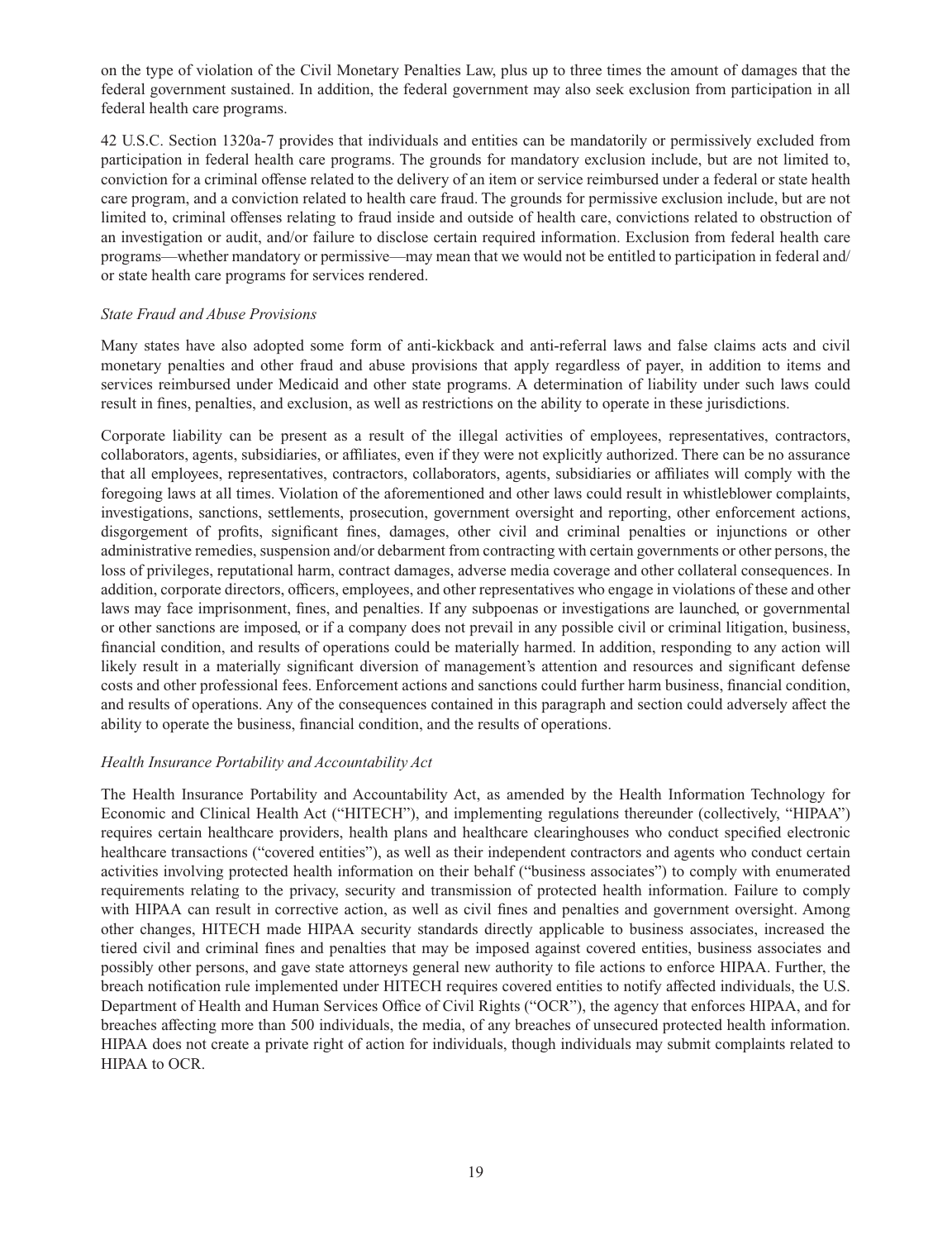on the type of violation of the Civil Monetary Penalties Law, plus up to three times the amount of damages that the federal government sustained. In addition, the federal government may also seek exclusion from participation in all federal health care programs.

42 U.S.C. Section 1320a-7 provides that individuals and entities can be mandatorily or permissively excluded from participation in federal health care programs. The grounds for mandatory exclusion include, but are not limited to, conviction for a criminal offense related to the delivery of an item or service reimbursed under a federal or state health care program, and a conviction related to health care fraud. The grounds for permissive exclusion include, but are not limited to, criminal offenses relating to fraud inside and outside of health care, convictions related to obstruction of an investigation or audit, and/or failure to disclose certain required information. Exclusion from federal health care programs—whether mandatory or permissive—may mean that we would not be entitled to participation in federal and/or state health care programs for services rendered.

*State Fraud and Abuse Provisions*

Many states have also adopted some form of anti-kickback and anti-referral laws and false claims acts and civil monetary penalties and other fraud and abuse provisions that apply regardless of payer, in addition to items and services reimbursed under Medicaid and other state programs. A determination of liability under such laws could result in fines, penalties, and exclusion, as well as restrictions on the ability to operate in these jurisdictions.

Corporate liability can be present as a result of the illegal activities of employees, representatives, contractors, collaborators, agents, subsidiaries, or affiliates, even if they were not explicitly authorized. There can be no assurance that all employees, representatives, contractors, collaborators, agents, subsidiaries or affiliates will comply with the foregoing laws at all times. Violation of the aforementioned and other laws could result in whistleblower complaints, investigations, sanctions, settlements, prosecution, government oversight and reporting, other enforcement actions, disgorgement of profits, significant fines, damages, other civil and criminal penalties or injunctions or other administrative remedies, suspension and/or debarment from contracting with certain governments or other persons, the loss of privileges, reputational harm, contract damages, adverse media coverage and other collateral consequences. In addition, corporate directors, officers, employees, and other representatives who engage in violations of these and other laws may face imprisonment, fines, and penalties. If any subpoenas or investigations are launched, or governmental or other sanctions are imposed, or if a company does not prevail in any possible civil or criminal litigation, business, financial condition, and results of operations could be materially harmed. In addition, responding to any action will likely result in a materially significant diversion of management's attention and resources and significant defense costs and other professional fees. Enforcement actions and sanctions could further harm business, financial condition, and results of operations. Any of the consequences contained in this paragraph and section could adversely affect the ability to operate the business, financial condition, and the results of operations.

*Health Insurance Portability and Accountability Act*

The Health Insurance Portability and Accountability Act, as amended by the Health Information Technology for Economic and Clinical Health Act ("HITECH"), and implementing regulations thereunder (collectively, "HIPAA") requires certain healthcare providers, health plans and healthcare clearinghouses who conduct specified electronic healthcare transactions ("covered entities"), as well as their independent contractors and agents who conduct certain activities involving protected health information on their behalf ("business associates") to comply with enumerated requirements relating to the privacy, security and transmission of protected health information. Failure to comply with HIPAA can result in corrective action, as well as civil fines and penalties and government oversight. Among other changes, HITECH made HIPAA security standards directly applicable to business associates, increased the tiered civil and criminal fines and penalties that may be imposed against covered entities, business associates and possibly other persons, and gave state attorneys general new authority to file actions to enforce HIPAA. Further, the breach notification rule implemented under HITECH requires covered entities to notify affected individuals, the U.S. Department of Health and Human Services Office of Civil Rights ("OCR"), the agency that enforces HIPAA, and for breaches affecting more than 500 individuals, the media, of any breaches of unsecured protected health information. HIPAA does not create a private right of action for individuals, though individuals may submit complaints related to HIPAA to OCR.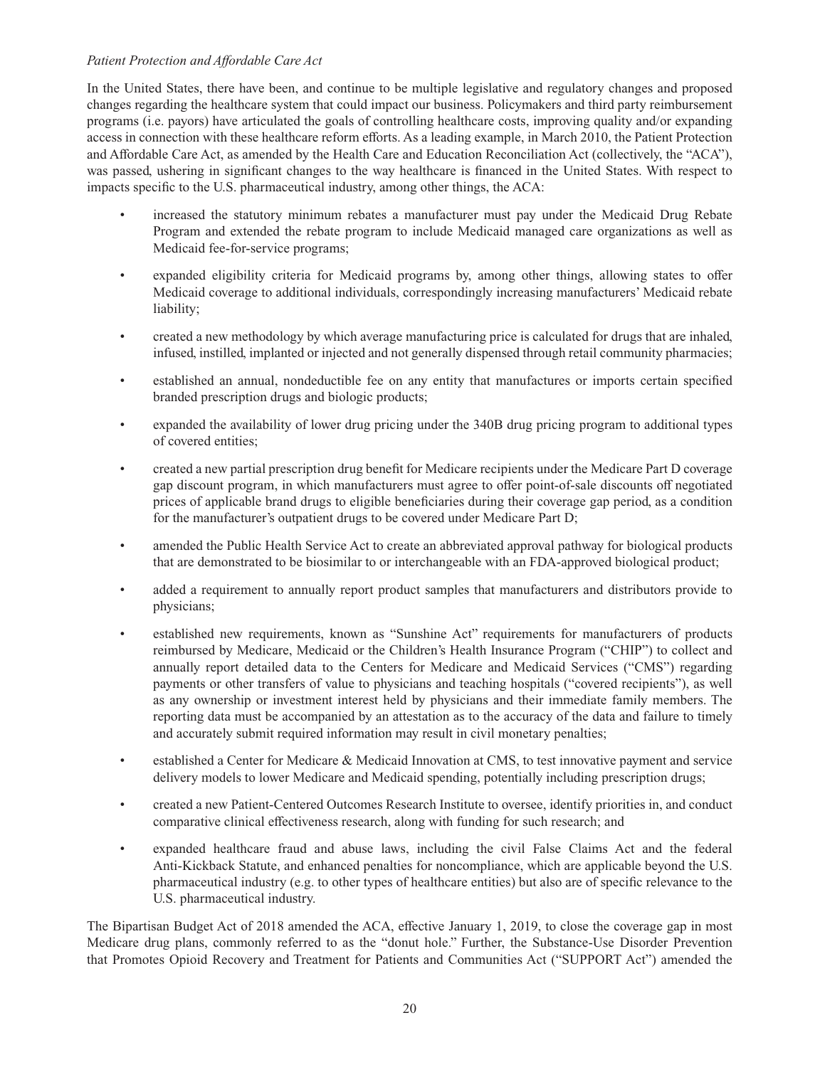*Patient Protection and Affordable Care Act*

In the United States, there have been, and continue to be multiple legislative and regulatory changes and proposed changes regarding the healthcare system that could impact our business. Policymakers and third party reimbursement programs (i.e. payors) have articulated the goals of controlling healthcare costs, improving quality and/or expanding access in connection with these healthcare reform efforts. As a leading example, in March 2010, the Patient Protection and Affordable Care Act, as amended by the Health Care and Education Reconciliation Act (collectively, the "ACA"), was passed, ushering in significant changes to the way healthcare is financed in the United States. With respect to impacts specific to the U.S. pharmaceutical industry, among other things, the ACA:

- increased the statutory minimum rebates a manufacturer must pay under the Medicaid Drug Rebate Program and extended the rebate program to include Medicaid managed care organizations as well as Medicaid fee-for-service programs;
- expanded eligibility criteria for Medicaid programs by, among other things, allowing states to offer Medicaid coverage to additional individuals, correspondingly increasing manufacturers' Medicaid rebate liability;
- created a new methodology by which average manufacturing price is calculated for drugs that are inhaled, infused, instilled, implanted or injected and not generally dispensed through retail community pharmacies;
- established an annual, nondeductible fee on any entity that manufactures or imports certain specified branded prescription drugs and biologic products;
- expanded the availability of lower drug pricing under the 340B drug pricing program to additional types of covered entities;
- created a new partial prescription drug benefit for Medicare recipients under the Medicare Part D coverage gap discount program, in which manufacturers must agree to offer point-of-sale discounts off negotiated prices of applicable brand drugs to eligible beneficiaries during their coverage gap period, as a condition for the manufacturer's outpatient drugs to be covered under Medicare Part D;
- amended the Public Health Service Act to create an abbreviated approval pathway for biological products that are demonstrated to be biosimilar to or interchangeable with an FDA-approved biological product;
- added a requirement to annually report product samples that manufacturers and distributors provide to physicians;
- established new requirements, known as "Sunshine Act" requirements for manufacturers of products reimbursed by Medicare, Medicaid or the Children's Health Insurance Program ("CHIP") to collect and annually report detailed data to the Centers for Medicare and Medicaid Services ("CMS") regarding payments or other transfers of value to physicians and teaching hospitals ("covered recipients"), as well as any ownership or investment interest held by physicians and their immediate family members. The reporting data must be accompanied by an attestation as to the accuracy of the data and failure to timely and accurately submit required information may result in civil monetary penalties;
- established a Center for Medicare & Medicaid Innovation at CMS, to test innovative payment and service delivery models to lower Medicare and Medicaid spending, potentially including prescription drugs;
- created a new Patient-Centered Outcomes Research Institute to oversee, identify priorities in, and conduct comparative clinical effectiveness research, along with funding for such research; and
- expanded healthcare fraud and abuse laws, including the civil False Claims Act and the federal Anti-Kickback Statute, and enhanced penalties for noncompliance, which are applicable beyond the U.S. pharmaceutical industry (e.g. to other types of healthcare entities) but also are of specific relevance to the U.S. pharmaceutical industry.

The Bipartisan Budget Act of 2018 amended the ACA, effective January 1, 2019, to close the coverage gap in most Medicare drug plans, commonly referred to as the "donut hole." Further, the Substance-Use Disorder Prevention that Promotes Opioid Recovery and Treatment for Patients and Communities Act ("SUPPORT Act") amended the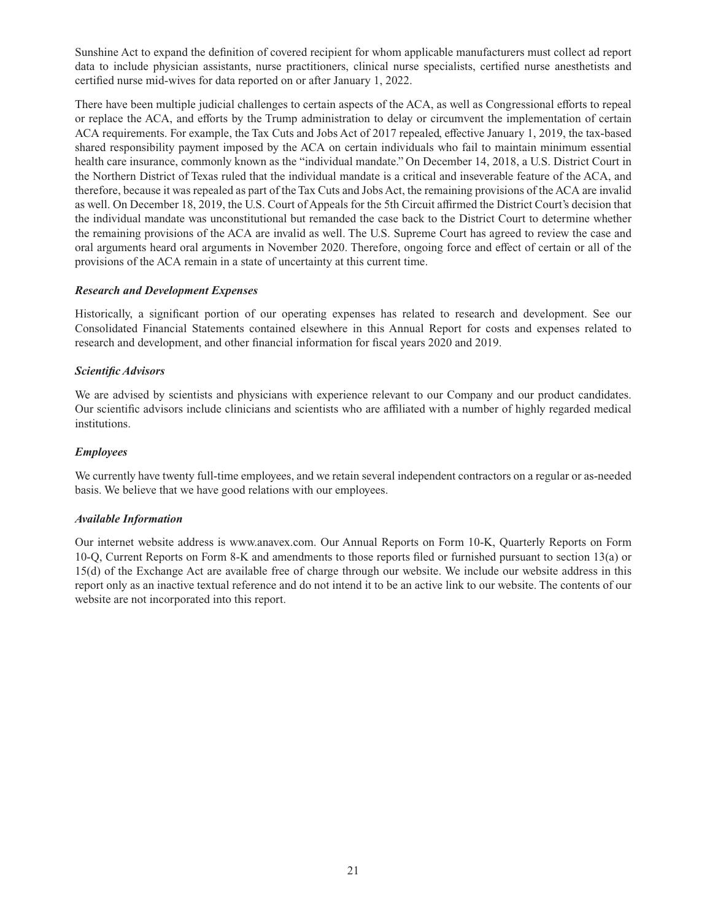Sunshine Act to expand the definition of covered recipient for whom applicable manufacturers must collect ad report data to include physician assistants, nurse practitioners, clinical nurse specialists, certified nurse anesthetists and certified nurse mid-wives for data reported on or after January 1, 2022.

There have been multiple judicial challenges to certain aspects of the ACA, as well as Congressional efforts to repeal or replace the ACA, and efforts by the Trump administration to delay or circumvent the implementation of certain ACA requirements. For example, the Tax Cuts and Jobs Act of 2017 repealed, effective January 1, 2019, the tax-based shared responsibility payment imposed by the ACA on certain individuals who fail to maintain minimum essential health care insurance, commonly known as the "individual mandate." On December 14, 2018, a U.S. District Court in the Northern District of Texas ruled that the individual mandate is a critical and inseverable feature of the ACA, and therefore, because it was repealed as part of the Tax Cuts and Jobs Act, the remaining provisions of the ACA are invalid as well. On December 18, 2019, the U.S. Court of Appeals for the 5th Circuit affirmed the District Court's decision that the individual mandate was unconstitutional but remanded the case back to the District Court to determine whether the remaining provisions of the ACA are invalid as well. The U.S. Supreme Court has agreed to review the case and oral arguments heard oral arguments in November 2020. Therefore, ongoing force and effect of certain or all of the provisions of the ACA remain in a state of uncertainty at this current time.

***Research and Development Expenses***

Historically, a significant portion of our operating expenses has related to research and development. See our Consolidated Financial Statements contained elsewhere in this Annual Report for costs and expenses related to research and development, and other financial information for fiscal years 2020 and 2019.

***Scientific Advisors***

We are advised by scientists and physicians with experience relevant to our Company and our product candidates. Our scientific advisors include clinicians and scientists who are affiliated with a number of highly regarded medical institutions.

***Employees***

We currently have twenty full-time employees, and we retain several independent contractors on a regular or as-needed basis. We believe that we have good relations with our employees.

***Available Information***

Our internet website address is www.anavex.com. Our Annual Reports on Form 10-K, Quarterly Reports on Form 10-Q, Current Reports on Form 8-K and amendments to those reports filed or furnished pursuant to section 13(a) or 15(d) of the Exchange Act are available free of charge through our website. We include our website address in this report only as an inactive textual reference and do not intend it to be an active link to our website. The contents of our website are not incorporated into this report.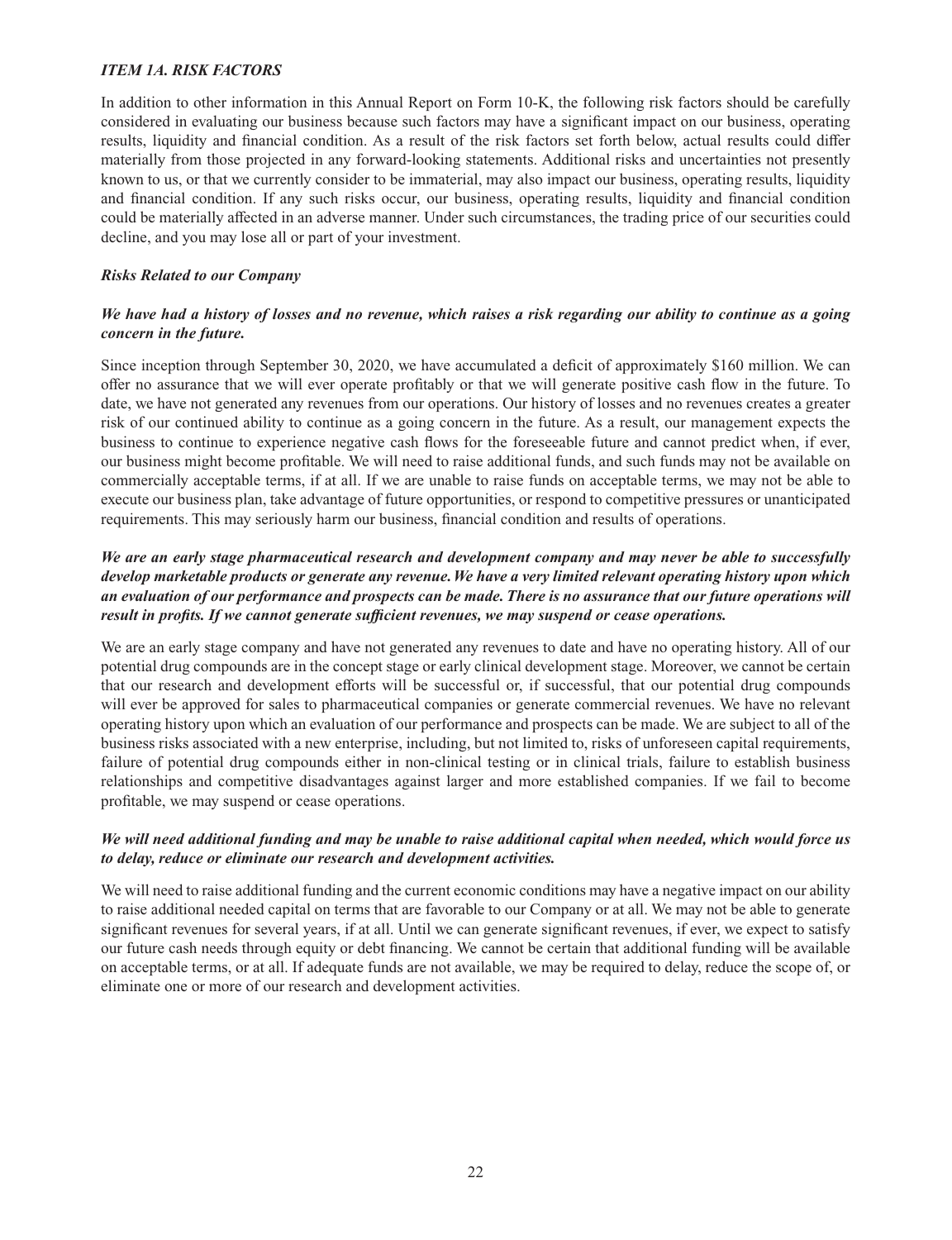## *ITEM 1A. RISK FACTORS*

In addition to other information in this Annual Report on Form 10-K, the following risk factors should be carefully considered in evaluating our business because such factors may have a significant impact on our business, operating results, liquidity and financial condition. As a result of the risk factors set forth below, actual results could differ materially from those projected in any forward-looking statements. Additional risks and uncertainties not presently known to us, or that we currently consider to be immaterial, may also impact our business, operating results, liquidity and financial condition. If any such risks occur, our business, operating results, liquidity and financial condition could be materially affected in an adverse manner. Under such circumstances, the trading price of our securities could decline, and you may lose all or part of your investment.

### *Risks Related to our Company*

***We have had a history of losses and no revenue, which raises a risk regarding our ability to continue as a going concern in the future.***

Since inception through September 30, 2020, we have accumulated a deficit of approximately $160 million. We can offer no assurance that we will ever operate profitably or that we will generate positive cash flow in the future. To date, we have not generated any revenues from our operations. Our history of losses and no revenues creates a greater risk of our continued ability to continue as a going concern in the future. As a result, our management expects the business to continue to experience negative cash flows for the foreseeable future and cannot predict when, if ever, our business might become profitable. We will need to raise additional funds, and such funds may not be available on commercially acceptable terms, if at all. If we are unable to raise funds on acceptable terms, we may not be able to execute our business plan, take advantage of future opportunities, or respond to competitive pressures or unanticipated requirements. This may seriously harm our business, financial condition and results of operations.

***We are an early stage pharmaceutical research and development company and may never be able to successfully develop marketable products or generate any revenue. We have a very limited relevant operating history upon which an evaluation of our performance and prospects can be made. There is no assurance that our future operations will result in profits. If we cannot generate sufficient revenues, we may suspend or cease operations.***

We are an early stage company and have not generated any revenues to date and have no operating history. All of our potential drug compounds are in the concept stage or early clinical development stage. Moreover, we cannot be certain that our research and development efforts will be successful or, if successful, that our potential drug compounds will ever be approved for sales to pharmaceutical companies or generate commercial revenues. We have no relevant operating history upon which an evaluation of our performance and prospects can be made. We are subject to all of the business risks associated with a new enterprise, including, but not limited to, risks of unforeseen capital requirements, failure of potential drug compounds either in non-clinical testing or in clinical trials, failure to establish business relationships and competitive disadvantages against larger and more established companies. If we fail to become profitable, we may suspend or cease operations.

***We will need additional funding and may be unable to raise additional capital when needed, which would force us to delay, reduce or eliminate our research and development activities.***

We will need to raise additional funding and the current economic conditions may have a negative impact on our ability to raise additional needed capital on terms that are favorable to our Company or at all. We may not be able to generate significant revenues for several years, if at all. Until we can generate significant revenues, if ever, we expect to satisfy our future cash needs through equity or debt financing. We cannot be certain that additional funding will be available on acceptable terms, or at all. If adequate funds are not available, we may be required to delay, reduce the scope of, or eliminate one or more of our research and development activities.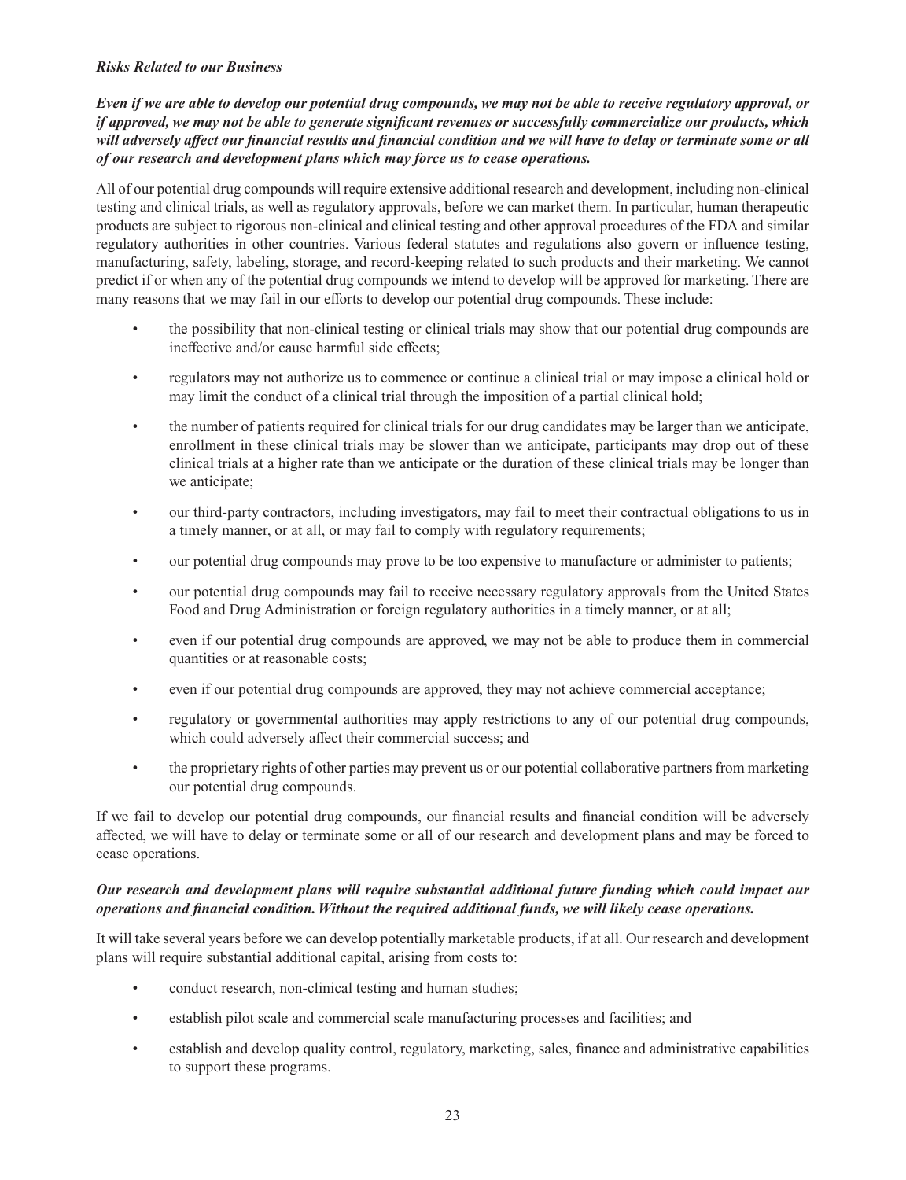*Risks Related to our Business*

***Even if we are able to develop our potential drug compounds, we may not be able to receive regulatory approval, or if approved, we may not be able to generate significant revenues or successfully commercialize our products, which will adversely affect our financial results and financial condition and we will have to delay or terminate some or all of our research and development plans which may force us to cease operations.***

All of our potential drug compounds will require extensive additional research and development, including non-clinical testing and clinical trials, as well as regulatory approvals, before we can market them. In particular, human therapeutic products are subject to rigorous non-clinical and clinical testing and other approval procedures of the FDA and similar regulatory authorities in other countries. Various federal statutes and regulations also govern or influence testing, manufacturing, safety, labeling, storage, and record-keeping related to such products and their marketing. We cannot predict if or when any of the potential drug compounds we intend to develop will be approved for marketing. There are many reasons that we may fail in our efforts to develop our potential drug compounds. These include:

- the possibility that non-clinical testing or clinical trials may show that our potential drug compounds are ineffective and/or cause harmful side effects;
- regulators may not authorize us to commence or continue a clinical trial or may impose a clinical hold or may limit the conduct of a clinical trial through the imposition of a partial clinical hold;
- the number of patients required for clinical trials for our drug candidates may be larger than we anticipate, enrollment in these clinical trials may be slower than we anticipate, participants may drop out of these clinical trials at a higher rate than we anticipate or the duration of these clinical trials may be longer than we anticipate;
- our third-party contractors, including investigators, may fail to meet their contractual obligations to us in a timely manner, or at all, or may fail to comply with regulatory requirements;
- our potential drug compounds may prove to be too expensive to manufacture or administer to patients;
- our potential drug compounds may fail to receive necessary regulatory approvals from the United States Food and Drug Administration or foreign regulatory authorities in a timely manner, or at all;
- even if our potential drug compounds are approved, we may not be able to produce them in commercial quantities or at reasonable costs;
- even if our potential drug compounds are approved, they may not achieve commercial acceptance;
- regulatory or governmental authorities may apply restrictions to any of our potential drug compounds, which could adversely affect their commercial success; and
- the proprietary rights of other parties may prevent us or our potential collaborative partners from marketing our potential drug compounds.

If we fail to develop our potential drug compounds, our financial results and financial condition will be adversely affected, we will have to delay or terminate some or all of our research and development plans and may be forced to cease operations.

***Our research and development plans will require substantial additional future funding which could impact our operations and financial condition. Without the required additional funds, we will likely cease operations.***

It will take several years before we can develop potentially marketable products, if at all. Our research and development plans will require substantial additional capital, arising from costs to:

- conduct research, non-clinical testing and human studies;
- establish pilot scale and commercial scale manufacturing processes and facilities; and
- establish and develop quality control, regulatory, marketing, sales, finance and administrative capabilities to support these programs.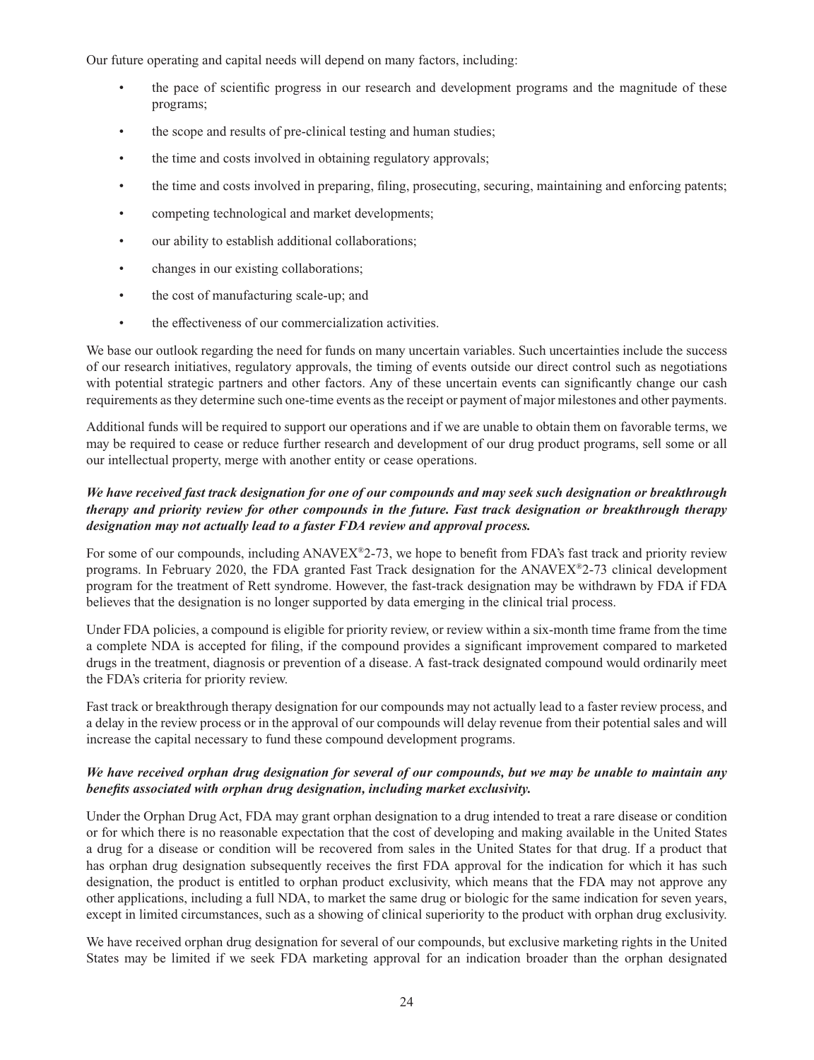Our future operating and capital needs will depend on many factors, including:

- the pace of scientific progress in our research and development programs and the magnitude of these programs;
- the scope and results of pre-clinical testing and human studies;
- the time and costs involved in obtaining regulatory approvals;
- the time and costs involved in preparing, filing, prosecuting, securing, maintaining and enforcing patents;
- competing technological and market developments;
- our ability to establish additional collaborations;
- changes in our existing collaborations;
- the cost of manufacturing scale-up; and
- the effectiveness of our commercialization activities.

We base our outlook regarding the need for funds on many uncertain variables. Such uncertainties include the success of our research initiatives, regulatory approvals, the timing of events outside our direct control such as negotiations with potential strategic partners and other factors. Any of these uncertain events can significantly change our cash requirements as they determine such one-time events as the receipt or payment of major milestones and other payments.

Additional funds will be required to support our operations and if we are unable to obtain them on favorable terms, we may be required to cease or reduce further research and development of our drug product programs, sell some or all our intellectual property, merge with another entity or cease operations.

***We have received fast track designation for one of our compounds and may seek such designation or breakthrough therapy and priority review for other compounds in the future. Fast track designation or breakthrough therapy designation may not actually lead to a faster FDA review and approval process.***

For some of our compounds, including ANAVEX®2-73, we hope to benefit from FDA's fast track and priority review programs. In February 2020, the FDA granted Fast Track designation for the ANAVEX®2-73 clinical development program for the treatment of Rett syndrome. However, the fast-track designation may be withdrawn by FDA if FDA believes that the designation is no longer supported by data emerging in the clinical trial process.

Under FDA policies, a compound is eligible for priority review, or review within a six-month time frame from the time a complete NDA is accepted for filing, if the compound provides a significant improvement compared to marketed drugs in the treatment, diagnosis or prevention of a disease. A fast-track designated compound would ordinarily meet the FDA's criteria for priority review.

Fast track or breakthrough therapy designation for our compounds may not actually lead to a faster review process, and a delay in the review process or in the approval of our compounds will delay revenue from their potential sales and will increase the capital necessary to fund these compound development programs.

***We have received orphan drug designation for several of our compounds, but we may be unable to maintain any benefits associated with orphan drug designation, including market exclusivity.***

Under the Orphan Drug Act, FDA may grant orphan designation to a drug intended to treat a rare disease or condition or for which there is no reasonable expectation that the cost of developing and making available in the United States a drug for a disease or condition will be recovered from sales in the United States for that drug. If a product that has orphan drug designation subsequently receives the first FDA approval for the indication for which it has such designation, the product is entitled to orphan product exclusivity, which means that the FDA may not approve any other applications, including a full NDA, to market the same drug or biologic for the same indication for seven years, except in limited circumstances, such as a showing of clinical superiority to the product with orphan drug exclusivity.

We have received orphan drug designation for several of our compounds, but exclusive marketing rights in the United States may be limited if we seek FDA marketing approval for an indication broader than the orphan designated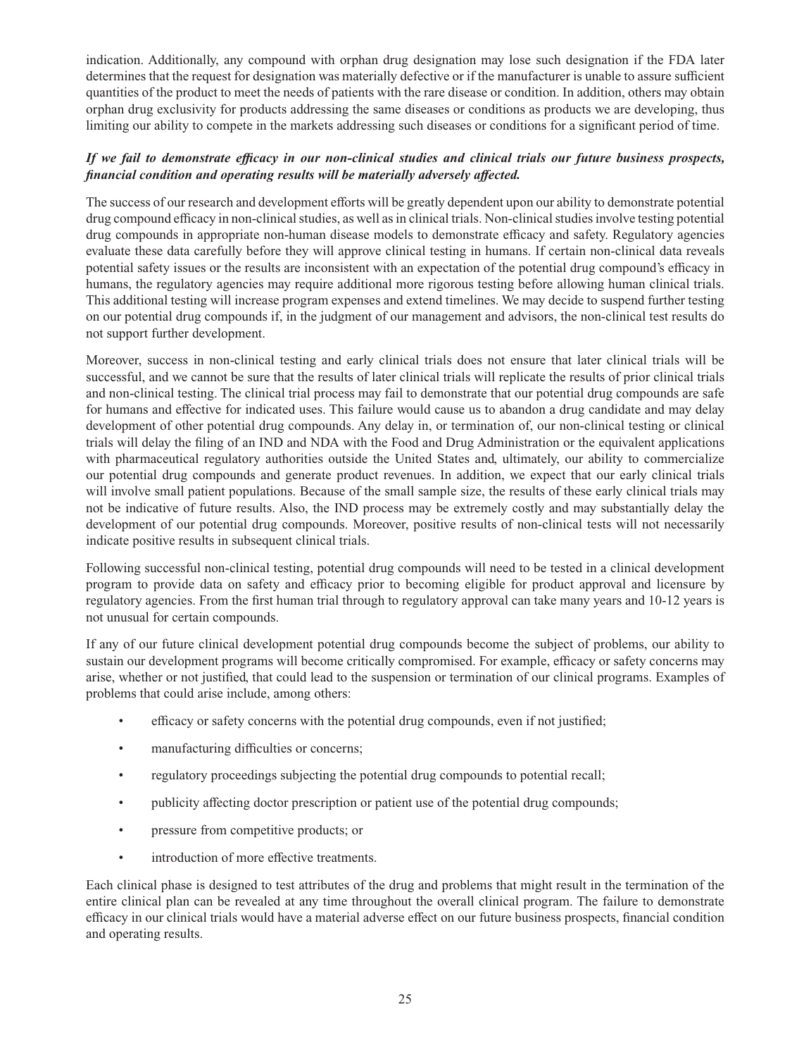indication. Additionally, any compound with orphan drug designation may lose such designation if the FDA later determines that the request for designation was materially defective or if the manufacturer is unable to assure sufficient quantities of the product to meet the needs of patients with the rare disease or condition. In addition, others may obtain orphan drug exclusivity for products addressing the same diseases or conditions as products we are developing, thus limiting our ability to compete in the markets addressing such diseases or conditions for a significant period of time.

***If we fail to demonstrate efficacy in our non-clinical studies and clinical trials our future business prospects, financial condition and operating results will be materially adversely affected.***

The success of our research and development efforts will be greatly dependent upon our ability to demonstrate potential drug compound efficacy in non-clinical studies, as well as in clinical trials. Non-clinical studies involve testing potential drug compounds in appropriate non-human disease models to demonstrate efficacy and safety. Regulatory agencies evaluate these data carefully before they will approve clinical testing in humans. If certain non-clinical data reveals potential safety issues or the results are inconsistent with an expectation of the potential drug compound's efficacy in humans, the regulatory agencies may require additional more rigorous testing before allowing human clinical trials. This additional testing will increase program expenses and extend timelines. We may decide to suspend further testing on our potential drug compounds if, in the judgment of our management and advisors, the non-clinical test results do not support further development.

Moreover, success in non-clinical testing and early clinical trials does not ensure that later clinical trials will be successful, and we cannot be sure that the results of later clinical trials will replicate the results of prior clinical trials and non-clinical testing. The clinical trial process may fail to demonstrate that our potential drug compounds are safe for humans and effective for indicated uses. This failure would cause us to abandon a drug candidate and may delay development of other potential drug compounds. Any delay in, or termination of, our non-clinical testing or clinical trials will delay the filing of an IND and NDA with the Food and Drug Administration or the equivalent applications with pharmaceutical regulatory authorities outside the United States and, ultimately, our ability to commercialize our potential drug compounds and generate product revenues. In addition, we expect that our early clinical trials will involve small patient populations. Because of the small sample size, the results of these early clinical trials may not be indicative of future results. Also, the IND process may be extremely costly and may substantially delay the development of our potential drug compounds. Moreover, positive results of non-clinical tests will not necessarily indicate positive results in subsequent clinical trials.

Following successful non-clinical testing, potential drug compounds will need to be tested in a clinical development program to provide data on safety and efficacy prior to becoming eligible for product approval and licensure by regulatory agencies. From the first human trial through to regulatory approval can take many years and 10-12 years is not unusual for certain compounds.

If any of our future clinical development potential drug compounds become the subject of problems, our ability to sustain our development programs will become critically compromised. For example, efficacy or safety concerns may arise, whether or not justified, that could lead to the suspension or termination of our clinical programs. Examples of problems that could arise include, among others:

- efficacy or safety concerns with the potential drug compounds, even if not justified;
- manufacturing difficulties or concerns;
- regulatory proceedings subjecting the potential drug compounds to potential recall;
- publicity affecting doctor prescription or patient use of the potential drug compounds;
- pressure from competitive products; or
- introduction of more effective treatments.

Each clinical phase is designed to test attributes of the drug and problems that might result in the termination of the entire clinical plan can be revealed at any time throughout the overall clinical program. The failure to demonstrate efficacy in our clinical trials would have a material adverse effect on our future business prospects, financial condition and operating results.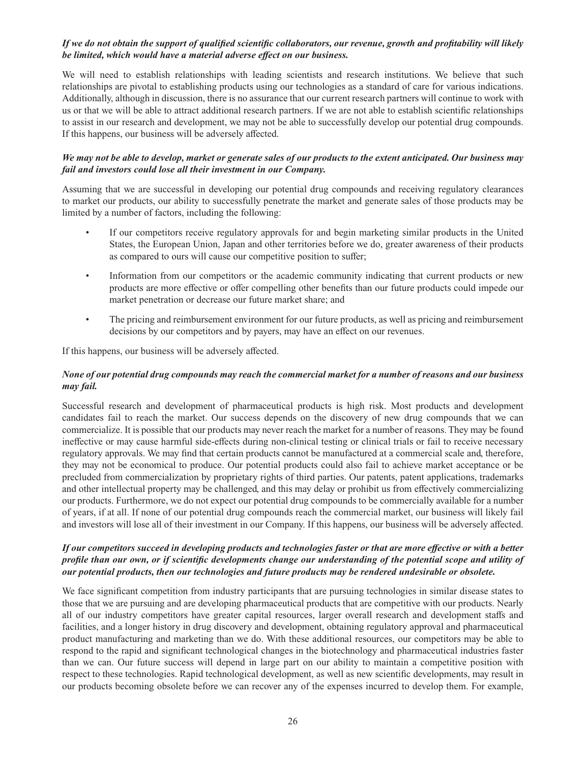***If we do not obtain the support of qualified scientific collaborators, our revenue, growth and profitability will likely be limited, which would have a material adverse effect on our business.***

We will need to establish relationships with leading scientists and research institutions. We believe that such relationships are pivotal to establishing products using our technologies as a standard of care for various indications. Additionally, although in discussion, there is no assurance that our current research partners will continue to work with us or that we will be able to attract additional research partners. If we are not able to establish scientific relationships to assist in our research and development, we may not be able to successfully develop our potential drug compounds. If this happens, our business will be adversely affected.

***We may not be able to develop, market or generate sales of our products to the extent anticipated. Our business may fail and investors could lose all their investment in our Company.***

Assuming that we are successful in developing our potential drug compounds and receiving regulatory clearances to market our products, our ability to successfully penetrate the market and generate sales of those products may be limited by a number of factors, including the following:

- If our competitors receive regulatory approvals for and begin marketing similar products in the United States, the European Union, Japan and other territories before we do, greater awareness of their products as compared to ours will cause our competitive position to suffer;
- Information from our competitors or the academic community indicating that current products or new products are more effective or offer compelling other benefits than our future products could impede our market penetration or decrease our future market share; and
- The pricing and reimbursement environment for our future products, as well as pricing and reimbursement decisions by our competitors and by payers, may have an effect on our revenues.

If this happens, our business will be adversely affected.

***None of our potential drug compounds may reach the commercial market for a number of reasons and our business may fail.***

Successful research and development of pharmaceutical products is high risk. Most products and development candidates fail to reach the market. Our success depends on the discovery of new drug compounds that we can commercialize. It is possible that our products may never reach the market for a number of reasons. They may be found ineffective or may cause harmful side-effects during non-clinical testing or clinical trials or fail to receive necessary regulatory approvals. We may find that certain products cannot be manufactured at a commercial scale and, therefore, they may not be economical to produce. Our potential products could also fail to achieve market acceptance or be precluded from commercialization by proprietary rights of third parties. Our patents, patent applications, trademarks and other intellectual property may be challenged, and this may delay or prohibit us from effectively commercializing our products. Furthermore, we do not expect our potential drug compounds to be commercially available for a number of years, if at all. If none of our potential drug compounds reach the commercial market, our business will likely fail and investors will lose all of their investment in our Company. If this happens, our business will be adversely affected.

***If our competitors succeed in developing products and technologies faster or that are more effective or with a better profile than our own, or if scientific developments change our understanding of the potential scope and utility of our potential products, then our technologies and future products may be rendered undesirable or obsolete.***

We face significant competition from industry participants that are pursuing technologies in similar disease states to those that we are pursuing and are developing pharmaceutical products that are competitive with our products. Nearly all of our industry competitors have greater capital resources, larger overall research and development staffs and facilities, and a longer history in drug discovery and development, obtaining regulatory approval and pharmaceutical product manufacturing and marketing than we do. With these additional resources, our competitors may be able to respond to the rapid and significant technological changes in the biotechnology and pharmaceutical industries faster than we can. Our future success will depend in large part on our ability to maintain a competitive position with respect to these technologies. Rapid technological development, as well as new scientific developments, may result in our products becoming obsolete before we can recover any of the expenses incurred to develop them. For example,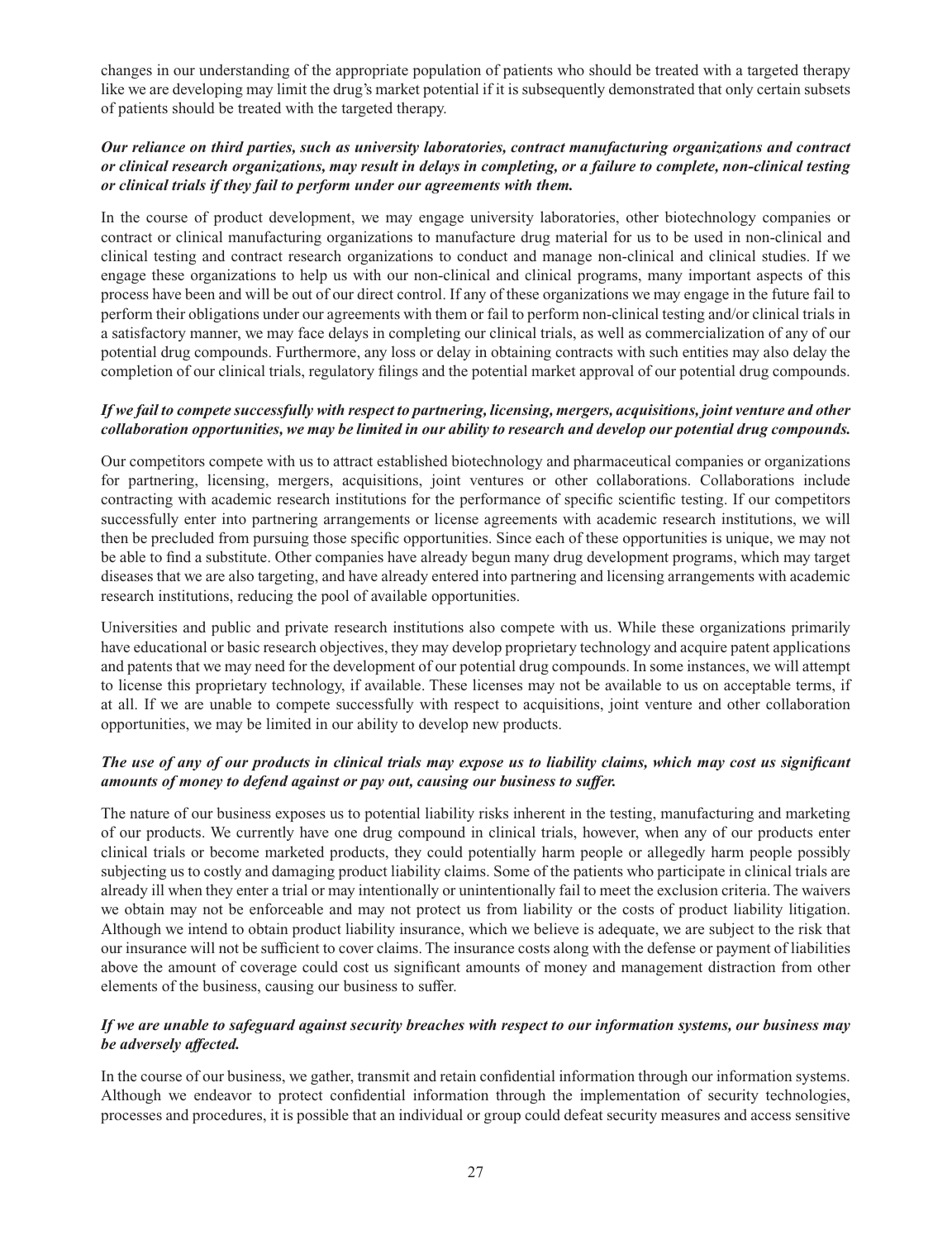changes in our understanding of the appropriate population of patients who should be treated with a targeted therapy like we are developing may limit the drug's market potential if it is subsequently demonstrated that only certain subsets of patients should be treated with the targeted therapy.

***Our reliance on third parties, such as university laboratories, contract manufacturing organizations and contract or clinical research organizations, may result in delays in completing, or a failure to complete, non-clinical testing or clinical trials if they fail to perform under our agreements with them.***

In the course of product development, we may engage university laboratories, other biotechnology companies or contract or clinical manufacturing organizations to manufacture drug material for us to be used in non-clinical and clinical testing and contract research organizations to conduct and manage non-clinical and clinical studies. If we engage these organizations to help us with our non-clinical and clinical programs, many important aspects of this process have been and will be out of our direct control. If any of these organizations we may engage in the future fail to perform their obligations under our agreements with them or fail to perform non-clinical testing and/or clinical trials in a satisfactory manner, we may face delays in completing our clinical trials, as well as commercialization of any of our potential drug compounds. Furthermore, any loss or delay in obtaining contracts with such entities may also delay the completion of our clinical trials, regulatory filings and the potential market approval of our potential drug compounds.

***If we fail to compete successfully with respect to partnering, licensing, mergers, acquisitions, joint venture and other collaboration opportunities, we may be limited in our ability to research and develop our potential drug compounds.***

Our competitors compete with us to attract established biotechnology and pharmaceutical companies or organizations for partnering, licensing, mergers, acquisitions, joint ventures or other collaborations. Collaborations include contracting with academic research institutions for the performance of specific scientific testing. If our competitors successfully enter into partnering arrangements or license agreements with academic research institutions, we will then be precluded from pursuing those specific opportunities. Since each of these opportunities is unique, we may not be able to find a substitute. Other companies have already begun many drug development programs, which may target diseases that we are also targeting, and have already entered into partnering and licensing arrangements with academic research institutions, reducing the pool of available opportunities.

Universities and public and private research institutions also compete with us. While these organizations primarily have educational or basic research objectives, they may develop proprietary technology and acquire patent applications and patents that we may need for the development of our potential drug compounds. In some instances, we will attempt to license this proprietary technology, if available. These licenses may not be available to us on acceptable terms, if at all. If we are unable to compete successfully with respect to acquisitions, joint venture and other collaboration opportunities, we may be limited in our ability to develop new products.

***The use of any of our products in clinical trials may expose us to liability claims, which may cost us significant amounts of money to defend against or pay out, causing our business to suffer.***

The nature of our business exposes us to potential liability risks inherent in the testing, manufacturing and marketing of our products. We currently have one drug compound in clinical trials, however, when any of our products enter clinical trials or become marketed products, they could potentially harm people or allegedly harm people possibly subjecting us to costly and damaging product liability claims. Some of the patients who participate in clinical trials are already ill when they enter a trial or may intentionally or unintentionally fail to meet the exclusion criteria. The waivers we obtain may not be enforceable and may not protect us from liability or the costs of product liability litigation. Although we intend to obtain product liability insurance, which we believe is adequate, we are subject to the risk that our insurance will not be sufficient to cover claims. The insurance costs along with the defense or payment of liabilities above the amount of coverage could cost us significant amounts of money and management distraction from other elements of the business, causing our business to suffer.

***If we are unable to safeguard against security breaches with respect to our information systems, our business may be adversely affected.***

In the course of our business, we gather, transmit and retain confidential information through our information systems. Although we endeavor to protect confidential information through the implementation of security technologies, processes and procedures, it is possible that an individual or group could defeat security measures and access sensitive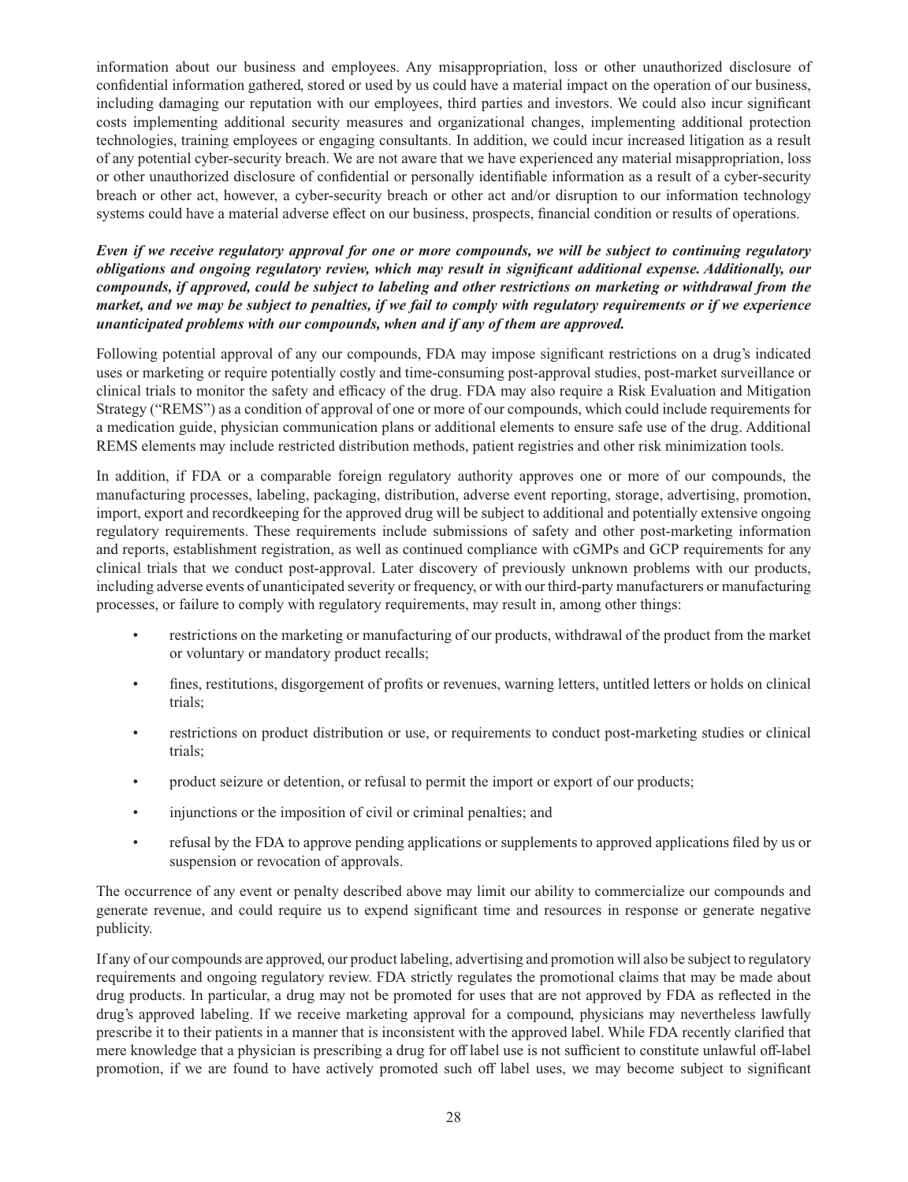information about our business and employees. Any misappropriation, loss or other unauthorized disclosure of confidential information gathered, stored or used by us could have a material impact on the operation of our business, including damaging our reputation with our employees, third parties and investors. We could also incur significant costs implementing additional security measures and organizational changes, implementing additional protection technologies, training employees or engaging consultants. In addition, we could incur increased litigation as a result of any potential cyber-security breach. We are not aware that we have experienced any material misappropriation, loss or other unauthorized disclosure of confidential or personally identifiable information as a result of a cyber-security breach or other act, however, a cyber-security breach or other act and/or disruption to our information technology systems could have a material adverse effect on our business, prospects, financial condition or results of operations.

***Even if we receive regulatory approval for one or more compounds, we will be subject to continuing regulatory obligations and ongoing regulatory review, which may result in significant additional expense. Additionally, our compounds, if approved, could be subject to labeling and other restrictions on marketing or withdrawal from the market, and we may be subject to penalties, if we fail to comply with regulatory requirements or if we experience unanticipated problems with our compounds, when and if any of them are approved.***

Following potential approval of any our compounds, FDA may impose significant restrictions on a drug's indicated uses or marketing or require potentially costly and time-consuming post-approval studies, post-market surveillance or clinical trials to monitor the safety and efficacy of the drug. FDA may also require a Risk Evaluation and Mitigation Strategy ("REMS") as a condition of approval of one or more of our compounds, which could include requirements for a medication guide, physician communication plans or additional elements to ensure safe use of the drug. Additional REMS elements may include restricted distribution methods, patient registries and other risk minimization tools.

In addition, if FDA or a comparable foreign regulatory authority approves one or more of our compounds, the manufacturing processes, labeling, packaging, distribution, adverse event reporting, storage, advertising, promotion, import, export and recordkeeping for the approved drug will be subject to additional and potentially extensive ongoing regulatory requirements. These requirements include submissions of safety and other post-marketing information and reports, establishment registration, as well as continued compliance with cGMPs and GCP requirements for any clinical trials that we conduct post-approval. Later discovery of previously unknown problems with our products, including adverse events of unanticipated severity or frequency, or with our third-party manufacturers or manufacturing processes, or failure to comply with regulatory requirements, may result in, among other things:

- restrictions on the marketing or manufacturing of our products, withdrawal of the product from the market or voluntary or mandatory product recalls;
- fines, restitutions, disgorgement of profits or revenues, warning letters, untitled letters or holds on clinical trials;
- restrictions on product distribution or use, or requirements to conduct post-marketing studies or clinical trials;
- product seizure or detention, or refusal to permit the import or export of our products;
- injunctions or the imposition of civil or criminal penalties; and
- refusal by the FDA to approve pending applications or supplements to approved applications filed by us or suspension or revocation of approvals.

The occurrence of any event or penalty described above may limit our ability to commercialize our compounds and generate revenue, and could require us to expend significant time and resources in response or generate negative publicity.

If any of our compounds are approved, our product labeling, advertising and promotion will also be subject to regulatory requirements and ongoing regulatory review. FDA strictly regulates the promotional claims that may be made about drug products. In particular, a drug may not be promoted for uses that are not approved by FDA as reflected in the drug's approved labeling. If we receive marketing approval for a compound, physicians may nevertheless lawfully prescribe it to their patients in a manner that is inconsistent with the approved label. While FDA recently clarified that mere knowledge that a physician is prescribing a drug for off label use is not sufficient to constitute unlawful off-label promotion, if we are found to have actively promoted such off label uses, we may become subject to significant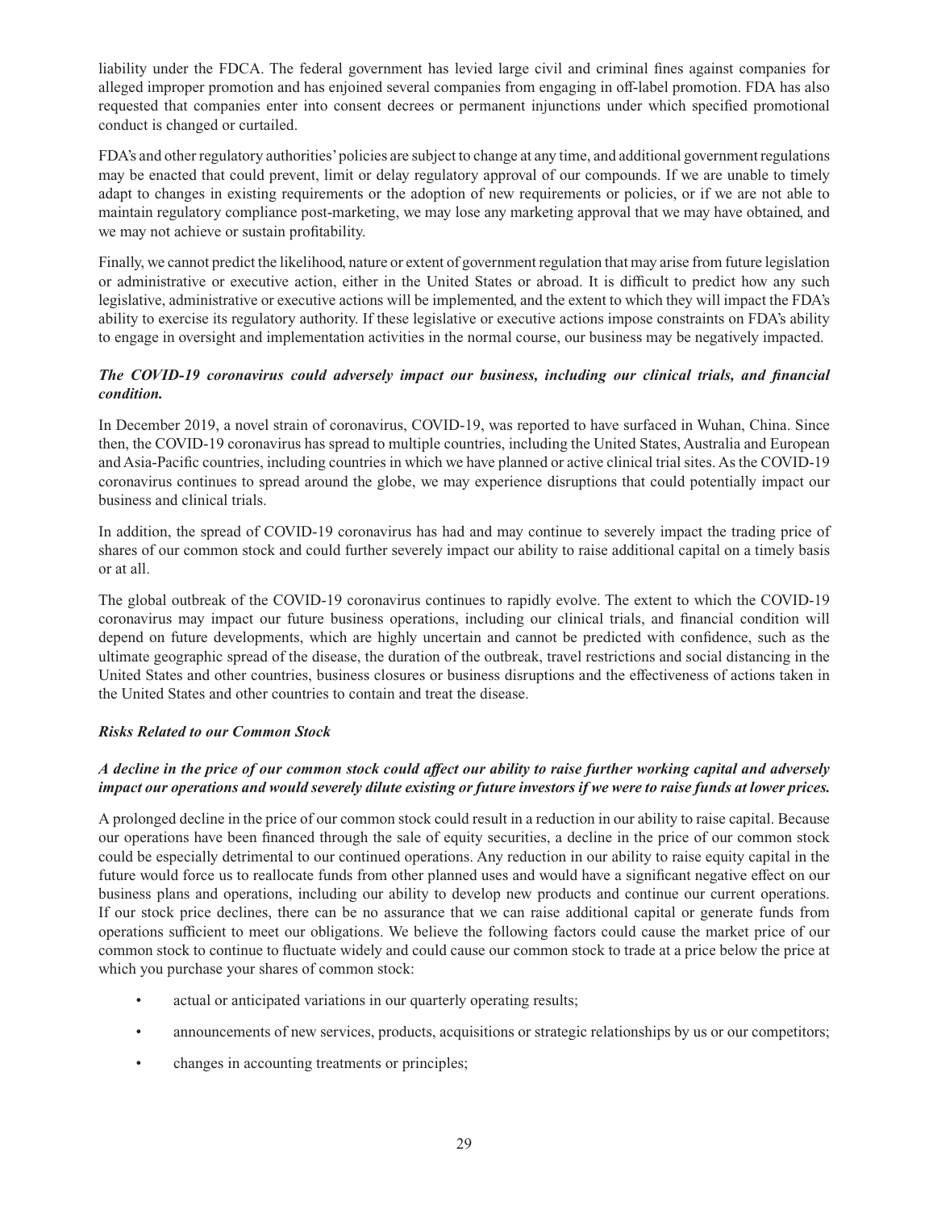liability under the FDCA. The federal government has levied large civil and criminal fines against companies for alleged improper promotion and has enjoined several companies from engaging in off-label promotion. FDA has also requested that companies enter into consent decrees or permanent injunctions under which specified promotional conduct is changed or curtailed.

FDA's and other regulatory authorities' policies are subject to change at any time, and additional government regulations may be enacted that could prevent, limit or delay regulatory approval of our compounds. If we are unable to timely adapt to changes in existing requirements or the adoption of new requirements or policies, or if we are not able to maintain regulatory compliance post-marketing, we may lose any marketing approval that we may have obtained, and we may not achieve or sustain profitability.

Finally, we cannot predict the likelihood, nature or extent of government regulation that may arise from future legislation or administrative or executive action, either in the United States or abroad. It is difficult to predict how any such legislative, administrative or executive actions will be implemented, and the extent to which they will impact the FDA's ability to exercise its regulatory authority. If these legislative or executive actions impose constraints on FDA's ability to engage in oversight and implementation activities in the normal course, our business may be negatively impacted.

***The COVID-19 coronavirus could adversely impact our business, including our clinical trials, and financial condition.***

In December 2019, a novel strain of coronavirus, COVID-19, was reported to have surfaced in Wuhan, China. Since then, the COVID-19 coronavirus has spread to multiple countries, including the United States, Australia and European and Asia-Pacific countries, including countries in which we have planned or active clinical trial sites. As the COVID-19 coronavirus continues to spread around the globe, we may experience disruptions that could potentially impact our business and clinical trials.

In addition, the spread of COVID-19 coronavirus has had and may continue to severely impact the trading price of shares of our common stock and could further severely impact our ability to raise additional capital on a timely basis or at all.

The global outbreak of the COVID-19 coronavirus continues to rapidly evolve. The extent to which the COVID-19 coronavirus may impact our future business operations, including our clinical trials, and financial condition will depend on future developments, which are highly uncertain and cannot be predicted with confidence, such as the ultimate geographic spread of the disease, the duration of the outbreak, travel restrictions and social distancing in the United States and other countries, business closures or business disruptions and the effectiveness of actions taken in the United States and other countries to contain and treat the disease.

***Risks Related to our Common Stock***

***A decline in the price of our common stock could affect our ability to raise further working capital and adversely impact our operations and would severely dilute existing or future investors if we were to raise funds at lower prices.***

A prolonged decline in the price of our common stock could result in a reduction in our ability to raise capital. Because our operations have been financed through the sale of equity securities, a decline in the price of our common stock could be especially detrimental to our continued operations. Any reduction in our ability to raise equity capital in the future would force us to reallocate funds from other planned uses and would have a significant negative effect on our business plans and operations, including our ability to develop new products and continue our current operations. If our stock price declines, there can be no assurance that we can raise additional capital or generate funds from operations sufficient to meet our obligations. We believe the following factors could cause the market price of our common stock to continue to fluctuate widely and could cause our common stock to trade at a price below the price at which you purchase your shares of common stock:

- actual or anticipated variations in our quarterly operating results;
- announcements of new services, products, acquisitions or strategic relationships by us or our competitors;
- changes in accounting treatments or principles;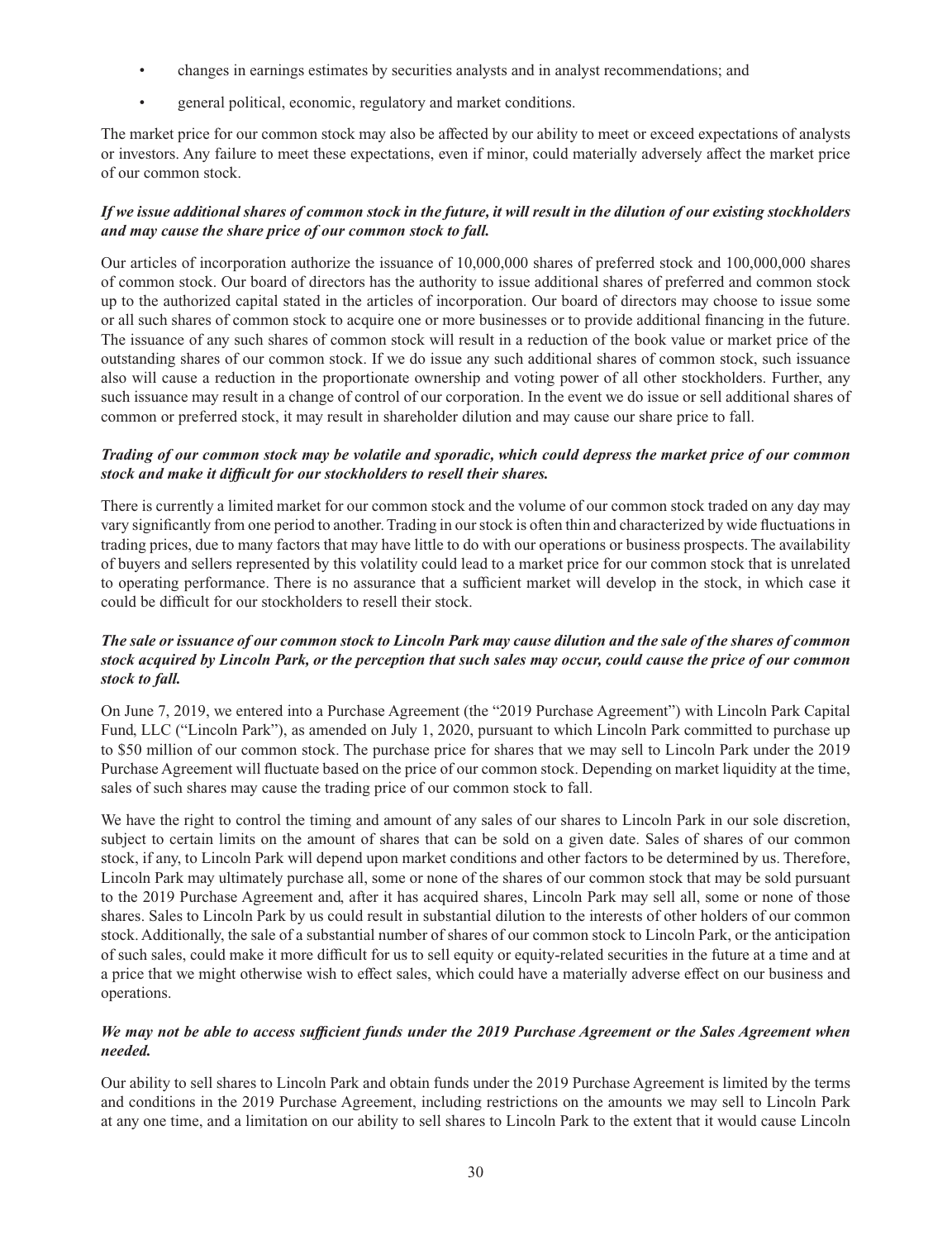- changes in earnings estimates by securities analysts and in analyst recommendations; and
- general political, economic, regulatory and market conditions.

The market price for our common stock may also be affected by our ability to meet or exceed expectations of analysts or investors. Any failure to meet these expectations, even if minor, could materially adversely affect the market price of our common stock.

***If we issue additional shares of common stock in the future, it will result in the dilution of our existing stockholders and may cause the share price of our common stock to fall.***

Our articles of incorporation authorize the issuance of 10,000,000 shares of preferred stock and 100,000,000 shares of common stock. Our board of directors has the authority to issue additional shares of preferred and common stock up to the authorized capital stated in the articles of incorporation. Our board of directors may choose to issue some or all such shares of common stock to acquire one or more businesses or to provide additional financing in the future. The issuance of any such shares of common stock will result in a reduction of the book value or market price of the outstanding shares of our common stock. If we do issue any such additional shares of common stock, such issuance also will cause a reduction in the proportionate ownership and voting power of all other stockholders. Further, any such issuance may result in a change of control of our corporation. In the event we do issue or sell additional shares of common or preferred stock, it may result in shareholder dilution and may cause our share price to fall.

***Trading of our common stock may be volatile and sporadic, which could depress the market price of our common stock and make it difficult for our stockholders to resell their shares.***

There is currently a limited market for our common stock and the volume of our common stock traded on any day may vary significantly from one period to another. Trading in our stock is often thin and characterized by wide fluctuations in trading prices, due to many factors that may have little to do with our operations or business prospects. The availability of buyers and sellers represented by this volatility could lead to a market price for our common stock that is unrelated to operating performance. There is no assurance that a sufficient market will develop in the stock, in which case it could be difficult for our stockholders to resell their stock.

***The sale or issuance of our common stock to Lincoln Park may cause dilution and the sale of the shares of common stock acquired by Lincoln Park, or the perception that such sales may occur, could cause the price of our common stock to fall.***

On June 7, 2019, we entered into a Purchase Agreement (the "2019 Purchase Agreement") with Lincoln Park Capital Fund, LLC ("Lincoln Park"), as amended on July 1, 2020, pursuant to which Lincoln Park committed to purchase up to $50 million of our common stock. The purchase price for shares that we may sell to Lincoln Park under the 2019 Purchase Agreement will fluctuate based on the price of our common stock. Depending on market liquidity at the time, sales of such shares may cause the trading price of our common stock to fall.

We have the right to control the timing and amount of any sales of our shares to Lincoln Park in our sole discretion, subject to certain limits on the amount of shares that can be sold on a given date. Sales of shares of our common stock, if any, to Lincoln Park will depend upon market conditions and other factors to be determined by us. Therefore, Lincoln Park may ultimately purchase all, some or none of the shares of our common stock that may be sold pursuant to the 2019 Purchase Agreement and, after it has acquired shares, Lincoln Park may sell all, some or none of those shares. Sales to Lincoln Park by us could result in substantial dilution to the interests of other holders of our common stock. Additionally, the sale of a substantial number of shares of our common stock to Lincoln Park, or the anticipation of such sales, could make it more difficult for us to sell equity or equity-related securities in the future at a time and at a price that we might otherwise wish to effect sales, which could have a materially adverse effect on our business and operations.

***We may not be able to access sufficient funds under the 2019 Purchase Agreement or the Sales Agreement when needed.***

Our ability to sell shares to Lincoln Park and obtain funds under the 2019 Purchase Agreement is limited by the terms and conditions in the 2019 Purchase Agreement, including restrictions on the amounts we may sell to Lincoln Park at any one time, and a limitation on our ability to sell shares to Lincoln Park to the extent that it would cause Lincoln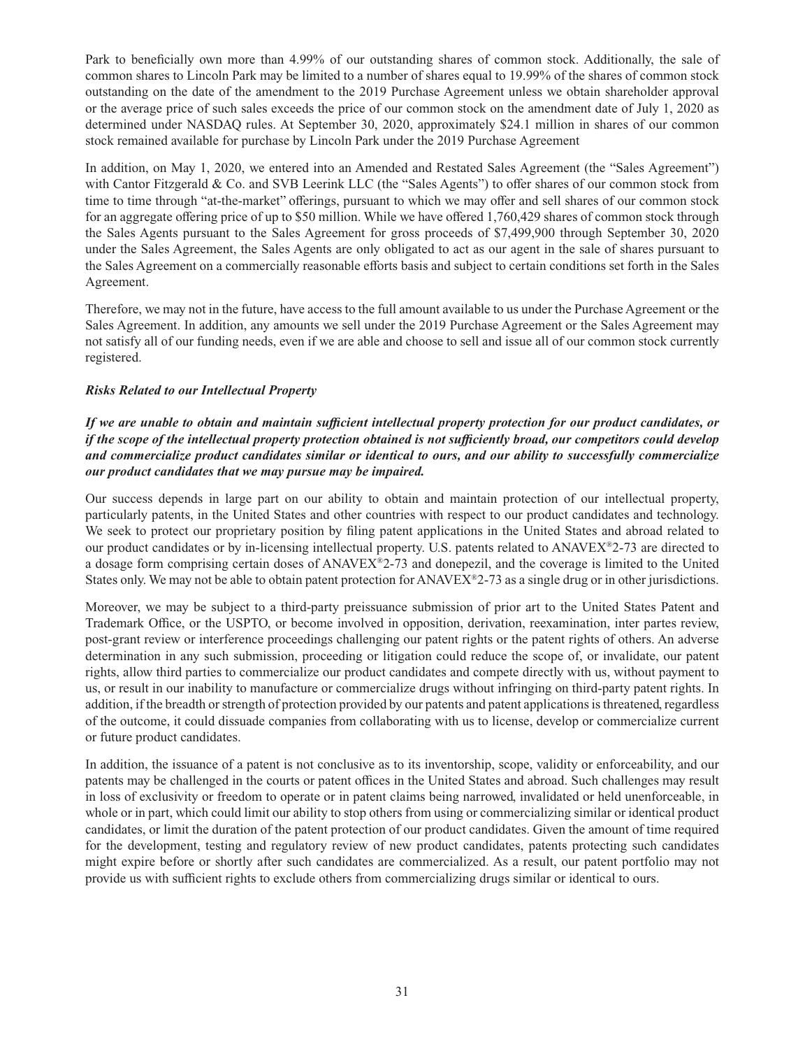Park to beneficially own more than 4.99% of our outstanding shares of common stock. Additionally, the sale of common shares to Lincoln Park may be limited to a number of shares equal to 19.99% of the shares of common stock outstanding on the date of the amendment to the 2019 Purchase Agreement unless we obtain shareholder approval or the average price of such sales exceeds the price of our common stock on the amendment date of July 1, 2020 as determined under NASDAQ rules. At September 30, 2020, approximately $24.1 million in shares of our common stock remained available for purchase by Lincoln Park under the 2019 Purchase Agreement

In addition, on May 1, 2020, we entered into an Amended and Restated Sales Agreement (the "Sales Agreement") with Cantor Fitzgerald & Co. and SVB Leerink LLC (the "Sales Agents") to offer shares of our common stock from time to time through "at-the-market" offerings, pursuant to which we may offer and sell shares of our common stock for an aggregate offering price of up to $50 million. While we have offered 1,760,429 shares of common stock through the Sales Agents pursuant to the Sales Agreement for gross proceeds of $7,499,900 through September 30, 2020 under the Sales Agreement, the Sales Agents are only obligated to act as our agent in the sale of shares pursuant to the Sales Agreement on a commercially reasonable efforts basis and subject to certain conditions set forth in the Sales Agreement.

Therefore, we may not in the future, have access to the full amount available to us under the Purchase Agreement or the Sales Agreement. In addition, any amounts we sell under the 2019 Purchase Agreement or the Sales Agreement may not satisfy all of our funding needs, even if we are able and choose to sell and issue all of our common stock currently registered.

***Risks Related to our Intellectual Property***

***If we are unable to obtain and maintain sufficient intellectual property protection for our product candidates, or if the scope of the intellectual property protection obtained is not sufficiently broad, our competitors could develop and commercialize product candidates similar or identical to ours, and our ability to successfully commercialize our product candidates that we may pursue may be impaired.***

Our success depends in large part on our ability to obtain and maintain protection of our intellectual property, particularly patents, in the United States and other countries with respect to our product candidates and technology. We seek to protect our proprietary position by filing patent applications in the United States and abroad related to our product candidates or by in-licensing intellectual property. U.S. patents related to ANAVEX®2-73 are directed to a dosage form comprising certain doses of ANAVEX®2-73 and donepezil, and the coverage is limited to the United States only. We may not be able to obtain patent protection for ANAVEX®2-73 as a single drug or in other jurisdictions.

Moreover, we may be subject to a third-party preissuance submission of prior art to the United States Patent and Trademark Office, or the USPTO, or become involved in opposition, derivation, reexamination, inter partes review, post-grant review or interference proceedings challenging our patent rights or the patent rights of others. An adverse determination in any such submission, proceeding or litigation could reduce the scope of, or invalidate, our patent rights, allow third parties to commercialize our product candidates and compete directly with us, without payment to us, or result in our inability to manufacture or commercialize drugs without infringing on third-party patent rights. In addition, if the breadth or strength of protection provided by our patents and patent applications is threatened, regardless of the outcome, it could dissuade companies from collaborating with us to license, develop or commercialize current or future product candidates.

In addition, the issuance of a patent is not conclusive as to its inventorship, scope, validity or enforceability, and our patents may be challenged in the courts or patent offices in the United States and abroad. Such challenges may result in loss of exclusivity or freedom to operate or in patent claims being narrowed, invalidated or held unenforceable, in whole or in part, which could limit our ability to stop others from using or commercializing similar or identical product candidates, or limit the duration of the patent protection of our product candidates. Given the amount of time required for the development, testing and regulatory review of new product candidates, patents protecting such candidates might expire before or shortly after such candidates are commercialized. As a result, our patent portfolio may not provide us with sufficient rights to exclude others from commercializing drugs similar or identical to ours.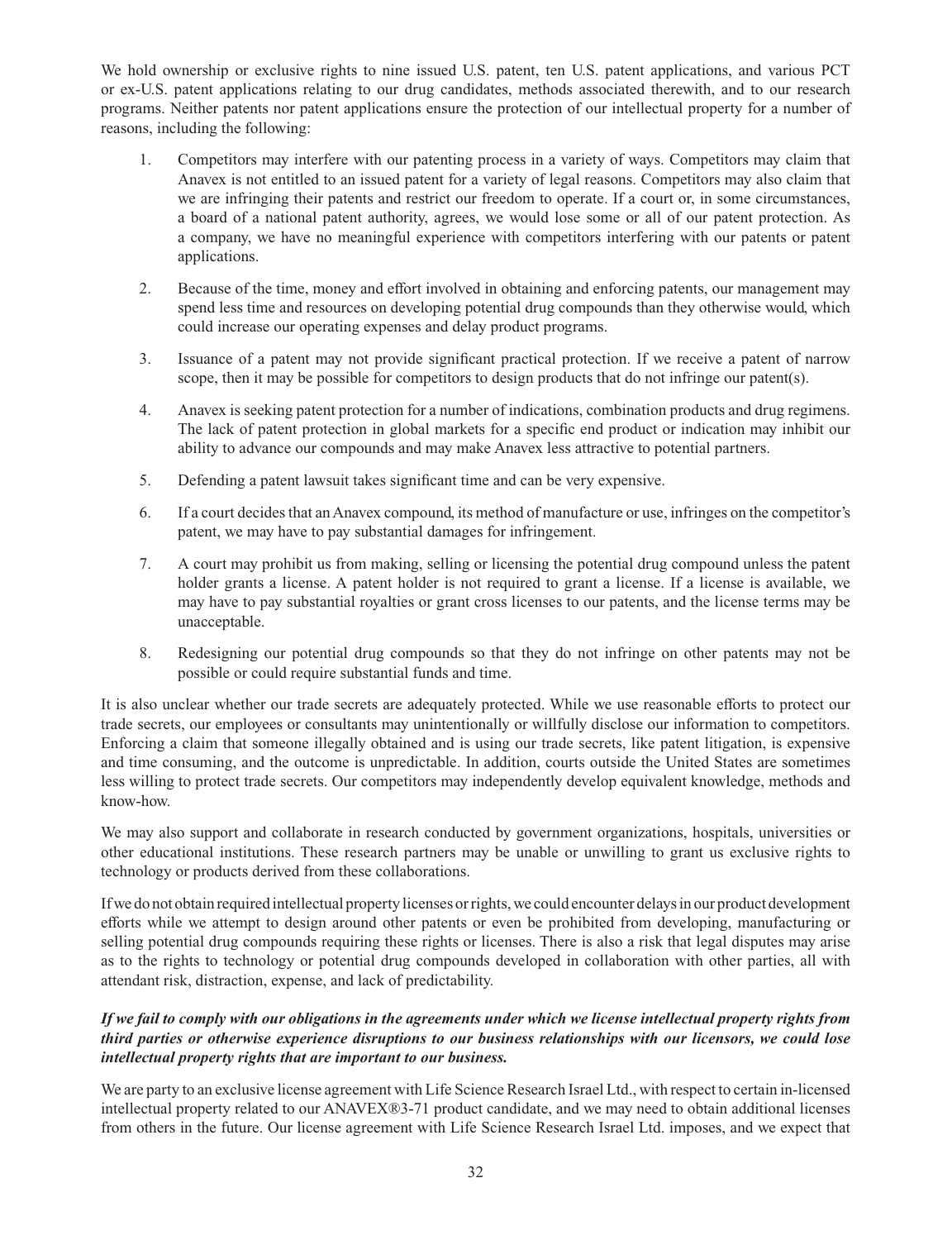We hold ownership or exclusive rights to nine issued U.S. patent, ten U.S. patent applications, and various PCT or ex-U.S. patent applications relating to our drug candidates, methods associated therewith, and to our research programs. Neither patents nor patent applications ensure the protection of our intellectual property for a number of reasons, including the following:

1. Competitors may interfere with our patenting process in a variety of ways. Competitors may claim that Anavex is not entitled to an issued patent for a variety of legal reasons. Competitors may also claim that we are infringing their patents and restrict our freedom to operate. If a court or, in some circumstances, a board of a national patent authority, agrees, we would lose some or all of our patent protection. As a company, we have no meaningful experience with competitors interfering with our patents or patent applications.

2. Because of the time, money and effort involved in obtaining and enforcing patents, our management may spend less time and resources on developing potential drug compounds than they otherwise would, which could increase our operating expenses and delay product programs.

3. Issuance of a patent may not provide significant practical protection. If we receive a patent of narrow scope, then it may be possible for competitors to design products that do not infringe our patent(s).

4. Anavex is seeking patent protection for a number of indications, combination products and drug regimens. The lack of patent protection in global markets for a specific end product or indication may inhibit our ability to advance our compounds and may make Anavex less attractive to potential partners.

5. Defending a patent lawsuit takes significant time and can be very expensive.

6. If a court decides that an Anavex compound, its method of manufacture or use, infringes on the competitor's patent, we may have to pay substantial damages for infringement.

7. A court may prohibit us from making, selling or licensing the potential drug compound unless the patent holder grants a license. A patent holder is not required to grant a license. If a license is available, we may have to pay substantial royalties or grant cross licenses to our patents, and the license terms may be unacceptable.

8. Redesigning our potential drug compounds so that they do not infringe on other patents may not be possible or could require substantial funds and time.

It is also unclear whether our trade secrets are adequately protected. While we use reasonable efforts to protect our trade secrets, our employees or consultants may unintentionally or willfully disclose our information to competitors. Enforcing a claim that someone illegally obtained and is using our trade secrets, like patent litigation, is expensive and time consuming, and the outcome is unpredictable. In addition, courts outside the United States are sometimes less willing to protect trade secrets. Our competitors may independently develop equivalent knowledge, methods and know-how.

We may also support and collaborate in research conducted by government organizations, hospitals, universities or other educational institutions. These research partners may be unable or unwilling to grant us exclusive rights to technology or products derived from these collaborations.

If we do not obtain required intellectual property licenses or rights, we could encounter delays in our product development efforts while we attempt to design around other patents or even be prohibited from developing, manufacturing or selling potential drug compounds requiring these rights or licenses. There is also a risk that legal disputes may arise as to the rights to technology or potential drug compounds developed in collaboration with other parties, all with attendant risk, distraction, expense, and lack of predictability.

***If we fail to comply with our obligations in the agreements under which we license intellectual property rights from third parties or otherwise experience disruptions to our business relationships with our licensors, we could lose intellectual property rights that are important to our business.***

We are party to an exclusive license agreement with Life Science Research Israel Ltd., with respect to certain in-licensed intellectual property related to our ANAVEX®3-71 product candidate, and we may need to obtain additional licenses from others in the future. Our license agreement with Life Science Research Israel Ltd. imposes, and we expect that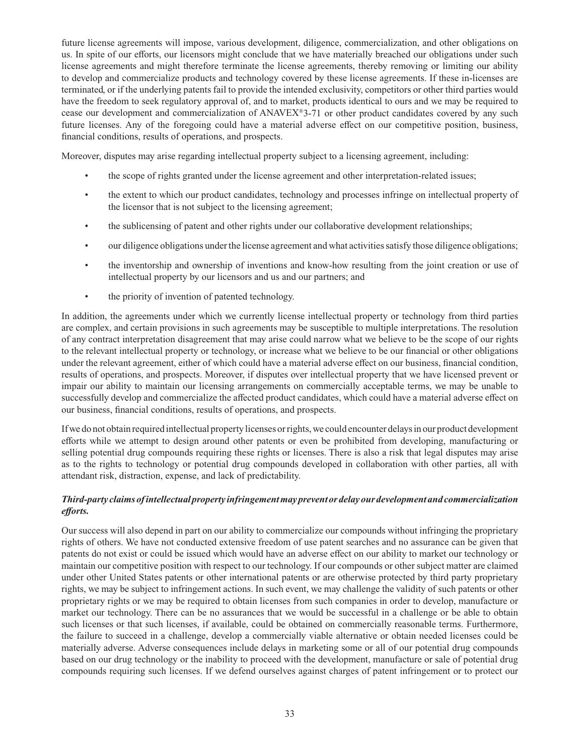future license agreements will impose, various development, diligence, commercialization, and other obligations on us. In spite of our efforts, our licensors might conclude that we have materially breached our obligations under such license agreements and might therefore terminate the license agreements, thereby removing or limiting our ability to develop and commercialize products and technology covered by these license agreements. If these in-licenses are terminated, or if the underlying patents fail to provide the intended exclusivity, competitors or other third parties would have the freedom to seek regulatory approval of, and to market, products identical to ours and we may be required to cease our development and commercialization of ANAVEX®3-71 or other product candidates covered by any such future licenses. Any of the foregoing could have a material adverse effect on our competitive position, business, financial conditions, results of operations, and prospects.

Moreover, disputes may arise regarding intellectual property subject to a licensing agreement, including:

- the scope of rights granted under the license agreement and other interpretation-related issues;
- the extent to which our product candidates, technology and processes infringe on intellectual property of the licensor that is not subject to the licensing agreement;
- the sublicensing of patent and other rights under our collaborative development relationships;
- our diligence obligations under the license agreement and what activities satisfy those diligence obligations;
- the inventorship and ownership of inventions and know-how resulting from the joint creation or use of intellectual property by our licensors and us and our partners; and
- the priority of invention of patented technology.

In addition, the agreements under which we currently license intellectual property or technology from third parties are complex, and certain provisions in such agreements may be susceptible to multiple interpretations. The resolution of any contract interpretation disagreement that may arise could narrow what we believe to be the scope of our rights to the relevant intellectual property or technology, or increase what we believe to be our financial or other obligations under the relevant agreement, either of which could have a material adverse effect on our business, financial condition, results of operations, and prospects. Moreover, if disputes over intellectual property that we have licensed prevent or impair our ability to maintain our licensing arrangements on commercially acceptable terms, we may be unable to successfully develop and commercialize the affected product candidates, which could have a material adverse effect on our business, financial conditions, results of operations, and prospects.

If we do not obtain required intellectual property licenses or rights, we could encounter delays in our product development efforts while we attempt to design around other patents or even be prohibited from developing, manufacturing or selling potential drug compounds requiring these rights or licenses. There is also a risk that legal disputes may arise as to the rights to technology or potential drug compounds developed in collaboration with other parties, all with attendant risk, distraction, expense, and lack of predictability.

***Third-party claims of intellectual property infringement may prevent or delay our development and commercialization efforts.***

Our success will also depend in part on our ability to commercialize our compounds without infringing the proprietary rights of others. We have not conducted extensive freedom of use patent searches and no assurance can be given that patents do not exist or could be issued which would have an adverse effect on our ability to market our technology or maintain our competitive position with respect to our technology. If our compounds or other subject matter are claimed under other United States patents or other international patents or are otherwise protected by third party proprietary rights, we may be subject to infringement actions. In such event, we may challenge the validity of such patents or other proprietary rights or we may be required to obtain licenses from such companies in order to develop, manufacture or market our technology. There can be no assurances that we would be successful in a challenge or be able to obtain such licenses or that such licenses, if available, could be obtained on commercially reasonable terms. Furthermore, the failure to succeed in a challenge, develop a commercially viable alternative or obtain needed licenses could be materially adverse. Adverse consequences include delays in marketing some or all of our potential drug compounds based on our drug technology or the inability to proceed with the development, manufacture or sale of potential drug compounds requiring such licenses. If we defend ourselves against charges of patent infringement or to protect our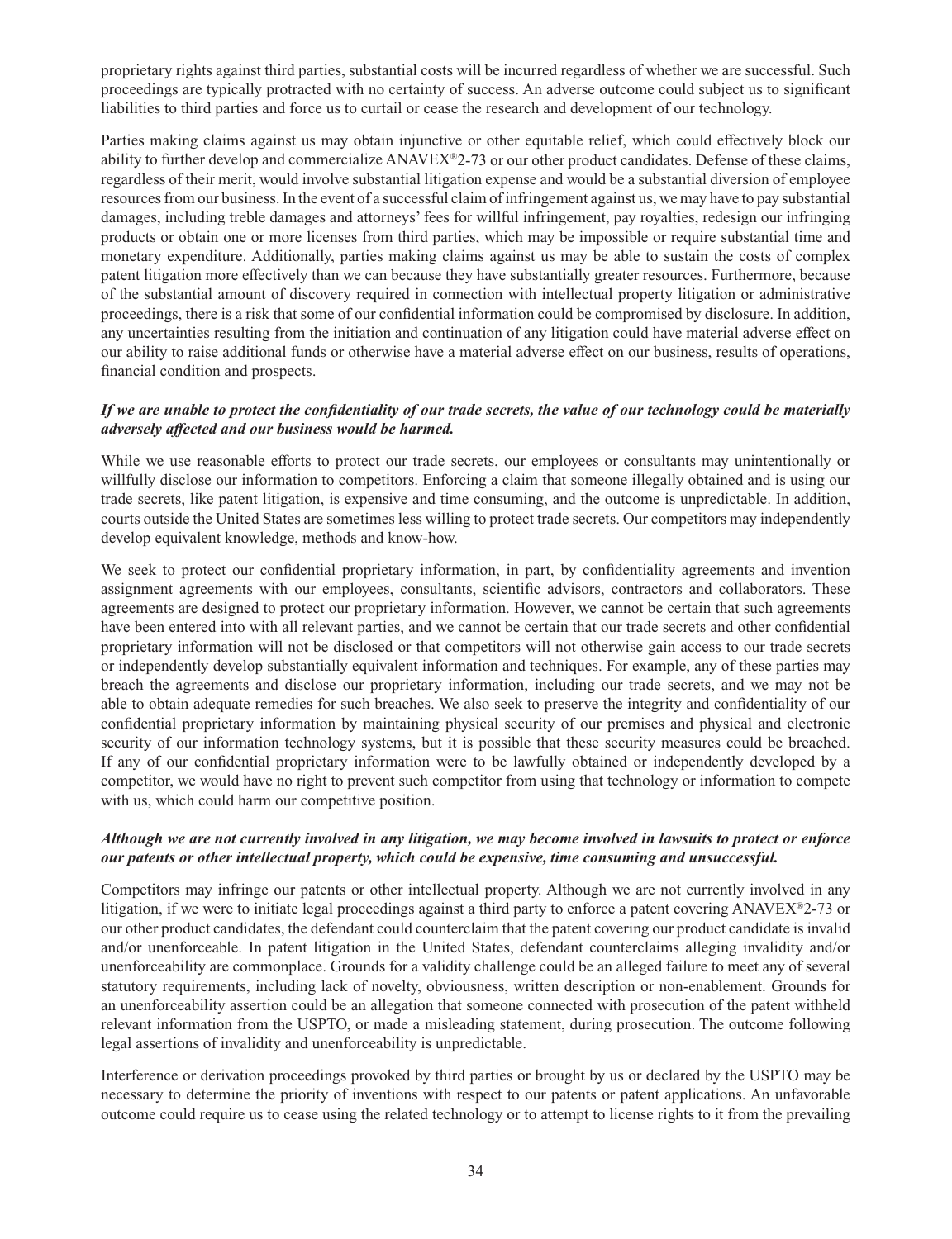proprietary rights against third parties, substantial costs will be incurred regardless of whether we are successful. Such proceedings are typically protracted with no certainty of success. An adverse outcome could subject us to significant liabilities to third parties and force us to curtail or cease the research and development of our technology.

Parties making claims against us may obtain injunctive or other equitable relief, which could effectively block our ability to further develop and commercialize ANAVEX®2-73 or our other product candidates. Defense of these claims, regardless of their merit, would involve substantial litigation expense and would be a substantial diversion of employee resources from our business. In the event of a successful claim of infringement against us, we may have to pay substantial damages, including treble damages and attorneys' fees for willful infringement, pay royalties, redesign our infringing products or obtain one or more licenses from third parties, which may be impossible or require substantial time and monetary expenditure. Additionally, parties making claims against us may be able to sustain the costs of complex patent litigation more effectively than we can because they have substantially greater resources. Furthermore, because of the substantial amount of discovery required in connection with intellectual property litigation or administrative proceedings, there is a risk that some of our confidential information could be compromised by disclosure. In addition, any uncertainties resulting from the initiation and continuation of any litigation could have material adverse effect on our ability to raise additional funds or otherwise have a material adverse effect on our business, results of operations, financial condition and prospects.

***If we are unable to protect the confidentiality of our trade secrets, the value of our technology could be materially adversely affected and our business would be harmed.***

While we use reasonable efforts to protect our trade secrets, our employees or consultants may unintentionally or willfully disclose our information to competitors. Enforcing a claim that someone illegally obtained and is using our trade secrets, like patent litigation, is expensive and time consuming, and the outcome is unpredictable. In addition, courts outside the United States are sometimes less willing to protect trade secrets. Our competitors may independently develop equivalent knowledge, methods and know-how.

We seek to protect our confidential proprietary information, in part, by confidentiality agreements and invention assignment agreements with our employees, consultants, scientific advisors, contractors and collaborators. These agreements are designed to protect our proprietary information. However, we cannot be certain that such agreements have been entered into with all relevant parties, and we cannot be certain that our trade secrets and other confidential proprietary information will not be disclosed or that competitors will not otherwise gain access to our trade secrets or independently develop substantially equivalent information and techniques. For example, any of these parties may breach the agreements and disclose our proprietary information, including our trade secrets, and we may not be able to obtain adequate remedies for such breaches. We also seek to preserve the integrity and confidentiality of our confidential proprietary information by maintaining physical security of our premises and physical and electronic security of our information technology systems, but it is possible that these security measures could be breached. If any of our confidential proprietary information were to be lawfully obtained or independently developed by a competitor, we would have no right to prevent such competitor from using that technology or information to compete with us, which could harm our competitive position.

***Although we are not currently involved in any litigation, we may become involved in lawsuits to protect or enforce our patents or other intellectual property, which could be expensive, time consuming and unsuccessful.***

Competitors may infringe our patents or other intellectual property. Although we are not currently involved in any litigation, if we were to initiate legal proceedings against a third party to enforce a patent covering ANAVEX®2-73 or our other product candidates, the defendant could counterclaim that the patent covering our product candidate is invalid and/or unenforceable. In patent litigation in the United States, defendant counterclaims alleging invalidity and/or unenforceability are commonplace. Grounds for a validity challenge could be an alleged failure to meet any of several statutory requirements, including lack of novelty, obviousness, written description or non-enablement. Grounds for an unenforceability assertion could be an allegation that someone connected with prosecution of the patent withheld relevant information from the USPTO, or made a misleading statement, during prosecution. The outcome following legal assertions of invalidity and unenforceability is unpredictable.

Interference or derivation proceedings provoked by third parties or brought by us or declared by the USPTO may be necessary to determine the priority of inventions with respect to our patents or patent applications. An unfavorable outcome could require us to cease using the related technology or to attempt to license rights to it from the prevailing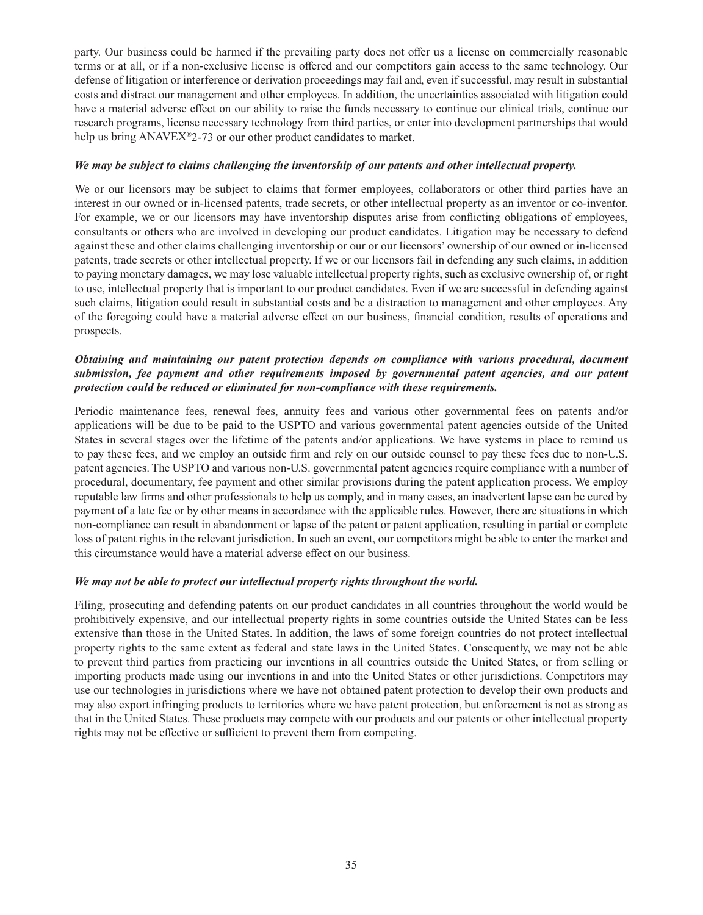party. Our business could be harmed if the prevailing party does not offer us a license on commercially reasonable terms or at all, or if a non-exclusive license is offered and our competitors gain access to the same technology. Our defense of litigation or interference or derivation proceedings may fail and, even if successful, may result in substantial costs and distract our management and other employees. In addition, the uncertainties associated with litigation could have a material adverse effect on our ability to raise the funds necessary to continue our clinical trials, continue our research programs, license necessary technology from third parties, or enter into development partnerships that would help us bring ANAVEX®2-73 or our other product candidates to market.

***We may be subject to claims challenging the inventorship of our patents and other intellectual property.***

We or our licensors may be subject to claims that former employees, collaborators or other third parties have an interest in our owned or in-licensed patents, trade secrets, or other intellectual property as an inventor or co-inventor. For example, we or our licensors may have inventorship disputes arise from conflicting obligations of employees, consultants or others who are involved in developing our product candidates. Litigation may be necessary to defend against these and other claims challenging inventorship or our or our licensors' ownership of our owned or in-licensed patents, trade secrets or other intellectual property. If we or our licensors fail in defending any such claims, in addition to paying monetary damages, we may lose valuable intellectual property rights, such as exclusive ownership of, or right to use, intellectual property that is important to our product candidates. Even if we are successful in defending against such claims, litigation could result in substantial costs and be a distraction to management and other employees. Any of the foregoing could have a material adverse effect on our business, financial condition, results of operations and prospects.

***Obtaining and maintaining our patent protection depends on compliance with various procedural, document submission, fee payment and other requirements imposed by governmental patent agencies, and our patent protection could be reduced or eliminated for non-compliance with these requirements.***

Periodic maintenance fees, renewal fees, annuity fees and various other governmental fees on patents and/or applications will be due to be paid to the USPTO and various governmental patent agencies outside of the United States in several stages over the lifetime of the patents and/or applications. We have systems in place to remind us to pay these fees, and we employ an outside firm and rely on our outside counsel to pay these fees due to non-U.S. patent agencies. The USPTO and various non-U.S. governmental patent agencies require compliance with a number of procedural, documentary, fee payment and other similar provisions during the patent application process. We employ reputable law firms and other professionals to help us comply, and in many cases, an inadvertent lapse can be cured by payment of a late fee or by other means in accordance with the applicable rules. However, there are situations in which non-compliance can result in abandonment or lapse of the patent or patent application, resulting in partial or complete loss of patent rights in the relevant jurisdiction. In such an event, our competitors might be able to enter the market and this circumstance would have a material adverse effect on our business.

***We may not be able to protect our intellectual property rights throughout the world.***

Filing, prosecuting and defending patents on our product candidates in all countries throughout the world would be prohibitively expensive, and our intellectual property rights in some countries outside the United States can be less extensive than those in the United States. In addition, the laws of some foreign countries do not protect intellectual property rights to the same extent as federal and state laws in the United States. Consequently, we may not be able to prevent third parties from practicing our inventions in all countries outside the United States, or from selling or importing products made using our inventions in and into the United States or other jurisdictions. Competitors may use our technologies in jurisdictions where we have not obtained patent protection to develop their own products and may also export infringing products to territories where we have patent protection, but enforcement is not as strong as that in the United States. These products may compete with our products and our patents or other intellectual property rights may not be effective or sufficient to prevent them from competing.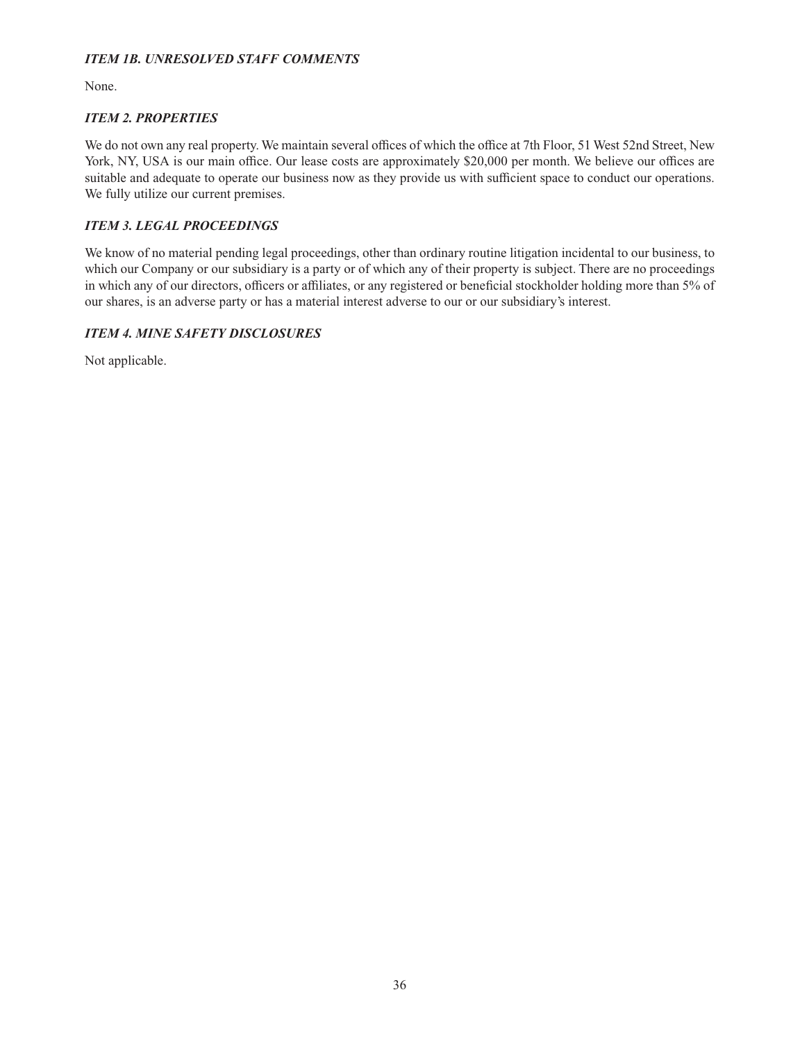### *ITEM 1B. UNRESOLVED STAFF COMMENTS*

None.

### *ITEM 2. PROPERTIES*

We do not own any real property. We maintain several offices of which the office at 7th Floor, 51 West 52nd Street, New York, NY, USA is our main office. Our lease costs are approximately $20,000 per month. We believe our offices are suitable and adequate to operate our business now as they provide us with sufficient space to conduct our operations. We fully utilize our current premises.

### *ITEM 3. LEGAL PROCEEDINGS*

We know of no material pending legal proceedings, other than ordinary routine litigation incidental to our business, to which our Company or our subsidiary is a party or of which any of their property is subject. There are no proceedings in which any of our directors, officers or affiliates, or any registered or beneficial stockholder holding more than 5% of our shares, is an adverse party or has a material interest adverse to our or our subsidiary's interest.

### *ITEM 4. MINE SAFETY DISCLOSURES*

Not applicable.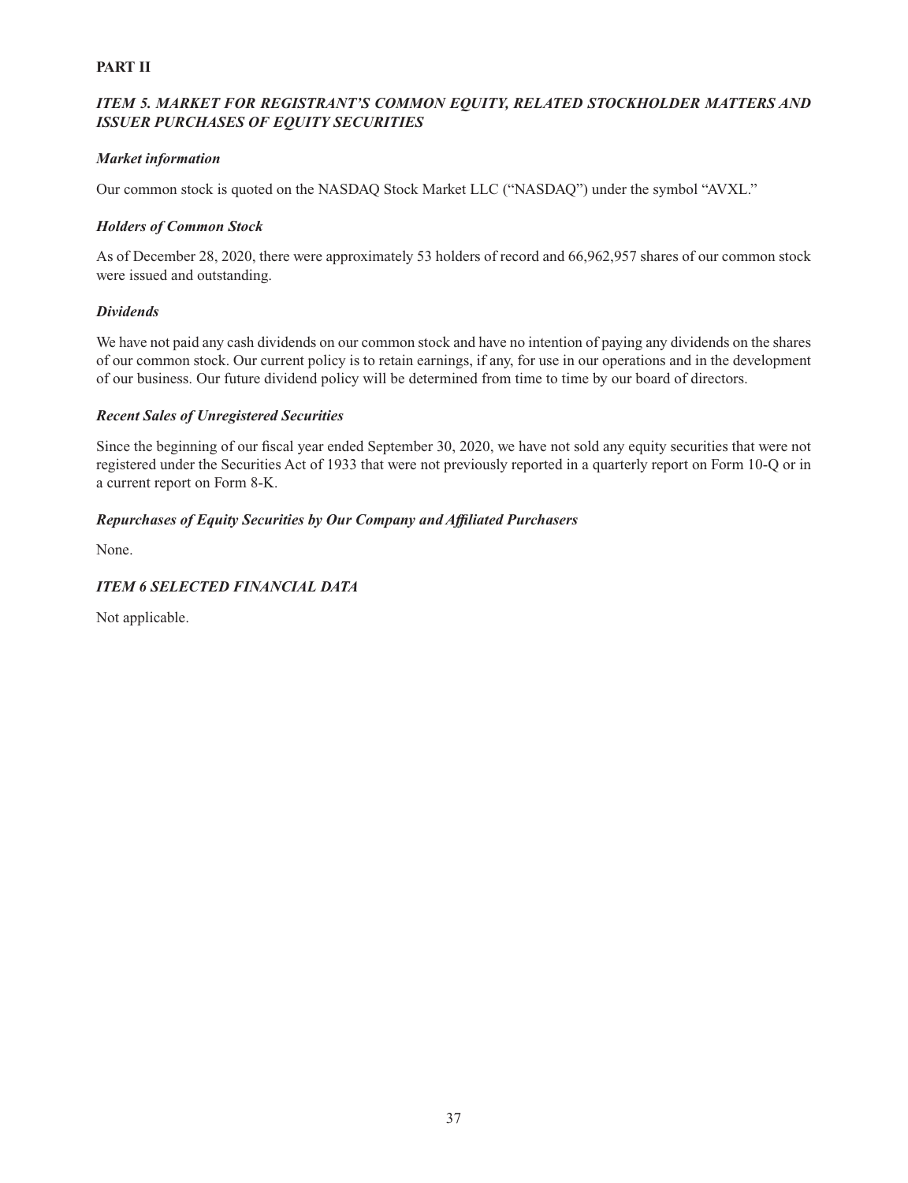**PART II**

## *ITEM 5. MARKET FOR REGISTRANT'S COMMON EQUITY, RELATED STOCKHOLDER MATTERS AND ISSUER PURCHASES OF EQUITY SECURITIES*

### *Market information*

Our common stock is quoted on the NASDAQ Stock Market LLC ("NASDAQ") under the symbol "AVXL."

### *Holders of Common Stock*

As of December 28, 2020, there were approximately 53 holders of record and 66,962,957 shares of our common stock were issued and outstanding.

### *Dividends*

We have not paid any cash dividends on our common stock and have no intention of paying any dividends on the shares of our common stock. Our current policy is to retain earnings, if any, for use in our operations and in the development of our business. Our future dividend policy will be determined from time to time by our board of directors.

### *Recent Sales of Unregistered Securities*

Since the beginning of our fiscal year ended September 30, 2020, we have not sold any equity securities that were not registered under the Securities Act of 1933 that were not previously reported in a quarterly report on Form 10-Q or in a current report on Form 8-K.

### *Repurchases of Equity Securities by Our Company and Affiliated Purchasers*

None.

## *ITEM 6 SELECTED FINANCIAL DATA*

Not applicable.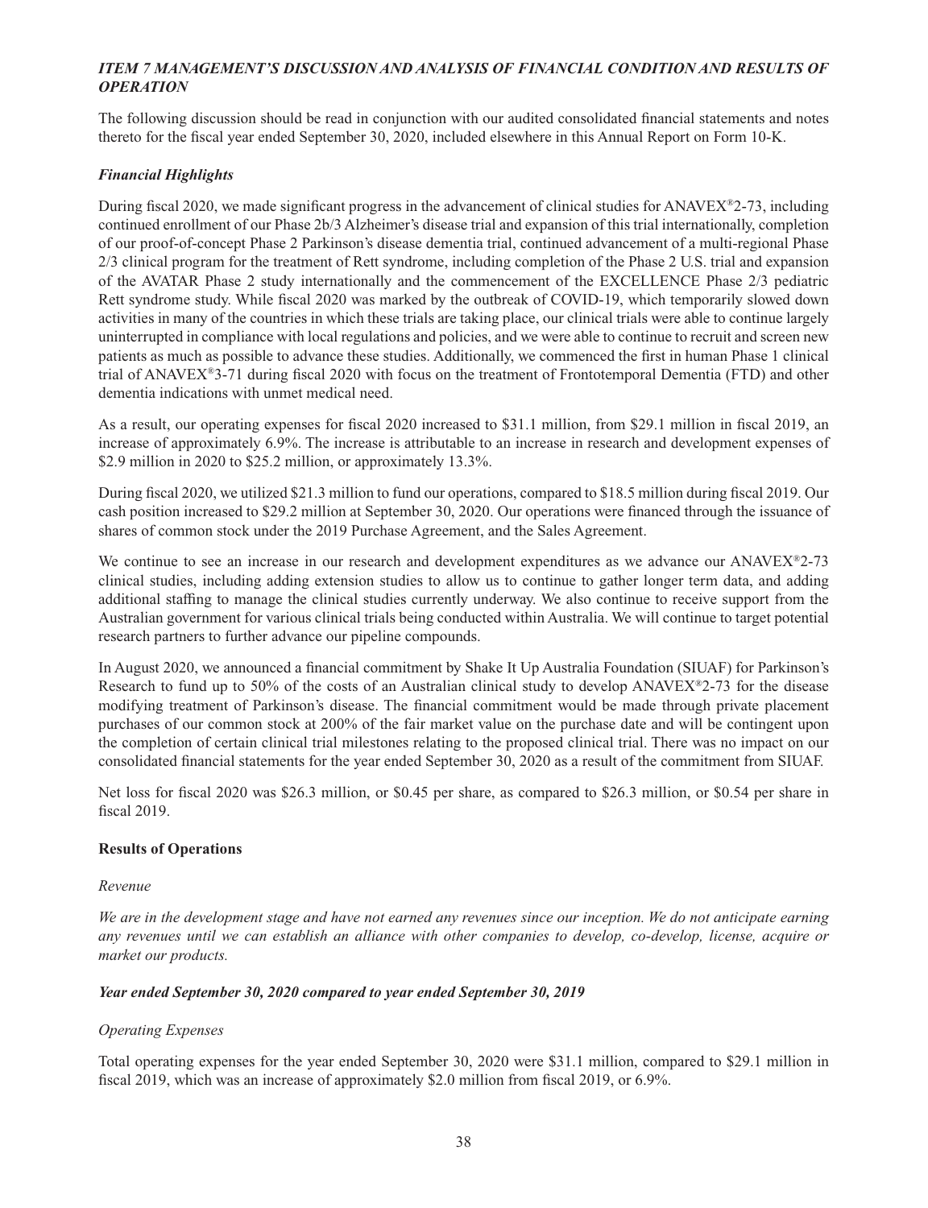## *ITEM 7 MANAGEMENT'S DISCUSSION AND ANALYSIS OF FINANCIAL CONDITION AND RESULTS OF OPERATION*

The following discussion should be read in conjunction with our audited consolidated financial statements and notes thereto for the fiscal year ended September 30, 2020, included elsewhere in this Annual Report on Form 10-K.

### *Financial Highlights*

During fiscal 2020, we made significant progress in the advancement of clinical studies for ANAVEX®2-73, including continued enrollment of our Phase 2b/3 Alzheimer's disease trial and expansion of this trial internationally, completion of our proof-of-concept Phase 2 Parkinson's disease dementia trial, continued advancement of a multi-regional Phase 2/3 clinical program for the treatment of Rett syndrome, including completion of the Phase 2 U.S. trial and expansion of the AVATAR Phase 2 study internationally and the commencement of the EXCELLENCE Phase 2/3 pediatric Rett syndrome study. While fiscal 2020 was marked by the outbreak of COVID-19, which temporarily slowed down activities in many of the countries in which these trials are taking place, our clinical trials were able to continue largely uninterrupted in compliance with local regulations and policies, and we were able to continue to recruit and screen new patients as much as possible to advance these studies. Additionally, we commenced the first in human Phase 1 clinical trial of ANAVEX®3-71 during fiscal 2020 with focus on the treatment of Frontotemporal Dementia (FTD) and other dementia indications with unmet medical need.

As a result, our operating expenses for fiscal 2020 increased to $31.1 million, from $29.1 million in fiscal 2019, an increase of approximately 6.9%. The increase is attributable to an increase in research and development expenses of $2.9 million in 2020 to $25.2 million, or approximately 13.3%.

During fiscal 2020, we utilized $21.3 million to fund our operations, compared to $18.5 million during fiscal 2019. Our cash position increased to $29.2 million at September 30, 2020. Our operations were financed through the issuance of shares of common stock under the 2019 Purchase Agreement, and the Sales Agreement.

We continue to see an increase in our research and development expenditures as we advance our ANAVEX®2-73 clinical studies, including adding extension studies to allow us to continue to gather longer term data, and adding additional staffing to manage the clinical studies currently underway. We also continue to receive support from the Australian government for various clinical trials being conducted within Australia. We will continue to target potential research partners to further advance our pipeline compounds.

In August 2020, we announced a financial commitment by Shake It Up Australia Foundation (SIUAF) for Parkinson's Research to fund up to 50% of the costs of an Australian clinical study to develop ANAVEX®2-73 for the disease modifying treatment of Parkinson's disease. The financial commitment would be made through private placement purchases of our common stock at 200% of the fair market value on the purchase date and will be contingent upon the completion of certain clinical trial milestones relating to the proposed clinical trial. There was no impact on our consolidated financial statements for the year ended September 30, 2020 as a result of the commitment from SIUAF.

Net loss for fiscal 2020 was $26.3 million, or $0.45 per share, as compared to $26.3 million, or $0.54 per share in fiscal 2019.

### **Results of Operations**

*Revenue*

*We are in the development stage and have not earned any revenues since our inception. We do not anticipate earning any revenues until we can establish an alliance with other companies to develop, co-develop, license, acquire or market our products.*

#### ***Year ended September 30, 2020 compared to year ended September 30, 2019***

*Operating Expenses*

Total operating expenses for the year ended September 30, 2020 were $31.1 million, compared to $29.1 million in fiscal 2019, which was an increase of approximately $2.0 million from fiscal 2019, or 6.9%.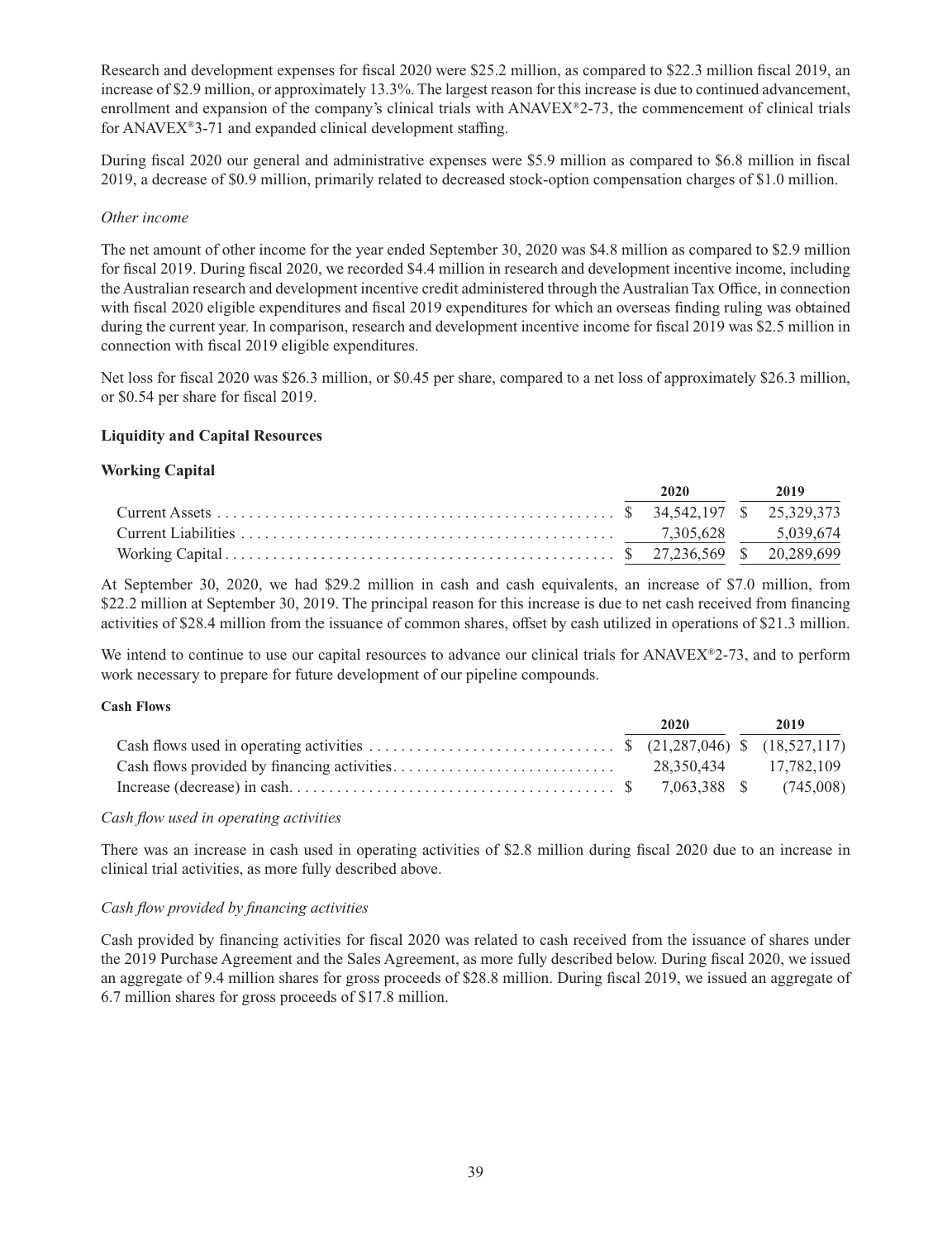Research and development expenses for fiscal 2020 were $25.2 million, as compared to $22.3 million fiscal 2019, an increase of $2.9 million, or approximately 13.3%. The largest reason for this increase is due to continued advancement, enrollment and expansion of the company's clinical trials with ANAVEX®2-73, the commencement of clinical trials for ANAVEX®3-71 and expanded clinical development staffing.

During fiscal 2020 our general and administrative expenses were $5.9 million as compared to $6.8 million in fiscal 2019, a decrease of $0.9 million, primarily related to decreased stock-option compensation charges of $1.0 million.

*Other income*

The net amount of other income for the year ended September 30, 2020 was $4.8 million as compared to $2.9 million for fiscal 2019. During fiscal 2020, we recorded $4.4 million in research and development incentive income, including the Australian research and development incentive credit administered through the Australian Tax Office, in connection with fiscal 2020 eligible expenditures and fiscal 2019 expenditures for which an overseas finding ruling was obtained during the current year. In comparison, research and development incentive income for fiscal 2019 was $2.5 million in connection with fiscal 2019 eligible expenditures.

Net loss for fiscal 2020 was $26.3 million, or $0.45 per share, compared to a net loss of approximately $26.3 million, or $0.54 per share for fiscal 2019.

**Liquidity and Capital Resources**

**Working Capital**

| | 2020 | 2019 |
|---|---|---|
| Current Assets | $ 34,542,197 | $ 25,329,373 |
| Current Liabilities | 7,305,628 | 5,039,674 |
| Working Capital | $ 27,236,569 | $ 20,289,699 |

At September 30, 2020, we had $29.2 million in cash and cash equivalents, an increase of $7.0 million, from $22.2 million at September 30, 2019. The principal reason for this increase is due to net cash received from financing activities of $28.4 million from the issuance of common shares, offset by cash utilized in operations of $21.3 million.

We intend to continue to use our capital resources to advance our clinical trials for ANAVEX®2-73, and to perform work necessary to prepare for future development of our pipeline compounds.

**Cash Flows**

| | 2020 | 2019 |
|---|---|---|
| Cash flows used in operating activities | $ (21,287,046) | $ (18,527,117) |
| Cash flows provided by financing activities | 28,350,434 | 17,782,109 |
| Increase (decrease) in cash | $ 7,063,388 | $ (745,008) |

*Cash flow used in operating activities*

There was an increase in cash used in operating activities of $2.8 million during fiscal 2020 due to an increase in clinical trial activities, as more fully described above.

*Cash flow provided by financing activities*

Cash provided by financing activities for fiscal 2020 was related to cash received from the issuance of shares under the 2019 Purchase Agreement and the Sales Agreement, as more fully described below. During fiscal 2020, we issued an aggregate of 9.4 million shares for gross proceeds of $28.8 million. During fiscal 2019, we issued an aggregate of 6.7 million shares for gross proceeds of $17.8 million.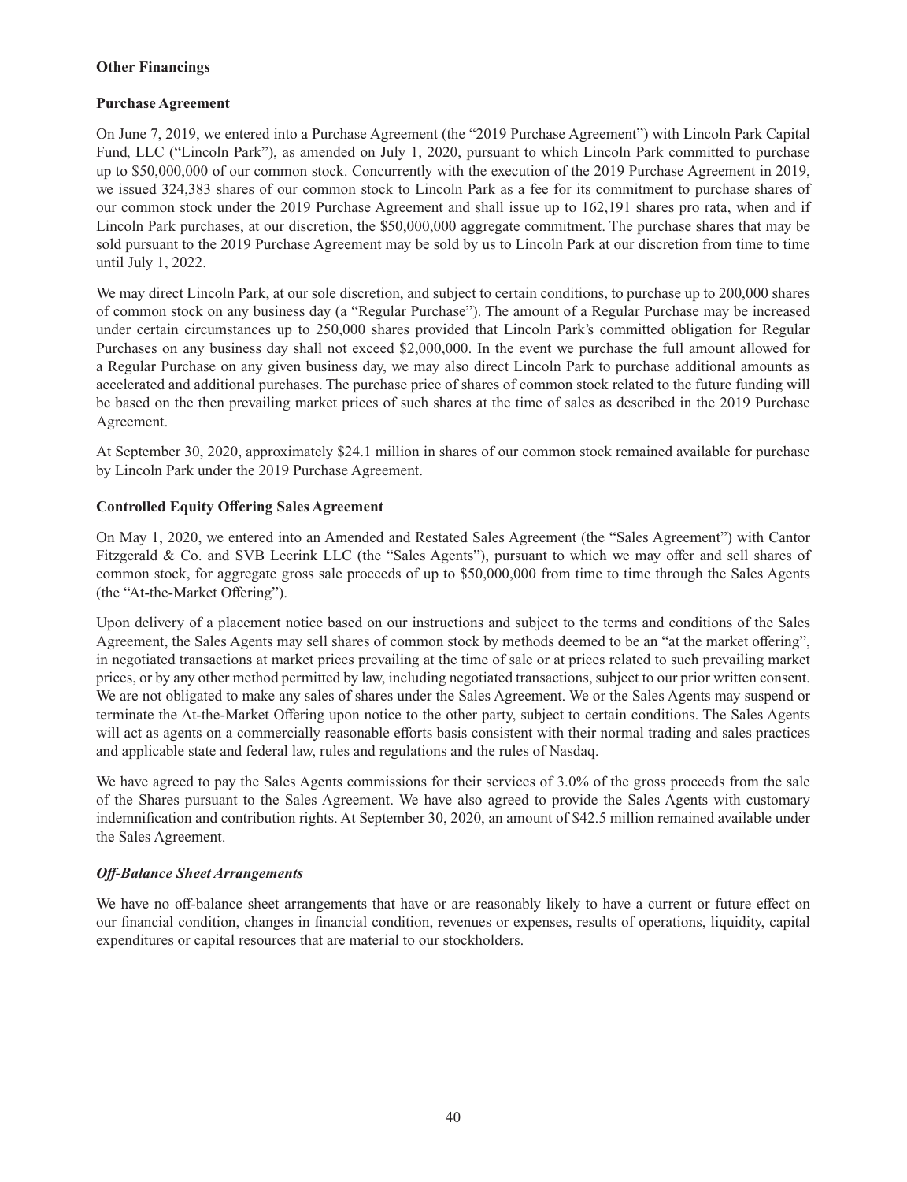**Other Financings**

**Purchase Agreement**

On June 7, 2019, we entered into a Purchase Agreement (the "2019 Purchase Agreement") with Lincoln Park Capital Fund, LLC ("Lincoln Park"), as amended on July 1, 2020, pursuant to which Lincoln Park committed to purchase up to $50,000,000 of our common stock. Concurrently with the execution of the 2019 Purchase Agreement in 2019, we issued 324,383 shares of our common stock to Lincoln Park as a fee for its commitment to purchase shares of our common stock under the 2019 Purchase Agreement and shall issue up to 162,191 shares pro rata, when and if Lincoln Park purchases, at our discretion, the $50,000,000 aggregate commitment. The purchase shares that may be sold pursuant to the 2019 Purchase Agreement may be sold by us to Lincoln Park at our discretion from time to time until July 1, 2022.

We may direct Lincoln Park, at our sole discretion, and subject to certain conditions, to purchase up to 200,000 shares of common stock on any business day (a "Regular Purchase"). The amount of a Regular Purchase may be increased under certain circumstances up to 250,000 shares provided that Lincoln Park's committed obligation for Regular Purchases on any business day shall not exceed $2,000,000. In the event we purchase the full amount allowed for a Regular Purchase on any given business day, we may also direct Lincoln Park to purchase additional amounts as accelerated and additional purchases. The purchase price of shares of common stock related to the future funding will be based on the then prevailing market prices of such shares at the time of sales as described in the 2019 Purchase Agreement.

At September 30, 2020, approximately $24.1 million in shares of our common stock remained available for purchase by Lincoln Park under the 2019 Purchase Agreement.

**Controlled Equity Offering Sales Agreement**

On May 1, 2020, we entered into an Amended and Restated Sales Agreement (the "Sales Agreement") with Cantor Fitzgerald & Co. and SVB Leerink LLC (the "Sales Agents"), pursuant to which we may offer and sell shares of common stock, for aggregate gross sale proceeds of up to $50,000,000 from time to time through the Sales Agents (the "At-the-Market Offering").

Upon delivery of a placement notice based on our instructions and subject to the terms and conditions of the Sales Agreement, the Sales Agents may sell shares of common stock by methods deemed to be an "at the market offering", in negotiated transactions at market prices prevailing at the time of sale or at prices related to such prevailing market prices, or by any other method permitted by law, including negotiated transactions, subject to our prior written consent. We are not obligated to make any sales of shares under the Sales Agreement. We or the Sales Agents may suspend or terminate the At-the-Market Offering upon notice to the other party, subject to certain conditions. The Sales Agents will act as agents on a commercially reasonable efforts basis consistent with their normal trading and sales practices and applicable state and federal law, rules and regulations and the rules of Nasdaq.

We have agreed to pay the Sales Agents commissions for their services of 3.0% of the gross proceeds from the sale of the Shares pursuant to the Sales Agreement. We have also agreed to provide the Sales Agents with customary indemnification and contribution rights. At September 30, 2020, an amount of $42.5 million remained available under the Sales Agreement.

***Off-Balance Sheet Arrangements***

We have no off-balance sheet arrangements that have or are reasonably likely to have a current or future effect on our financial condition, changes in financial condition, revenues or expenses, results of operations, liquidity, capital expenditures or capital resources that are material to our stockholders.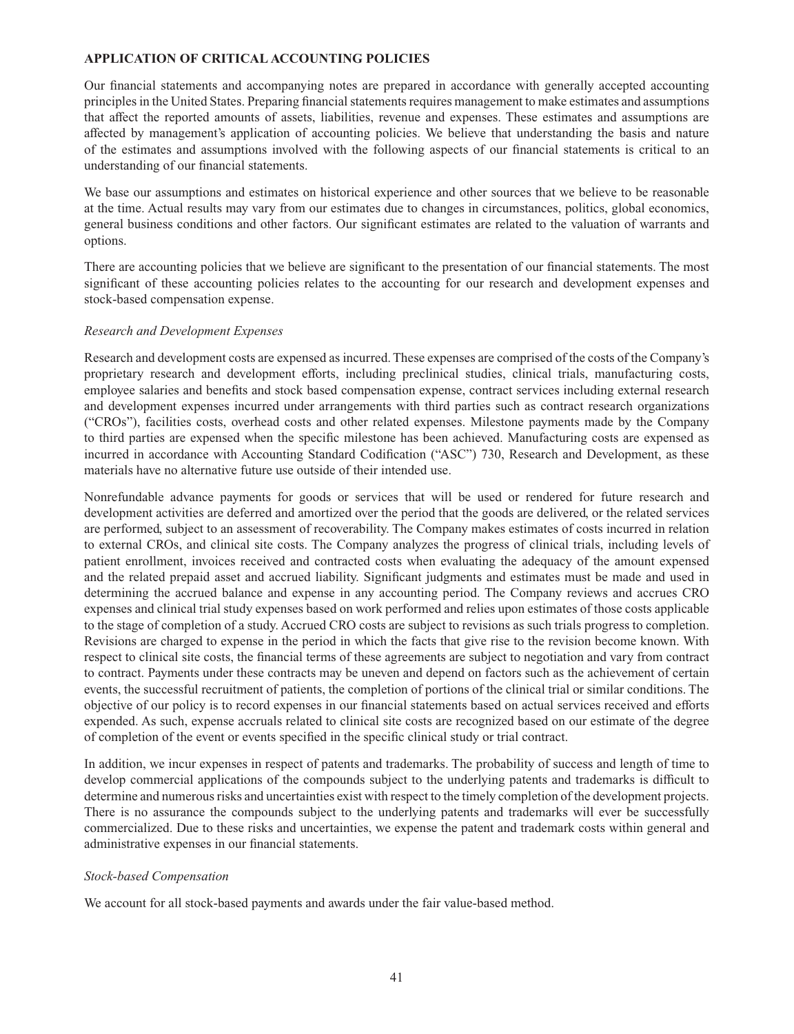## APPLICATION OF CRITICAL ACCOUNTING POLICIES

Our financial statements and accompanying notes are prepared in accordance with generally accepted accounting principles in the United States. Preparing financial statements requires management to make estimates and assumptions that affect the reported amounts of assets, liabilities, revenue and expenses. These estimates and assumptions are affected by management's application of accounting policies. We believe that understanding the basis and nature of the estimates and assumptions involved with the following aspects of our financial statements is critical to an understanding of our financial statements.

We base our assumptions and estimates on historical experience and other sources that we believe to be reasonable at the time. Actual results may vary from our estimates due to changes in circumstances, politics, global economics, general business conditions and other factors. Our significant estimates are related to the valuation of warrants and options.

There are accounting policies that we believe are significant to the presentation of our financial statements. The most significant of these accounting policies relates to the accounting for our research and development expenses and stock-based compensation expense.

*Research and Development Expenses*

Research and development costs are expensed as incurred. These expenses are comprised of the costs of the Company's proprietary research and development efforts, including preclinical studies, clinical trials, manufacturing costs, employee salaries and benefits and stock based compensation expense, contract services including external research and development expenses incurred under arrangements with third parties such as contract research organizations ("CROs"), facilities costs, overhead costs and other related expenses. Milestone payments made by the Company to third parties are expensed when the specific milestone has been achieved. Manufacturing costs are expensed as incurred in accordance with Accounting Standard Codification ("ASC") 730, Research and Development, as these materials have no alternative future use outside of their intended use.

Nonrefundable advance payments for goods or services that will be used or rendered for future research and development activities are deferred and amortized over the period that the goods are delivered, or the related services are performed, subject to an assessment of recoverability. The Company makes estimates of costs incurred in relation to external CROs, and clinical site costs. The Company analyzes the progress of clinical trials, including levels of patient enrollment, invoices received and contracted costs when evaluating the adequacy of the amount expensed and the related prepaid asset and accrued liability. Significant judgments and estimates must be made and used in determining the accrued balance and expense in any accounting period. The Company reviews and accrues CRO expenses and clinical trial study expenses based on work performed and relies upon estimates of those costs applicable to the stage of completion of a study. Accrued CRO costs are subject to revisions as such trials progress to completion. Revisions are charged to expense in the period in which the facts that give rise to the revision become known. With respect to clinical site costs, the financial terms of these agreements are subject to negotiation and vary from contract to contract. Payments under these contracts may be uneven and depend on factors such as the achievement of certain events, the successful recruitment of patients, the completion of portions of the clinical trial or similar conditions. The objective of our policy is to record expenses in our financial statements based on actual services received and efforts expended. As such, expense accruals related to clinical site costs are recognized based on our estimate of the degree of completion of the event or events specified in the specific clinical study or trial contract.

In addition, we incur expenses in respect of patents and trademarks. The probability of success and length of time to develop commercial applications of the compounds subject to the underlying patents and trademarks is difficult to determine and numerous risks and uncertainties exist with respect to the timely completion of the development projects. There is no assurance the compounds subject to the underlying patents and trademarks will ever be successfully commercialized. Due to these risks and uncertainties, we expense the patent and trademark costs within general and administrative expenses in our financial statements.

*Stock-based Compensation*

We account for all stock-based payments and awards under the fair value-based method.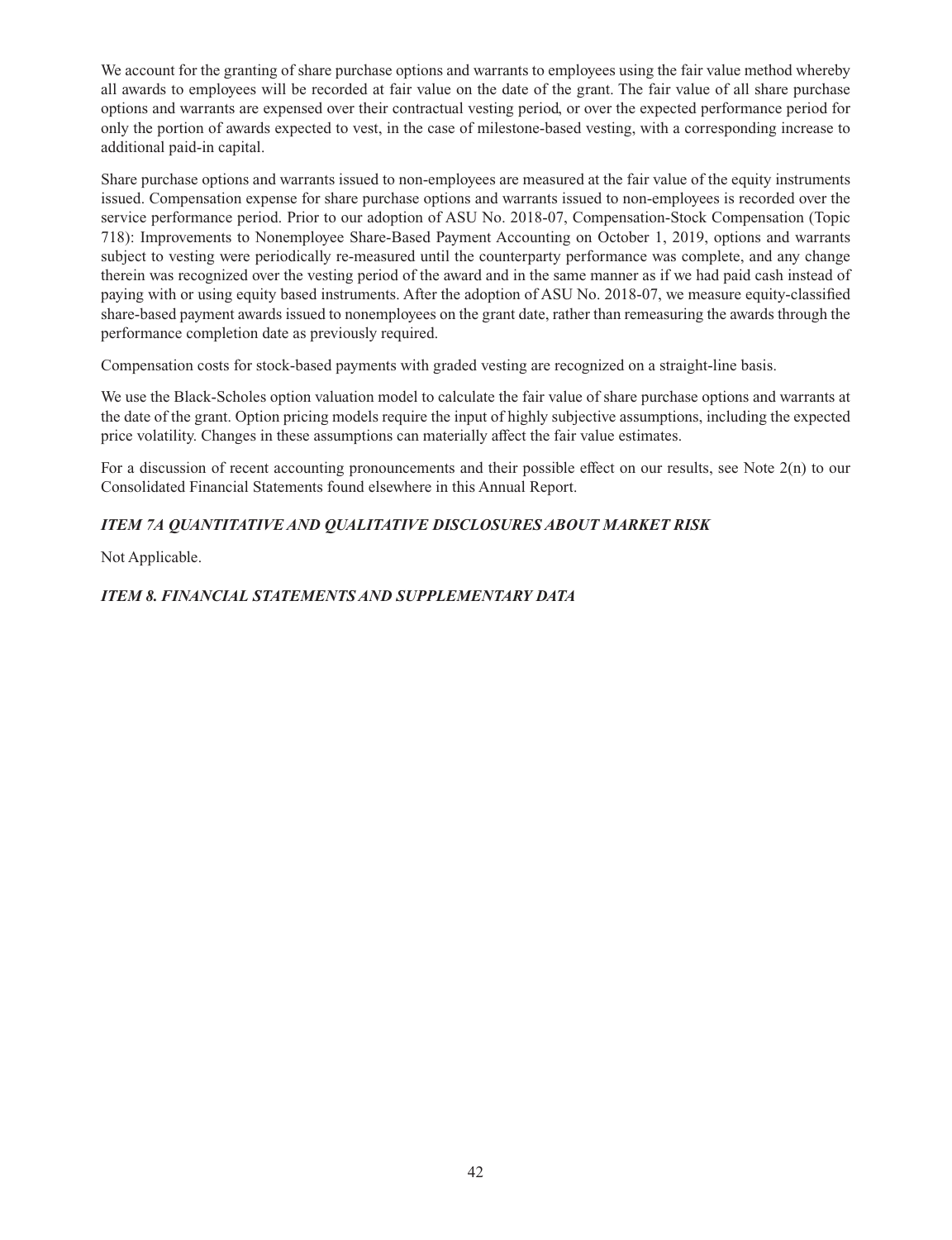We account for the granting of share purchase options and warrants to employees using the fair value method whereby all awards to employees will be recorded at fair value on the date of the grant. The fair value of all share purchase options and warrants are expensed over their contractual vesting period, or over the expected performance period for only the portion of awards expected to vest, in the case of milestone-based vesting, with a corresponding increase to additional paid-in capital.

Share purchase options and warrants issued to non-employees are measured at the fair value of the equity instruments issued. Compensation expense for share purchase options and warrants issued to non-employees is recorded over the service performance period. Prior to our adoption of ASU No. 2018-07, Compensation-Stock Compensation (Topic 718): Improvements to Nonemployee Share-Based Payment Accounting on October 1, 2019, options and warrants subject to vesting were periodically re-measured until the counterparty performance was complete, and any change therein was recognized over the vesting period of the award and in the same manner as if we had paid cash instead of paying with or using equity based instruments. After the adoption of ASU No. 2018-07, we measure equity-classified share-based payment awards issued to nonemployees on the grant date, rather than remeasuring the awards through the performance completion date as previously required.

Compensation costs for stock-based payments with graded vesting are recognized on a straight-line basis.

We use the Black-Scholes option valuation model to calculate the fair value of share purchase options and warrants at the date of the grant. Option pricing models require the input of highly subjective assumptions, including the expected price volatility. Changes in these assumptions can materially affect the fair value estimates.

For a discussion of recent accounting pronouncements and their possible effect on our results, see Note 2(n) to our Consolidated Financial Statements found elsewhere in this Annual Report.

### *ITEM 7A QUANTITATIVE AND QUALITATIVE DISCLOSURES ABOUT MARKET RISK*

Not Applicable.

### *ITEM 8. FINANCIAL STATEMENTS AND SUPPLEMENTARY DATA*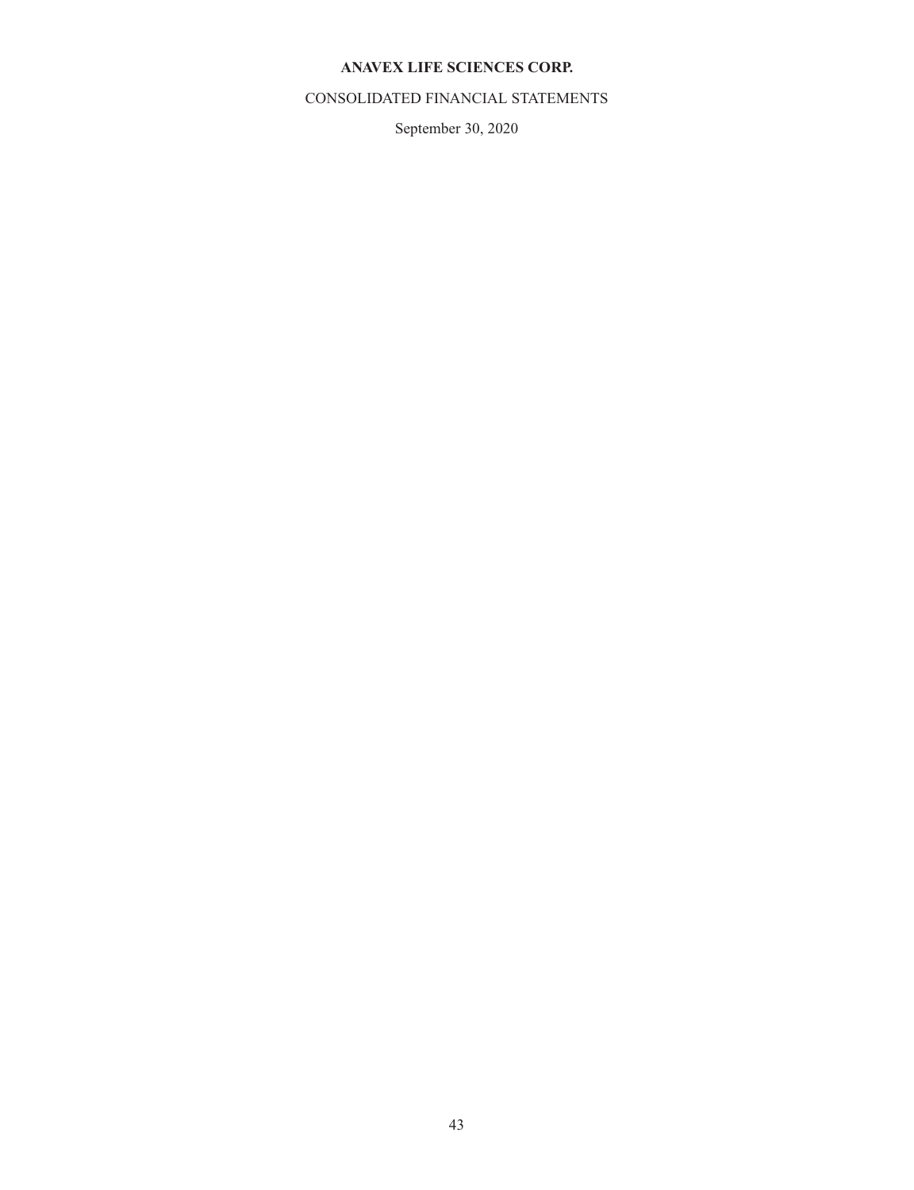**ANAVEX LIFE SCIENCES CORP.**

CONSOLIDATED FINANCIAL STATEMENTS

September 30, 2020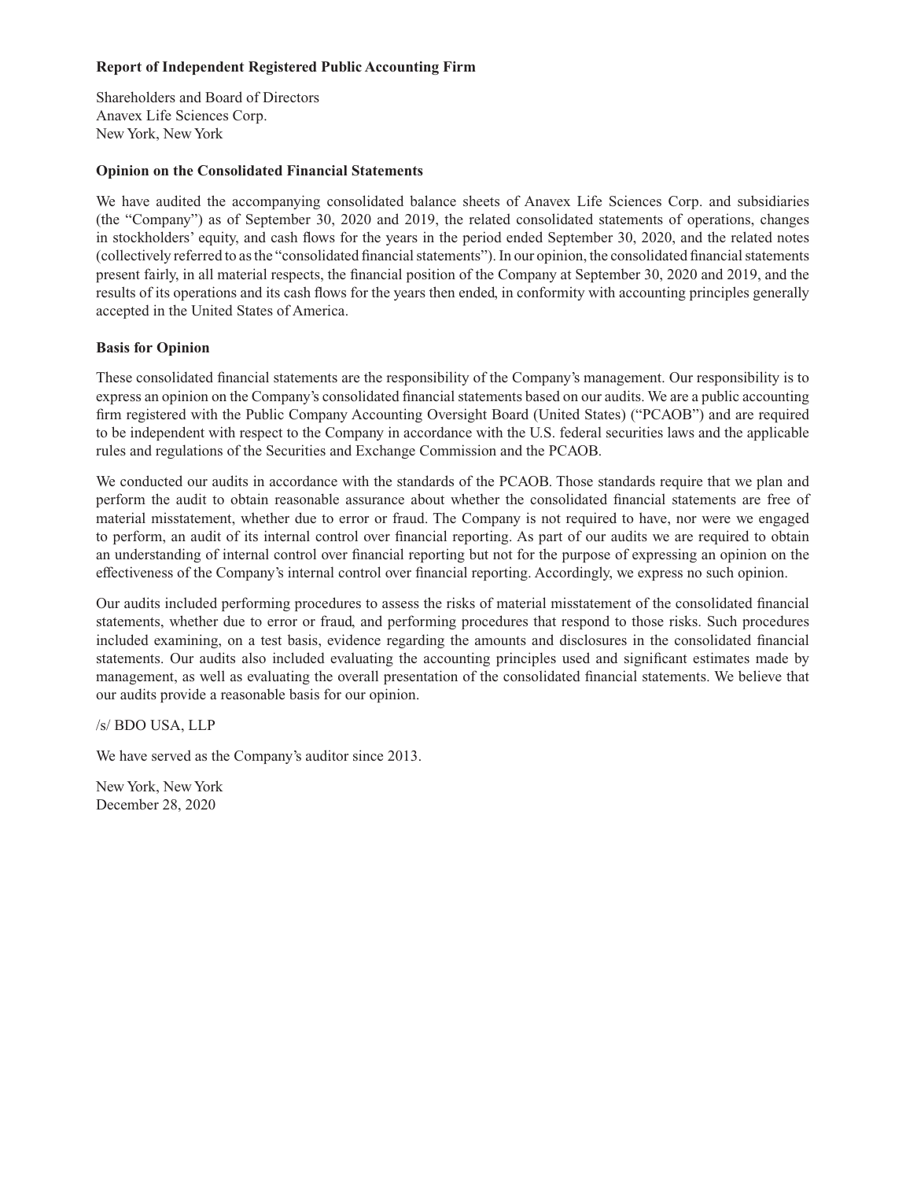**Report of Independent Registered Public Accounting Firm**

Shareholders and Board of Directors
Anavex Life Sciences Corp.
New York, New York

**Opinion on the Consolidated Financial Statements**

We have audited the accompanying consolidated balance sheets of Anavex Life Sciences Corp. and subsidiaries (the "Company") as of September 30, 2020 and 2019, the related consolidated statements of operations, changes in stockholders' equity, and cash flows for the years in the period ended September 30, 2020, and the related notes (collectively referred to as the "consolidated financial statements"). In our opinion, the consolidated financial statements present fairly, in all material respects, the financial position of the Company at September 30, 2020 and 2019, and the results of its operations and its cash flows for the years then ended, in conformity with accounting principles generally accepted in the United States of America.

**Basis for Opinion**

These consolidated financial statements are the responsibility of the Company's management. Our responsibility is to express an opinion on the Company's consolidated financial statements based on our audits. We are a public accounting firm registered with the Public Company Accounting Oversight Board (United States) ("PCAOB") and are required to be independent with respect to the Company in accordance with the U.S. federal securities laws and the applicable rules and regulations of the Securities and Exchange Commission and the PCAOB.

We conducted our audits in accordance with the standards of the PCAOB. Those standards require that we plan and perform the audit to obtain reasonable assurance about whether the consolidated financial statements are free of material misstatement, whether due to error or fraud. The Company is not required to have, nor were we engaged to perform, an audit of its internal control over financial reporting. As part of our audits we are required to obtain an understanding of internal control over financial reporting but not for the purpose of expressing an opinion on the effectiveness of the Company's internal control over financial reporting. Accordingly, we express no such opinion.

Our audits included performing procedures to assess the risks of material misstatement of the consolidated financial statements, whether due to error or fraud, and performing procedures that respond to those risks. Such procedures included examining, on a test basis, evidence regarding the amounts and disclosures in the consolidated financial statements. Our audits also included evaluating the accounting principles used and significant estimates made by management, as well as evaluating the overall presentation of the consolidated financial statements. We believe that our audits provide a reasonable basis for our opinion.

/s/ BDO USA, LLP

We have served as the Company's auditor since 2013.

New York, New York
December 28, 2020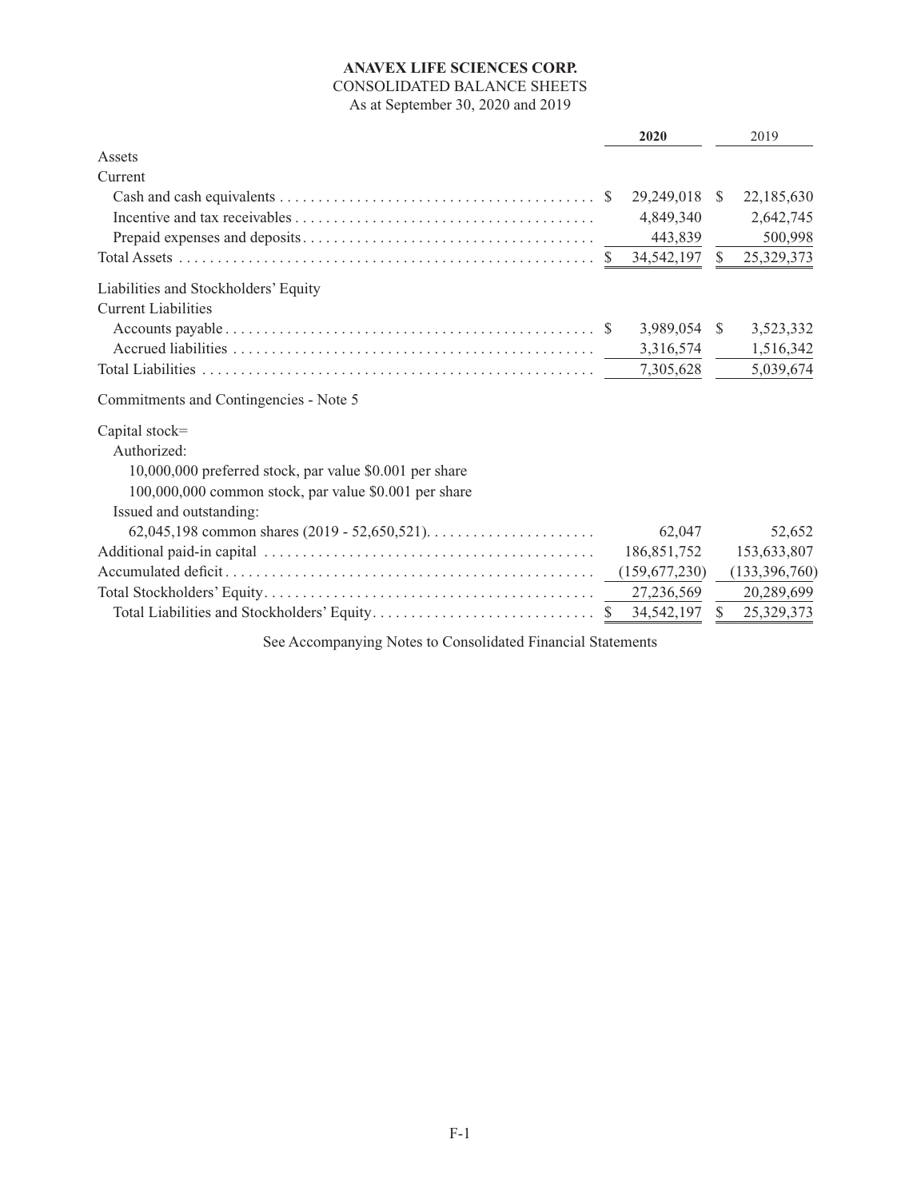**ANAVEX LIFE SCIENCES CORP.**

CONSOLIDATED BALANCE SHEETS

As at September 30, 2020 and 2019

| | 2020 | 2019 |
|---|---|---|
| Assets | | |
| Current | | |
| Cash and cash equivalents | $ 29,249,018 | $ 22,185,630 |
| Incentive and tax receivables | 4,849,340 | 2,642,745 |
| Prepaid expenses and deposits | 443,839 | 500,998 |
| Total Assets | $ 34,542,197 | $ 25,329,373 |
| Liabilities and Stockholders' Equity | | |
| Current Liabilities | | |
| Accounts payable | $ 3,989,054 | $ 3,523,332 |
| Accrued liabilities | 3,316,574 | 1,516,342 |
| Total Liabilities | 7,305,628 | 5,039,674 |
| Commitments and Contingencies - Note 5 | | |
| Capital stock= | | |
| Authorized: | | |
| 10,000,000 preferred stock, par value $0.001 per share | | |
| 100,000,000 common stock, par value $0.001 per share | | |
| Issued and outstanding: | | |
| 62,045,198 common shares (2019 - 52,650,521) | 62,047 | 52,652 |
| Additional paid-in capital | 186,851,752 | 153,633,807 |
| Accumulated deficit | (159,677,230) | (133,396,760) |
| Total Stockholders' Equity | 27,236,569 | 20,289,699 |
| Total Liabilities and Stockholders' Equity | $ 34,542,197 | $ 25,329,373 |

See Accompanying Notes to Consolidated Financial Statements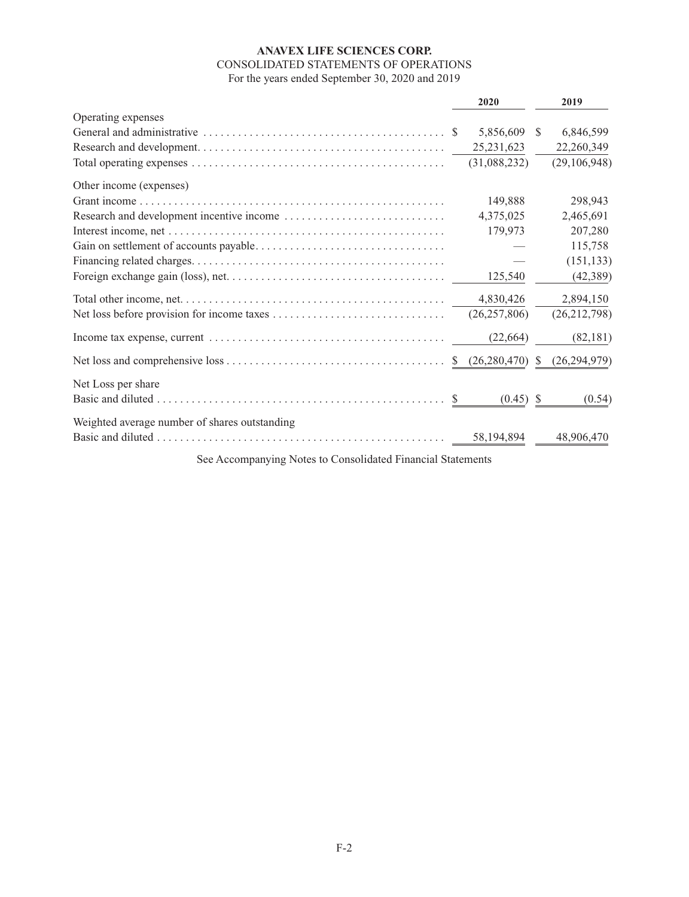**ANAVEX LIFE SCIENCES CORP.**

CONSOLIDATED STATEMENTS OF OPERATIONS

For the years ended September 30, 2020 and 2019

| | 2020 | 2019 |
|---|---|---|
| Operating expenses | | |
| General and administrative | $ 5,856,609 | $ 6,846,599 |
| Research and development | 25,231,623 | 22,260,349 |
| Total operating expenses | (31,088,232) | (29,106,948) |
| Other income (expenses) | | |
| Grant income | 149,888 | 298,943 |
| Research and development incentive income | 4,375,025 | 2,465,691 |
| Interest income, net | 179,973 | 207,280 |
| Gain on settlement of accounts payable | — | 115,758 |
| Financing related charges | — | (151,133) |
| Foreign exchange gain (loss), net | 125,540 | (42,389) |
| Total other income, net | 4,830,426 | 2,894,150 |
| Net loss before provision for income taxes | (26,257,806) | (26,212,798) |
| Income tax expense, current | (22,664) | (82,181) |
| Net loss and comprehensive loss | $ (26,280,470) | $ (26,294,979) |
| Net Loss per share | | |
| Basic and diluted | $ (0.45) | $ (0.54) |
| Weighted average number of shares outstanding | | |
| Basic and diluted | 58,194,894 | 48,906,470 |

See Accompanying Notes to Consolidated Financial Statements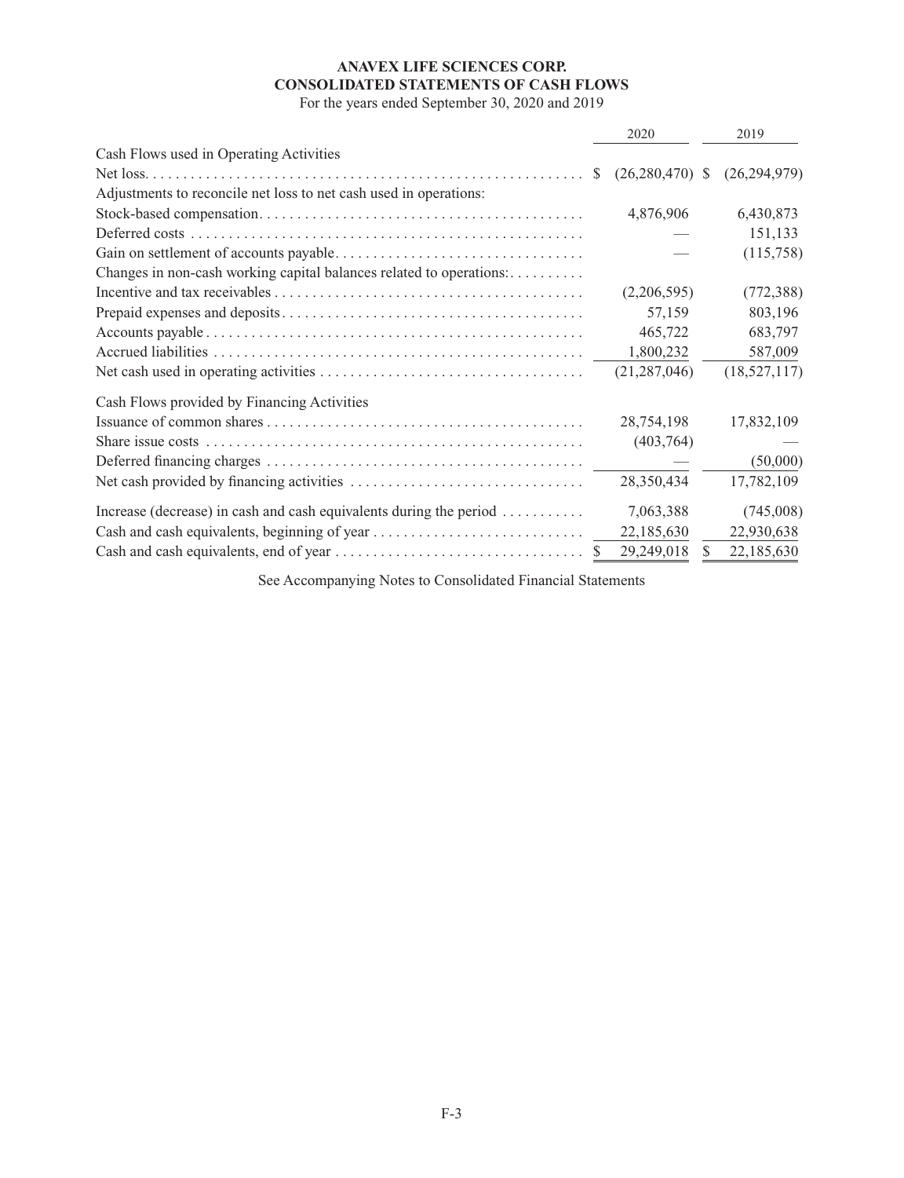**ANAVEX LIFE SCIENCES CORP.**
**CONSOLIDATED STATEMENTS OF CASH FLOWS**
For the years ended September 30, 2020 and 2019

| | 2020 | 2019 |
|---|---|---|
| Cash Flows used in Operating Activities | | |
| Net loss | $ (26,280,470) | $ (26,294,979) |
| Adjustments to reconcile net loss to net cash used in operations: | | |
| Stock-based compensation | 4,876,906 | 6,430,873 |
| Deferred costs | — | 151,133 |
| Gain on settlement of accounts payable | — | (115,758) |
| Changes in non-cash working capital balances related to operations: | | |
| Incentive and tax receivables | (2,206,595) | (772,388) |
| Prepaid expenses and deposits | 57,159 | 803,196 |
| Accounts payable | 465,722 | 683,797 |
| Accrued liabilities | 1,800,232 | 587,009 |
| Net cash used in operating activities | (21,287,046) | (18,527,117) |
| Cash Flows provided by Financing Activities | | |
| Issuance of common shares | 28,754,198 | 17,832,109 |
| Share issue costs | (403,764) | — |
| Deferred financing charges | — | (50,000) |
| Net cash provided by financing activities | 28,350,434 | 17,782,109 |
| Increase (decrease) in cash and cash equivalents during the period | 7,063,388 | (745,008) |
| Cash and cash equivalents, beginning of year | 22,185,630 | 22,930,638 |
| Cash and cash equivalents, end of year | $ 29,249,018 | $ 22,185,630 |

See Accompanying Notes to Consolidated Financial Statements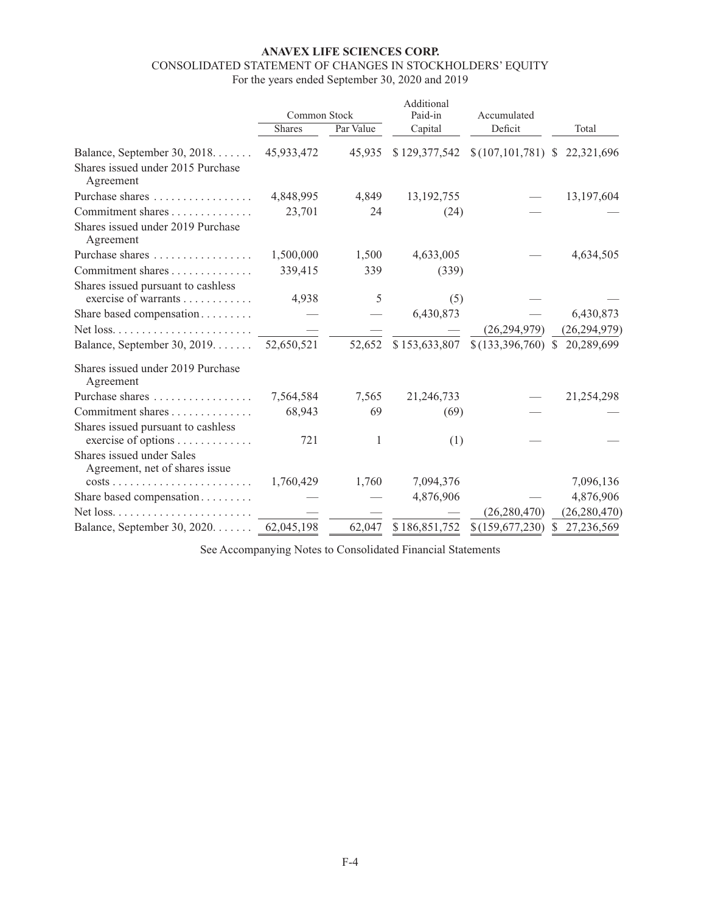**ANAVEX LIFE SCIENCES CORP.**

CONSOLIDATED STATEMENT OF CHANGES IN STOCKHOLDERS' EQUITY

For the years ended September 30, 2020 and 2019

| | Common Stock | | Additional Paid-in | Accumulated | |
|---|---|---|---|---|---|
| | Shares | Par Value | Capital | Deficit | Total |
| Balance, September 30, 2018 | 45,933,472 | 45,935 | $ 129,377,542 | $ (107,101,781) | $ 22,321,696 |
| Shares issued under 2015 Purchase Agreement | | | | | |
| Purchase shares | 4,848,995 | 4,849 | 13,192,755 | — | 13,197,604 |
| Commitment shares | 23,701 | 24 | (24) | — | — |
| Shares issued under 2019 Purchase Agreement | | | | | |
| Purchase shares | 1,500,000 | 1,500 | 4,633,005 | — | 4,634,505 |
| Commitment shares | 339,415 | 339 | (339) | | |
| Shares issued pursuant to cashless exercise of warrants | 4,938 | 5 | (5) | — | — |
| Share based compensation | — | — | 6,430,873 | — | 6,430,873 |
| Net loss | — | — | — | (26,294,979) | (26,294,979) |
| Balance, September 30, 2019 | 52,650,521 | 52,652 | $ 153,633,807 | $ (133,396,760) | $ 20,289,699 |
| Shares issued under 2019 Purchase Agreement | | | | | |
| Purchase shares | 7,564,584 | 7,565 | 21,246,733 | — | 21,254,298 |
| Commitment shares | 68,943 | 69 | (69) | — | — |
| Shares issued pursuant to cashless exercise of options | 721 | 1 | (1) | — | — |
| Shares issued under Sales Agreement, net of shares issue costs | 1,760,429 | 1,760 | 7,094,376 | | 7,096,136 |
| Share based compensation | — | — | 4,876,906 | — | 4,876,906 |
| Net loss | — | — | — | (26,280,470) | (26,280,470) |
| Balance, September 30, 2020 | 62,045,198 | 62,047 | $ 186,851,752 | $ (159,677,230) | $ 27,236,569 |

See Accompanying Notes to Consolidated Financial Statements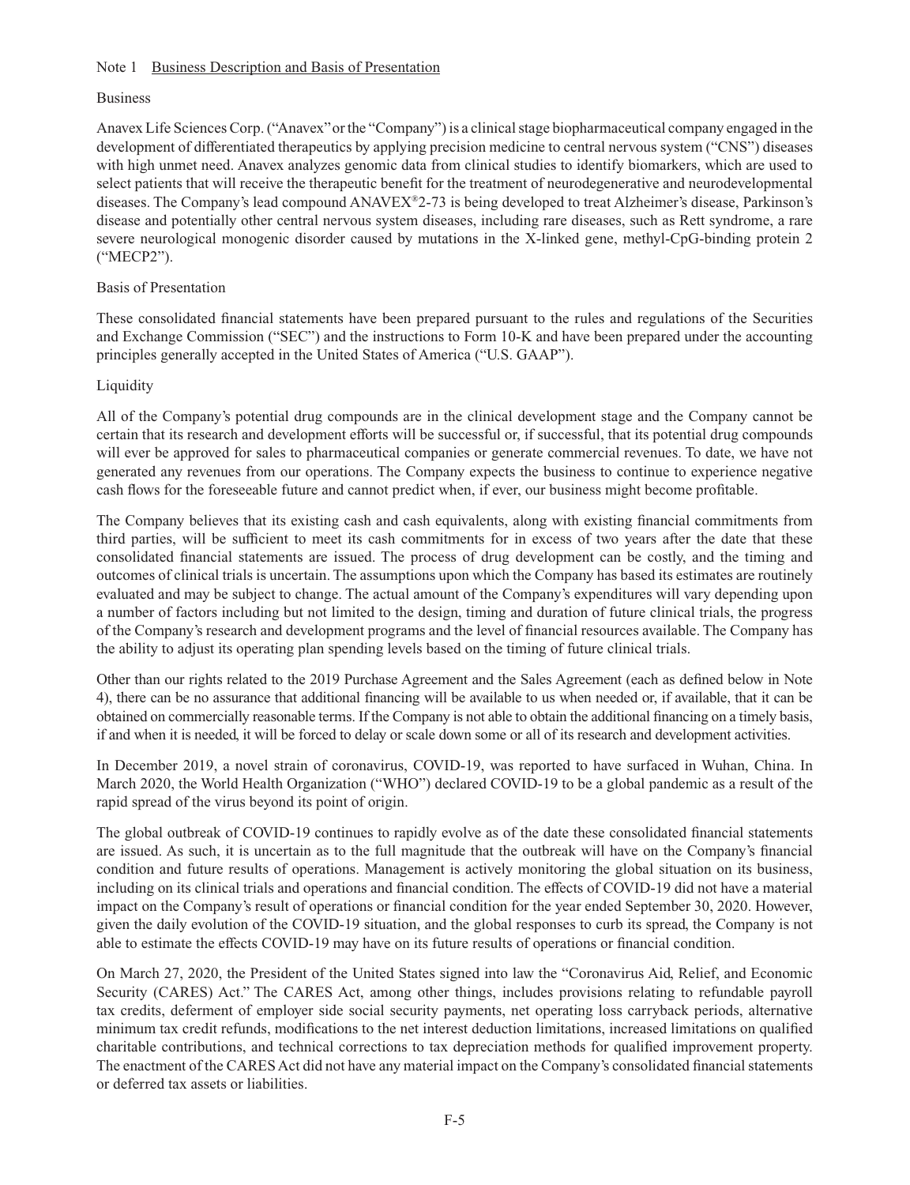## Note 1 Business Description and Basis of Presentation

### Business

Anavex Life Sciences Corp. ("Anavex" or the "Company") is a clinical stage biopharmaceutical company engaged in the development of differentiated therapeutics by applying precision medicine to central nervous system ("CNS") diseases with high unmet need. Anavex analyzes genomic data from clinical studies to identify biomarkers, which are used to select patients that will receive the therapeutic benefit for the treatment of neurodegenerative and neurodevelopmental diseases. The Company's lead compound ANAVEX®2-73 is being developed to treat Alzheimer's disease, Parkinson's disease and potentially other central nervous system diseases, including rare diseases, such as Rett syndrome, a rare severe neurological monogenic disorder caused by mutations in the X-linked gene, methyl-CpG-binding protein 2 ("MECP2").

### Basis of Presentation

These consolidated financial statements have been prepared pursuant to the rules and regulations of the Securities and Exchange Commission ("SEC") and the instructions to Form 10-K and have been prepared under the accounting principles generally accepted in the United States of America ("U.S. GAAP").

### Liquidity

All of the Company's potential drug compounds are in the clinical development stage and the Company cannot be certain that its research and development efforts will be successful or, if successful, that its potential drug compounds will ever be approved for sales to pharmaceutical companies or generate commercial revenues. To date, we have not generated any revenues from our operations. The Company expects the business to continue to experience negative cash flows for the foreseeable future and cannot predict when, if ever, our business might become profitable.

The Company believes that its existing cash and cash equivalents, along with existing financial commitments from third parties, will be sufficient to meet its cash commitments for in excess of two years after the date that these consolidated financial statements are issued. The process of drug development can be costly, and the timing and outcomes of clinical trials is uncertain. The assumptions upon which the Company has based its estimates are routinely evaluated and may be subject to change. The actual amount of the Company's expenditures will vary depending upon a number of factors including but not limited to the design, timing and duration of future clinical trials, the progress of the Company's research and development programs and the level of financial resources available. The Company has the ability to adjust its operating plan spending levels based on the timing of future clinical trials.

Other than our rights related to the 2019 Purchase Agreement and the Sales Agreement (each as defined below in Note 4), there can be no assurance that additional financing will be available to us when needed or, if available, that it can be obtained on commercially reasonable terms. If the Company is not able to obtain the additional financing on a timely basis, if and when it is needed, it will be forced to delay or scale down some or all of its research and development activities.

In December 2019, a novel strain of coronavirus, COVID-19, was reported to have surfaced in Wuhan, China. In March 2020, the World Health Organization ("WHO") declared COVID-19 to be a global pandemic as a result of the rapid spread of the virus beyond its point of origin.

The global outbreak of COVID-19 continues to rapidly evolve as of the date these consolidated financial statements are issued. As such, it is uncertain as to the full magnitude that the outbreak will have on the Company's financial condition and future results of operations. Management is actively monitoring the global situation on its business, including on its clinical trials and operations and financial condition. The effects of COVID-19 did not have a material impact on the Company's result of operations or financial condition for the year ended September 30, 2020. However, given the daily evolution of the COVID-19 situation, and the global responses to curb its spread, the Company is not able to estimate the effects COVID-19 may have on its future results of operations or financial condition.

On March 27, 2020, the President of the United States signed into law the "Coronavirus Aid, Relief, and Economic Security (CARES) Act." The CARES Act, among other things, includes provisions relating to refundable payroll tax credits, deferment of employer side social security payments, net operating loss carryback periods, alternative minimum tax credit refunds, modifications to the net interest deduction limitations, increased limitations on qualified charitable contributions, and technical corrections to tax depreciation methods for qualified improvement property. The enactment of the CARES Act did not have any material impact on the Company's consolidated financial statements or deferred tax assets or liabilities.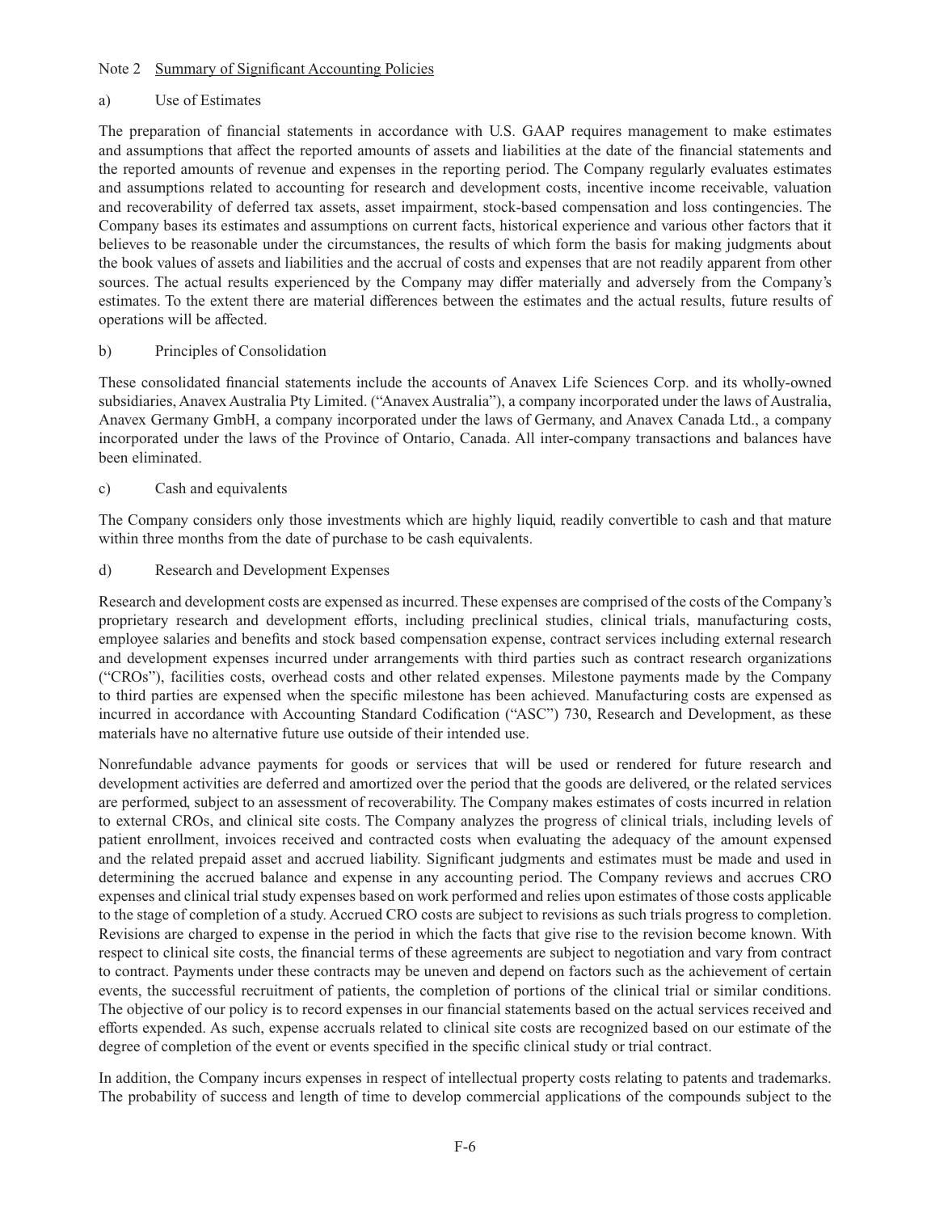## Note 2 Summary of Significant Accounting Policies

### a) Use of Estimates

The preparation of financial statements in accordance with U.S. GAAP requires management to make estimates and assumptions that affect the reported amounts of assets and liabilities at the date of the financial statements and the reported amounts of revenue and expenses in the reporting period. The Company regularly evaluates estimates and assumptions related to accounting for research and development costs, incentive income receivable, valuation and recoverability of deferred tax assets, asset impairment, stock-based compensation and loss contingencies. The Company bases its estimates and assumptions on current facts, historical experience and various other factors that it believes to be reasonable under the circumstances, the results of which form the basis for making judgments about the book values of assets and liabilities and the accrual of costs and expenses that are not readily apparent from other sources. The actual results experienced by the Company may differ materially and adversely from the Company's estimates. To the extent there are material differences between the estimates and the actual results, future results of operations will be affected.

### b) Principles of Consolidation

These consolidated financial statements include the accounts of Anavex Life Sciences Corp. and its wholly-owned subsidiaries, Anavex Australia Pty Limited. ("Anavex Australia"), a company incorporated under the laws of Australia, Anavex Germany GmbH, a company incorporated under the laws of Germany, and Anavex Canada Ltd., a company incorporated under the laws of the Province of Ontario, Canada. All inter-company transactions and balances have been eliminated.

### c) Cash and equivalents

The Company considers only those investments which are highly liquid, readily convertible to cash and that mature within three months from the date of purchase to be cash equivalents.

### d) Research and Development Expenses

Research and development costs are expensed as incurred. These expenses are comprised of the costs of the Company's proprietary research and development efforts, including preclinical studies, clinical trials, manufacturing costs, employee salaries and benefits and stock based compensation expense, contract services including external research and development expenses incurred under arrangements with third parties such as contract research organizations ("CROs"), facilities costs, overhead costs and other related expenses. Milestone payments made by the Company to third parties are expensed when the specific milestone has been achieved. Manufacturing costs are expensed as incurred in accordance with Accounting Standard Codification ("ASC") 730, Research and Development, as these materials have no alternative future use outside of their intended use.

Nonrefundable advance payments for goods or services that will be used or rendered for future research and development activities are deferred and amortized over the period that the goods are delivered, or the related services are performed, subject to an assessment of recoverability. The Company makes estimates of costs incurred in relation to external CROs, and clinical site costs. The Company analyzes the progress of clinical trials, including levels of patient enrollment, invoices received and contracted costs when evaluating the adequacy of the amount expensed and the related prepaid asset and accrued liability. Significant judgments and estimates must be made and used in determining the accrued balance and expense in any accounting period. The Company reviews and accrues CRO expenses and clinical trial study expenses based on work performed and relies upon estimates of those costs applicable to the stage of completion of a study. Accrued CRO costs are subject to revisions as such trials progress to completion. Revisions are charged to expense in the period in which the facts that give rise to the revision become known. With respect to clinical site costs, the financial terms of these agreements are subject to negotiation and vary from contract to contract. Payments under these contracts may be uneven and depend on factors such as the achievement of certain events, the successful recruitment of patients, the completion of portions of the clinical trial or similar conditions. The objective of our policy is to record expenses in our financial statements based on the actual services received and efforts expended. As such, expense accruals related to clinical site costs are recognized based on our estimate of the degree of completion of the event or events specified in the specific clinical study or trial contract.

In addition, the Company incurs expenses in respect of intellectual property costs relating to patents and trademarks. The probability of success and length of time to develop commercial applications of the compounds subject to the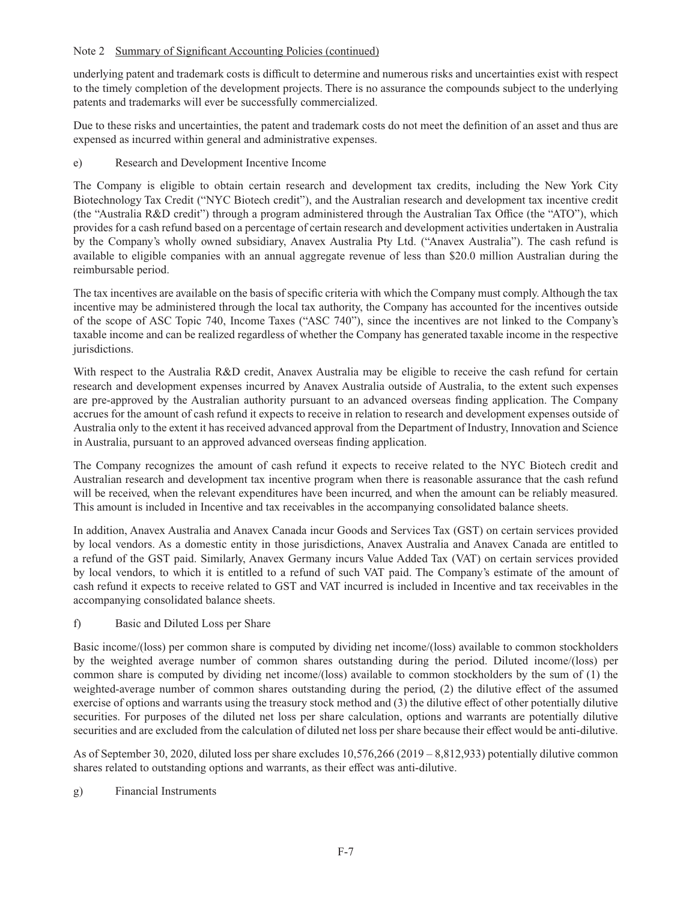Note 2 Summary of Significant Accounting Policies (continued)

underlying patent and trademark costs is difficult to determine and numerous risks and uncertainties exist with respect to the timely completion of the development projects. There is no assurance the compounds subject to the underlying patents and trademarks will ever be successfully commercialized.

Due to these risks and uncertainties, the patent and trademark costs do not meet the definition of an asset and thus are expensed as incurred within general and administrative expenses.

e) Research and Development Incentive Income

The Company is eligible to obtain certain research and development tax credits, including the New York City Biotechnology Tax Credit ("NYC Biotech credit"), and the Australian research and development tax incentive credit (the "Australia R&D credit") through a program administered through the Australian Tax Office (the "ATO"), which provides for a cash refund based on a percentage of certain research and development activities undertaken in Australia by the Company's wholly owned subsidiary, Anavex Australia Pty Ltd. ("Anavex Australia"). The cash refund is available to eligible companies with an annual aggregate revenue of less than $20.0 million Australian during the reimbursable period.

The tax incentives are available on the basis of specific criteria with which the Company must comply. Although the tax incentive may be administered through the local tax authority, the Company has accounted for the incentives outside of the scope of ASC Topic 740, Income Taxes ("ASC 740"), since the incentives are not linked to the Company's taxable income and can be realized regardless of whether the Company has generated taxable income in the respective jurisdictions.

With respect to the Australia R&D credit, Anavex Australia may be eligible to receive the cash refund for certain research and development expenses incurred by Anavex Australia outside of Australia, to the extent such expenses are pre-approved by the Australian authority pursuant to an advanced overseas finding application. The Company accrues for the amount of cash refund it expects to receive in relation to research and development expenses outside of Australia only to the extent it has received advanced approval from the Department of Industry, Innovation and Science in Australia, pursuant to an approved advanced overseas finding application.

The Company recognizes the amount of cash refund it expects to receive related to the NYC Biotech credit and Australian research and development tax incentive program when there is reasonable assurance that the cash refund will be received, when the relevant expenditures have been incurred, and when the amount can be reliably measured. This amount is included in Incentive and tax receivables in the accompanying consolidated balance sheets.

In addition, Anavex Australia and Anavex Canada incur Goods and Services Tax (GST) on certain services provided by local vendors. As a domestic entity in those jurisdictions, Anavex Australia and Anavex Canada are entitled to a refund of the GST paid. Similarly, Anavex Germany incurs Value Added Tax (VAT) on certain services provided by local vendors, to which it is entitled to a refund of such VAT paid. The Company's estimate of the amount of cash refund it expects to receive related to GST and VAT incurred is included in Incentive and tax receivables in the accompanying consolidated balance sheets.

f) Basic and Diluted Loss per Share

Basic income/(loss) per common share is computed by dividing net income/(loss) available to common stockholders by the weighted average number of common shares outstanding during the period. Diluted income/(loss) per common share is computed by dividing net income/(loss) available to common stockholders by the sum of (1) the weighted-average number of common shares outstanding during the period, (2) the dilutive effect of the assumed exercise of options and warrants using the treasury stock method and (3) the dilutive effect of other potentially dilutive securities. For purposes of the diluted net loss per share calculation, options and warrants are potentially dilutive securities and are excluded from the calculation of diluted net loss per share because their effect would be anti-dilutive.

As of September 30, 2020, diluted loss per share excludes 10,576,266 (2019 – 8,812,933) potentially dilutive common shares related to outstanding options and warrants, as their effect was anti-dilutive.

g) Financial Instruments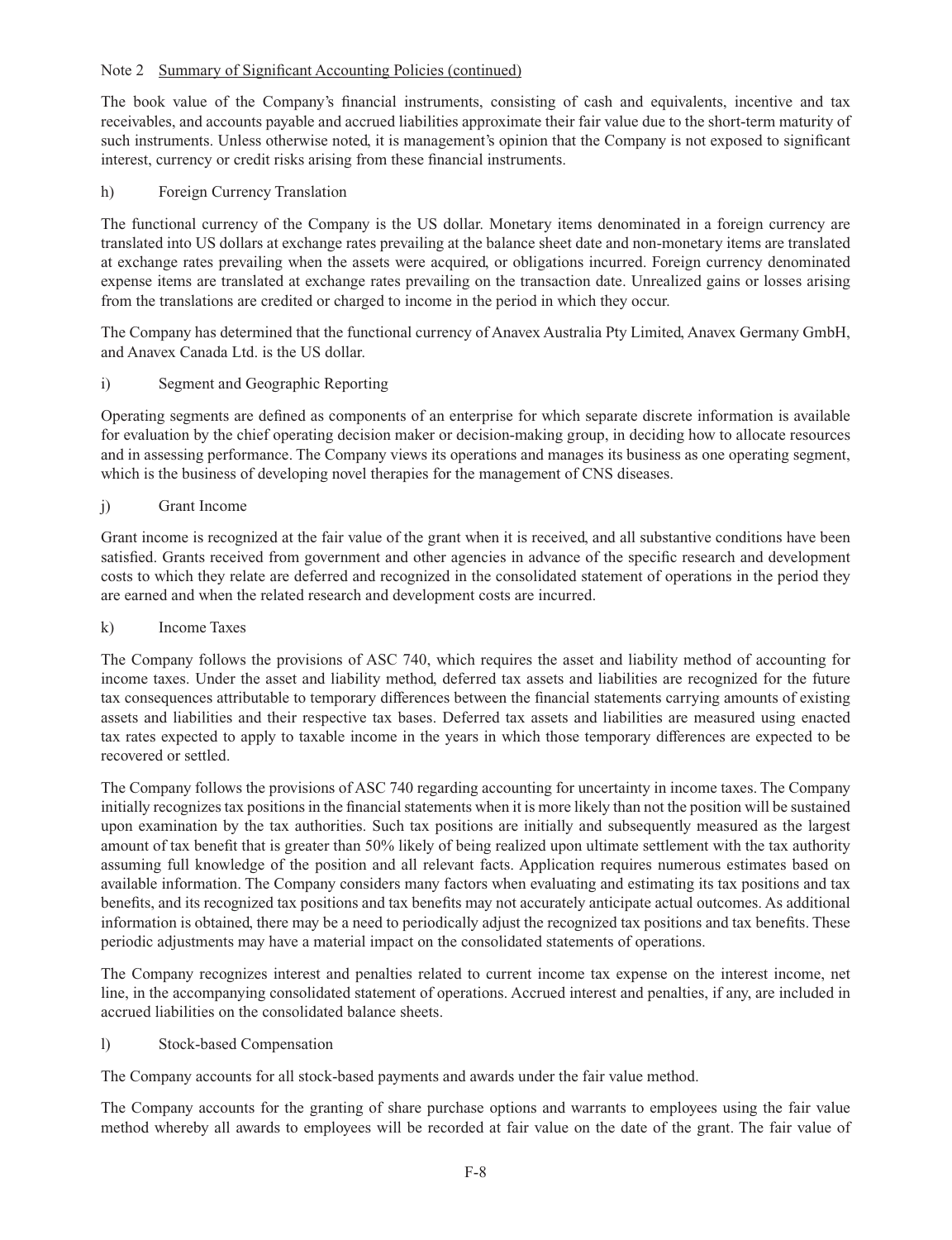Note 2 Summary of Significant Accounting Policies (continued)

The book value of the Company's financial instruments, consisting of cash and equivalents, incentive and tax receivables, and accounts payable and accrued liabilities approximate their fair value due to the short-term maturity of such instruments. Unless otherwise noted, it is management's opinion that the Company is not exposed to significant interest, currency or credit risks arising from these financial instruments.

h) Foreign Currency Translation

The functional currency of the Company is the US dollar. Monetary items denominated in a foreign currency are translated into US dollars at exchange rates prevailing at the balance sheet date and non-monetary items are translated at exchange rates prevailing when the assets were acquired, or obligations incurred. Foreign currency denominated expense items are translated at exchange rates prevailing on the transaction date. Unrealized gains or losses arising from the translations are credited or charged to income in the period in which they occur.

The Company has determined that the functional currency of Anavex Australia Pty Limited, Anavex Germany GmbH, and Anavex Canada Ltd. is the US dollar.

i) Segment and Geographic Reporting

Operating segments are defined as components of an enterprise for which separate discrete information is available for evaluation by the chief operating decision maker or decision-making group, in deciding how to allocate resources and in assessing performance. The Company views its operations and manages its business as one operating segment, which is the business of developing novel therapies for the management of CNS diseases.

j) Grant Income

Grant income is recognized at the fair value of the grant when it is received, and all substantive conditions have been satisfied. Grants received from government and other agencies in advance of the specific research and development costs to which they relate are deferred and recognized in the consolidated statement of operations in the period they are earned and when the related research and development costs are incurred.

k) Income Taxes

The Company follows the provisions of ASC 740, which requires the asset and liability method of accounting for income taxes. Under the asset and liability method, deferred tax assets and liabilities are recognized for the future tax consequences attributable to temporary differences between the financial statements carrying amounts of existing assets and liabilities and their respective tax bases. Deferred tax assets and liabilities are measured using enacted tax rates expected to apply to taxable income in the years in which those temporary differences are expected to be recovered or settled.

The Company follows the provisions of ASC 740 regarding accounting for uncertainty in income taxes. The Company initially recognizes tax positions in the financial statements when it is more likely than not the position will be sustained upon examination by the tax authorities. Such tax positions are initially and subsequently measured as the largest amount of tax benefit that is greater than 50% likely of being realized upon ultimate settlement with the tax authority assuming full knowledge of the position and all relevant facts. Application requires numerous estimates based on available information. The Company considers many factors when evaluating and estimating its tax positions and tax benefits, and its recognized tax positions and tax benefits may not accurately anticipate actual outcomes. As additional information is obtained, there may be a need to periodically adjust the recognized tax positions and tax benefits. These periodic adjustments may have a material impact on the consolidated statements of operations.

The Company recognizes interest and penalties related to current income tax expense on the interest income, net line, in the accompanying consolidated statement of operations. Accrued interest and penalties, if any, are included in accrued liabilities on the consolidated balance sheets.

l) Stock-based Compensation

The Company accounts for all stock-based payments and awards under the fair value method.

The Company accounts for the granting of share purchase options and warrants to employees using the fair value method whereby all awards to employees will be recorded at fair value on the date of the grant. The fair value of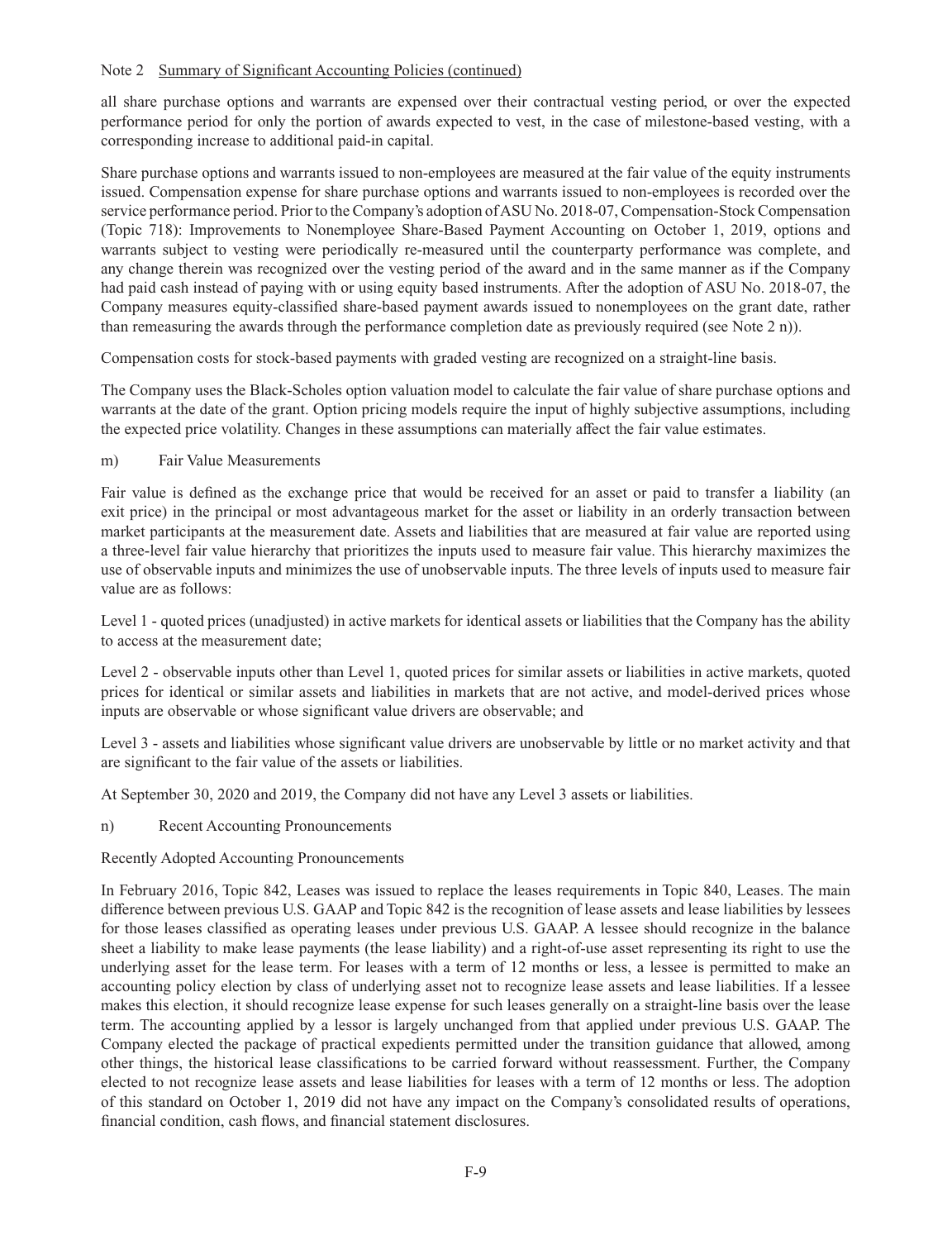Note 2 Summary of Significant Accounting Policies (continued)

all share purchase options and warrants are expensed over their contractual vesting period, or over the expected performance period for only the portion of awards expected to vest, in the case of milestone-based vesting, with a corresponding increase to additional paid-in capital.

Share purchase options and warrants issued to non-employees are measured at the fair value of the equity instruments issued. Compensation expense for share purchase options and warrants issued to non-employees is recorded over the service performance period. Prior to the Company's adoption of ASU No. 2018-07, Compensation-Stock Compensation (Topic 718): Improvements to Nonemployee Share-Based Payment Accounting on October 1, 2019, options and warrants subject to vesting were periodically re-measured until the counterparty performance was complete, and any change therein was recognized over the vesting period of the award and in the same manner as if the Company had paid cash instead of paying with or using equity based instruments. After the adoption of ASU No. 2018-07, the Company measures equity-classified share-based payment awards issued to nonemployees on the grant date, rather than remeasuring the awards through the performance completion date as previously required (see Note 2 n)).

Compensation costs for stock-based payments with graded vesting are recognized on a straight-line basis.

The Company uses the Black-Scholes option valuation model to calculate the fair value of share purchase options and warrants at the date of the grant. Option pricing models require the input of highly subjective assumptions, including the expected price volatility. Changes in these assumptions can materially affect the fair value estimates.

m) Fair Value Measurements

Fair value is defined as the exchange price that would be received for an asset or paid to transfer a liability (an exit price) in the principal or most advantageous market for the asset or liability in an orderly transaction between market participants at the measurement date. Assets and liabilities that are measured at fair value are reported using a three-level fair value hierarchy that prioritizes the inputs used to measure fair value. This hierarchy maximizes the use of observable inputs and minimizes the use of unobservable inputs. The three levels of inputs used to measure fair value are as follows:

Level 1 - quoted prices (unadjusted) in active markets for identical assets or liabilities that the Company has the ability to access at the measurement date;

Level 2 - observable inputs other than Level 1, quoted prices for similar assets or liabilities in active markets, quoted prices for identical or similar assets and liabilities in markets that are not active, and model-derived prices whose inputs are observable or whose significant value drivers are observable; and

Level 3 - assets and liabilities whose significant value drivers are unobservable by little or no market activity and that are significant to the fair value of the assets or liabilities.

At September 30, 2020 and 2019, the Company did not have any Level 3 assets or liabilities.

n) Recent Accounting Pronouncements

Recently Adopted Accounting Pronouncements

In February 2016, Topic 842, Leases was issued to replace the leases requirements in Topic 840, Leases. The main difference between previous U.S. GAAP and Topic 842 is the recognition of lease assets and lease liabilities by lessees for those leases classified as operating leases under previous U.S. GAAP. A lessee should recognize in the balance sheet a liability to make lease payments (the lease liability) and a right-of-use asset representing its right to use the underlying asset for the lease term. For leases with a term of 12 months or less, a lessee is permitted to make an accounting policy election by class of underlying asset not to recognize lease assets and lease liabilities. If a lessee makes this election, it should recognize lease expense for such leases generally on a straight-line basis over the lease term. The accounting applied by a lessor is largely unchanged from that applied under previous U.S. GAAP. The Company elected the package of practical expedients permitted under the transition guidance that allowed, among other things, the historical lease classifications to be carried forward without reassessment. Further, the Company elected to not recognize lease assets and lease liabilities for leases with a term of 12 months or less. The adoption of this standard on October 1, 2019 did not have any impact on the Company's consolidated results of operations, financial condition, cash flows, and financial statement disclosures.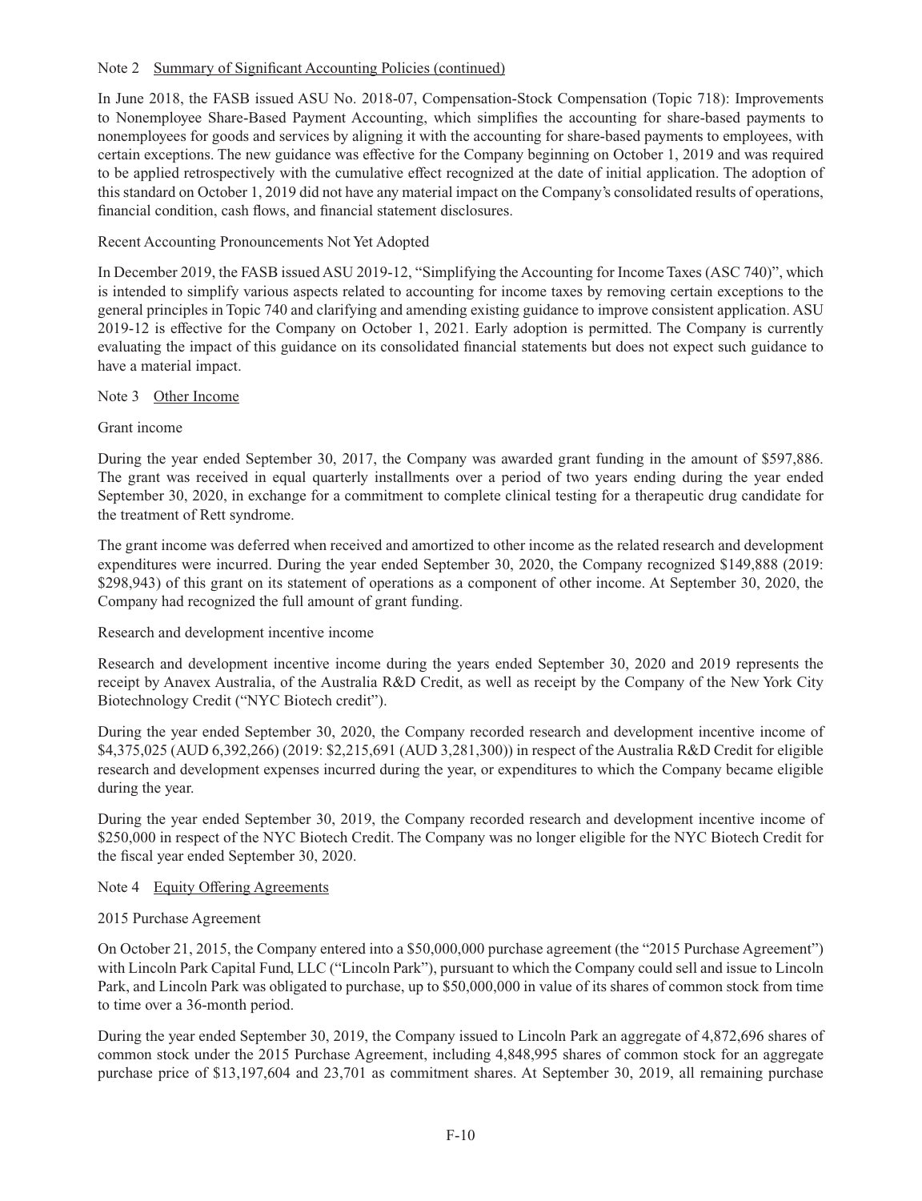Note 2 Summary of Significant Accounting Policies (continued)

In June 2018, the FASB issued ASU No. 2018-07, Compensation-Stock Compensation (Topic 718): Improvements to Nonemployee Share-Based Payment Accounting, which simplifies the accounting for share-based payments to nonemployees for goods and services by aligning it with the accounting for share-based payments to employees, with certain exceptions. The new guidance was effective for the Company beginning on October 1, 2019 and was required to be applied retrospectively with the cumulative effect recognized at the date of initial application. The adoption of this standard on October 1, 2019 did not have any material impact on the Company's consolidated results of operations, financial condition, cash flows, and financial statement disclosures.

Recent Accounting Pronouncements Not Yet Adopted

In December 2019, the FASB issued ASU 2019-12, "Simplifying the Accounting for Income Taxes (ASC 740)", which is intended to simplify various aspects related to accounting for income taxes by removing certain exceptions to the general principles in Topic 740 and clarifying and amending existing guidance to improve consistent application. ASU 2019-12 is effective for the Company on October 1, 2021. Early adoption is permitted. The Company is currently evaluating the impact of this guidance on its consolidated financial statements but does not expect such guidance to have a material impact.

Note 3 Other Income

Grant income

During the year ended September 30, 2017, the Company was awarded grant funding in the amount of $597,886. The grant was received in equal quarterly installments over a period of two years ending during the year ended September 30, 2020, in exchange for a commitment to complete clinical testing for a therapeutic drug candidate for the treatment of Rett syndrome.

The grant income was deferred when received and amortized to other income as the related research and development expenditures were incurred. During the year ended September 30, 2020, the Company recognized $149,888 (2019: $298,943) of this grant on its statement of operations as a component of other income. At September 30, 2020, the Company had recognized the full amount of grant funding.

Research and development incentive income

Research and development incentive income during the years ended September 30, 2020 and 2019 represents the receipt by Anavex Australia, of the Australia R&D Credit, as well as receipt by the Company of the New York City Biotechnology Credit ("NYC Biotech credit").

During the year ended September 30, 2020, the Company recorded research and development incentive income of $4,375,025 (AUD 6,392,266) (2019: $2,215,691 (AUD 3,281,300)) in respect of the Australia R&D Credit for eligible research and development expenses incurred during the year, or expenditures to which the Company became eligible during the year.

During the year ended September 30, 2019, the Company recorded research and development incentive income of $250,000 in respect of the NYC Biotech Credit. The Company was no longer eligible for the NYC Biotech Credit for the fiscal year ended September 30, 2020.

Note 4 Equity Offering Agreements

2015 Purchase Agreement

On October 21, 2015, the Company entered into a $50,000,000 purchase agreement (the "2015 Purchase Agreement") with Lincoln Park Capital Fund, LLC ("Lincoln Park"), pursuant to which the Company could sell and issue to Lincoln Park, and Lincoln Park was obligated to purchase, up to $50,000,000 in value of its shares of common stock from time to time over a 36-month period.

During the year ended September 30, 2019, the Company issued to Lincoln Park an aggregate of 4,872,696 shares of common stock under the 2015 Purchase Agreement, including 4,848,995 shares of common stock for an aggregate purchase price of $13,197,604 and 23,701 as commitment shares. At September 30, 2019, all remaining purchase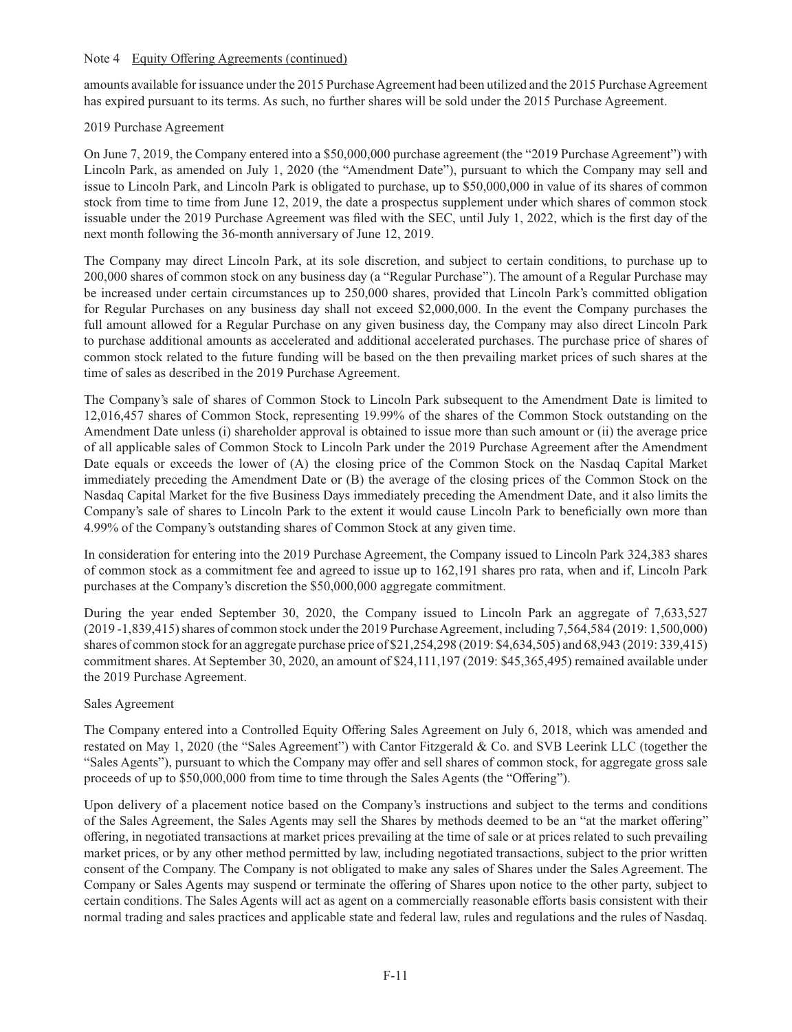Note 4 Equity Offering Agreements (continued)

amounts available for issuance under the 2015 Purchase Agreement had been utilized and the 2015 Purchase Agreement has expired pursuant to its terms. As such, no further shares will be sold under the 2015 Purchase Agreement.

2019 Purchase Agreement

On June 7, 2019, the Company entered into a $50,000,000 purchase agreement (the "2019 Purchase Agreement") with Lincoln Park, as amended on July 1, 2020 (the "Amendment Date"), pursuant to which the Company may sell and issue to Lincoln Park, and Lincoln Park is obligated to purchase, up to $50,000,000 in value of its shares of common stock from time to time from June 12, 2019, the date a prospectus supplement under which shares of common stock issuable under the 2019 Purchase Agreement was filed with the SEC, until July 1, 2022, which is the first day of the next month following the 36-month anniversary of June 12, 2019.

The Company may direct Lincoln Park, at its sole discretion, and subject to certain conditions, to purchase up to 200,000 shares of common stock on any business day (a "Regular Purchase"). The amount of a Regular Purchase may be increased under certain circumstances up to 250,000 shares, provided that Lincoln Park's committed obligation for Regular Purchases on any business day shall not exceed $2,000,000. In the event the Company purchases the full amount allowed for a Regular Purchase on any given business day, the Company may also direct Lincoln Park to purchase additional amounts as accelerated and additional accelerated purchases. The purchase price of shares of common stock related to the future funding will be based on the then prevailing market prices of such shares at the time of sales as described in the 2019 Purchase Agreement.

The Company's sale of shares of Common Stock to Lincoln Park subsequent to the Amendment Date is limited to 12,016,457 shares of Common Stock, representing 19.99% of the shares of the Common Stock outstanding on the Amendment Date unless (i) shareholder approval is obtained to issue more than such amount or (ii) the average price of all applicable sales of Common Stock to Lincoln Park under the 2019 Purchase Agreement after the Amendment Date equals or exceeds the lower of (A) the closing price of the Common Stock on the Nasdaq Capital Market immediately preceding the Amendment Date or (B) the average of the closing prices of the Common Stock on the Nasdaq Capital Market for the five Business Days immediately preceding the Amendment Date, and it also limits the Company's sale of shares to Lincoln Park to the extent it would cause Lincoln Park to beneficially own more than 4.99% of the Company's outstanding shares of Common Stock at any given time.

In consideration for entering into the 2019 Purchase Agreement, the Company issued to Lincoln Park 324,383 shares of common stock as a commitment fee and agreed to issue up to 162,191 shares pro rata, when and if, Lincoln Park purchases at the Company's discretion the $50,000,000 aggregate commitment.

During the year ended September 30, 2020, the Company issued to Lincoln Park an aggregate of 7,633,527 (2019 -1,839,415) shares of common stock under the 2019 Purchase Agreement, including 7,564,584 (2019: 1,500,000) shares of common stock for an aggregate purchase price of $21,254,298 (2019: $4,634,505) and 68,943 (2019: 339,415) commitment shares. At September 30, 2020, an amount of $24,111,197 (2019: $45,365,495) remained available under the 2019 Purchase Agreement.

Sales Agreement

The Company entered into a Controlled Equity Offering Sales Agreement on July 6, 2018, which was amended and restated on May 1, 2020 (the "Sales Agreement") with Cantor Fitzgerald & Co. and SVB Leerink LLC (together the "Sales Agents"), pursuant to which the Company may offer and sell shares of common stock, for aggregate gross sale proceeds of up to $50,000,000 from time to time through the Sales Agents (the "Offering").

Upon delivery of a placement notice based on the Company's instructions and subject to the terms and conditions of the Sales Agreement, the Sales Agents may sell the Shares by methods deemed to be an "at the market offering" offering, in negotiated transactions at market prices prevailing at the time of sale or at prices related to such prevailing market prices, or by any other method permitted by law, including negotiated transactions, subject to the prior written consent of the Company. The Company is not obligated to make any sales of Shares under the Sales Agreement. The Company or Sales Agents may suspend or terminate the offering of Shares upon notice to the other party, subject to certain conditions. The Sales Agents will act as agent on a commercially reasonable efforts basis consistent with their normal trading and sales practices and applicable state and federal law, rules and regulations and the rules of Nasdaq.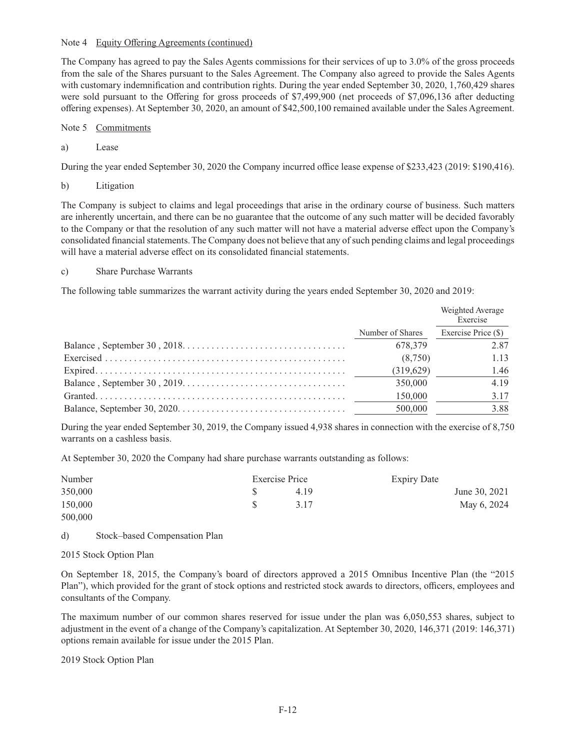Note 4 Equity Offering Agreements (continued)

The Company has agreed to pay the Sales Agents commissions for their services of up to 3.0% of the gross proceeds from the sale of the Shares pursuant to the Sales Agreement. The Company also agreed to provide the Sales Agents with customary indemnification and contribution rights. During the year ended September 30, 2020, 1,760,429 shares were sold pursuant to the Offering for gross proceeds of $7,499,900 (net proceeds of $7,096,136 after deducting offering expenses). At September 30, 2020, an amount of $42,500,100 remained available under the Sales Agreement.

Note 5 Commitments

a) Lease

During the year ended September 30, 2020 the Company incurred office lease expense of $233,423 (2019: $190,416).

b) Litigation

The Company is subject to claims and legal proceedings that arise in the ordinary course of business. Such matters are inherently uncertain, and there can be no guarantee that the outcome of any such matter will be decided favorably to the Company or that the resolution of any such matter will not have a material adverse effect upon the Company's consolidated financial statements. The Company does not believe that any of such pending claims and legal proceedings will have a material adverse effect on its consolidated financial statements.

c) Share Purchase Warrants

The following table summarizes the warrant activity during the years ended September 30, 2020 and 2019:

| | Number of Shares | Weighted Average Exercise Exercise Price ($) |
|---|---|---|
| Balance , September 30 , 2018 | 678,379 | 2.87 |
| Exercised | (8,750) | 1.13 |
| Expired | (319,629) | 1.46 |
| Balance , September 30 , 2019 | 350,000 | 4.19 |
| Granted | 150,000 | 3.17 |
| Balance, September 30, 2020 | 500,000 | 3.88 |

During the year ended September 30, 2019, the Company issued 4,938 shares in connection with the exercise of 8,750 warrants on a cashless basis.

At September 30, 2020 the Company had share purchase warrants outstanding as follows:

| Number | Exercise Price | Expiry Date |
|---|---|---|
| 350,000 | $ 4.19 | June 30, 2021 |
| 150,000 | $ 3.17 | May 6, 2024 |
| 500,000 | | |

d) Stock–based Compensation Plan

2015 Stock Option Plan

On September 18, 2015, the Company's board of directors approved a 2015 Omnibus Incentive Plan (the "2015 Plan"), which provided for the grant of stock options and restricted stock awards to directors, officers, employees and consultants of the Company.

The maximum number of our common shares reserved for issue under the plan was 6,050,553 shares, subject to adjustment in the event of a change of the Company's capitalization. At September 30, 2020, 146,371 (2019: 146,371) options remain available for issue under the 2015 Plan.

2019 Stock Option Plan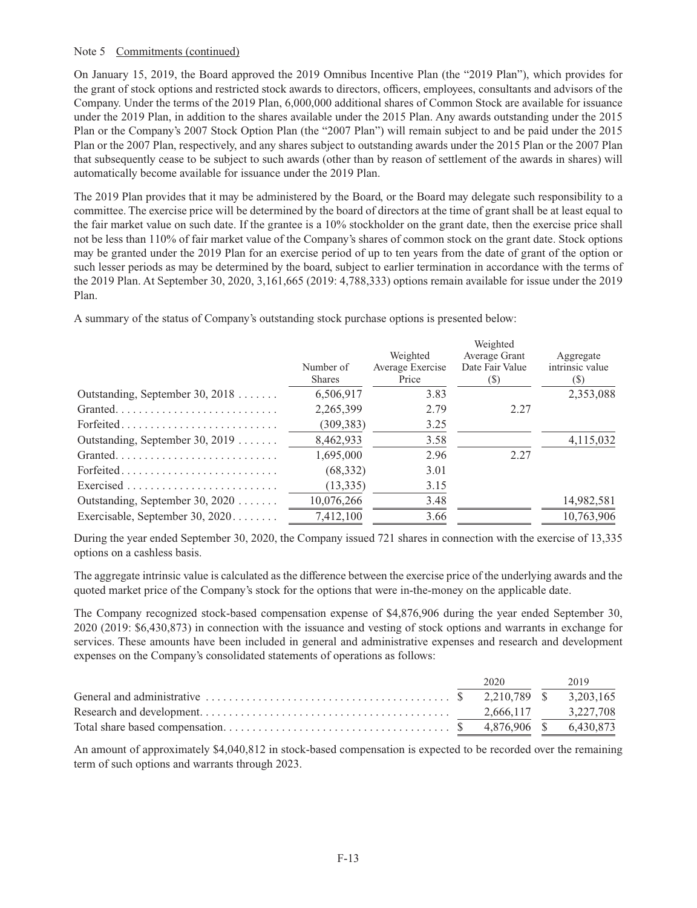Note 5 Commitments (continued)

On January 15, 2019, the Board approved the 2019 Omnibus Incentive Plan (the "2019 Plan"), which provides for the grant of stock options and restricted stock awards to directors, officers, employees, consultants and advisors of the Company. Under the terms of the 2019 Plan, 6,000,000 additional shares of Common Stock are available for issuance under the 2019 Plan, in addition to the shares available under the 2015 Plan. Any awards outstanding under the 2015 Plan or the Company's 2007 Stock Option Plan (the "2007 Plan") will remain subject to and be paid under the 2015 Plan or the 2007 Plan, respectively, and any shares subject to outstanding awards under the 2015 Plan or the 2007 Plan that subsequently cease to be subject to such awards (other than by reason of settlement of the awards in shares) will automatically become available for issuance under the 2019 Plan.

The 2019 Plan provides that it may be administered by the Board, or the Board may delegate such responsibility to a committee. The exercise price will be determined by the board of directors at the time of grant shall be at least equal to the fair market value on such date. If the grantee is a 10% stockholder on the grant date, then the exercise price shall not be less than 110% of fair market value of the Company's shares of common stock on the grant date. Stock options may be granted under the 2019 Plan for an exercise period of up to ten years from the date of grant of the option or such lesser periods as may be determined by the board, subject to earlier termination in accordance with the terms of the 2019 Plan. At September 30, 2020, 3,161,665 (2019: 4,788,333) options remain available for issue under the 2019 Plan.

A summary of the status of Company's outstanding stock purchase options is presented below:

| | Number of Shares | Weighted Average Exercise Price | Weighted Average Grant Date Fair Value ($) | Aggregate intrinsic value ($) |
|---|---|---|---|---|
| Outstanding, September 30, 2018 | 6,506,917 | 3.83 | | 2,353,088 |
| Granted | 2,265,399 | 2.79 | 2.27 | |
| Forfeited | (309,383) | 3.25 | | |
| Outstanding, September 30, 2019 | 8,462,933 | 3.58 | | 4,115,032 |
| Granted | 1,695,000 | 2.96 | 2.27 | |
| Forfeited | (68,332) | 3.01 | | |
| Exercised | (13,335) | 3.15 | | |
| Outstanding, September 30, 2020 | 10,076,266 | 3.48 | | 14,982,581 |
| Exercisable, September 30, 2020 | 7,412,100 | 3.66 | | 10,763,906 |

During the year ended September 30, 2020, the Company issued 721 shares in connection with the exercise of 13,335 options on a cashless basis.

The aggregate intrinsic value is calculated as the difference between the exercise price of the underlying awards and the quoted market price of the Company's stock for the options that were in-the-money on the applicable date.

The Company recognized stock-based compensation expense of $4,876,906 during the year ended September 30, 2020 (2019: $6,430,873) in connection with the issuance and vesting of stock options and warrants in exchange for services. These amounts have been included in general and administrative expenses and research and development expenses on the Company's consolidated statements of operations as follows:

| | 2020 | 2019 |
|---|---|---|
| General and administrative | $ 2,210,789 | $ 3,203,165 |
| Research and development | 2,666,117 | 3,227,708 |
| Total share based compensation | $ 4,876,906 | $ 6,430,873 |

An amount of approximately $4,040,812 in stock-based compensation is expected to be recorded over the remaining term of such options and warrants through 2023.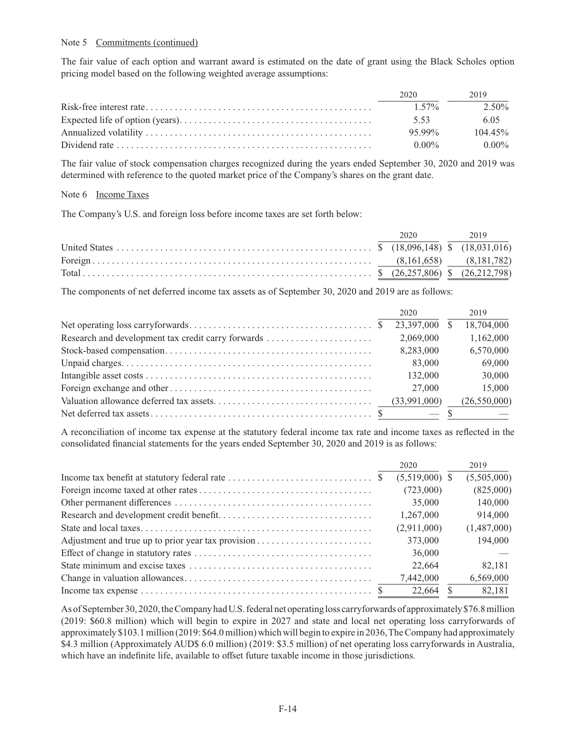Note 5 Commitments (continued)

The fair value of each option and warrant award is estimated on the date of grant using the Black Scholes option pricing model based on the following weighted average assumptions:

| | 2020 | 2019 |
|---|---|---|
| Risk-free interest rate | 1.57% | 2.50% |
| Expected life of option (years) | 5.53 | 6.05 |
| Annualized volatility | 95.99% | 104.45% |
| Dividend rate | 0.00% | 0.00% |

The fair value of stock compensation charges recognized during the years ended September 30, 2020 and 2019 was determined with reference to the quoted market price of the Company's shares on the grant date.

Note 6 Income Taxes

The Company's U.S. and foreign loss before income taxes are set forth below:

| | 2020 | 2019 |
|---|---|---|
| United States | $ (18,096,148) | $ (18,031,016) |
| Foreign | (8,161,658) | (8,181,782) |
| Total | $ (26,257,806) | $ (26,212,798) |

The components of net deferred income tax assets as of September 30, 2020 and 2019 are as follows:

| | 2020 | 2019 |
|---|---|---|
| Net operating loss carryforwards | $ 23,397,000 | $ 18,704,000 |
| Research and development tax credit carry forwards | 2,069,000 | 1,162,000 |
| Stock-based compensation | 8,283,000 | 6,570,000 |
| Unpaid charges | 83,000 | 69,000 |
| Intangible asset costs | 132,000 | 30,000 |
| Foreign exchange and other | 27,000 | 15,000 |
| Valuation allowance deferred tax assets | (33,991,000) | (26,550,000) |
| Net deferred tax assets | $ — | $ — |

A reconciliation of income tax expense at the statutory federal income tax rate and income taxes as reflected in the consolidated financial statements for the years ended September 30, 2020 and 2019 is as follows:

| | 2020 | 2019 |
|---|---|---|
| Income tax benefit at statutory federal rate | $ (5,519,000) | $ (5,505,000) |
| Foreign income taxed at other rates | (723,000) | (825,000) |
| Other permanent differences | 35,000 | 140,000 |
| Research and development credit benefit | 1,267,000 | 914,000 |
| State and local taxes | (2,911,000) | (1,487,000) |
| Adjustment and true up to prior year tax provision | 373,000 | 194,000 |
| Effect of change in statutory rates | 36,000 | — |
| State minimum and excise taxes | 22,664 | 82,181 |
| Change in valuation allowances | 7,442,000 | 6,569,000 |
| Income tax expense | $ 22,664 | $ 82,181 |

As of September 30, 2020, the Company had U.S. federal net operating loss carryforwards of approximately $76.8 million (2019: $60.8 million) which will begin to expire in 2027 and state and local net operating loss carryforwards of approximately $103.1 million (2019: $64.0 million) which will begin to expire in 2036, The Company had approximately $4.3 million (Approximately AUD$ 6.0 million) (2019: $3.5 million) of net operating loss carryforwards in Australia, which have an indefinite life, available to offset future taxable income in those jurisdictions.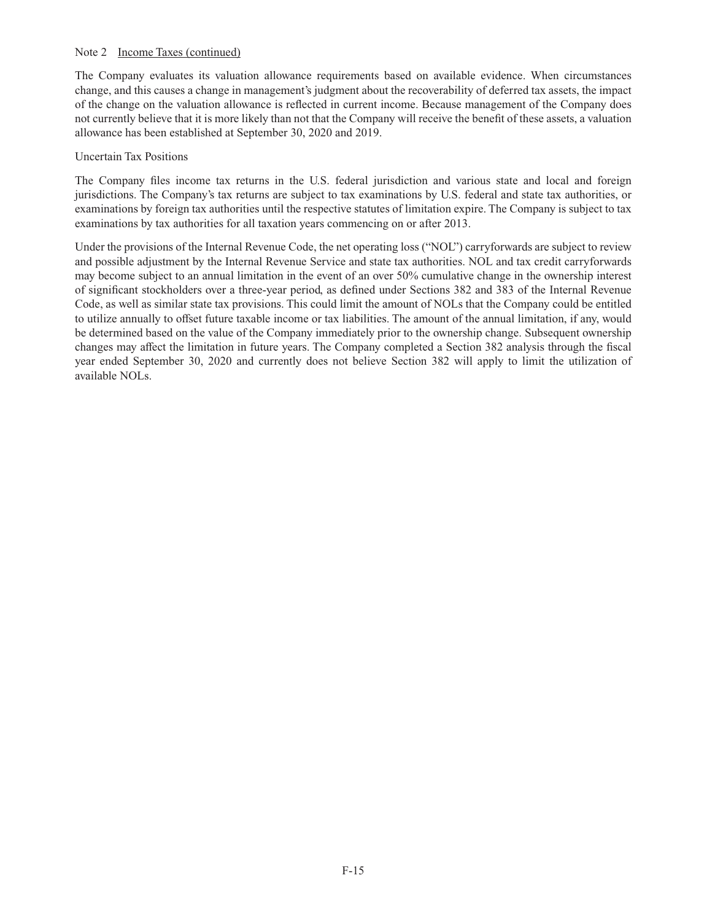Note 2 Income Taxes (continued)

The Company evaluates its valuation allowance requirements based on available evidence. When circumstances change, and this causes a change in management's judgment about the recoverability of deferred tax assets, the impact of the change on the valuation allowance is reflected in current income. Because management of the Company does not currently believe that it is more likely than not that the Company will receive the benefit of these assets, a valuation allowance has been established at September 30, 2020 and 2019.

Uncertain Tax Positions

The Company files income tax returns in the U.S. federal jurisdiction and various state and local and foreign jurisdictions. The Company's tax returns are subject to tax examinations by U.S. federal and state tax authorities, or examinations by foreign tax authorities until the respective statutes of limitation expire. The Company is subject to tax examinations by tax authorities for all taxation years commencing on or after 2013.

Under the provisions of the Internal Revenue Code, the net operating loss ("NOL") carryforwards are subject to review and possible adjustment by the Internal Revenue Service and state tax authorities. NOL and tax credit carryforwards may become subject to an annual limitation in the event of an over 50% cumulative change in the ownership interest of significant stockholders over a three-year period, as defined under Sections 382 and 383 of the Internal Revenue Code, as well as similar state tax provisions. This could limit the amount of NOLs that the Company could be entitled to utilize annually to offset future taxable income or tax liabilities. The amount of the annual limitation, if any, would be determined based on the value of the Company immediately prior to the ownership change. Subsequent ownership changes may affect the limitation in future years. The Company completed a Section 382 analysis through the fiscal year ended September 30, 2020 and currently does not believe Section 382 will apply to limit the utilization of available NOLs.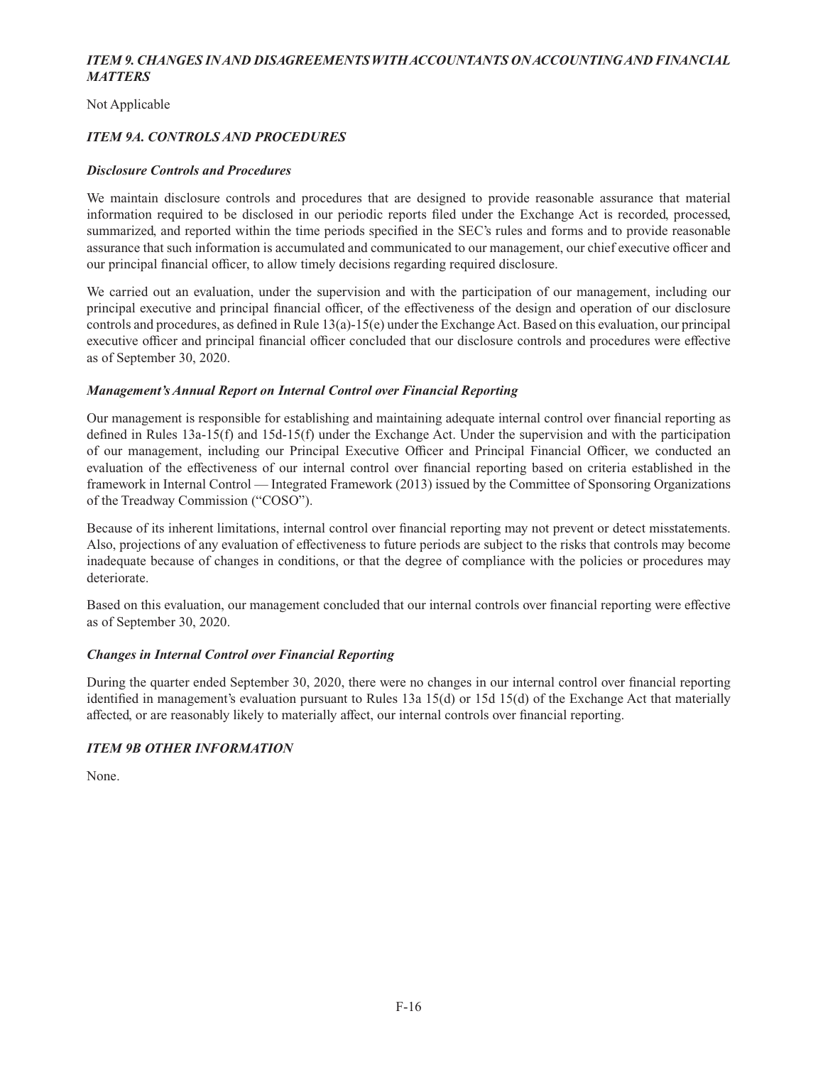### *ITEM 9. CHANGES IN AND DISAGREEMENTS WITH ACCOUNTANTS ON ACCOUNTING AND FINANCIAL MATTERS*

Not Applicable

### *ITEM 9A. CONTROLS AND PROCEDURES*

#### *Disclosure Controls and Procedures*

We maintain disclosure controls and procedures that are designed to provide reasonable assurance that material information required to be disclosed in our periodic reports filed under the Exchange Act is recorded, processed, summarized, and reported within the time periods specified in the SEC's rules and forms and to provide reasonable assurance that such information is accumulated and communicated to our management, our chief executive officer and our principal financial officer, to allow timely decisions regarding required disclosure.

We carried out an evaluation, under the supervision and with the participation of our management, including our principal executive and principal financial officer, of the effectiveness of the design and operation of our disclosure controls and procedures, as defined in Rule 13(a)-15(e) under the Exchange Act. Based on this evaluation, our principal executive officer and principal financial officer concluded that our disclosure controls and procedures were effective as of September 30, 2020.

#### *Management's Annual Report on Internal Control over Financial Reporting*

Our management is responsible for establishing and maintaining adequate internal control over financial reporting as defined in Rules 13a-15(f) and 15d-15(f) under the Exchange Act. Under the supervision and with the participation of our management, including our Principal Executive Officer and Principal Financial Officer, we conducted an evaluation of the effectiveness of our internal control over financial reporting based on criteria established in the framework in Internal Control — Integrated Framework (2013) issued by the Committee of Sponsoring Organizations of the Treadway Commission ("COSO").

Because of its inherent limitations, internal control over financial reporting may not prevent or detect misstatements. Also, projections of any evaluation of effectiveness to future periods are subject to the risks that controls may become inadequate because of changes in conditions, or that the degree of compliance with the policies or procedures may deteriorate.

Based on this evaluation, our management concluded that our internal controls over financial reporting were effective as of September 30, 2020.

#### *Changes in Internal Control over Financial Reporting*

During the quarter ended September 30, 2020, there were no changes in our internal control over financial reporting identified in management's evaluation pursuant to Rules 13a 15(d) or 15d 15(d) of the Exchange Act that materially affected, or are reasonably likely to materially affect, our internal controls over financial reporting.

### *ITEM 9B OTHER INFORMATION*

None.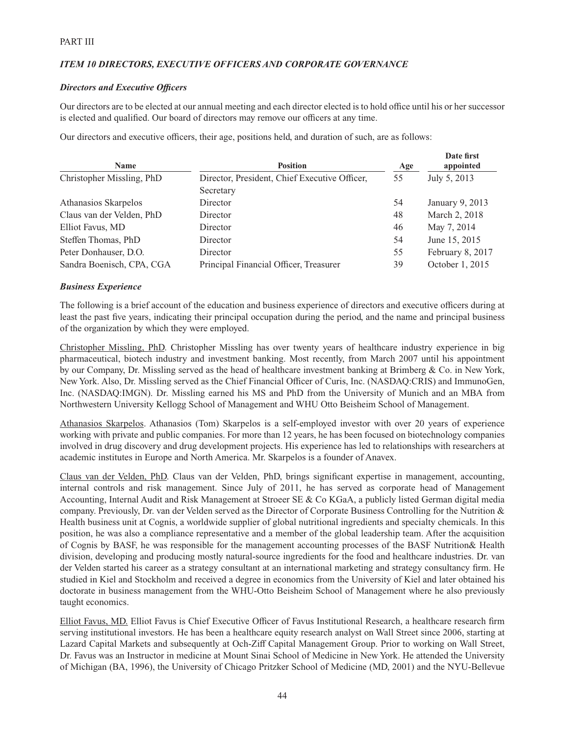PART III

## *ITEM 10 DIRECTORS, EXECUTIVE OFFICERS AND CORPORATE GOVERNANCE*

### *Directors and Executive Officers*

Our directors are to be elected at our annual meeting and each director elected is to hold office until his or her successor is elected and qualified. Our board of directors may remove our officers at any time.

Our directors and executive officers, their age, positions held, and duration of such, are as follows:

| Name | Position | Age | Date first appointed |
|---|---|---|---|
| Christopher Missling, PhD | Director, President, Chief Executive Officer, Secretary | 55 | July 5, 2013 |
| Athanasios Skarpelos | Director | 54 | January 9, 2013 |
| Claus van der Velden, PhD | Director | 48 | March 2, 2018 |
| Elliot Favus, MD | Director | 46 | May 7, 2014 |
| Steffen Thomas, PhD | Director | 54 | June 15, 2015 |
| Peter Donhauser, D.O. | Director | 55 | February 8, 2017 |
| Sandra Boenisch, CPA, CGA | Principal Financial Officer, Treasurer | 39 | October 1, 2015 |

### *Business Experience*

The following is a brief account of the education and business experience of directors and executive officers during at least the past five years, indicating their principal occupation during the period, and the name and principal business of the organization by which they were employed.

Christopher Missling, PhD. Christopher Missling has over twenty years of healthcare industry experience in big pharmaceutical, biotech industry and investment banking. Most recently, from March 2007 until his appointment by our Company, Dr. Missling served as the head of healthcare investment banking at Brimberg & Co. in New York, New York. Also, Dr. Missling served as the Chief Financial Officer of Curis, Inc. (NASDAQ:CRIS) and ImmunoGen, Inc. (NASDAQ:IMGN). Dr. Missling earned his MS and PhD from the University of Munich and an MBA from Northwestern University Kellogg School of Management and WHU Otto Beisheim School of Management.

Athanasios Skarpelos. Athanasios (Tom) Skarpelos is a self-employed investor with over 20 years of experience working with private and public companies. For more than 12 years, he has been focused on biotechnology companies involved in drug discovery and drug development projects. His experience has led to relationships with researchers at academic institutes in Europe and North America. Mr. Skarpelos is a founder of Anavex.

Claus van der Velden, PhD. Claus van der Velden, PhD, brings significant expertise in management, accounting, internal controls and risk management. Since July of 2011, he has served as corporate head of Management Accounting, Internal Audit and Risk Management at Stroeer SE & Co KGaA, a publicly listed German digital media company. Previously, Dr. van der Velden served as the Director of Corporate Business Controlling for the Nutrition & Health business unit at Cognis, a worldwide supplier of global nutritional ingredients and specialty chemicals. In this position, he was also a compliance representative and a member of the global leadership team. After the acquisition of Cognis by BASF, he was responsible for the management accounting processes of the BASF Nutrition& Health division, developing and producing mostly natural-source ingredients for the food and healthcare industries. Dr. van der Velden started his career as a strategy consultant at an international marketing and strategy consultancy firm. He studied in Kiel and Stockholm and received a degree in economics from the University of Kiel and later obtained his doctorate in business management from the WHU-Otto Beisheim School of Management where he also previously taught economics.

Elliot Favus, MD. Elliot Favus is Chief Executive Officer of Favus Institutional Research, a healthcare research firm serving institutional investors. He has been a healthcare equity research analyst on Wall Street since 2006, starting at Lazard Capital Markets and subsequently at Och-Ziff Capital Management Group. Prior to working on Wall Street, Dr. Favus was an Instructor in medicine at Mount Sinai School of Medicine in New York. He attended the University of Michigan (BA, 1996), the University of Chicago Pritzker School of Medicine (MD, 2001) and the NYU-Bellevue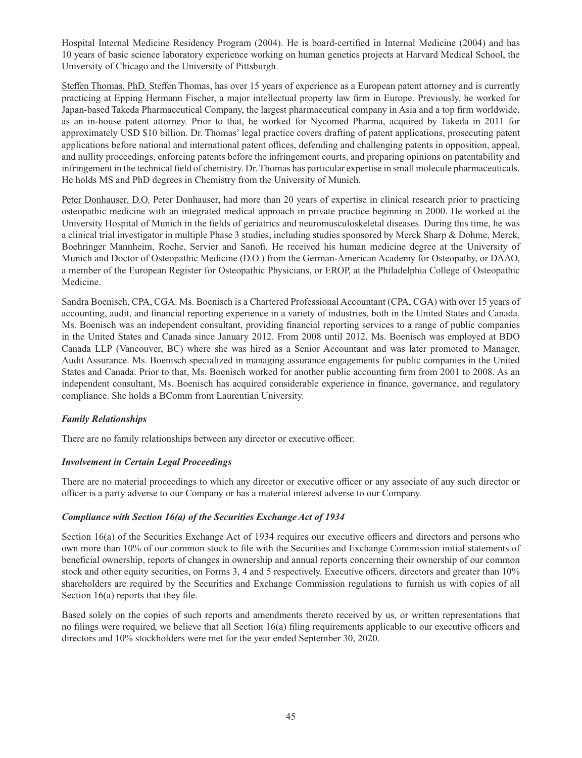Hospital Internal Medicine Residency Program (2004). He is board-certified in Internal Medicine (2004) and has 10 years of basic science laboratory experience working on human genetics projects at Harvard Medical School, the University of Chicago and the University of Pittsburgh.

Steffen Thomas, PhD. Steffen Thomas, has over 15 years of experience as a European patent attorney and is currently practicing at Epping Hermann Fischer, a major intellectual property law firm in Europe. Previously, he worked for Japan-based Takeda Pharmaceutical Company, the largest pharmaceutical company in Asia and a top firm worldwide, as an in-house patent attorney. Prior to that, he worked for Nycomed Pharma, acquired by Takeda in 2011 for approximately USD $10 billion. Dr. Thomas' legal practice covers drafting of patent applications, prosecuting patent applications before national and international patent offices, defending and challenging patents in opposition, appeal, and nullity proceedings, enforcing patents before the infringement courts, and preparing opinions on patentability and infringement in the technical field of chemistry. Dr. Thomas has particular expertise in small molecule pharmaceuticals. He holds MS and PhD degrees in Chemistry from the University of Munich.

Peter Donhauser, D.O. Peter Donhauser, had more than 20 years of expertise in clinical research prior to practicing osteopathic medicine with an integrated medical approach in private practice beginning in 2000. He worked at the University Hospital of Munich in the fields of geriatrics and neuromusculoskeletal diseases. During this time, he was a clinical trial investigator in multiple Phase 3 studies, including studies sponsored by Merck Sharp & Dohme, Merck, Boehringer Mannheim, Roche, Servier and Sanofi. He received his human medicine degree at the University of Munich and Doctor of Osteopathic Medicine (D.O.) from the German-American Academy for Osteopathy, or DAAO, a member of the European Register for Osteopathic Physicians, or EROP, at the Philadelphia College of Osteopathic Medicine.

Sandra Boenisch, CPA, CGA. Ms. Boenisch is a Chartered Professional Accountant (CPA, CGA) with over 15 years of accounting, audit, and financial reporting experience in a variety of industries, both in the United States and Canada. Ms. Boenisch was an independent consultant, providing financial reporting services to a range of public companies in the United States and Canada since January 2012. From 2008 until 2012, Ms. Boenisch was employed at BDO Canada LLP (Vancouver, BC) where she was hired as a Senior Accountant and was later promoted to Manager, Audit Assurance. Ms. Boenisch specialized in managing assurance engagements for public companies in the United States and Canada. Prior to that, Ms. Boenisch worked for another public accounting firm from 2001 to 2008. As an independent consultant, Ms. Boenisch has acquired considerable experience in finance, governance, and regulatory compliance. She holds a BComm from Laurentian University.

### *Family Relationships*

There are no family relationships between any director or executive officer.

### *Involvement in Certain Legal Proceedings*

There are no material proceedings to which any director or executive officer or any associate of any such director or officer is a party adverse to our Company or has a material interest adverse to our Company.

### *Compliance with Section 16(a) of the Securities Exchange Act of 1934*

Section 16(a) of the Securities Exchange Act of 1934 requires our executive officers and directors and persons who own more than 10% of our common stock to file with the Securities and Exchange Commission initial statements of beneficial ownership, reports of changes in ownership and annual reports concerning their ownership of our common stock and other equity securities, on Forms 3, 4 and 5 respectively. Executive officers, directors and greater than 10% shareholders are required by the Securities and Exchange Commission regulations to furnish us with copies of all Section 16(a) reports that they file.

Based solely on the copies of such reports and amendments thereto received by us, or written representations that no filings were required, we believe that all Section 16(a) filing requirements applicable to our executive officers and directors and 10% stockholders were met for the year ended September 30, 2020.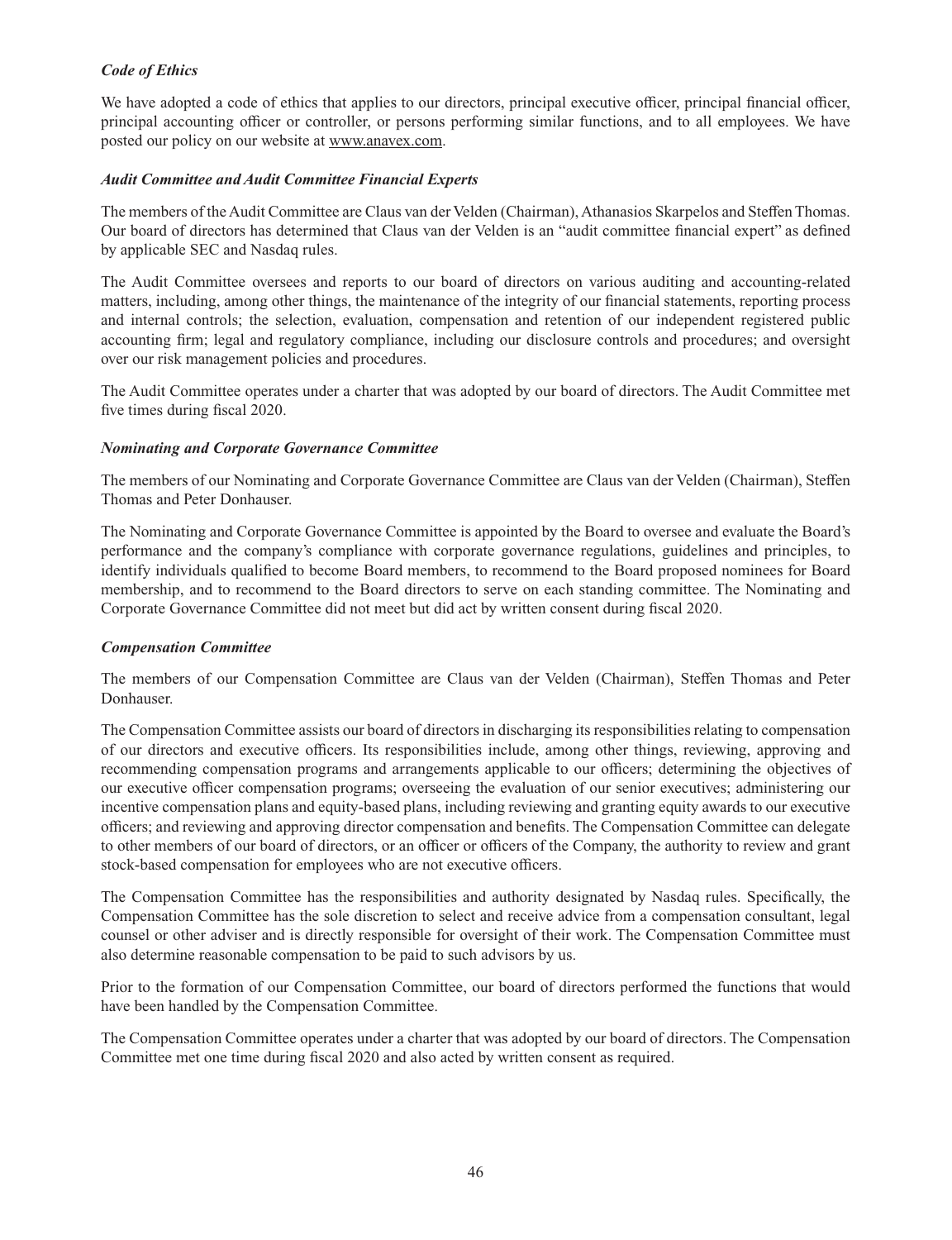### *Code of Ethics*

We have adopted a code of ethics that applies to our directors, principal executive officer, principal financial officer, principal accounting officer or controller, or persons performing similar functions, and to all employees. We have posted our policy on our website at www.anavex.com.

### *Audit Committee and Audit Committee Financial Experts*

The members of the Audit Committee are Claus van der Velden (Chairman), Athanasios Skarpelos and Steffen Thomas. Our board of directors has determined that Claus van der Velden is an "audit committee financial expert" as defined by applicable SEC and Nasdaq rules.

The Audit Committee oversees and reports to our board of directors on various auditing and accounting-related matters, including, among other things, the maintenance of the integrity of our financial statements, reporting process and internal controls; the selection, evaluation, compensation and retention of our independent registered public accounting firm; legal and regulatory compliance, including our disclosure controls and procedures; and oversight over our risk management policies and procedures.

The Audit Committee operates under a charter that was adopted by our board of directors. The Audit Committee met five times during fiscal 2020.

### *Nominating and Corporate Governance Committee*

The members of our Nominating and Corporate Governance Committee are Claus van der Velden (Chairman), Steffen Thomas and Peter Donhauser.

The Nominating and Corporate Governance Committee is appointed by the Board to oversee and evaluate the Board's performance and the company's compliance with corporate governance regulations, guidelines and principles, to identify individuals qualified to become Board members, to recommend to the Board proposed nominees for Board membership, and to recommend to the Board directors to serve on each standing committee. The Nominating and Corporate Governance Committee did not meet but did act by written consent during fiscal 2020.

### *Compensation Committee*

The members of our Compensation Committee are Claus van der Velden (Chairman), Steffen Thomas and Peter Donhauser.

The Compensation Committee assists our board of directors in discharging its responsibilities relating to compensation of our directors and executive officers. Its responsibilities include, among other things, reviewing, approving and recommending compensation programs and arrangements applicable to our officers; determining the objectives of our executive officer compensation programs; overseeing the evaluation of our senior executives; administering our incentive compensation plans and equity-based plans, including reviewing and granting equity awards to our executive officers; and reviewing and approving director compensation and benefits. The Compensation Committee can delegate to other members of our board of directors, or an officer or officers of the Company, the authority to review and grant stock-based compensation for employees who are not executive officers.

The Compensation Committee has the responsibilities and authority designated by Nasdaq rules. Specifically, the Compensation Committee has the sole discretion to select and receive advice from a compensation consultant, legal counsel or other adviser and is directly responsible for oversight of their work. The Compensation Committee must also determine reasonable compensation to be paid to such advisors by us.

Prior to the formation of our Compensation Committee, our board of directors performed the functions that would have been handled by the Compensation Committee.

The Compensation Committee operates under a charter that was adopted by our board of directors. The Compensation Committee met one time during fiscal 2020 and also acted by written consent as required.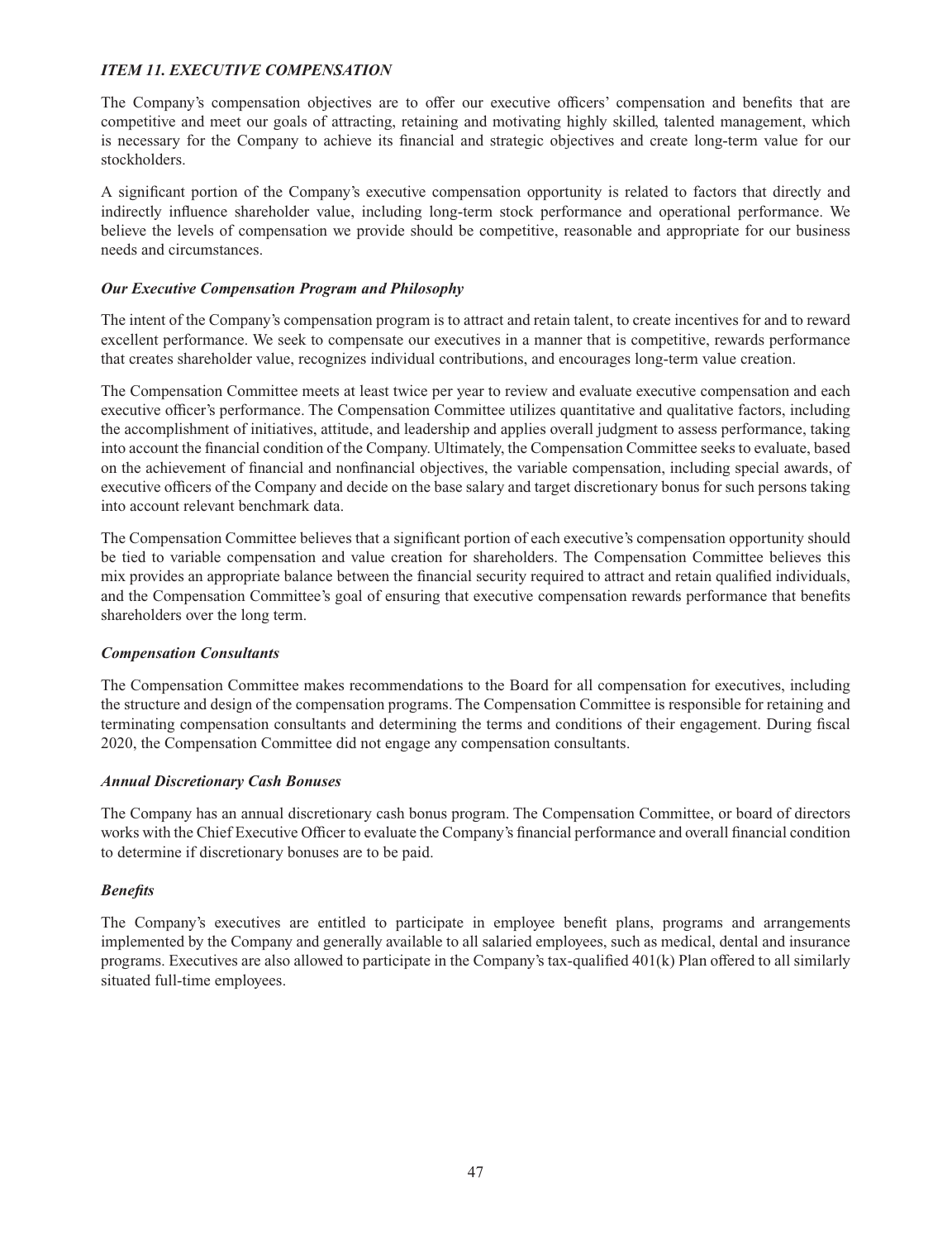## *ITEM 11. EXECUTIVE COMPENSATION*

The Company's compensation objectives are to offer our executive officers' compensation and benefits that are competitive and meet our goals of attracting, retaining and motivating highly skilled, talented management, which is necessary for the Company to achieve its financial and strategic objectives and create long-term value for our stockholders.

A significant portion of the Company's executive compensation opportunity is related to factors that directly and indirectly influence shareholder value, including long-term stock performance and operational performance. We believe the levels of compensation we provide should be competitive, reasonable and appropriate for our business needs and circumstances.

### *Our Executive Compensation Program and Philosophy*

The intent of the Company's compensation program is to attract and retain talent, to create incentives for and to reward excellent performance. We seek to compensate our executives in a manner that is competitive, rewards performance that creates shareholder value, recognizes individual contributions, and encourages long-term value creation.

The Compensation Committee meets at least twice per year to review and evaluate executive compensation and each executive officer's performance. The Compensation Committee utilizes quantitative and qualitative factors, including the accomplishment of initiatives, attitude, and leadership and applies overall judgment to assess performance, taking into account the financial condition of the Company. Ultimately, the Compensation Committee seeks to evaluate, based on the achievement of financial and nonfinancial objectives, the variable compensation, including special awards, of executive officers of the Company and decide on the base salary and target discretionary bonus for such persons taking into account relevant benchmark data.

The Compensation Committee believes that a significant portion of each executive's compensation opportunity should be tied to variable compensation and value creation for shareholders. The Compensation Committee believes this mix provides an appropriate balance between the financial security required to attract and retain qualified individuals, and the Compensation Committee's goal of ensuring that executive compensation rewards performance that benefits shareholders over the long term.

### *Compensation Consultants*

The Compensation Committee makes recommendations to the Board for all compensation for executives, including the structure and design of the compensation programs. The Compensation Committee is responsible for retaining and terminating compensation consultants and determining the terms and conditions of their engagement. During fiscal 2020, the Compensation Committee did not engage any compensation consultants.

### *Annual Discretionary Cash Bonuses*

The Company has an annual discretionary cash bonus program. The Compensation Committee, or board of directors works with the Chief Executive Officer to evaluate the Company's financial performance and overall financial condition to determine if discretionary bonuses are to be paid.

### *Benefits*

The Company's executives are entitled to participate in employee benefit plans, programs and arrangements implemented by the Company and generally available to all salaried employees, such as medical, dental and insurance programs. Executives are also allowed to participate in the Company's tax-qualified 401(k) Plan offered to all similarly situated full-time employees.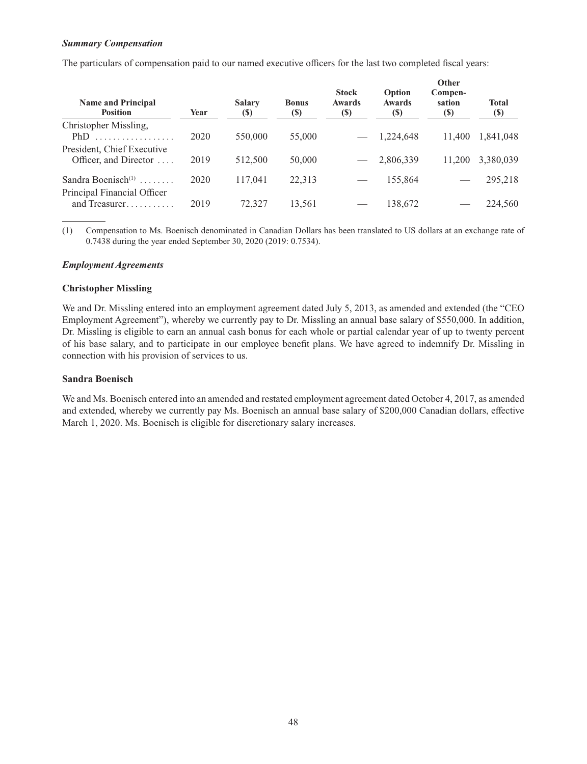### *Summary Compensation*

The particulars of compensation paid to our named executive officers for the last two completed fiscal years:

| Name and Principal Position | Year | Salary ($) | Bonus ($) | Stock Awards ($) | Option Awards ($) | Other Compen-sation ($) | Total ($) |
|---|---|---|---|---|---|---|---|
| Christopher Missling, PhD | 2020 | 550,000 | 55,000 | — | 1,224,648 | 11,400 | 1,841,048 |
| President, Chief Executive Officer, and Director | 2019 | 512,500 | 50,000 | — | 2,806,339 | 11,200 | 3,380,039 |
| Sandra Boenisch[(1)] | 2020 | 117,041 | 22,313 | — | 155,864 | — | 295,218 |
| Principal Financial Officer and Treasurer | 2019 | 72,327 | 13,561 | — | 138,672 | — | 224,560 |

(1) Compensation to Ms. Boenisch denominated in Canadian Dollars has been translated to US dollars at an exchange rate of 0.7438 during the year ended September 30, 2020 (2019: 0.7534).

### *Employment Agreements*

**Christopher Missling**

We and Dr. Missling entered into an employment agreement dated July 5, 2013, as amended and extended (the "CEO Employment Agreement"), whereby we currently pay to Dr. Missling an annual base salary of $550,000. In addition, Dr. Missling is eligible to earn an annual cash bonus for each whole or partial calendar year of up to twenty percent of his base salary, and to participate in our employee benefit plans. We have agreed to indemnify Dr. Missling in connection with his provision of services to us.

**Sandra Boenisch**

We and Ms. Boenisch entered into an amended and restated employment agreement dated October 4, 2017, as amended and extended, whereby we currently pay Ms. Boenisch an annual base salary of $200,000 Canadian dollars, effective March 1, 2020. Ms. Boenisch is eligible for discretionary salary increases.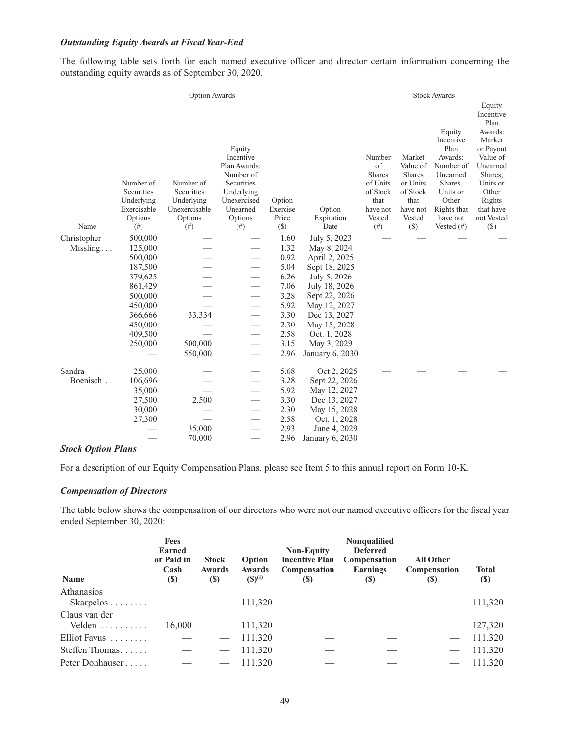### *Outstanding Equity Awards at Fiscal Year-End*

The following table sets forth for each named executive officer and director certain information concerning the outstanding equity awards as of September 30, 2020.

| | Option Awards | | | | | Stock Awards | | | |
|---|---|---|---|---|---|---|---|---|---|
| Name | Number of Securities Underlying Exercisable Options (#) | Number of Securities Underlying Unexercisable Options (#) | Equity Incentive Plan Awards: Number of Securities Underlying Unexercised Unearned Options (#) | Option Exercise Price ($) | Option Expiration Date | Number of Shares of Units of Stock that have not Vested (#) | Market Value of Shares or Units of Stock that have not Vested ($) | Equity Incentive Plan Awards: Number of Unearned Shares, Units or Other Rights that have not Vested (#) | Equity Incentive Plan Awards: Market or Payout Value of Unearned Shares, Units or Other Rights that have not Vested ($) |
| Christopher Missling . . . | 500,000 | — | — | 1.60 | July 5, 2023 | — | — | — | — |
| | 125,000 | — | — | 1.32 | May 8, 2024 | | | | |
| | 500,000 | — | — | 0.92 | April 2, 2025 | | | | |
| | 187,500 | — | — | 5.04 | Sept 18, 2025 | | | | |
| | 379,625 | — | — | 6.26 | July 5, 2026 | | | | |
| | 861,429 | — | — | 7.06 | July 18, 2026 | | | | |
| | 500,000 | — | — | 3.28 | Sept 22, 2026 | | | | |
| | 450,000 | — | — | 5.92 | May 12, 2027 | | | | |
| | 366,666 | 33,334 | — | 3.30 | Dec 13, 2027 | | | | |
| | 450,000 | — | — | 2.30 | May 15, 2028 | | | | |
| | 409,500 | — | — | 2.58 | Oct. 1, 2028 | | | | |
| | 250,000 | 500,000 | — | 3.15 | May 3, 2029 | | | | |
| | — | 550,000 | — | 2.96 | January 6, 2030 | | | | |
| Sandra Boenisch . . | 25,000 | — | — | 5.68 | Oct 2, 2025 | — | — | — | — |
| | 106,696 | — | — | 3.28 | Sept 22, 2026 | | | | |
| | 35,000 | — | — | 5.92 | May 12, 2027 | | | | |
| | 27,500 | 2,500 | — | 3.30 | Dec 13, 2027 | | | | |
| | 30,000 | — | — | 2.30 | May 15, 2028 | | | | |
| | 27,300 | — | — | 2.58 | Oct. 1, 2028 | | | | |
| | — | 35,000 | — | 2.93 | June 4, 2029 | | | | |
| | — | 70,000 | — | 2.96 | January 6, 2030 | | | | |

### *Stock Option Plans*

For a description of our Equity Compensation Plans, please see Item 5 to this annual report on Form 10-K.

### *Compensation of Directors*

The table below shows the compensation of our directors who were not our named executive officers for the fiscal year ended September 30, 2020:

| Name | Fees Earned or Paid in Cash ($) | Stock Awards ($) | Option Awards ($)[1] | Non-Equity Incentive Plan Compensation ($) | Nonqualified Deferred Compensation Earnings ($) | All Other Compensation ($) | Total ($) |
|---|---|---|---|---|---|---|---|
| Athanasios Skarpelos . . . . . . . . | — | — | 111,320 | — | — | — | 111,320 |
| Claus van der Velden . . . . . . . . . . | 16,000 | — | 111,320 | — | — | — | 127,320 |
| Elliot Favus . . . . . . . . | — | — | 111,320 | — | — | — | 111,320 |
| Steffen Thomas. . . . . . | — | — | 111,320 | — | — | — | 111,320 |
| Peter Donhauser . . . . . | — | — | 111,320 | — | — | — | 111,320 |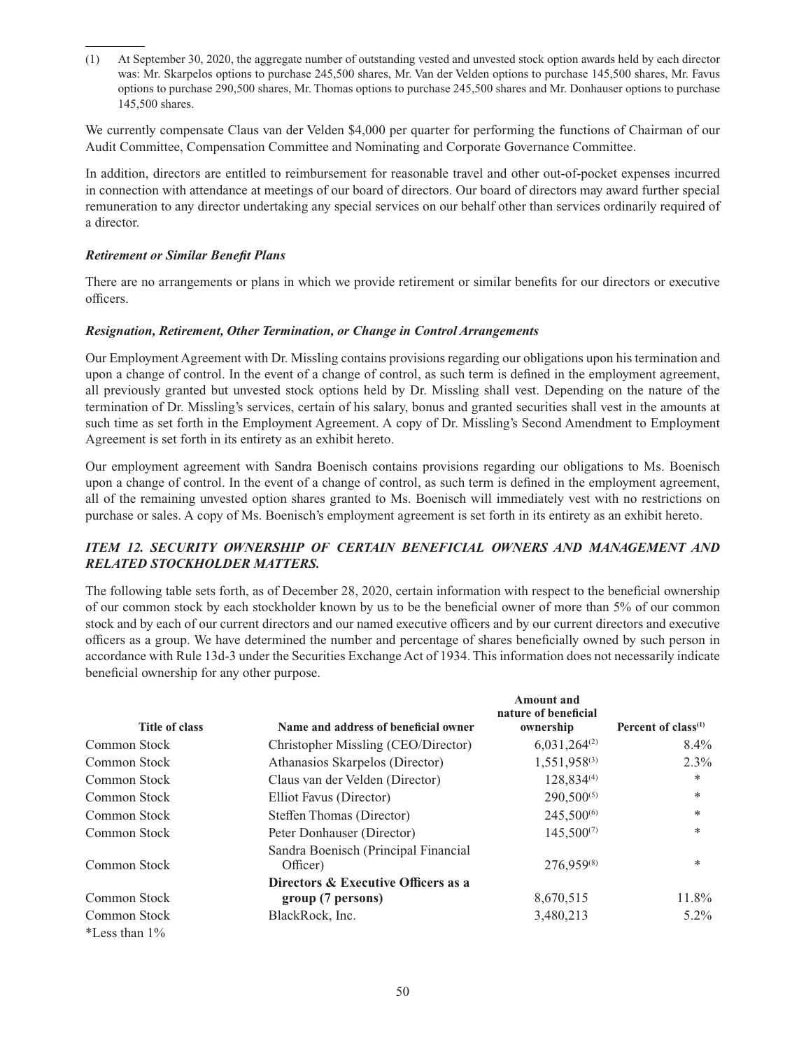(1) At September 30, 2020, the aggregate number of outstanding vested and unvested stock option awards held by each director was: Mr. Skarpelos options to purchase 245,500 shares, Mr. Van der Velden options to purchase 145,500 shares, Mr. Favus options to purchase 290,500 shares, Mr. Thomas options to purchase 245,500 shares and Mr. Donhauser options to purchase 145,500 shares.

We currently compensate Claus van der Velden $4,000 per quarter for performing the functions of Chairman of our Audit Committee, Compensation Committee and Nominating and Corporate Governance Committee.

In addition, directors are entitled to reimbursement for reasonable travel and other out-of-pocket expenses incurred in connection with attendance at meetings of our board of directors. Our board of directors may award further special remuneration to any director undertaking any special services on our behalf other than services ordinarily required of a director.

***Retirement or Similar Benefit Plans***

There are no arrangements or plans in which we provide retirement or similar benefits for our directors or executive officers.

***Resignation, Retirement, Other Termination, or Change in Control Arrangements***

Our Employment Agreement with Dr. Missling contains provisions regarding our obligations upon his termination and upon a change of control. In the event of a change of control, as such term is defined in the employment agreement, all previously granted but unvested stock options held by Dr. Missling shall vest. Depending on the nature of the termination of Dr. Missling's services, certain of his salary, bonus and granted securities shall vest in the amounts at such time as set forth in the Employment Agreement. A copy of Dr. Missling's Second Amendment to Employment Agreement is set forth in its entirety as an exhibit hereto.

Our employment agreement with Sandra Boenisch contains provisions regarding our obligations to Ms. Boenisch upon a change of control. In the event of a change of control, as such term is defined in the employment agreement, all of the remaining unvested option shares granted to Ms. Boenisch will immediately vest with no restrictions on purchase or sales. A copy of Ms. Boenisch's employment agreement is set forth in its entirety as an exhibit hereto.

## *ITEM 12. SECURITY OWNERSHIP OF CERTAIN BENEFICIAL OWNERS AND MANAGEMENT AND RELATED STOCKHOLDER MATTERS.*

The following table sets forth, as of December 28, 2020, certain information with respect to the beneficial ownership of our common stock by each stockholder known by us to be the beneficial owner of more than 5% of our common stock and by each of our current directors and our named executive officers and by our current directors and executive officers as a group. We have determined the number and percentage of shares beneficially owned by such person in accordance with Rule 13d-3 under the Securities Exchange Act of 1934. This information does not necessarily indicate beneficial ownership for any other purpose.

| Title of class | Name and address of beneficial owner | Amount and nature of beneficial ownership | Percent of class[1] |
|---|---|---|---|
| Common Stock | Christopher Missling (CEO/Director) | 6,031,264[2] | 8.4% |
| Common Stock | Athanasios Skarpelos (Director) | 1,551,958[3] | 2.3% |
| Common Stock | Claus van der Velden (Director) | 128,834[4] | * |
| Common Stock | Elliot Favus (Director) | 290,500[5] | * |
| Common Stock | Steffen Thomas (Director) | 245,500[6] | * |
| Common Stock | Peter Donhauser (Director) | 145,500[7] | * |
| Common Stock | Sandra Boenisch (Principal Financial Officer) | 276,959[8] | * |
| Common Stock | **Directors & Executive Officers as a group (7 persons)** | 8,670,515 | 11.8% |
| Common Stock | BlackRock, Inc. | 3,480,213 | 5.2% |

*Less than 1%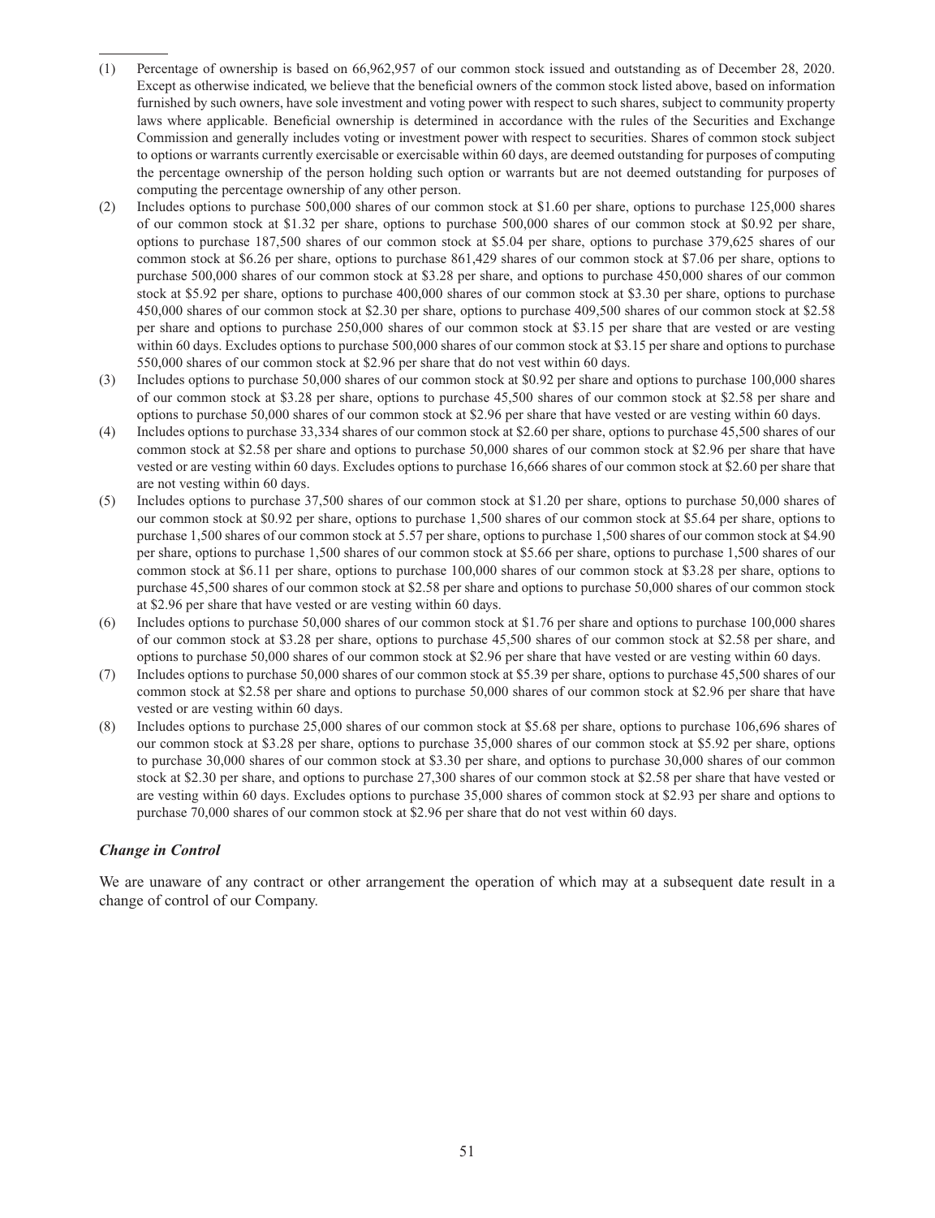(1) Percentage of ownership is based on 66,962,957 of our common stock issued and outstanding as of December 28, 2020. Except as otherwise indicated, we believe that the beneficial owners of the common stock listed above, based on information furnished by such owners, have sole investment and voting power with respect to such shares, subject to community property laws where applicable. Beneficial ownership is determined in accordance with the rules of the Securities and Exchange Commission and generally includes voting or investment power with respect to securities. Shares of common stock subject to options or warrants currently exercisable or exercisable within 60 days, are deemed outstanding for purposes of computing the percentage ownership of the person holding such option or warrants but are not deemed outstanding for purposes of computing the percentage ownership of any other person.

(2) Includes options to purchase 500,000 shares of our common stock at $1.60 per share, options to purchase 125,000 shares of our common stock at $1.32 per share, options to purchase 500,000 shares of our common stock at $0.92 per share, options to purchase 187,500 shares of our common stock at $5.04 per share, options to purchase 379,625 shares of our common stock at $6.26 per share, options to purchase 861,429 shares of our common stock at $7.06 per share, options to purchase 500,000 shares of our common stock at $3.28 per share, and options to purchase 450,000 shares of our common stock at $5.92 per share, options to purchase 400,000 shares of our common stock at $3.30 per share, options to purchase 450,000 shares of our common stock at $2.30 per share, options to purchase 409,500 shares of our common stock at $2.58 per share and options to purchase 250,000 shares of our common stock at $3.15 per share that are vested or are vesting within 60 days. Excludes options to purchase 500,000 shares of our common stock at $3.15 per share and options to purchase 550,000 shares of our common stock at $2.96 per share that do not vest within 60 days.

(3) Includes options to purchase 50,000 shares of our common stock at $0.92 per share and options to purchase 100,000 shares of our common stock at $3.28 per share, options to purchase 45,500 shares of our common stock at $2.58 per share and options to purchase 50,000 shares of our common stock at $2.96 per share that have vested or are vesting within 60 days.

(4) Includes options to purchase 33,334 shares of our common stock at $2.60 per share, options to purchase 45,500 shares of our common stock at $2.58 per share and options to purchase 50,000 shares of our common stock at $2.96 per share that have vested or are vesting within 60 days. Excludes options to purchase 16,666 shares of our common stock at $2.60 per share that are not vesting within 60 days.

(5) Includes options to purchase 37,500 shares of our common stock at $1.20 per share, options to purchase 50,000 shares of our common stock at $0.92 per share, options to purchase 1,500 shares of our common stock at $5.64 per share, options to purchase 1,500 shares of our common stock at 5.57 per share, options to purchase 1,500 shares of our common stock at $4.90 per share, options to purchase 1,500 shares of our common stock at $5.66 per share, options to purchase 1,500 shares of our common stock at $6.11 per share, options to purchase 100,000 shares of our common stock at $3.28 per share, options to purchase 45,500 shares of our common stock at $2.58 per share and options to purchase 50,000 shares of our common stock at $2.96 per share that have vested or are vesting within 60 days.

(6) Includes options to purchase 50,000 shares of our common stock at $1.76 per share and options to purchase 100,000 shares of our common stock at $3.28 per share, options to purchase 45,500 shares of our common stock at $2.58 per share, and options to purchase 50,000 shares of our common stock at $2.96 per share that have vested or are vesting within 60 days.

(7) Includes options to purchase 50,000 shares of our common stock at $5.39 per share, options to purchase 45,500 shares of our common stock at $2.58 per share and options to purchase 50,000 shares of our common stock at $2.96 per share that have vested or are vesting within 60 days.

(8) Includes options to purchase 25,000 shares of our common stock at $5.68 per share, options to purchase 106,696 shares of our common stock at $3.28 per share, options to purchase 35,000 shares of our common stock at $5.92 per share, options to purchase 30,000 shares of our common stock at $3.30 per share, and options to purchase 30,000 shares of our common stock at $2.30 per share, and options to purchase 27,300 shares of our common stock at $2.58 per share that have vested or are vesting within 60 days. Excludes options to purchase 35,000 shares of common stock at $2.93 per share and options to purchase 70,000 shares of our common stock at $2.96 per share that do not vest within 60 days.

***Change in Control***

We are unaware of any contract or other arrangement the operation of which may at a subsequent date result in a change of control of our Company.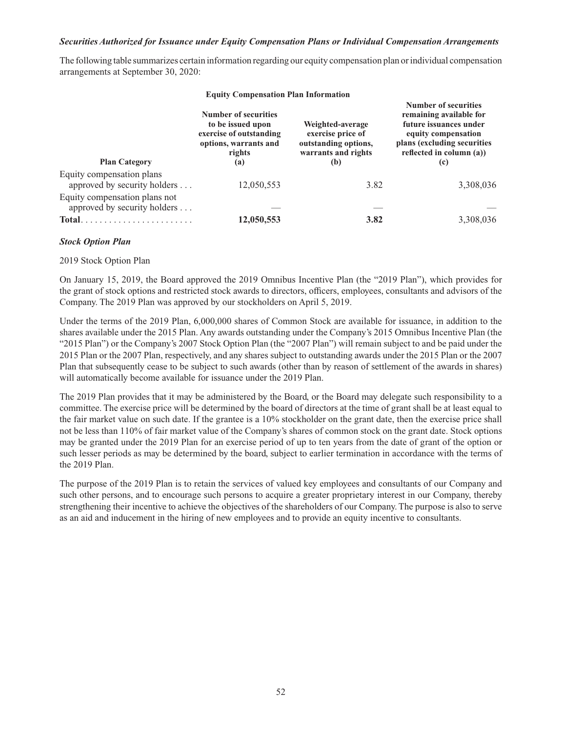***Securities Authorized for Issuance under Equity Compensation Plans or Individual Compensation Arrangements***

The following table summarizes certain information regarding our equity compensation plan or individual compensation arrangements at September 30, 2020:

**Equity Compensation Plan Information**

| **Plan Category** | **Number of securities to be issued upon exercise of outstanding options, warrants and rights (a)** | **Weighted-average exercise price of outstanding options, warrants and rights (b)** | **Number of securities remaining available for future issuances under equity compensation plans (excluding securities reflected in column (a)) (c)** |
|---|---|---|---|
| Equity compensation plans approved by security holders . . . | 12,050,553 | 3.82 | 3,308,036 |
| Equity compensation plans not approved by security holders . . . | — | — | — |
| **Total** . . . . . . . . . . . . . . . . . . . . . . . . | **12,050,553** | **3.82** | 3,308,036 |

***Stock Option Plan***

2019 Stock Option Plan

On January 15, 2019, the Board approved the 2019 Omnibus Incentive Plan (the "2019 Plan"), which provides for the grant of stock options and restricted stock awards to directors, officers, employees, consultants and advisors of the Company. The 2019 Plan was approved by our stockholders on April 5, 2019.

Under the terms of the 2019 Plan, 6,000,000 shares of Common Stock are available for issuance, in addition to the shares available under the 2015 Plan. Any awards outstanding under the Company's 2015 Omnibus Incentive Plan (the "2015 Plan") or the Company's 2007 Stock Option Plan (the "2007 Plan") will remain subject to and be paid under the 2015 Plan or the 2007 Plan, respectively, and any shares subject to outstanding awards under the 2015 Plan or the 2007 Plan that subsequently cease to be subject to such awards (other than by reason of settlement of the awards in shares) will automatically become available for issuance under the 2019 Plan.

The 2019 Plan provides that it may be administered by the Board, or the Board may delegate such responsibility to a committee. The exercise price will be determined by the board of directors at the time of grant shall be at least equal to the fair market value on such date. If the grantee is a 10% stockholder on the grant date, then the exercise price shall not be less than 110% of fair market value of the Company's shares of common stock on the grant date. Stock options may be granted under the 2019 Plan for an exercise period of up to ten years from the date of grant of the option or such lesser periods as may be determined by the board, subject to earlier termination in accordance with the terms of the 2019 Plan.

The purpose of the 2019 Plan is to retain the services of valued key employees and consultants of our Company and such other persons, and to encourage such persons to acquire a greater proprietary interest in our Company, thereby strengthening their incentive to achieve the objectives of the shareholders of our Company. The purpose is also to serve as an aid and inducement in the hiring of new employees and to provide an equity incentive to consultants.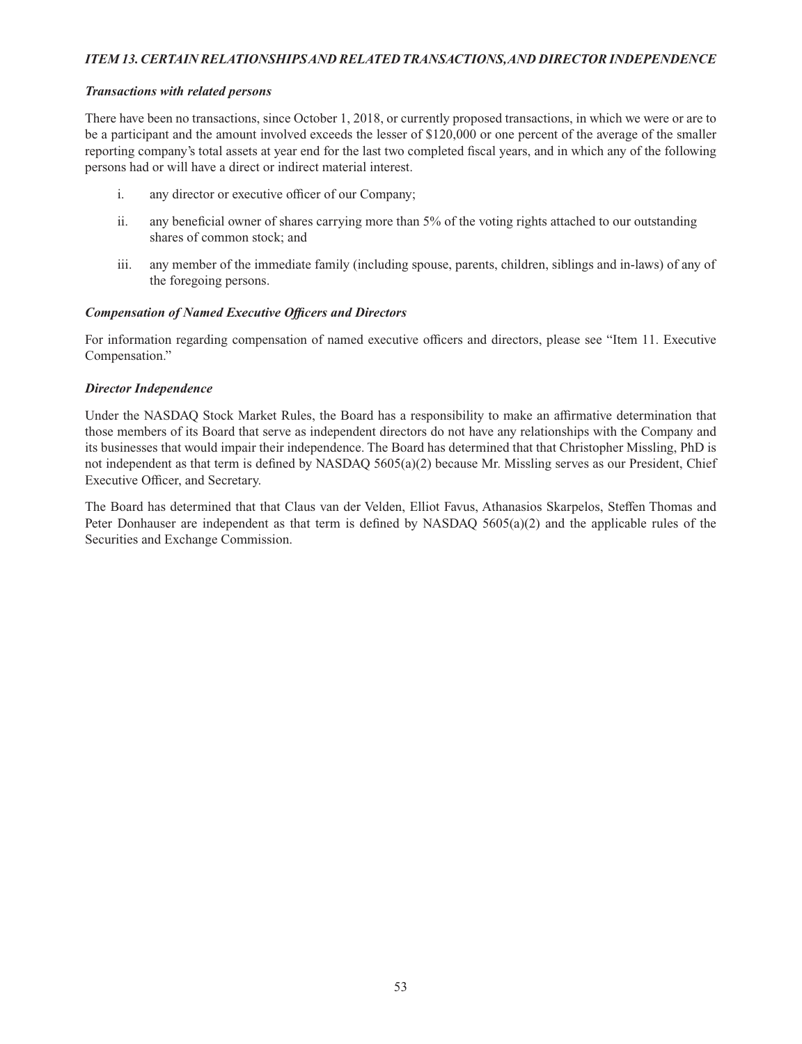### *ITEM 13. CERTAIN RELATIONSHIPS AND RELATED TRANSACTIONS, AND DIRECTOR INDEPENDENCE*

***Transactions with related persons***

There have been no transactions, since October 1, 2018, or currently proposed transactions, in which we were or are to be a participant and the amount involved exceeds the lesser of $120,000 or one percent of the average of the smaller reporting company's total assets at year end for the last two completed fiscal years, and in which any of the following persons had or will have a direct or indirect material interest.

i. any director or executive officer of our Company;

ii. any beneficial owner of shares carrying more than 5% of the voting rights attached to our outstanding shares of common stock; and

iii. any member of the immediate family (including spouse, parents, children, siblings and in-laws) of any of the foregoing persons.

***Compensation of Named Executive Officers and Directors***

For information regarding compensation of named executive officers and directors, please see "Item 11. Executive Compensation."

***Director Independence***

Under the NASDAQ Stock Market Rules, the Board has a responsibility to make an affirmative determination that those members of its Board that serve as independent directors do not have any relationships with the Company and its businesses that would impair their independence. The Board has determined that that Christopher Missling, PhD is not independent as that term is defined by NASDAQ 5605(a)(2) because Mr. Missling serves as our President, Chief Executive Officer, and Secretary.

The Board has determined that that Claus van der Velden, Elliot Favus, Athanasios Skarpelos, Steffen Thomas and Peter Donhauser are independent as that term is defined by NASDAQ 5605(a)(2) and the applicable rules of the Securities and Exchange Commission.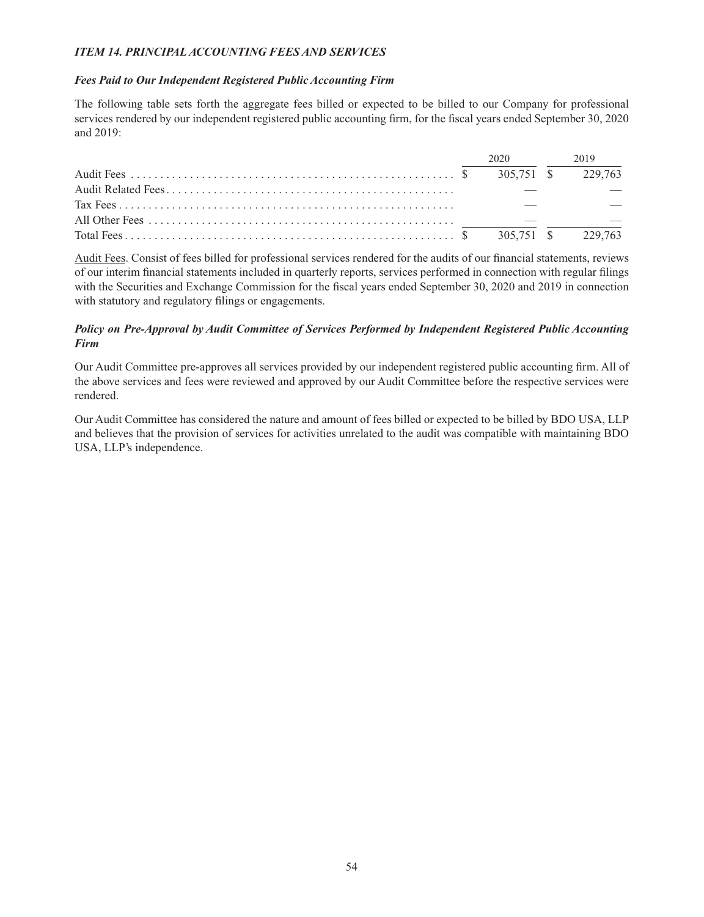## *ITEM 14. PRINCIPAL ACCOUNTING FEES AND SERVICES*

### *Fees Paid to Our Independent Registered Public Accounting Firm*

The following table sets forth the aggregate fees billed or expected to be billed to our Company for professional services rendered by our independent registered public accounting firm, for the fiscal years ended September 30, 2020 and 2019:

| | 2020 | 2019 |
|---|---|---|
| Audit Fees | $ 305,751 | $ 229,763 |
| Audit Related Fees | — | — |
| Tax Fees | — | — |
| All Other Fees | — | — |
| Total Fees | $ 305,751 | $ 229,763 |

Audit Fees. Consist of fees billed for professional services rendered for the audits of our financial statements, reviews of our interim financial statements included in quarterly reports, services performed in connection with regular filings with the Securities and Exchange Commission for the fiscal years ended September 30, 2020 and 2019 in connection with statutory and regulatory filings or engagements.

### *Policy on Pre-Approval by Audit Committee of Services Performed by Independent Registered Public Accounting Firm*

Our Audit Committee pre-approves all services provided by our independent registered public accounting firm. All of the above services and fees were reviewed and approved by our Audit Committee before the respective services were rendered.

Our Audit Committee has considered the nature and amount of fees billed or expected to be billed by BDO USA, LLP and believes that the provision of services for activities unrelated to the audit was compatible with maintaining BDO USA, LLP's independence.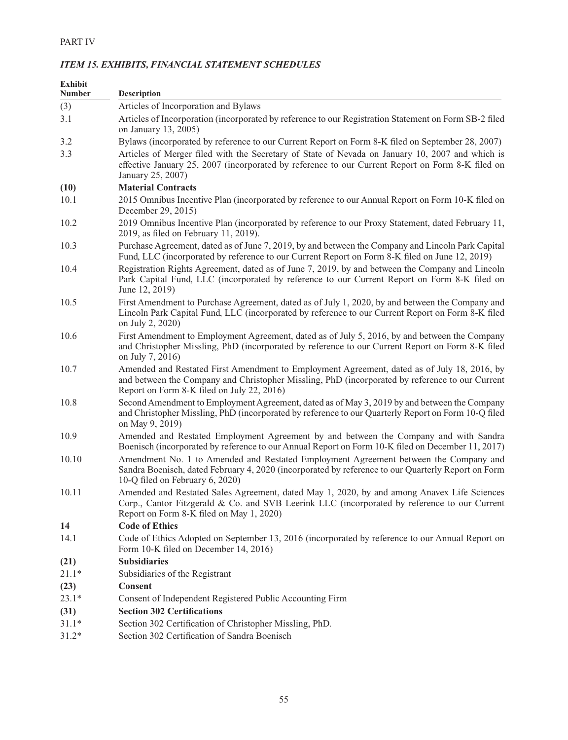PART IV

## *ITEM 15. EXHIBITS, FINANCIAL STATEMENT SCHEDULES*

| Exhibit Number | Description |
|---|---|
| (3) | Articles of Incorporation and Bylaws |
| 3.1 | Articles of Incorporation (incorporated by reference to our Registration Statement on Form SB-2 filed on January 13, 2005) |
| 3.2 | Bylaws (incorporated by reference to our Current Report on Form 8-K filed on September 28, 2007) |
| 3.3 | Articles of Merger filed with the Secretary of State of Nevada on January 10, 2007 and which is effective January 25, 2007 (incorporated by reference to our Current Report on Form 8-K filed on January 25, 2007) |
| **(10)** | **Material Contracts** |
| 10.1 | 2015 Omnibus Incentive Plan (incorporated by reference to our Annual Report on Form 10-K filed on December 29, 2015) |
| 10.2 | 2019 Omnibus Incentive Plan (incorporated by reference to our Proxy Statement, dated February 11, 2019, as filed on February 11, 2019). |
| 10.3 | Purchase Agreement, dated as of June 7, 2019, by and between the Company and Lincoln Park Capital Fund, LLC (incorporated by reference to our Current Report on Form 8-K filed on June 12, 2019) |
| 10.4 | Registration Rights Agreement, dated as of June 7, 2019, by and between the Company and Lincoln Park Capital Fund, LLC (incorporated by reference to our Current Report on Form 8-K filed on June 12, 2019) |
| 10.5 | First Amendment to Purchase Agreement, dated as of July 1, 2020, by and between the Company and Lincoln Park Capital Fund, LLC (incorporated by reference to our Current Report on Form 8-K filed on July 2, 2020) |
| 10.6 | First Amendment to Employment Agreement, dated as of July 5, 2016, by and between the Company and Christopher Missling, PhD (incorporated by reference to our Current Report on Form 8-K filed on July 7, 2016) |
| 10.7 | Amended and Restated First Amendment to Employment Agreement, dated as of July 18, 2016, by and between the Company and Christopher Missling, PhD (incorporated by reference to our Current Report on Form 8-K filed on July 22, 2016) |
| 10.8 | Second Amendment to Employment Agreement, dated as of May 3, 2019 by and between the Company and Christopher Missling, PhD (incorporated by reference to our Quarterly Report on Form 10-Q filed on May 9, 2019) |
| 10.9 | Amended and Restated Employment Agreement by and between the Company and with Sandra Boenisch (incorporated by reference to our Annual Report on Form 10-K filed on December 11, 2017) |
| 10.10 | Amendment No. 1 to Amended and Restated Employment Agreement between the Company and Sandra Boenisch, dated February 4, 2020 (incorporated by reference to our Quarterly Report on Form 10-Q filed on February 6, 2020) |
| 10.11 | Amended and Restated Sales Agreement, dated May 1, 2020, by and among Anavex Life Sciences Corp., Cantor Fitzgerald & Co. and SVB Leerink LLC (incorporated by reference to our Current Report on Form 8-K filed on May 1, 2020) |
| **14** | **Code of Ethics** |
| 14.1 | Code of Ethics Adopted on September 13, 2016 (incorporated by reference to our Annual Report on Form 10-K filed on December 14, 2016) |
| **(21)** | **Subsidiaries** |
| 21.1* | Subsidiaries of the Registrant |
| **(23)** | **Consent** |
| 23.1* | Consent of Independent Registered Public Accounting Firm |
| **(31)** | **Section 302 Certifications** |
| 31.1* | Section 302 Certification of Christopher Missling, PhD. |
| 31.2* | Section 302 Certification of Sandra Boenisch |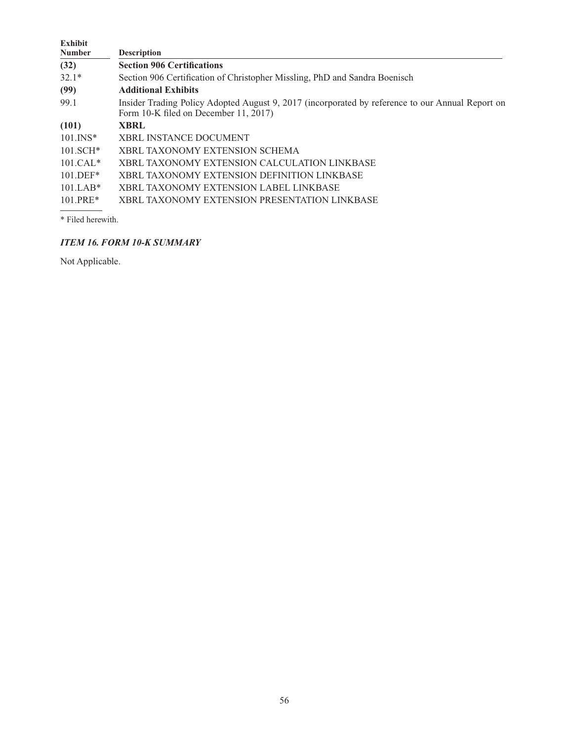| Exhibit Number | Description |
| --- | --- |
| **(32)** | **Section 906 Certifications** |
| 32.1* | Section 906 Certification of Christopher Missling, PhD and Sandra Boenisch |
| **(99)** | **Additional Exhibits** |
| 99.1 | Insider Trading Policy Adopted August 9, 2017 (incorporated by reference to our Annual Report on Form 10-K filed on December 11, 2017) |
| **(101)** | **XBRL** |
| 101.INS* | XBRL INSTANCE DOCUMENT |
| 101.SCH* | XBRL TAXONOMY EXTENSION SCHEMA |
| 101.CAL* | XBRL TAXONOMY EXTENSION CALCULATION LINKBASE |
| 101.DEF* | XBRL TAXONOMY EXTENSION DEFINITION LINKBASE |
| 101.LAB* | XBRL TAXONOMY EXTENSION LABEL LINKBASE |
| 101.PRE* | XBRL TAXONOMY EXTENSION PRESENTATION LINKBASE |

* Filed herewith.

### *ITEM 16. FORM 10-K SUMMARY*

Not Applicable.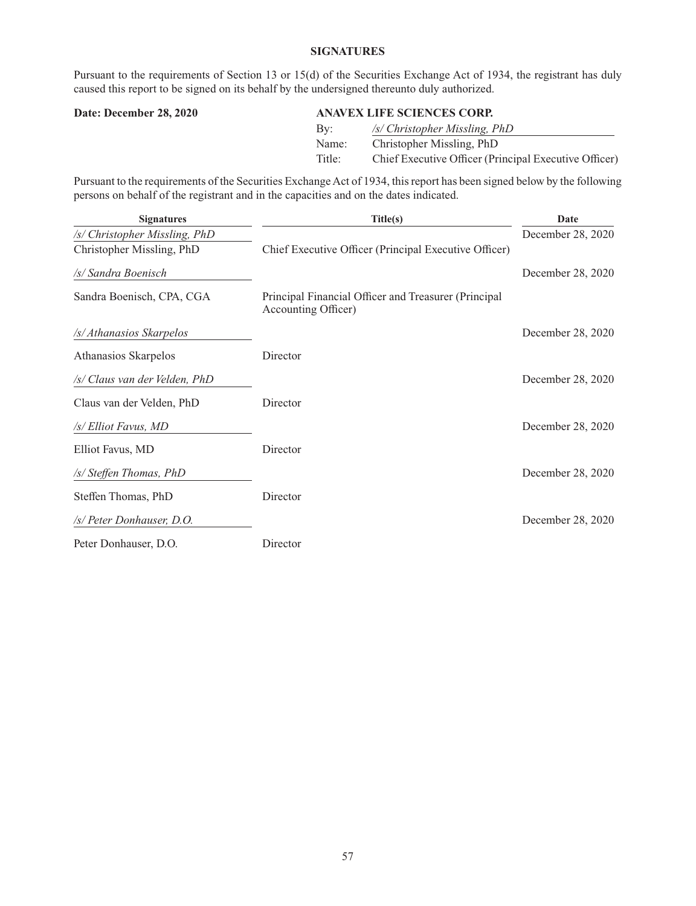**SIGNATURES**

Pursuant to the requirements of Section 13 or 15(d) of the Securities Exchange Act of 1934, the registrant has duly caused this report to be signed on its behalf by the undersigned thereunto duly authorized.

**Date: December 28, 2020**

**ANAVEX LIFE SCIENCES CORP.**

By: */s/ Christopher Missling, PhD*
Name: Christopher Missling, PhD
Title: Chief Executive Officer (Principal Executive Officer)

Pursuant to the requirements of the Securities Exchange Act of 1934, this report has been signed below by the following persons on behalf of the registrant and in the capacities and on the dates indicated.

| Signatures | Title(s) | Date |
|---|---|---|
| */s/ Christopher Missling, PhD* | | December 28, 2020 |
| Christopher Missling, PhD | Chief Executive Officer (Principal Executive Officer) | |
| */s/ Sandra Boenisch* | | December 28, 2020 |
| Sandra Boenisch, CPA, CGA | Principal Financial Officer and Treasurer (Principal Accounting Officer) | |
| */s/ Athanasios Skarpelos* | | December 28, 2020 |
| Athanasios Skarpelos | Director | |
| */s/ Claus van der Velden, PhD* | | December 28, 2020 |
| Claus van der Velden, PhD | Director | |
| */s/ Elliot Favus, MD* | | December 28, 2020 |
| Elliot Favus, MD | Director | |
| */s/ Steffen Thomas, PhD* | | December 28, 2020 |
| Steffen Thomas, PhD | Director | |
| */s/ Peter Donhauser, D.O.* | | December 28, 2020 |
| Peter Donhauser, D.O. | Director | |